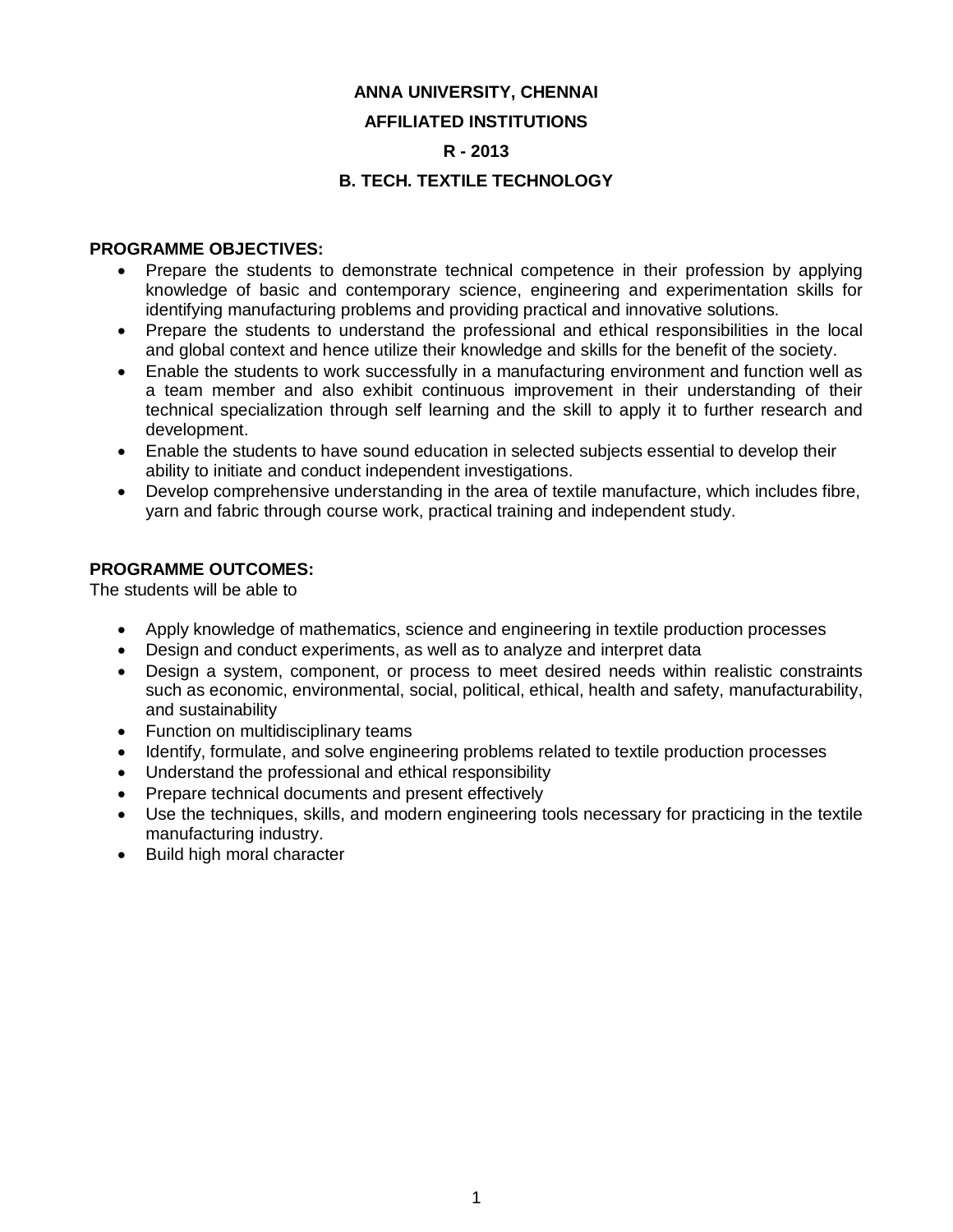# ANNA UNIVERSITY, CHENNAI

## AFFILIATED INSTITUTIONS

## R - 2013

## B. TECH. TEXTILE TECHNOLOGY

**PROGRAMME OBJECTIVES:**

- Prepare the students to demonstrate technical competence in their profession by applying knowledge of basic and contemporary science, engineering and experimentation skills for identifying manufacturing problems and providing practical and innovative solutions.
- Prepare the students to understand the professional and ethical responsibilities in the local and global context and hence utilize their knowledge and skills for the benefit of the society.
- Enable the students to work successfully in a manufacturing environment and function well as a team member and also exhibit continuous improvement in their understanding of their technical specialization through self learning and the skill to apply it to further research and development.
- Enable the students to have sound education in selected subjects essential to develop their ability to initiate and conduct independent investigations.
- Develop comprehensive understanding in the area of textile manufacture, which includes fibre, yarn and fabric through course work, practical training and independent study.

**PROGRAMME OUTCOMES:**

The students will be able to

- Apply knowledge of mathematics, science and engineering in textile production processes
- Design and conduct experiments, as well as to analyze and interpret data
- Design a system, component, or process to meet desired needs within realistic constraints such as economic, environmental, social, political, ethical, health and safety, manufacturability, and sustainability
- Function on multidisciplinary teams
- Identify, formulate, and solve engineering problems related to textile production processes
- Understand the professional and ethical responsibility
- Prepare technical documents and present effectively
- Use the techniques, skills, and modern engineering tools necessary for practicing in the textile manufacturing industry.
- Build high moral character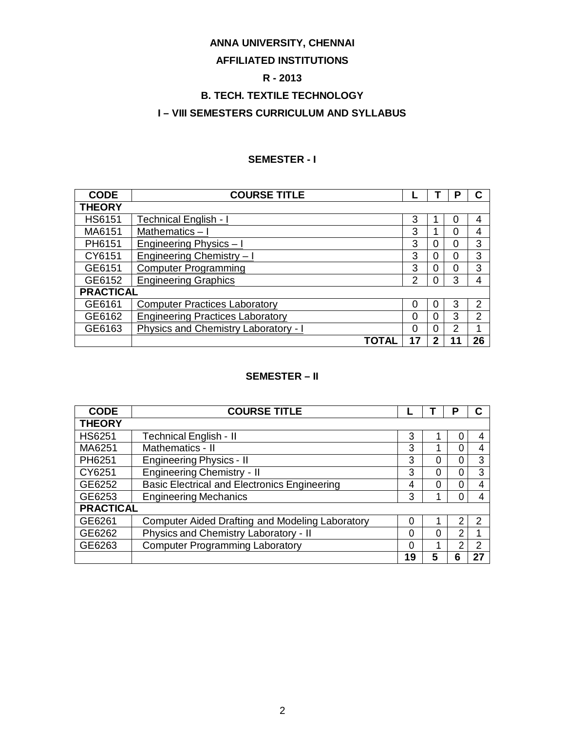**ANNA UNIVERSITY, CHENNAI**

**AFFILIATED INSTITUTIONS**

**R - 2013**

**B. TECH. TEXTILE TECHNOLOGY**

**I – VIII SEMESTERS CURRICULUM AND SYLLABUS**

## SEMESTER - I

| CODE | COURSE TITLE | L | T | P | C |
|---|---|---|---|---|---|
| **THEORY** | | | | | |
| HS6151 | Technical English - I | 3 | 1 | 0 | 4 |
| MA6151 | Mathematics – I | 3 | 1 | 0 | 4 |
| PH6151 | Engineering Physics – I | 3 | 0 | 0 | 3 |
| CY6151 | Engineering Chemistry – I | 3 | 0 | 0 | 3 |
| GE6151 | Computer Programming | 3 | 0 | 0 | 3 |
| GE6152 | Engineering Graphics | 2 | 0 | 3 | 4 |
| **PRACTICAL** | | | | | |
| GE6161 | Computer Practices Laboratory | 0 | 0 | 3 | 2 |
| GE6162 | Engineering Practices Laboratory | 0 | 0 | 3 | 2 |
| GE6163 | Physics and Chemistry Laboratory - I | 0 | 0 | 2 | 1 |
| | **TOTAL** | **17** | **2** | **11** | **26** |

## SEMESTER – II

| CODE | COURSE TITLE | L | T | P | C |
|---|---|---|---|---|---|
| **THEORY** | | | | | |
| HS6251 | Technical English - II | 3 | 1 | 0 | 4 |
| MA6251 | Mathematics - II | 3 | 1 | 0 | 4 |
| PH6251 | Engineering Physics - II | 3 | 0 | 0 | 3 |
| CY6251 | Engineering Chemistry - II | 3 | 0 | 0 | 3 |
| GE6252 | Basic Electrical and Electronics Engineering | 4 | 0 | 0 | 4 |
| GE6253 | Engineering Mechanics | 3 | 1 | 0 | 4 |
| **PRACTICAL** | | | | | |
| GE6261 | Computer Aided Drafting and Modeling Laboratory | 0 | 1 | 2 | 2 |
| GE6262 | Physics and Chemistry Laboratory - II | 0 | 0 | 2 | 1 |
| GE6263 | Computer Programming Laboratory | 0 | 1 | 2 | 2 |
| | | **19** | **5** | **6** | **27** |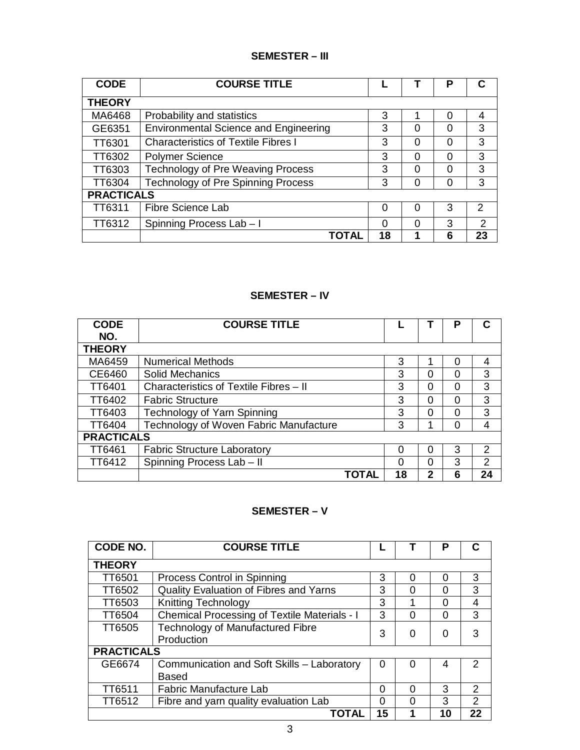## SEMESTER – III

| CODE | COURSE TITLE | L | T | P | C |
|---|---|---|---|---|---|
| **THEORY** | | | | | |
| MA6468 | Probability and statistics | 3 | 1 | 0 | 4 |
| GE6351 | Environmental Science and Engineering | 3 | 0 | 0 | 3 |
| TT6301 | Characteristics of Textile Fibres I | 3 | 0 | 0 | 3 |
| TT6302 | Polymer Science | 3 | 0 | 0 | 3 |
| TT6303 | Technology of Pre Weaving Process | 3 | 0 | 0 | 3 |
| TT6304 | Technology of Pre Spinning Process | 3 | 0 | 0 | 3 |
| **PRACTICALS** | | | | | |
| TT6311 | Fibre Science Lab | 0 | 0 | 3 | 2 |
| TT6312 | Spinning Process Lab – I | 0 | 0 | 3 | 2 |
| | **TOTAL** | **18** | **1** | **6** | **23** |

## SEMESTER – IV

| CODE NO. | COURSE TITLE | L | T | P | C |
|---|---|---|---|---|---|
| **THEORY** | | | | | |
| MA6459 | Numerical Methods | 3 | 1 | 0 | 4 |
| CE6460 | Solid Mechanics | 3 | 0 | 0 | 3 |
| TT6401 | Characteristics of Textile Fibres – II | 3 | 0 | 0 | 3 |
| TT6402 | Fabric Structure | 3 | 0 | 0 | 3 |
| TT6403 | Technology of Yarn Spinning | 3 | 0 | 0 | 3 |
| TT6404 | Technology of Woven Fabric Manufacture | 3 | 1 | 0 | 4 |
| **PRACTICALS** | | | | | |
| TT6461 | Fabric Structure Laboratory | 0 | 0 | 3 | 2 |
| TT6412 | Spinning Process Lab – II | 0 | 0 | 3 | 2 |
| | **TOTAL** | **18** | **2** | **6** | **24** |

## SEMESTER – V

| CODE NO. | COURSE TITLE | L | T | P | C |
|---|---|---|---|---|---|
| **THEORY** | | | | | |
| TT6501 | Process Control in Spinning | 3 | 0 | 0 | 3 |
| TT6502 | Quality Evaluation of Fibres and Yarns | 3 | 0 | 0 | 3 |
| TT6503 | Knitting Technology | 3 | 1 | 0 | 4 |
| TT6504 | Chemical Processing of Textile Materials - I | 3 | 0 | 0 | 3 |
| TT6505 | Technology of Manufactured Fibre Production | 3 | 0 | 0 | 3 |
| **PRACTICALS** | | | | | |
| GE6674 | Communication and Soft Skills – Laboratory Based | 0 | 0 | 4 | 2 |
| TT6511 | Fabric Manufacture Lab | 0 | 0 | 3 | 2 |
| TT6512 | Fibre and yarn quality evaluation Lab | 0 | 0 | 3 | 2 |
| | **TOTAL** | **15** | **1** | **10** | **22** |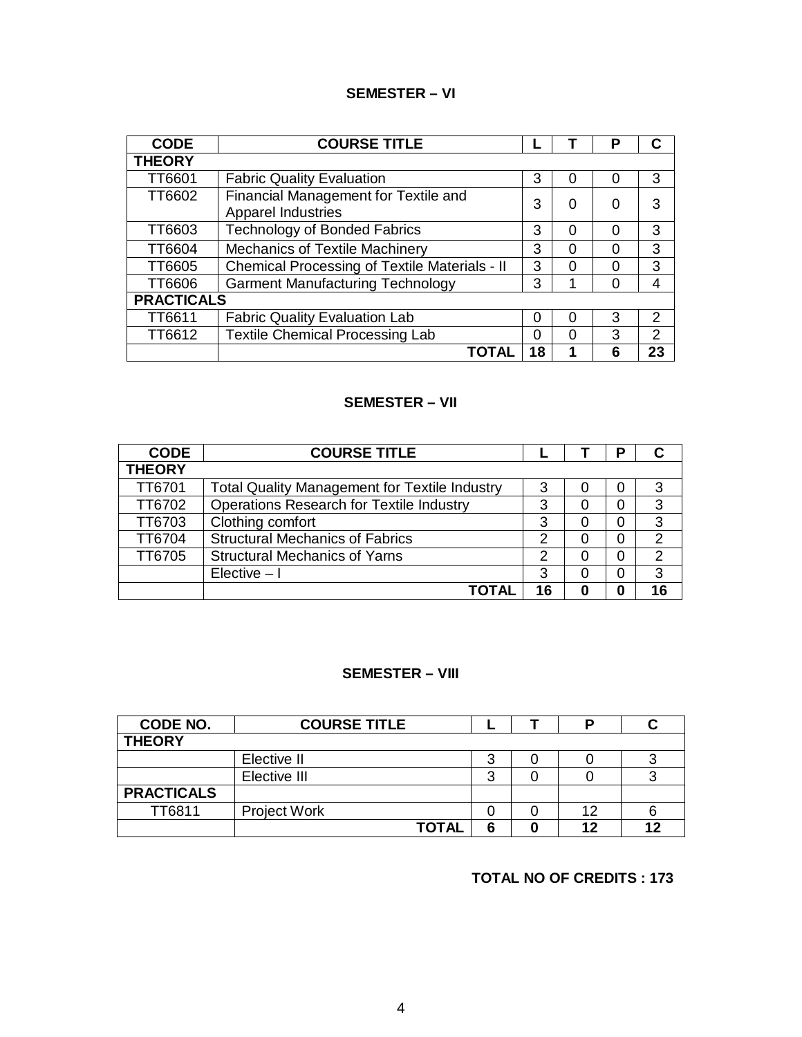## SEMESTER – VI

| CODE | COURSE TITLE | L | T | P | C |
|---|---|---|---|---|---|
| **THEORY** | | | | | |
| TT6601 | Fabric Quality Evaluation | 3 | 0 | 0 | 3 |
| TT6602 | Financial Management for Textile and Apparel Industries | 3 | 0 | 0 | 3 |
| TT6603 | Technology of Bonded Fabrics | 3 | 0 | 0 | 3 |
| TT6604 | Mechanics of Textile Machinery | 3 | 0 | 0 | 3 |
| TT6605 | Chemical Processing of Textile Materials - II | 3 | 0 | 0 | 3 |
| TT6606 | Garment Manufacturing Technology | 3 | 1 | 0 | 4 |
| **PRACTICALS** | | | | | |
| TT6611 | Fabric Quality Evaluation Lab | 0 | 0 | 3 | 2 |
| TT6612 | Textile Chemical Processing Lab | 0 | 0 | 3 | 2 |
| | **TOTAL** | **18** | **1** | **6** | **23** |

## SEMESTER – VII

| CODE | COURSE TITLE | L | T | P | C |
|---|---|---|---|---|---|
| **THEORY** | | | | | |
| TT6701 | Total Quality Management for Textile Industry | 3 | 0 | 0 | 3 |
| TT6702 | Operations Research for Textile Industry | 3 | 0 | 0 | 3 |
| TT6703 | Clothing comfort | 3 | 0 | 0 | 3 |
| TT6704 | Structural Mechanics of Fabrics | 2 | 0 | 0 | 2 |
| TT6705 | Structural Mechanics of Yarns | 2 | 0 | 0 | 2 |
| | Elective – I | 3 | 0 | 0 | 3 |
| | **TOTAL** | **16** | **0** | **0** | **16** |

## SEMESTER – VIII

| CODE NO. | COURSE TITLE | L | T | P | C |
|---|---|---|---|---|---|
| **THEORY** | | | | | |
| | Elective II | 3 | 0 | 0 | 3 |
| | Elective III | 3 | 0 | 0 | 3 |
| **PRACTICALS** | | | | | |
| TT6811 | Project Work | 0 | 0 | 12 | 6 |
| | **TOTAL** | **6** | **0** | **12** | **12** |

**TOTAL NO OF CREDITS : 173**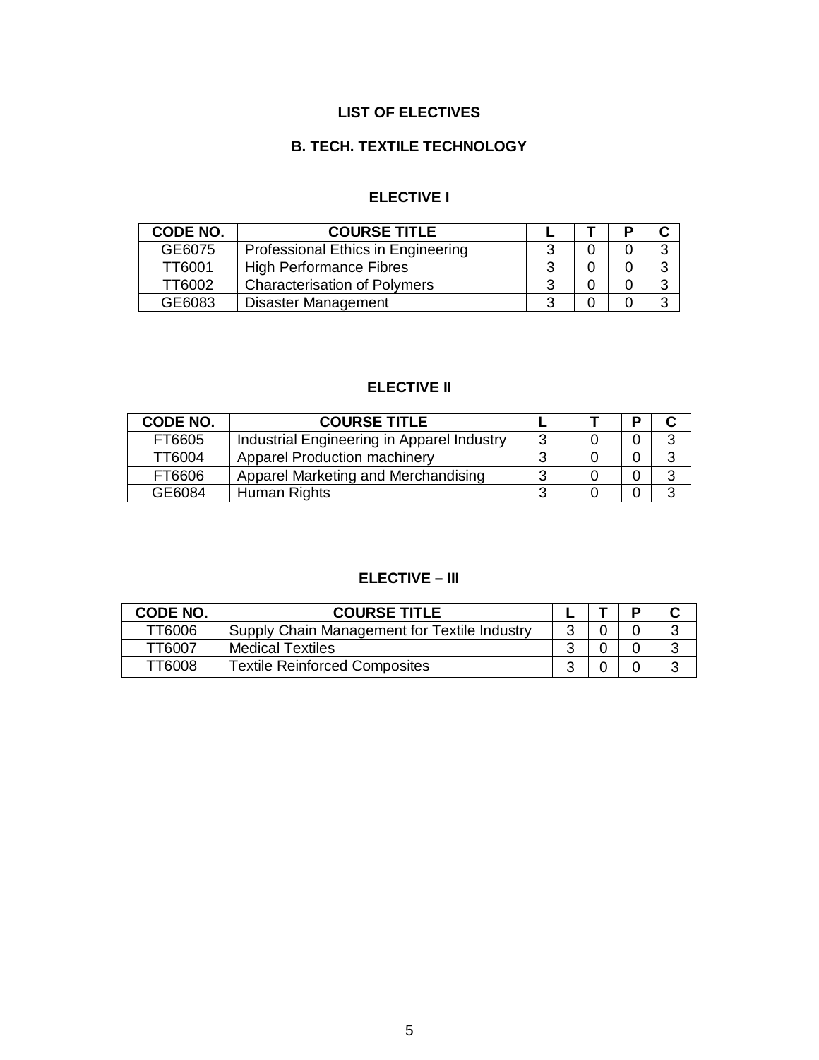# LIST OF ELECTIVES

## B. TECH. TEXTILE TECHNOLOGY

### ELECTIVE I

| CODE NO. | COURSE TITLE | L | T | P | C |
|---|---|---|---|---|---|
| GE6075 | Professional Ethics in Engineering | 3 | 0 | 0 | 3 |
| TT6001 | High Performance Fibres | 3 | 0 | 0 | 3 |
| TT6002 | Characterisation of Polymers | 3 | 0 | 0 | 3 |
| GE6083 | Disaster Management | 3 | 0 | 0 | 3 |

### ELECTIVE II

| CODE NO. | COURSE TITLE | L | T | P | C |
|---|---|---|---|---|---|
| FT6605 | Industrial Engineering in Apparel Industry | 3 | 0 | 0 | 3 |
| TT6004 | Apparel Production machinery | 3 | 0 | 0 | 3 |
| FT6606 | Apparel Marketing and Merchandising | 3 | 0 | 0 | 3 |
| GE6084 | Human Rights | 3 | 0 | 0 | 3 |

### ELECTIVE – III

| CODE NO. | COURSE TITLE | L | T | P | C |
|---|---|---|---|---|---|
| TT6006 | Supply Chain Management for Textile Industry | 3 | 0 | 0 | 3 |
| TT6007 | Medical Textiles | 3 | 0 | 0 | 3 |
| TT6008 | Textile Reinforced Composites | 3 | 0 | 0 | 3 |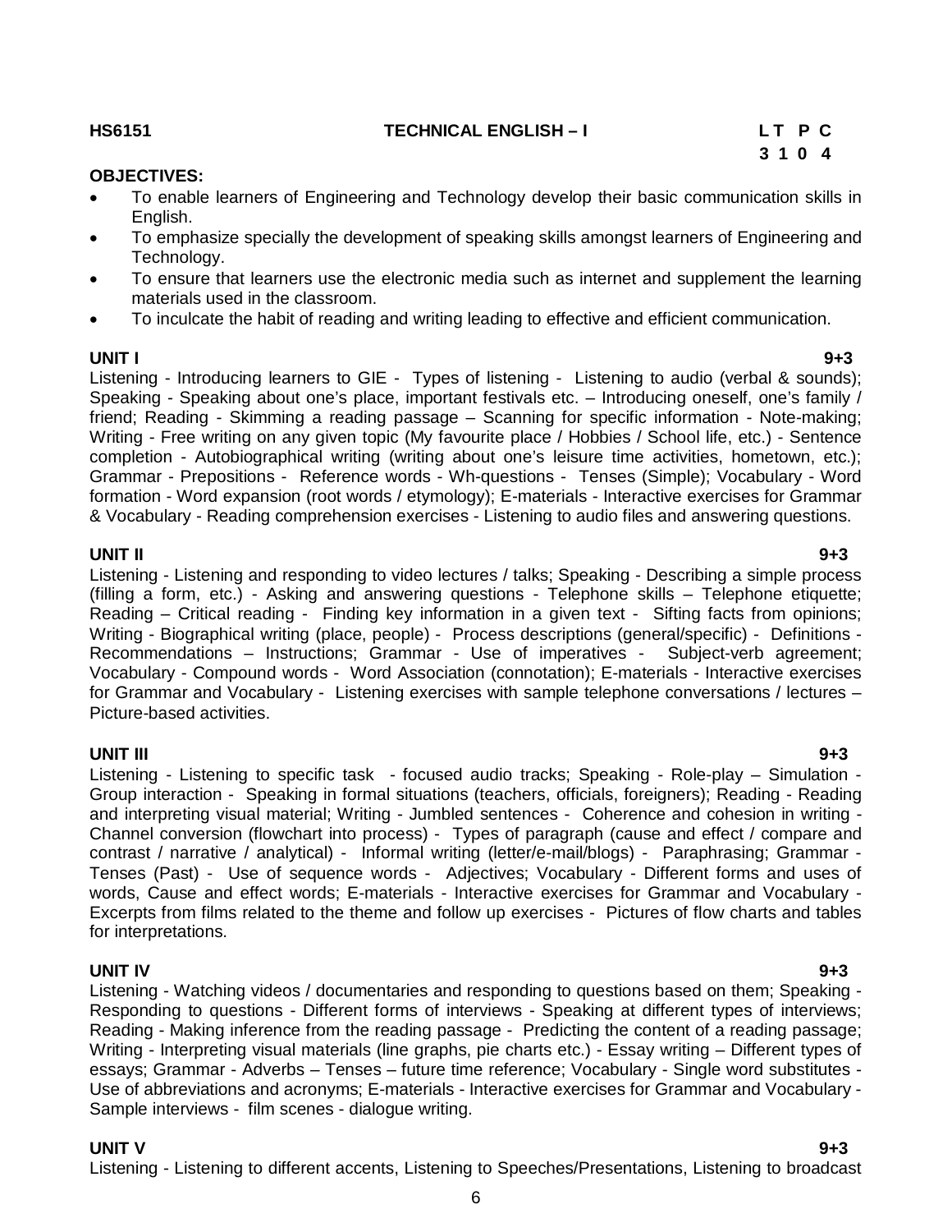**HS6151 TECHNICAL ENGLISH – I**

| L | T | P | C |
|---|---|---|---|
| 3 | 1 | 0 | 4 |

**OBJECTIVES:**

- To enable learners of Engineering and Technology develop their basic communication skills in English.
- To emphasize specially the development of speaking skills amongst learners of Engineering and Technology.
- To ensure that learners use the electronic media such as internet and supplement the learning materials used in the classroom.
- To inculcate the habit of reading and writing leading to effective and efficient communication.

**UNIT I 9+3**

Listening - Introducing learners to GIE - Types of listening - Listening to audio (verbal & sounds); Speaking - Speaking about one's place, important festivals etc. – Introducing oneself, one's family / friend; Reading - Skimming a reading passage – Scanning for specific information - Note-making; Writing - Free writing on any given topic (My favourite place / Hobbies / School life, etc.) - Sentence completion - Autobiographical writing (writing about one's leisure time activities, hometown, etc.); Grammar - Prepositions - Reference words - Wh-questions - Tenses (Simple); Vocabulary - Word formation - Word expansion (root words / etymology); E-materials - Interactive exercises for Grammar & Vocabulary - Reading comprehension exercises - Listening to audio files and answering questions.

**UNIT II 9+3**

Listening - Listening and responding to video lectures / talks; Speaking - Describing a simple process (filling a form, etc.) - Asking and answering questions - Telephone skills – Telephone etiquette; Reading – Critical reading - Finding key information in a given text - Sifting facts from opinions; Writing - Biographical writing (place, people) - Process descriptions (general/specific) - Definitions - Recommendations – Instructions; Grammar - Use of imperatives - Subject-verb agreement; Vocabulary - Compound words - Word Association (connotation); E-materials - Interactive exercises for Grammar and Vocabulary - Listening exercises with sample telephone conversations / lectures – Picture-based activities.

**UNIT III 9+3**

Listening - Listening to specific task - focused audio tracks; Speaking - Role-play – Simulation - Group interaction - Speaking in formal situations (teachers, officials, foreigners); Reading - Reading and interpreting visual material; Writing - Jumbled sentences - Coherence and cohesion in writing - Channel conversion (flowchart into process) - Types of paragraph (cause and effect / compare and contrast / narrative / analytical) - Informal writing (letter/e-mail/blogs) - Paraphrasing; Grammar - Tenses (Past) - Use of sequence words - Adjectives; Vocabulary - Different forms and uses of words, Cause and effect words; E-materials - Interactive exercises for Grammar and Vocabulary - Excerpts from films related to the theme and follow up exercises - Pictures of flow charts and tables for interpretations.

**UNIT IV 9+3**

Listening - Watching videos / documentaries and responding to questions based on them; Speaking - Responding to questions - Different forms of interviews - Speaking at different types of interviews; Reading - Making inference from the reading passage - Predicting the content of a reading passage; Writing - Interpreting visual materials (line graphs, pie charts etc.) - Essay writing – Different types of essays; Grammar - Adverbs – Tenses – future time reference; Vocabulary - Single word substitutes - Use of abbreviations and acronyms; E-materials - Interactive exercises for Grammar and Vocabulary - Sample interviews - film scenes - dialogue writing.

**UNIT V 9+3**

Listening - Listening to different accents, Listening to Speeches/Presentations, Listening to broadcast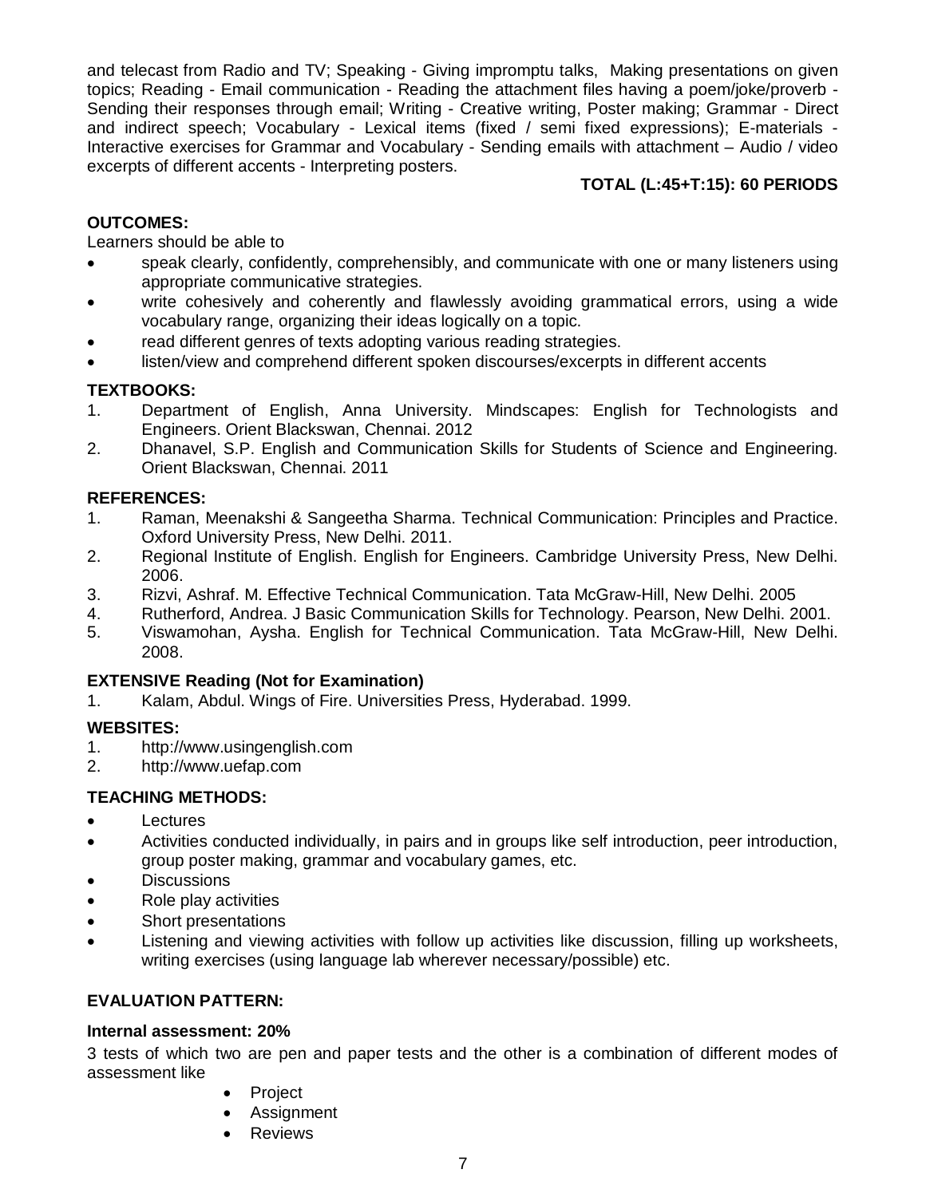and telecast from Radio and TV; Speaking - Giving impromptu talks, Making presentations on given topics; Reading - Email communication - Reading the attachment files having a poem/joke/proverb - Sending their responses through email; Writing - Creative writing, Poster making; Grammar - Direct and indirect speech; Vocabulary - Lexical items (fixed / semi fixed expressions); E-materials - Interactive exercises for Grammar and Vocabulary - Sending emails with attachment – Audio / video excerpts of different accents - Interpreting posters.

**TOTAL (L:45+T:15): 60 PERIODS**

**OUTCOMES:**

Learners should be able to

- speak clearly, confidently, comprehensibly, and communicate with one or many listeners using appropriate communicative strategies.
- write cohesively and coherently and flawlessly avoiding grammatical errors, using a wide vocabulary range, organizing their ideas logically on a topic.
- read different genres of texts adopting various reading strategies.
- listen/view and comprehend different spoken discourses/excerpts in different accents

**TEXTBOOKS:**

1. Department of English, Anna University. Mindscapes: English for Technologists and Engineers. Orient Blackswan, Chennai. 2012
2. Dhanavel, S.P. English and Communication Skills for Students of Science and Engineering. Orient Blackswan, Chennai. 2011

**REFERENCES:**

1. Raman, Meenakshi & Sangeetha Sharma. Technical Communication: Principles and Practice. Oxford University Press, New Delhi. 2011.
2. Regional Institute of English. English for Engineers. Cambridge University Press, New Delhi. 2006.
3. Rizvi, Ashraf. M. Effective Technical Communication. Tata McGraw-Hill, New Delhi. 2005
4. Rutherford, Andrea. J Basic Communication Skills for Technology. Pearson, New Delhi. 2001.
5. Viswamohan, Aysha. English for Technical Communication. Tata McGraw-Hill, New Delhi. 2008.

**EXTENSIVE Reading (Not for Examination)**

1. Kalam, Abdul. Wings of Fire. Universities Press, Hyderabad. 1999.

**WEBSITES:**

1. http://www.usingenglish.com
2. http://www.uefap.com

**TEACHING METHODS:**

- Lectures
- Activities conducted individually, in pairs and in groups like self introduction, peer introduction, group poster making, grammar and vocabulary games, etc.
- Discussions
- Role play activities
- Short presentations
- Listening and viewing activities with follow up activities like discussion, filling up worksheets, writing exercises (using language lab wherever necessary/possible) etc.

**EVALUATION PATTERN:**

**Internal assessment: 20%**

3 tests of which two are pen and paper tests and the other is a combination of different modes of assessment like

- Project
- Assignment
- Reviews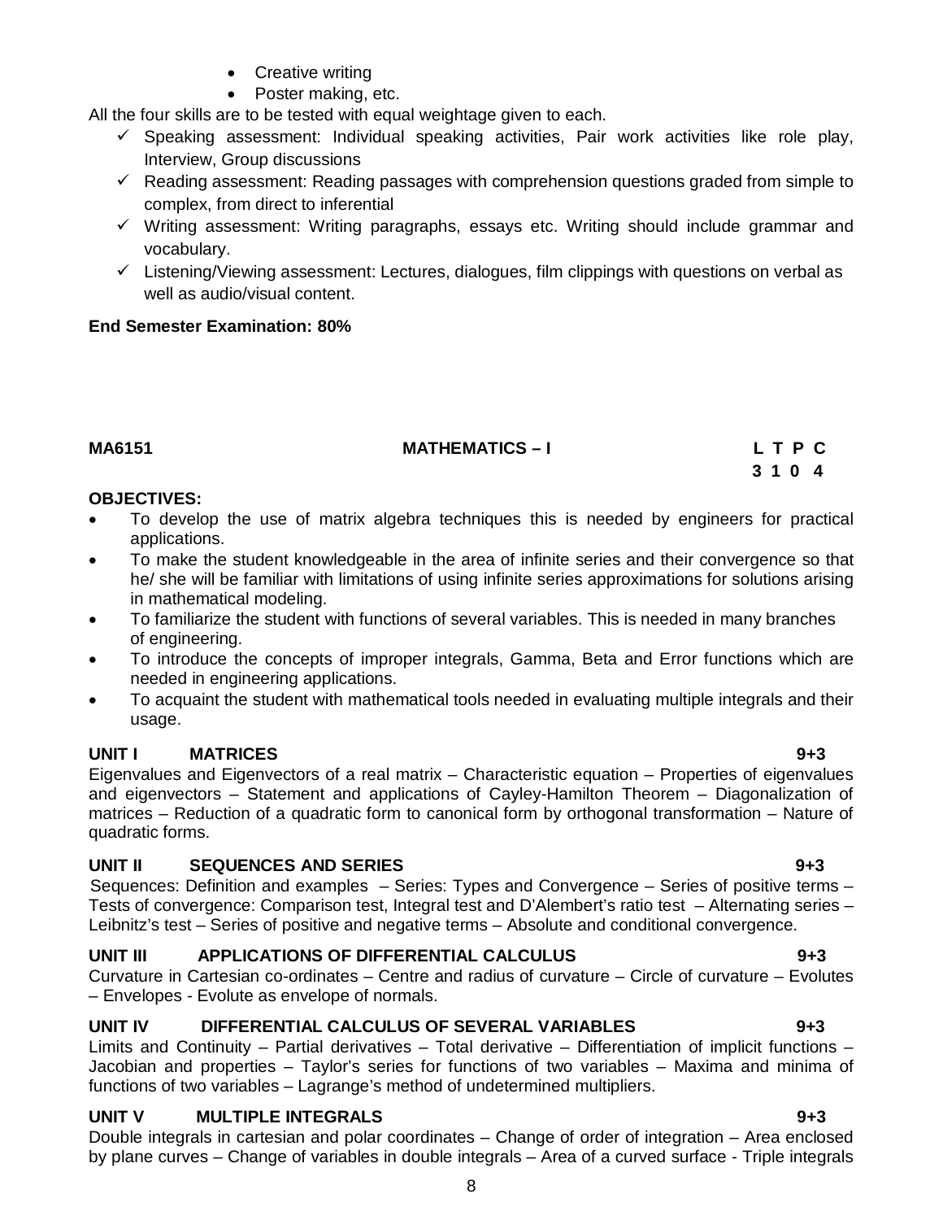- Creative writing
- Poster making, etc.

All the four skills are to be tested with equal weightage given to each.

- ✓ Speaking assessment: Individual speaking activities, Pair work activities like role play, Interview, Group discussions
- ✓ Reading assessment: Reading passages with comprehension questions graded from simple to complex, from direct to inferential
- ✓ Writing assessment: Writing paragraphs, essays etc. Writing should include grammar and vocabulary.
- ✓ Listening/Viewing assessment: Lectures, dialogues, film clippings with questions on verbal as well as audio/visual content.

**End Semester Examination: 80%**

| **MA6151** | **MATHEMATICS – I** | **L T P C** |
|---|---|---|
| | | **3 1 0 4** |

**OBJECTIVES:**

- To develop the use of matrix algebra techniques this is needed by engineers for practical applications.
- To make the student knowledgeable in the area of infinite series and their convergence so that he/ she will be familiar with limitations of using infinite series approximations for solutions arising in mathematical modeling.
- To familiarize the student with functions of several variables. This is needed in many branches of engineering.
- To introduce the concepts of improper integrals, Gamma, Beta and Error functions which are needed in engineering applications.
- To acquaint the student with mathematical tools needed in evaluating multiple integrals and their usage.

**UNIT I MATRICES 9+3**

Eigenvalues and Eigenvectors of a real matrix – Characteristic equation – Properties of eigenvalues and eigenvectors – Statement and applications of Cayley-Hamilton Theorem – Diagonalization of matrices – Reduction of a quadratic form to canonical form by orthogonal transformation – Nature of quadratic forms.

**UNIT II SEQUENCES AND SERIES 9+3**

Sequences: Definition and examples – Series: Types and Convergence – Series of positive terms – Tests of convergence: Comparison test, Integral test and D'Alembert's ratio test – Alternating series – Leibnitz's test – Series of positive and negative terms – Absolute and conditional convergence.

**UNIT III APPLICATIONS OF DIFFERENTIAL CALCULUS 9+3**

Curvature in Cartesian co-ordinates – Centre and radius of curvature – Circle of curvature – Evolutes – Envelopes - Evolute as envelope of normals.

**UNIT IV DIFFERENTIAL CALCULUS OF SEVERAL VARIABLES 9+3**

Limits and Continuity – Partial derivatives – Total derivative – Differentiation of implicit functions – Jacobian and properties – Taylor's series for functions of two variables – Maxima and minima of functions of two variables – Lagrange's method of undetermined multipliers.

**UNIT V MULTIPLE INTEGRALS 9+3**

Double integrals in cartesian and polar coordinates – Change of order of integration – Area enclosed by plane curves – Change of variables in double integrals – Area of a curved surface - Triple integrals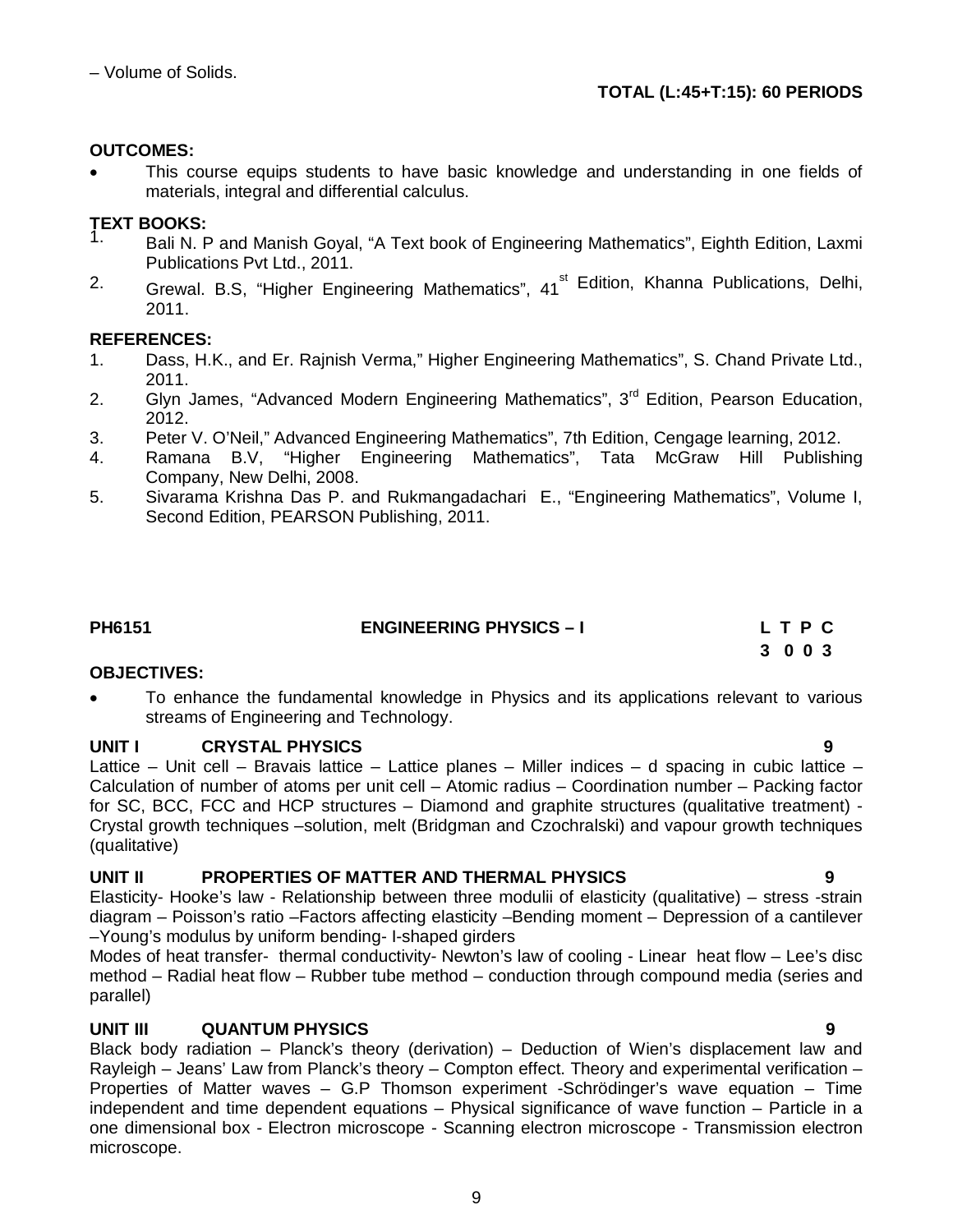– Volume of Solids.

**TOTAL (L:45+T:15): 60 PERIODS**

**OUTCOMES:**

- This course equips students to have basic knowledge and understanding in one fields of materials, integral and differential calculus.

**TEXT BOOKS:**

1. Bali N. P and Manish Goyal, "A Text book of Engineering Mathematics", Eighth Edition, Laxmi Publications Pvt Ltd., 2011.
2. Grewal. B.S, "Higher Engineering Mathematics", 41st Edition, Khanna Publications, Delhi, 2011.

**REFERENCES:**

1. Dass, H.K., and Er. Rajnish Verma," Higher Engineering Mathematics", S. Chand Private Ltd., 2011.
2. Glyn James, "Advanced Modern Engineering Mathematics", 3rd Edition, Pearson Education, 2012.
3. Peter V. O'Neil," Advanced Engineering Mathematics", 7th Edition, Cengage learning, 2012.
4. Ramana B.V, "Higher Engineering Mathematics", Tata McGraw Hill Publishing Company, New Delhi, 2008.
5. Sivarama Krishna Das P. and Rukmangadachari E., "Engineering Mathematics", Volume I, Second Edition, PEARSON Publishing, 2011.

| **PH6151** | **ENGINEERING PHYSICS – I** | **L T P C** |
|---|---|---|
| | | **3 0 0 3** |

**OBJECTIVES:**

- To enhance the fundamental knowledge in Physics and its applications relevant to various streams of Engineering and Technology.

**UNIT I CRYSTAL PHYSICS 9**

Lattice – Unit cell – Bravais lattice – Lattice planes – Miller indices – d spacing in cubic lattice – Calculation of number of atoms per unit cell – Atomic radius – Coordination number – Packing factor for SC, BCC, FCC and HCP structures – Diamond and graphite structures (qualitative treatment) - Crystal growth techniques –solution, melt (Bridgman and Czochralski) and vapour growth techniques (qualitative)

**UNIT II PROPERTIES OF MATTER AND THERMAL PHYSICS 9**

Elasticity- Hooke's law - Relationship between three modulii of elasticity (qualitative) – stress -strain diagram – Poisson's ratio –Factors affecting elasticity –Bending moment – Depression of a cantilever –Young's modulus by uniform bending- I-shaped girders

Modes of heat transfer- thermal conductivity- Newton's law of cooling - Linear heat flow – Lee's disc method – Radial heat flow – Rubber tube method – conduction through compound media (series and parallel)

**UNIT III QUANTUM PHYSICS 9**

Black body radiation – Planck's theory (derivation) – Deduction of Wien's displacement law and Rayleigh – Jeans' Law from Planck's theory – Compton effect. Theory and experimental verification – Properties of Matter waves – G.P Thomson experiment -Schrödinger's wave equation – Time independent and time dependent equations – Physical significance of wave function – Particle in a one dimensional box - Electron microscope - Scanning electron microscope - Transmission electron microscope.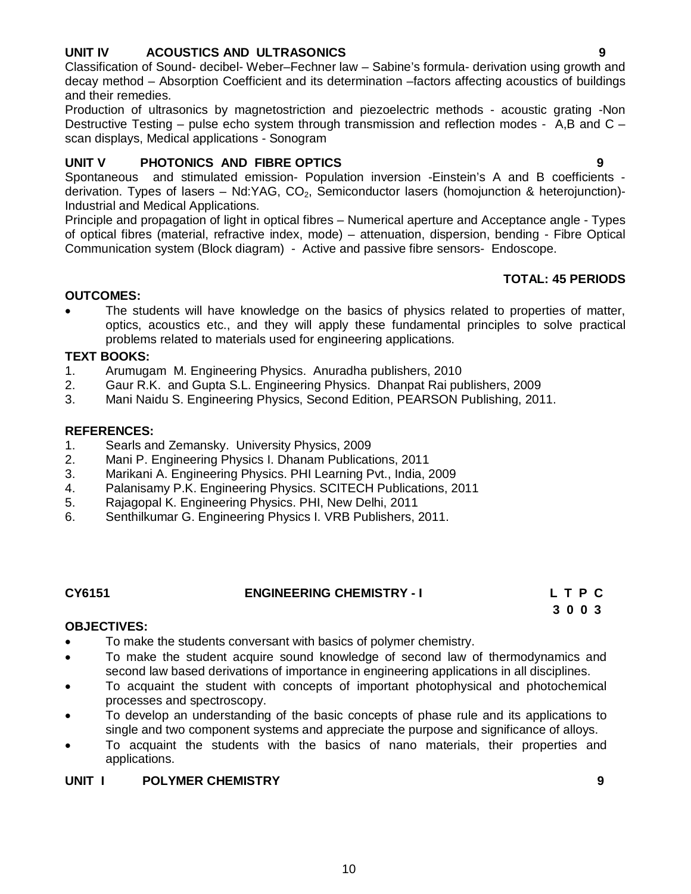**UNIT IV ACOUSTICS AND ULTRASONICS 9**

Classification of Sound- decibel- Weber–Fechner law – Sabine's formula- derivation using growth and decay method – Absorption Coefficient and its determination –factors affecting acoustics of buildings and their remedies.

Production of ultrasonics by magnetostriction and piezoelectric methods - acoustic grating -Non Destructive Testing – pulse echo system through transmission and reflection modes - A,B and C – scan displays, Medical applications - Sonogram

**UNIT V PHOTONICS AND FIBRE OPTICS 9**

Spontaneous and stimulated emission- Population inversion -Einstein's A and B coefficients - derivation. Types of lasers – Nd:YAG, $CO_2$, Semiconductor lasers (homojunction & heterojunction)- Industrial and Medical Applications.

Principle and propagation of light in optical fibres – Numerical aperture and Acceptance angle - Types of optical fibres (material, refractive index, mode) – attenuation, dispersion, bending - Fibre Optical Communication system (Block diagram) - Active and passive fibre sensors- Endoscope.

**TOTAL: 45 PERIODS**

**OUTCOMES:**

- The students will have knowledge on the basics of physics related to properties of matter, optics, acoustics etc., and they will apply these fundamental principles to solve practical problems related to materials used for engineering applications.

**TEXT BOOKS:**

1. Arumugam M. Engineering Physics. Anuradha publishers, 2010
2. Gaur R.K. and Gupta S.L. Engineering Physics. Dhanpat Rai publishers, 2009
3. Mani Naidu S. Engineering Physics, Second Edition, PEARSON Publishing, 2011.

**REFERENCES:**

1. Searls and Zemansky. University Physics, 2009
2. Mani P. Engineering Physics I. Dhanam Publications, 2011
3. Marikani A. Engineering Physics. PHI Learning Pvt., India, 2009
4. Palanisamy P.K. Engineering Physics. SCITECH Publications, 2011
5. Rajagopal K. Engineering Physics. PHI, New Delhi, 2011
6. Senthilkumar G. Engineering Physics I. VRB Publishers, 2011.

## CY6151 ENGINEERING CHEMISTRY - I

| L | T | P | C |
|---|---|---|---|
| 3 | 0 | 0 | 3 |

**OBJECTIVES:**

- To make the students conversant with basics of polymer chemistry.
- To make the student acquire sound knowledge of second law of thermodynamics and second law based derivations of importance in engineering applications in all disciplines.
- To acquaint the student with concepts of important photophysical and photochemical processes and spectroscopy.
- To develop an understanding of the basic concepts of phase rule and its applications to single and two component systems and appreciate the purpose and significance of alloys.
- To acquaint the students with the basics of nano materials, their properties and applications.

**UNIT I POLYMER CHEMISTRY 9**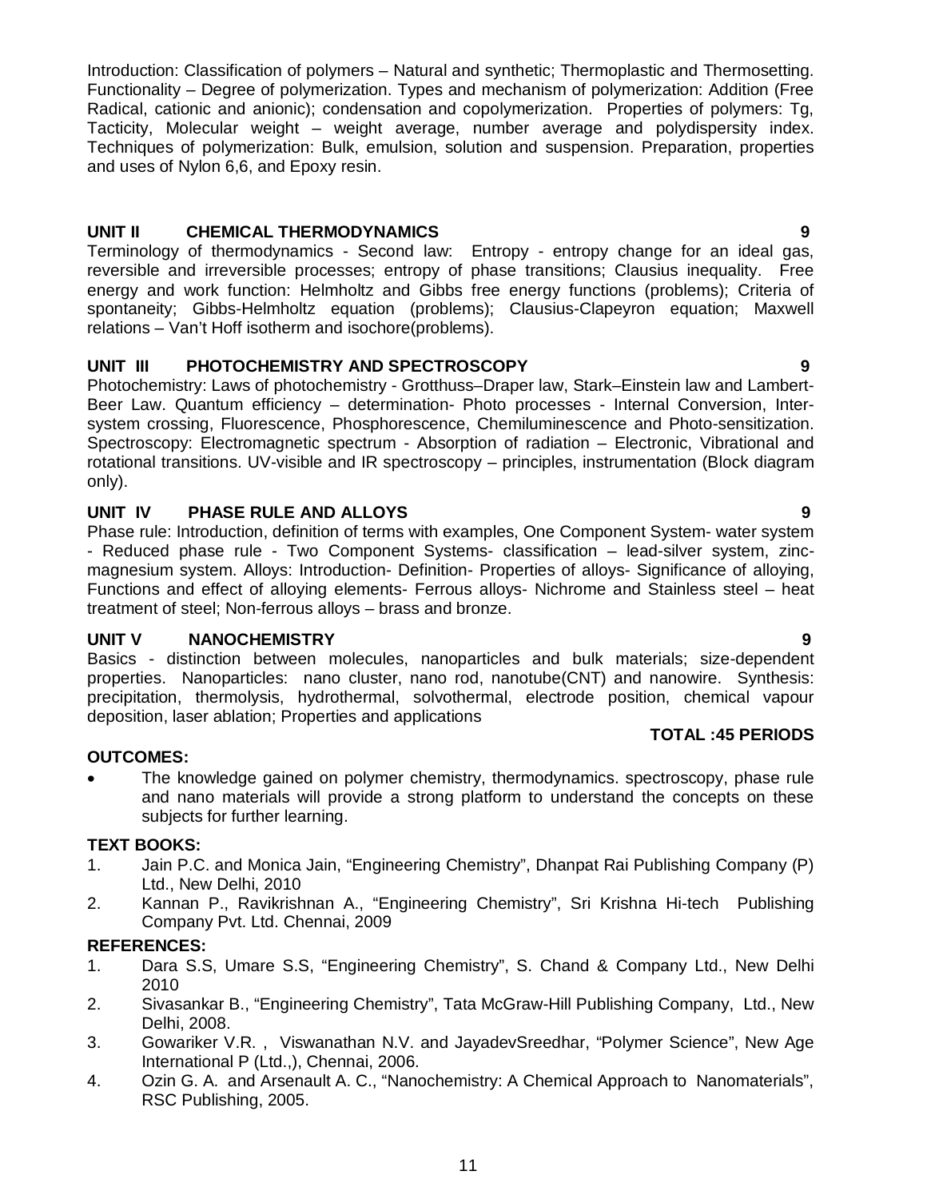Introduction: Classification of polymers – Natural and synthetic; Thermoplastic and Thermosetting. Functionality – Degree of polymerization. Types and mechanism of polymerization: Addition (Free Radical, cationic and anionic); condensation and copolymerization. Properties of polymers: Tg, Tacticity, Molecular weight – weight average, number average and polydispersity index. Techniques of polymerization: Bulk, emulsion, solution and suspension. Preparation, properties and uses of Nylon 6,6, and Epoxy resin.

## UNIT II CHEMICAL THERMODYNAMICS 9

Terminology of thermodynamics - Second law: Entropy - entropy change for an ideal gas, reversible and irreversible processes; entropy of phase transitions; Clausius inequality. Free energy and work function: Helmholtz and Gibbs free energy functions (problems); Criteria of spontaneity; Gibbs-Helmholtz equation (problems); Clausius-Clapeyron equation; Maxwell relations – Van't Hoff isotherm and isochore(problems).

## UNIT III PHOTOCHEMISTRY AND SPECTROSCOPY 9

Photochemistry: Laws of photochemistry - Grotthuss–Draper law, Stark–Einstein law and Lambert-Beer Law. Quantum efficiency – determination- Photo processes - Internal Conversion, Inter-system crossing, Fluorescence, Phosphorescence, Chemiluminescence and Photo-sensitization. Spectroscopy: Electromagnetic spectrum - Absorption of radiation – Electronic, Vibrational and rotational transitions. UV-visible and IR spectroscopy – principles, instrumentation (Block diagram only).

## UNIT IV PHASE RULE AND ALLOYS 9

Phase rule: Introduction, definition of terms with examples, One Component System- water system - Reduced phase rule - Two Component Systems- classification – lead-silver system, zinc-magnesium system. Alloys: Introduction- Definition- Properties of alloys- Significance of alloying, Functions and effect of alloying elements- Ferrous alloys- Nichrome and Stainless steel – heat treatment of steel; Non-ferrous alloys – brass and bronze.

## UNIT V NANOCHEMISTRY 9

Basics - distinction between molecules, nanoparticles and bulk materials; size-dependent properties. Nanoparticles: nano cluster, nano rod, nanotube(CNT) and nanowire. Synthesis: precipitation, thermolysis, hydrothermal, solvothermal, electrode position, chemical vapour deposition, laser ablation; Properties and applications

**TOTAL :45 PERIODS**

**OUTCOMES:**

- The knowledge gained on polymer chemistry, thermodynamics. spectroscopy, phase rule and nano materials will provide a strong platform to understand the concepts on these subjects for further learning.

**TEXT BOOKS:**

1. Jain P.C. and Monica Jain, "Engineering Chemistry", Dhanpat Rai Publishing Company (P) Ltd., New Delhi, 2010
2. Kannan P., Ravikrishnan A., "Engineering Chemistry", Sri Krishna Hi-tech Publishing Company Pvt. Ltd. Chennai, 2009

**REFERENCES:**

1. Dara S.S, Umare S.S, "Engineering Chemistry", S. Chand & Company Ltd., New Delhi 2010
2. Sivasankar B., "Engineering Chemistry", Tata McGraw-Hill Publishing Company, Ltd., New Delhi, 2008.
3. Gowariker V.R. , Viswanathan N.V. and JayadevSreedhar, "Polymer Science", New Age International P (Ltd.,), Chennai, 2006.
4. Ozin G. A. and Arsenault A. C., "Nanochemistry: A Chemical Approach to Nanomaterials", RSC Publishing, 2005.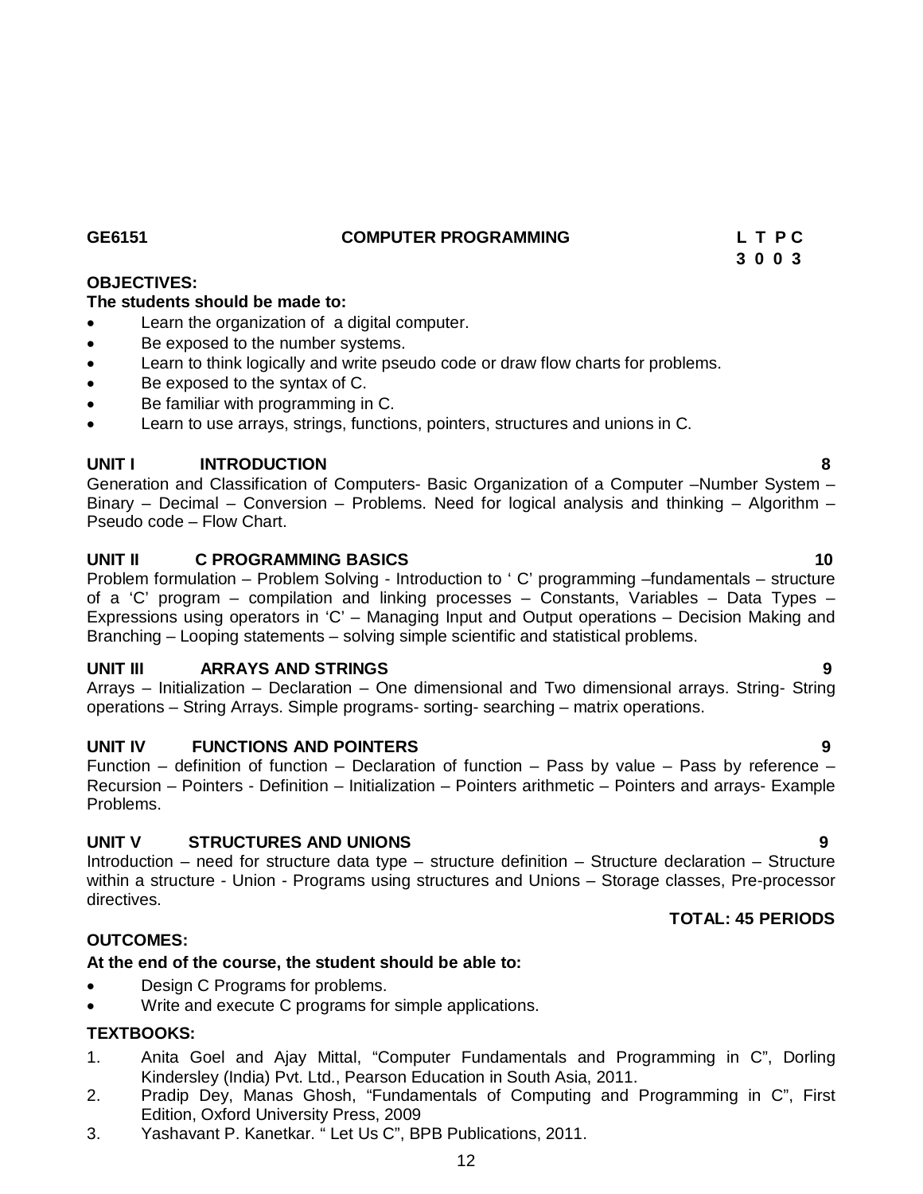**GE6151 COMPUTER PROGRAMMING**

| L | T | P | C |
|---|---|---|---|
| 3 | 0 | 0 | 3 |

**OBJECTIVES:**

**The students should be made to:**

- Learn the organization of a digital computer.
- Be exposed to the number systems.
- Learn to think logically and write pseudo code or draw flow charts for problems.
- Be exposed to the syntax of C.
- Be familiar with programming in C.
- Learn to use arrays, strings, functions, pointers, structures and unions in C.

**UNIT I INTRODUCTION 8**

Generation and Classification of Computers- Basic Organization of a Computer –Number System – Binary – Decimal – Conversion – Problems. Need for logical analysis and thinking – Algorithm – Pseudo code – Flow Chart.

**UNIT II C PROGRAMMING BASICS 10**

Problem formulation – Problem Solving - Introduction to ' C' programming –fundamentals – structure of a 'C' program – compilation and linking processes – Constants, Variables – Data Types – Expressions using operators in 'C' – Managing Input and Output operations – Decision Making and Branching – Looping statements – solving simple scientific and statistical problems.

**UNIT III ARRAYS AND STRINGS 9**

Arrays – Initialization – Declaration – One dimensional and Two dimensional arrays. String- String operations – String Arrays. Simple programs- sorting- searching – matrix operations.

**UNIT IV FUNCTIONS AND POINTERS 9**

Function – definition of function – Declaration of function – Pass by value – Pass by reference – Recursion – Pointers - Definition – Initialization – Pointers arithmetic – Pointers and arrays- Example Problems.

**UNIT V STRUCTURES AND UNIONS 9**

Introduction – need for structure data type – structure definition – Structure declaration – Structure within a structure - Union - Programs using structures and Unions – Storage classes, Pre-processor directives.

**TOTAL: 45 PERIODS**

**OUTCOMES:**

**At the end of the course, the student should be able to:**

- Design C Programs for problems.
- Write and execute C programs for simple applications.

**TEXTBOOKS:**

1. Anita Goel and Ajay Mittal, "Computer Fundamentals and Programming in C", Dorling Kindersley (India) Pvt. Ltd., Pearson Education in South Asia, 2011.
2. Pradip Dey, Manas Ghosh, "Fundamentals of Computing and Programming in C", First Edition, Oxford University Press, 2009
3. Yashavant P. Kanetkar. " Let Us C", BPB Publications, 2011.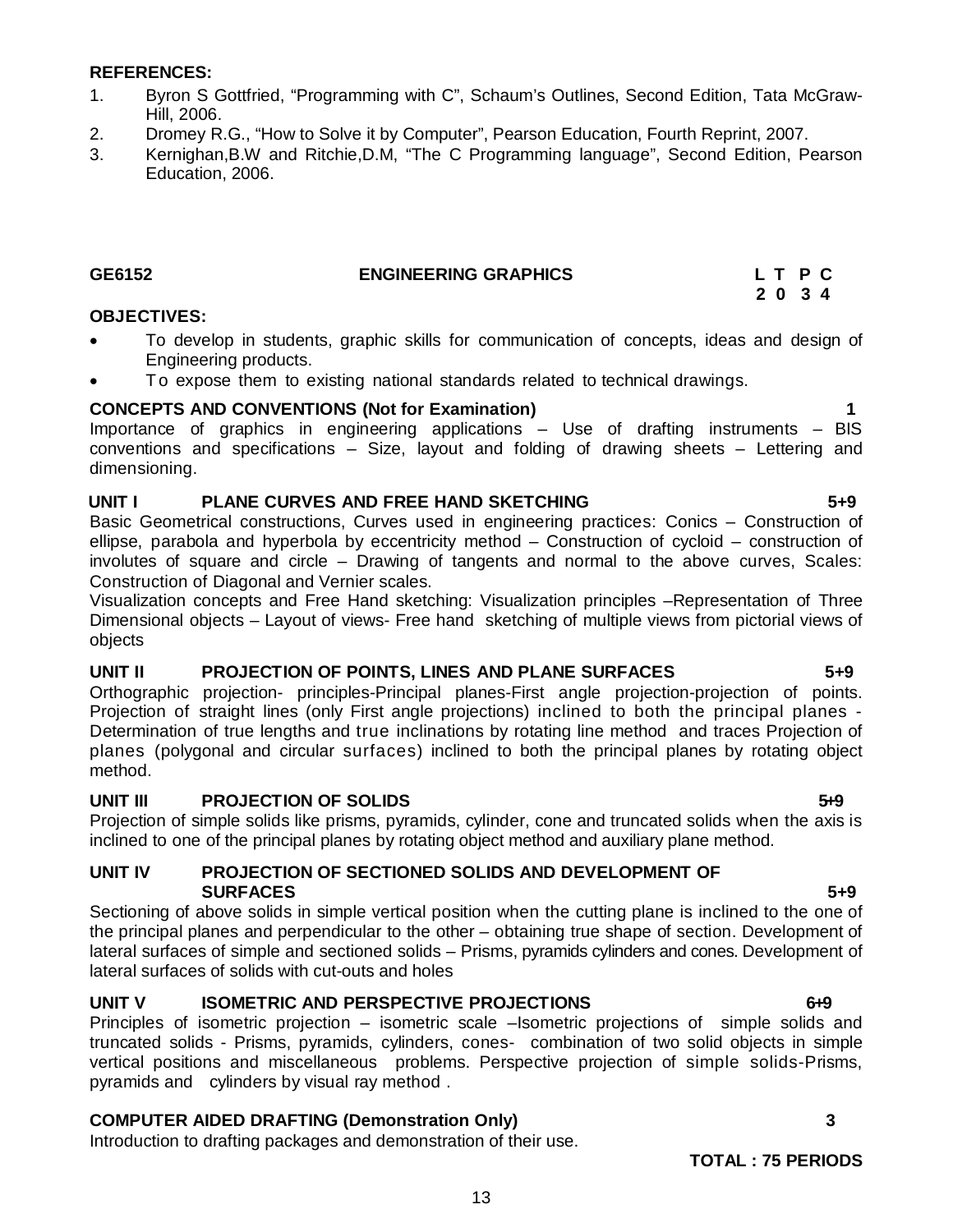**REFERENCES:**

1. Byron S Gottfried, "Programming with C", Schaum's Outlines, Second Edition, Tata McGraw-Hill, 2006.
2. Dromey R.G., "How to Solve it by Computer", Pearson Education, Fourth Reprint, 2007.
3. Kernighan,B.W and Ritchie,D.M, "The C Programming language", Second Edition, Pearson Education, 2006.

| **GE6152** | **ENGINEERING GRAPHICS** | **L T P C** |
|---|---|---|
| | | **2 0 3 4** |

**OBJECTIVES:**

- To develop in students, graphic skills for communication of concepts, ideas and design of Engineering products.
- To expose them to existing national standards related to technical drawings.

**CONCEPTS AND CONVENTIONS (Not for Examination) 1**

Importance of graphics in engineering applications – Use of drafting instruments – BIS conventions and specifications – Size, layout and folding of drawing sheets – Lettering and dimensioning.

**UNIT I PLANE CURVES AND FREE HAND SKETCHING 5+9**

Basic Geometrical constructions, Curves used in engineering practices: Conics – Construction of ellipse, parabola and hyperbola by eccentricity method – Construction of cycloid – construction of involutes of square and circle – Drawing of tangents and normal to the above curves, Scales: Construction of Diagonal and Vernier scales.

Visualization concepts and Free Hand sketching: Visualization principles –Representation of Three Dimensional objects – Layout of views- Free hand sketching of multiple views from pictorial views of objects

**UNIT II PROJECTION OF POINTS, LINES AND PLANE SURFACES 5+9**

Orthographic projection- principles-Principal planes-First angle projection-projection of points. Projection of straight lines (only First angle projections) inclined to both the principal planes - Determination of true lengths and true inclinations by rotating line method and traces Projection of planes (polygonal and circular surfaces) inclined to both the principal planes by rotating object method.

**UNIT III PROJECTION OF SOLIDS 5+9**

Projection of simple solids like prisms, pyramids, cylinder, cone and truncated solids when the axis is inclined to one of the principal planes by rotating object method and auxiliary plane method.

**UNIT IV PROJECTION OF SECTIONED SOLIDS AND DEVELOPMENT OF SURFACES 5+9**

Sectioning of above solids in simple vertical position when the cutting plane is inclined to the one of the principal planes and perpendicular to the other – obtaining true shape of section. Development of lateral surfaces of simple and sectioned solids – Prisms, pyramids cylinders and cones. Development of lateral surfaces of solids with cut-outs and holes

**UNIT V ISOMETRIC AND PERSPECTIVE PROJECTIONS 6+9**

Principles of isometric projection – isometric scale –Isometric projections of simple solids and truncated solids - Prisms, pyramids, cylinders, cones- combination of two solid objects in simple vertical positions and miscellaneous problems. Perspective projection of simple solids-Prisms, pyramids and cylinders by visual ray method .

**COMPUTER AIDED DRAFTING (Demonstration Only) 3**

Introduction to drafting packages and demonstration of their use.

**TOTAL : 75 PERIODS**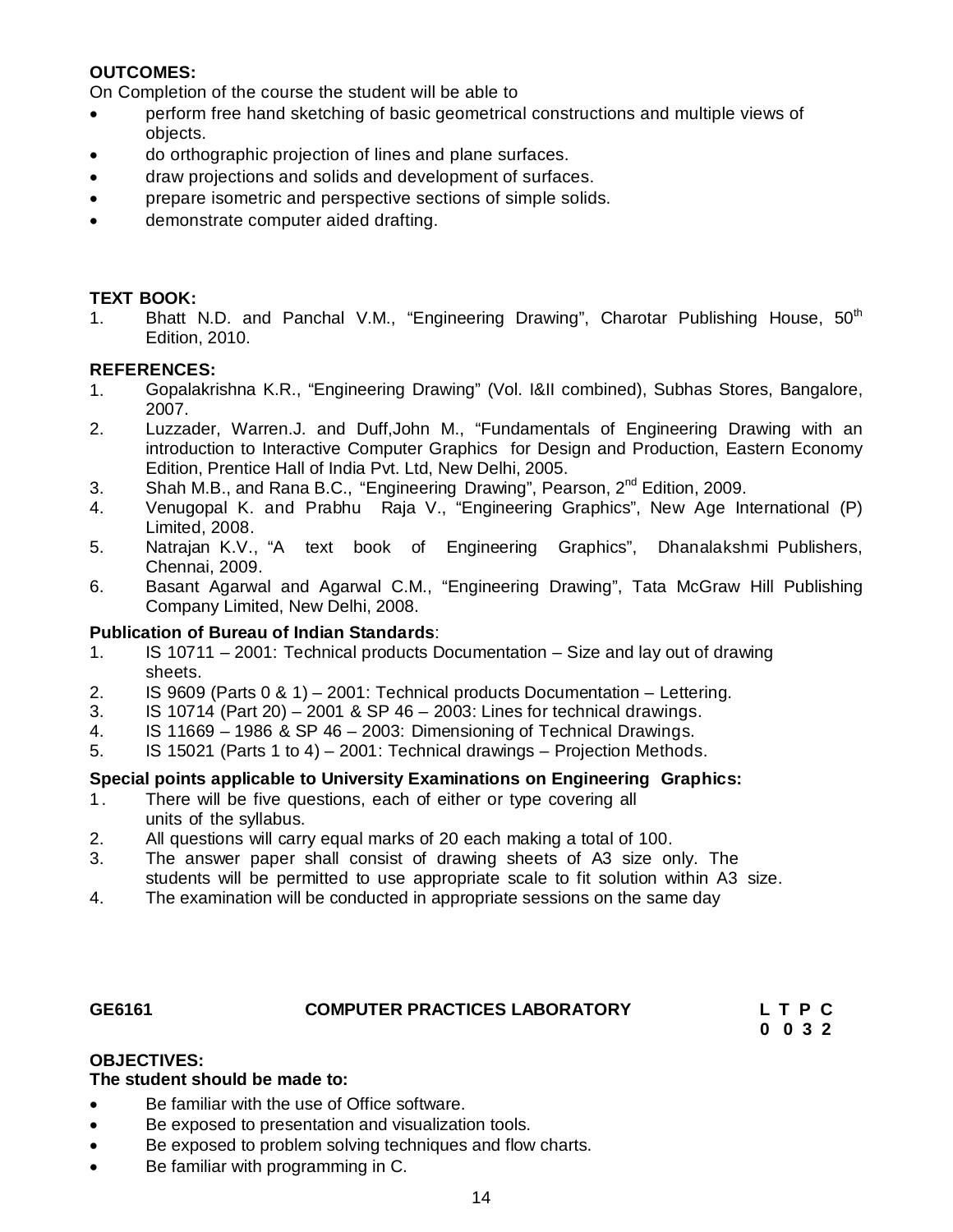**OUTCOMES:**

On Completion of the course the student will be able to

- perform free hand sketching of basic geometrical constructions and multiple views of objects.
- do orthographic projection of lines and plane surfaces.
- draw projections and solids and development of surfaces.
- prepare isometric and perspective sections of simple solids.
- demonstrate computer aided drafting.

**TEXT BOOK:**

1. Bhatt N.D. and Panchal V.M., "Engineering Drawing", Charotar Publishing House, 50th Edition, 2010.

**REFERENCES:**

1. Gopalakrishna K.R., "Engineering Drawing" (Vol. I&II combined), Subhas Stores, Bangalore, 2007.
2. Luzzader, Warren.J. and Duff,John M., "Fundamentals of Engineering Drawing with an introduction to Interactive Computer Graphics for Design and Production, Eastern Economy Edition, Prentice Hall of India Pvt. Ltd, New Delhi, 2005.
3. Shah M.B., and Rana B.C., "Engineering Drawing", Pearson, 2nd Edition, 2009.
4. Venugopal K. and Prabhu Raja V., "Engineering Graphics", New Age International (P) Limited, 2008.
5. Natrajan K.V., "A text book of Engineering Graphics", Dhanalakshmi Publishers, Chennai, 2009.
6. Basant Agarwal and Agarwal C.M., "Engineering Drawing", Tata McGraw Hill Publishing Company Limited, New Delhi, 2008.

**Publication of Bureau of Indian Standards**:

1. IS 10711 – 2001: Technical products Documentation – Size and lay out of drawing sheets.
2. IS 9609 (Parts 0 & 1) – 2001: Technical products Documentation – Lettering.
3. IS 10714 (Part 20) – 2001 & SP 46 – 2003: Lines for technical drawings.
4. IS 11669 – 1986 & SP 46 – 2003: Dimensioning of Technical Drawings.
5. IS 15021 (Parts 1 to 4) – 2001: Technical drawings – Projection Methods.

**Special points applicable to University Examinations on Engineering Graphics:**

1. There will be five questions, each of either or type covering all units of the syllabus.
2. All questions will carry equal marks of 20 each making a total of 100.
3. The answer paper shall consist of drawing sheets of A3 size only. The students will be permitted to use appropriate scale to fit solution within A3 size.
4. The examination will be conducted in appropriate sessions on the same day

## GE6161 COMPUTER PRACTICES LABORATORY

| L | T | P | C |
|---|---|---|---|
| 0 | 0 | 3 | 2 |

**OBJECTIVES:**

**The student should be made to:**

- Be familiar with the use of Office software.
- Be exposed to presentation and visualization tools.
- Be exposed to problem solving techniques and flow charts.
- Be familiar with programming in C.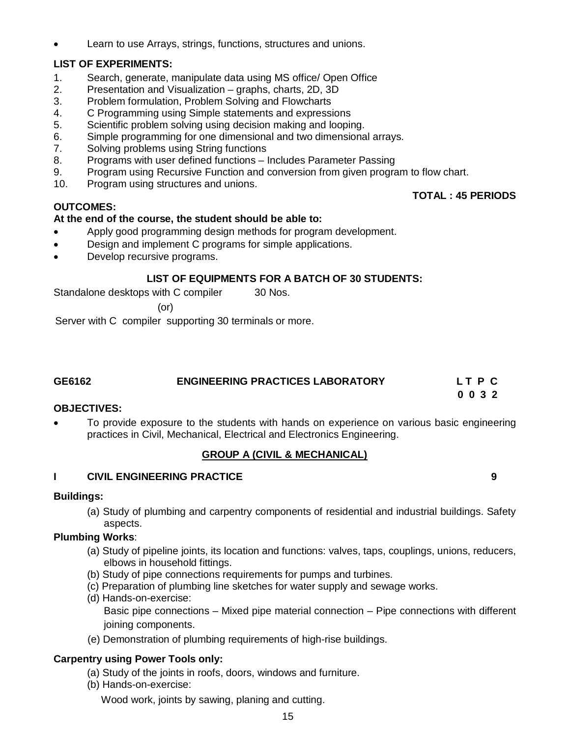- Learn to use Arrays, strings, functions, structures and unions.

**LIST OF EXPERIMENTS:**

1. Search, generate, manipulate data using MS office/ Open Office
2. Presentation and Visualization – graphs, charts, 2D, 3D
3. Problem formulation, Problem Solving and Flowcharts
4. C Programming using Simple statements and expressions
5. Scientific problem solving using decision making and looping.
6. Simple programming for one dimensional and two dimensional arrays.
7. Solving problems using String functions
8. Programs with user defined functions – Includes Parameter Passing
9. Program using Recursive Function and conversion from given program to flow chart.
10. Program using structures and unions.

**TOTAL : 45 PERIODS**

**OUTCOMES:**

**At the end of the course, the student should be able to:**

- Apply good programming design methods for program development.
- Design and implement C programs for simple applications.
- Develop recursive programs.

**LIST OF EQUIPMENTS FOR A BATCH OF 30 STUDENTS:**

Standalone desktops with C compiler 30 Nos.

(or)

Server with C compiler supporting 30 terminals or more.

## GE6162 ENGINEERING PRACTICES LABORATORY

**L T P C**
**0 0 3 2**

**OBJECTIVES:**

- To provide exposure to the students with hands on experience on various basic engineering practices in Civil, Mechanical, Electrical and Electronics Engineering.

**GROUP A (CIVIL & MECHANICAL)**

### I CIVIL ENGINEERING PRACTICE 9

**Buildings:**

(a) Study of plumbing and carpentry components of residential and industrial buildings. Safety aspects.

**Plumbing Works**:

(a) Study of pipeline joints, its location and functions: valves, taps, couplings, unions, reducers, elbows in household fittings.
(b) Study of pipe connections requirements for pumps and turbines.
(c) Preparation of plumbing line sketches for water supply and sewage works.
(d) Hands-on-exercise:
Basic pipe connections – Mixed pipe material connection – Pipe connections with different joining components.
(e) Demonstration of plumbing requirements of high-rise buildings.

**Carpentry using Power Tools only:**

(a) Study of the joints in roofs, doors, windows and furniture.
(b) Hands-on-exercise:
Wood work, joints by sawing, planing and cutting.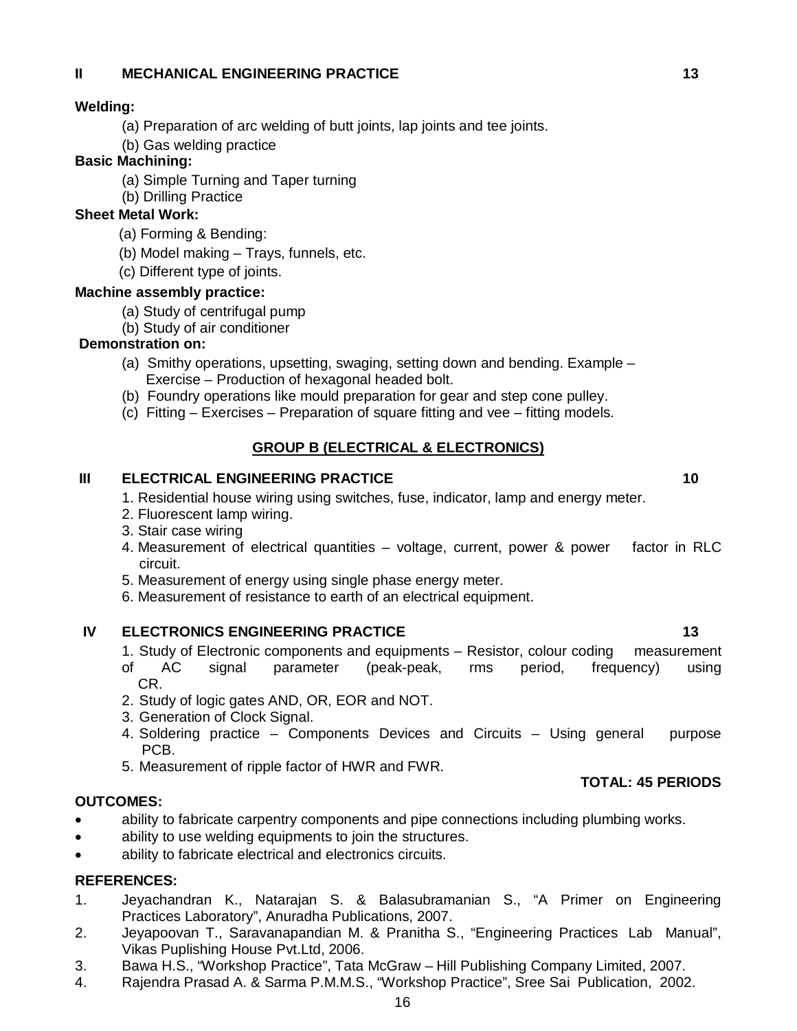**II MECHANICAL ENGINEERING PRACTICE 13**

**Welding:**

(a) Preparation of arc welding of butt joints, lap joints and tee joints.
(b) Gas welding practice

**Basic Machining:**

(a) Simple Turning and Taper turning
(b) Drilling Practice

**Sheet Metal Work:**

(a) Forming & Bending:
(b) Model making – Trays, funnels, etc.
(c) Different type of joints.

**Machine assembly practice:**

(a) Study of centrifugal pump
(b) Study of air conditioner

**Demonstration on:**

(a) Smithy operations, upsetting, swaging, setting down and bending. Example – Exercise – Production of hexagonal headed bolt.
(b) Foundry operations like mould preparation for gear and step cone pulley.
(c) Fitting – Exercises – Preparation of square fitting and vee – fitting models.

**GROUP B (ELECTRICAL & ELECTRONICS)**

**III ELECTRICAL ENGINEERING PRACTICE 10**

1. Residential house wiring using switches, fuse, indicator, lamp and energy meter.
2. Fluorescent lamp wiring.
3. Stair case wiring
4. Measurement of electrical quantities – voltage, current, power & power factor in RLC circuit.
5. Measurement of energy using single phase energy meter.
6. Measurement of resistance to earth of an electrical equipment.

**IV ELECTRONICS ENGINEERING PRACTICE 13**

1. Study of Electronic components and equipments – Resistor, colour coding measurement of AC signal parameter (peak-peak, rms period, frequency) using CR.
2. Study of logic gates AND, OR, EOR and NOT.
3. Generation of Clock Signal.
4. Soldering practice – Components Devices and Circuits – Using general purpose PCB.
5. Measurement of ripple factor of HWR and FWR.

**TOTAL: 45 PERIODS**

**OUTCOMES:**

- ability to fabricate carpentry components and pipe connections including plumbing works.
- ability to use welding equipments to join the structures.
- ability to fabricate electrical and electronics circuits.

**REFERENCES:**

1. Jeyachandran K., Natarajan S. & Balasubramanian S., "A Primer on Engineering Practices Laboratory", Anuradha Publications, 2007.
2. Jeyapoovan T., Saravanapandian M. & Pranitha S., "Engineering Practices Lab Manual", Vikas Puplishing House Pvt.Ltd, 2006.
3. Bawa H.S., "Workshop Practice", Tata McGraw – Hill Publishing Company Limited, 2007.
4. Rajendra Prasad A. & Sarma P.M.M.S., "Workshop Practice", Sree Sai Publication, 2002.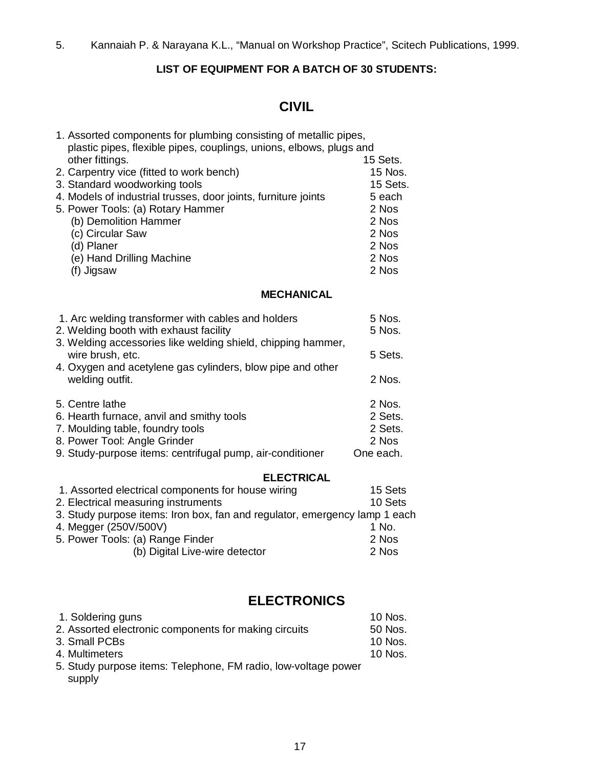5. Kannaiah P. & Narayana K.L., "Manual on Workshop Practice", Scitech Publications, 1999.

**LIST OF EQUIPMENT FOR A BATCH OF 30 STUDENTS:**

## CIVIL

| Item | Quantity |
|---|---|
| 1. Assorted components for plumbing consisting of metallic pipes, plastic pipes, flexible pipes, couplings, unions, elbows, plugs and other fittings. | 15 Sets. |
| 2. Carpentry vice (fitted to work bench) | 15 Nos. |
| 3. Standard woodworking tools | 15 Sets. |
| 4. Models of industrial trusses, door joints, furniture joints | 5 each |
| 5. Power Tools: (a) Rotary Hammer | 2 Nos |
| (b) Demolition Hammer | 2 Nos |
| (c) Circular Saw | 2 Nos |
| (d) Planer | 2 Nos |
| (e) Hand Drilling Machine | 2 Nos |
| (f) Jigsaw | 2 Nos |

### MECHANICAL

| Item | Quantity |
|---|---|
| 1. Arc welding transformer with cables and holders | 5 Nos. |
| 2. Welding booth with exhaust facility | 5 Nos. |
| 3. Welding accessories like welding shield, chipping hammer, wire brush, etc. | 5 Sets. |
| 4. Oxygen and acetylene gas cylinders, blow pipe and other welding outfit. | 2 Nos. |
| 5. Centre lathe | 2 Nos. |
| 6. Hearth furnace, anvil and smithy tools | 2 Sets. |
| 7. Moulding table, foundry tools | 2 Sets. |
| 8. Power Tool: Angle Grinder | 2 Nos |
| 9. Study-purpose items: centrifugal pump, air-conditioner | One each. |

### ELECTRICAL

| Item | Quantity |
|---|---|
| 1. Assorted electrical components for house wiring | 15 Sets |
| 2. Electrical measuring instruments | 10 Sets |
| 3. Study purpose items: Iron box, fan and regulator, emergency lamp | 1 each |
| 4. Megger (250V/500V) | 1 No. |
| 5. Power Tools: (a) Range Finder | 2 Nos |
| (b) Digital Live-wire detector | 2 Nos |

## ELECTRONICS

| Item | Quantity |
|---|---|
| 1. Soldering guns | 10 Nos. |
| 2. Assorted electronic components for making circuits | 50 Nos. |
| 3. Small PCBs | 10 Nos. |
| 4. Multimeters | 10 Nos. |
| 5. Study purpose items: Telephone, FM radio, low-voltage power supply | |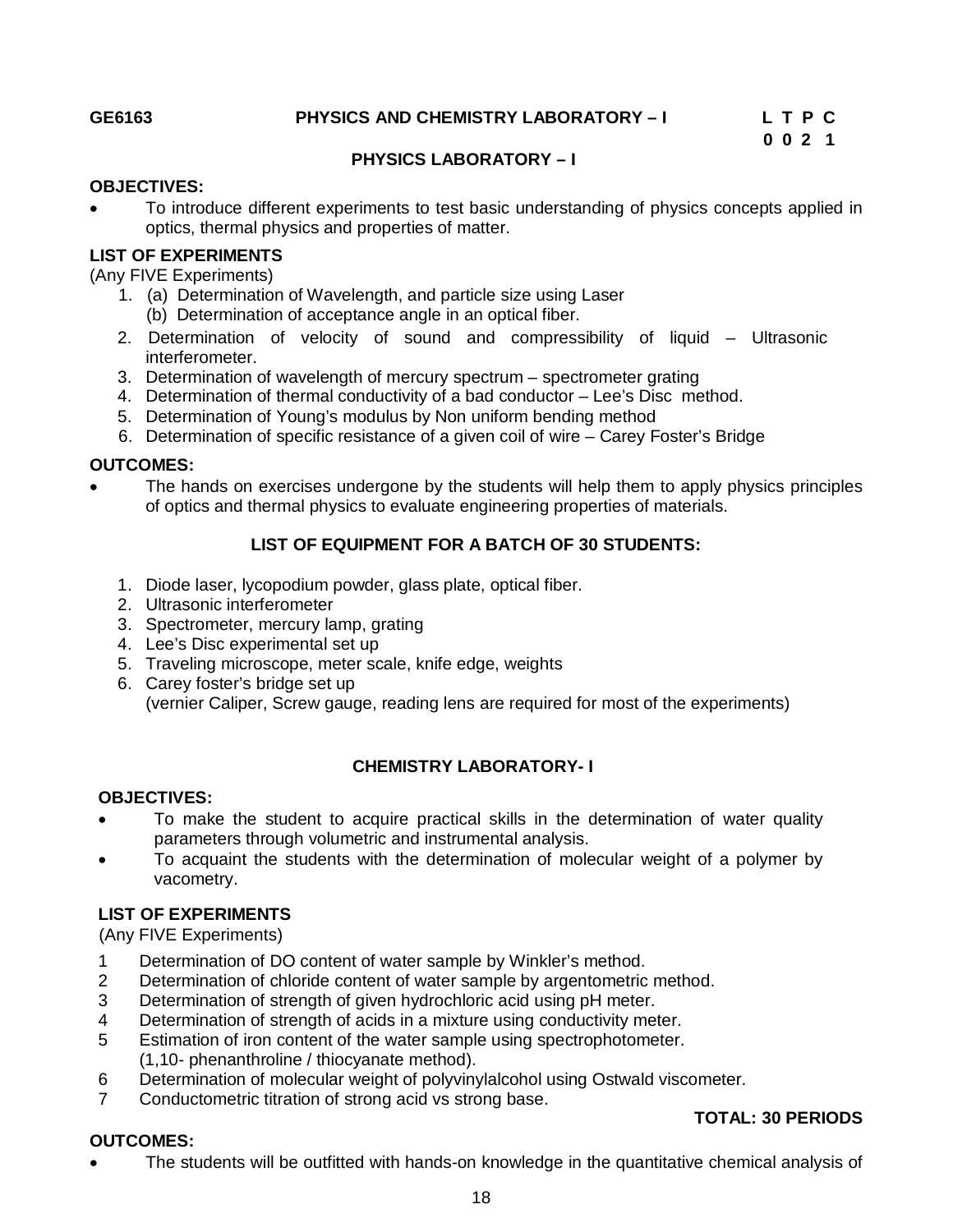**GE6163 PHYSICS AND CHEMISTRY LABORATORY – I**

| L | T | P | C |
|---|---|---|---|
| 0 | 0 | 2 | 1 |

## PHYSICS LABORATORY – I

**OBJECTIVES:**

- To introduce different experiments to test basic understanding of physics concepts applied in optics, thermal physics and properties of matter.

**LIST OF EXPERIMENTS**

(Any FIVE Experiments)

1. (a) Determination of Wavelength, and particle size using Laser
   (b) Determination of acceptance angle in an optical fiber.
2. Determination of velocity of sound and compressibility of liquid – Ultrasonic interferometer.
3. Determination of wavelength of mercury spectrum – spectrometer grating
4. Determination of thermal conductivity of a bad conductor – Lee's Disc method.
5. Determination of Young's modulus by Non uniform bending method
6. Determination of specific resistance of a given coil of wire – Carey Foster's Bridge

**OUTCOMES:**

- The hands on exercises undergone by the students will help them to apply physics principles of optics and thermal physics to evaluate engineering properties of materials.

### LIST OF EQUIPMENT FOR A BATCH OF 30 STUDENTS:

1. Diode laser, lycopodium powder, glass plate, optical fiber.
2. Ultrasonic interferometer
3. Spectrometer, mercury lamp, grating
4. Lee's Disc experimental set up
5. Traveling microscope, meter scale, knife edge, weights
6. Carey foster's bridge set up
   (vernier Caliper, Screw gauge, reading lens are required for most of the experiments)

## CHEMISTRY LABORATORY- I

**OBJECTIVES:**

- To make the student to acquire practical skills in the determination of water quality parameters through volumetric and instrumental analysis.
- To acquaint the students with the determination of molecular weight of a polymer by vacometry.

**LIST OF EXPERIMENTS**

(Any FIVE Experiments)

1. Determination of DO content of water sample by Winkler's method.
2. Determination of chloride content of water sample by argentometric method.
3. Determination of strength of given hydrochloric acid using pH meter.
4. Determination of strength of acids in a mixture using conductivity meter.
5. Estimation of iron content of the water sample using spectrophotometer. (1,10- phenanthroline / thiocyanate method).
6. Determination of molecular weight of polyvinylalcohol using Ostwald viscometer.
7. Conductometric titration of strong acid vs strong base.

**TOTAL: 30 PERIODS**

**OUTCOMES:**

- The students will be outfitted with hands-on knowledge in the quantitative chemical analysis of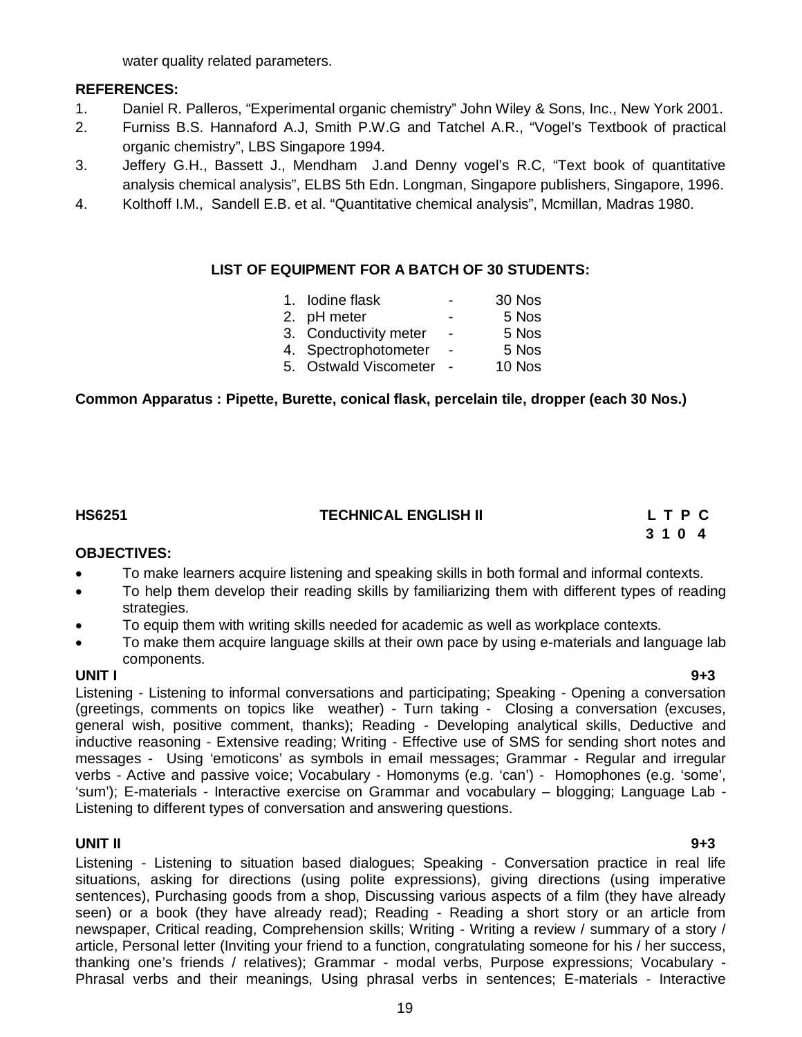water quality related parameters.

**REFERENCES:**

1. Daniel R. Palleros, "Experimental organic chemistry" John Wiley & Sons, Inc., New York 2001.
2. Furniss B.S. Hannaford A.J, Smith P.W.G and Tatchel A.R., "Vogel's Textbook of practical organic chemistry", LBS Singapore 1994.
3. Jeffery G.H., Bassett J., Mendham J.and Denny vogel's R.C, "Text book of quantitative analysis chemical analysis", ELBS 5th Edn. Longman, Singapore publishers, Singapore, 1996.
4. Kolthoff I.M., Sandell E.B. et al. "Quantitative chemical analysis", Mcmillan, Madras 1980.

**LIST OF EQUIPMENT FOR A BATCH OF 30 STUDENTS:**

1. Iodine flask - 30 Nos
2. pH meter - 5 Nos
3. Conductivity meter - 5 Nos
4. Spectrophotometer - 5 Nos
5. Ostwald Viscometer - 10 Nos

**Common Apparatus : Pipette, Burette, conical flask, percelain tile, dropper (each 30 Nos.)**

**HS6251 TECHNICAL ENGLISH II** **L T P C**
**3 1 0 4**

**OBJECTIVES:**

- To make learners acquire listening and speaking skills in both formal and informal contexts.
- To help them develop their reading skills by familiarizing them with different types of reading strategies.
- To equip them with writing skills needed for academic as well as workplace contexts.
- To make them acquire language skills at their own pace by using e-materials and language lab components.

**UNIT I 9+3**

Listening - Listening to informal conversations and participating; Speaking - Opening a conversation (greetings, comments on topics like weather) - Turn taking - Closing a conversation (excuses, general wish, positive comment, thanks); Reading - Developing analytical skills, Deductive and inductive reasoning - Extensive reading; Writing - Effective use of SMS for sending short notes and messages - Using 'emoticons' as symbols in email messages; Grammar - Regular and irregular verbs - Active and passive voice; Vocabulary - Homonyms (e.g. 'can') - Homophones (e.g. 'some', 'sum'); E-materials - Interactive exercise on Grammar and vocabulary – blogging; Language Lab - Listening to different types of conversation and answering questions.

**UNIT II 9+3**

Listening - Listening to situation based dialogues; Speaking - Conversation practice in real life situations, asking for directions (using polite expressions), giving directions (using imperative sentences), Purchasing goods from a shop, Discussing various aspects of a film (they have already seen) or a book (they have already read); Reading - Reading a short story or an article from newspaper, Critical reading, Comprehension skills; Writing - Writing a review / summary of a story / article, Personal letter (Inviting your friend to a function, congratulating someone for his / her success, thanking one's friends / relatives); Grammar - modal verbs, Purpose expressions; Vocabulary - Phrasal verbs and their meanings, Using phrasal verbs in sentences; E-materials - Interactive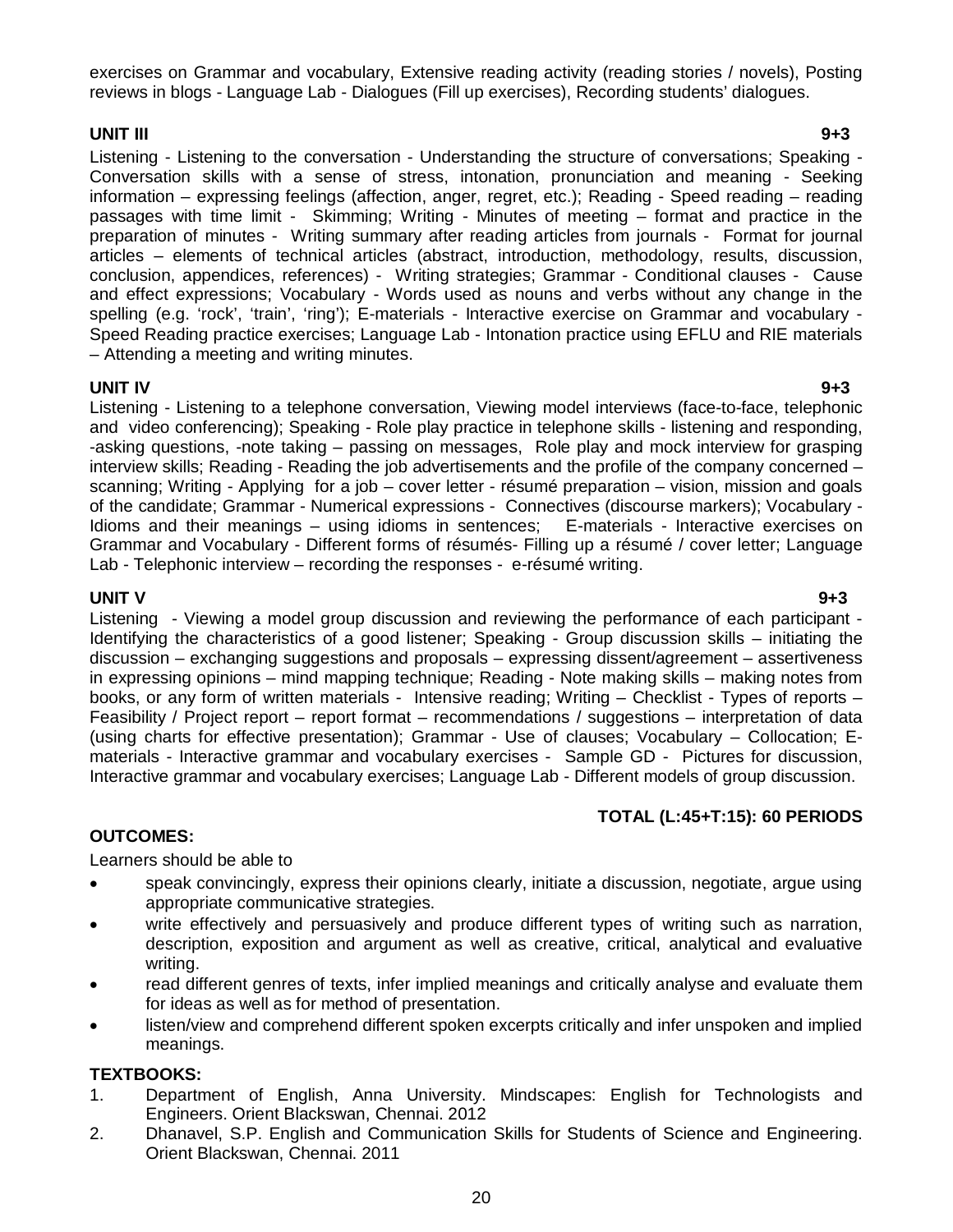exercises on Grammar and vocabulary, Extensive reading activity (reading stories / novels), Posting reviews in blogs - Language Lab - Dialogues (Fill up exercises), Recording students' dialogues.

**UNIT III 9+3**

Listening - Listening to the conversation - Understanding the structure of conversations; Speaking - Conversation skills with a sense of stress, intonation, pronunciation and meaning - Seeking information – expressing feelings (affection, anger, regret, etc.); Reading - Speed reading – reading passages with time limit - Skimming; Writing - Minutes of meeting – format and practice in the preparation of minutes - Writing summary after reading articles from journals - Format for journal articles – elements of technical articles (abstract, introduction, methodology, results, discussion, conclusion, appendices, references) - Writing strategies; Grammar - Conditional clauses - Cause and effect expressions; Vocabulary - Words used as nouns and verbs without any change in the spelling (e.g. 'rock', 'train', 'ring'); E-materials - Interactive exercise on Grammar and vocabulary - Speed Reading practice exercises; Language Lab - Intonation practice using EFLU and RIE materials – Attending a meeting and writing minutes.

**UNIT IV 9+3**

Listening - Listening to a telephone conversation, Viewing model interviews (face-to-face, telephonic and video conferencing); Speaking - Role play practice in telephone skills - listening and responding, -asking questions, -note taking – passing on messages, Role play and mock interview for grasping interview skills; Reading - Reading the job advertisements and the profile of the company concerned – scanning; Writing - Applying for a job – cover letter - résumé preparation – vision, mission and goals of the candidate; Grammar - Numerical expressions - Connectives (discourse markers); Vocabulary - Idioms and their meanings – using idioms in sentences; E-materials - Interactive exercises on Grammar and Vocabulary - Different forms of résumés- Filling up a résumé / cover letter; Language Lab - Telephonic interview – recording the responses - e-résumé writing.

**UNIT V 9+3**

Listening - Viewing a model group discussion and reviewing the performance of each participant - Identifying the characteristics of a good listener; Speaking - Group discussion skills – initiating the discussion – exchanging suggestions and proposals – expressing dissent/agreement – assertiveness in expressing opinions – mind mapping technique; Reading - Note making skills – making notes from books, or any form of written materials - Intensive reading; Writing – Checklist - Types of reports – Feasibility / Project report – report format – recommendations / suggestions – interpretation of data (using charts for effective presentation); Grammar - Use of clauses; Vocabulary – Collocation; E-materials - Interactive grammar and vocabulary exercises - Sample GD - Pictures for discussion, Interactive grammar and vocabulary exercises; Language Lab - Different models of group discussion.

**TOTAL (L:45+T:15): 60 PERIODS**

**OUTCOMES:**

Learners should be able to

- speak convincingly, express their opinions clearly, initiate a discussion, negotiate, argue using appropriate communicative strategies.
- write effectively and persuasively and produce different types of writing such as narration, description, exposition and argument as well as creative, critical, analytical and evaluative writing.
- read different genres of texts, infer implied meanings and critically analyse and evaluate them for ideas as well as for method of presentation.
- listen/view and comprehend different spoken excerpts critically and infer unspoken and implied meanings.

**TEXTBOOKS:**

1. Department of English, Anna University. Mindscapes: English for Technologists and Engineers. Orient Blackswan, Chennai. 2012
2. Dhanavel, S.P. English and Communication Skills for Students of Science and Engineering. Orient Blackswan, Chennai. 2011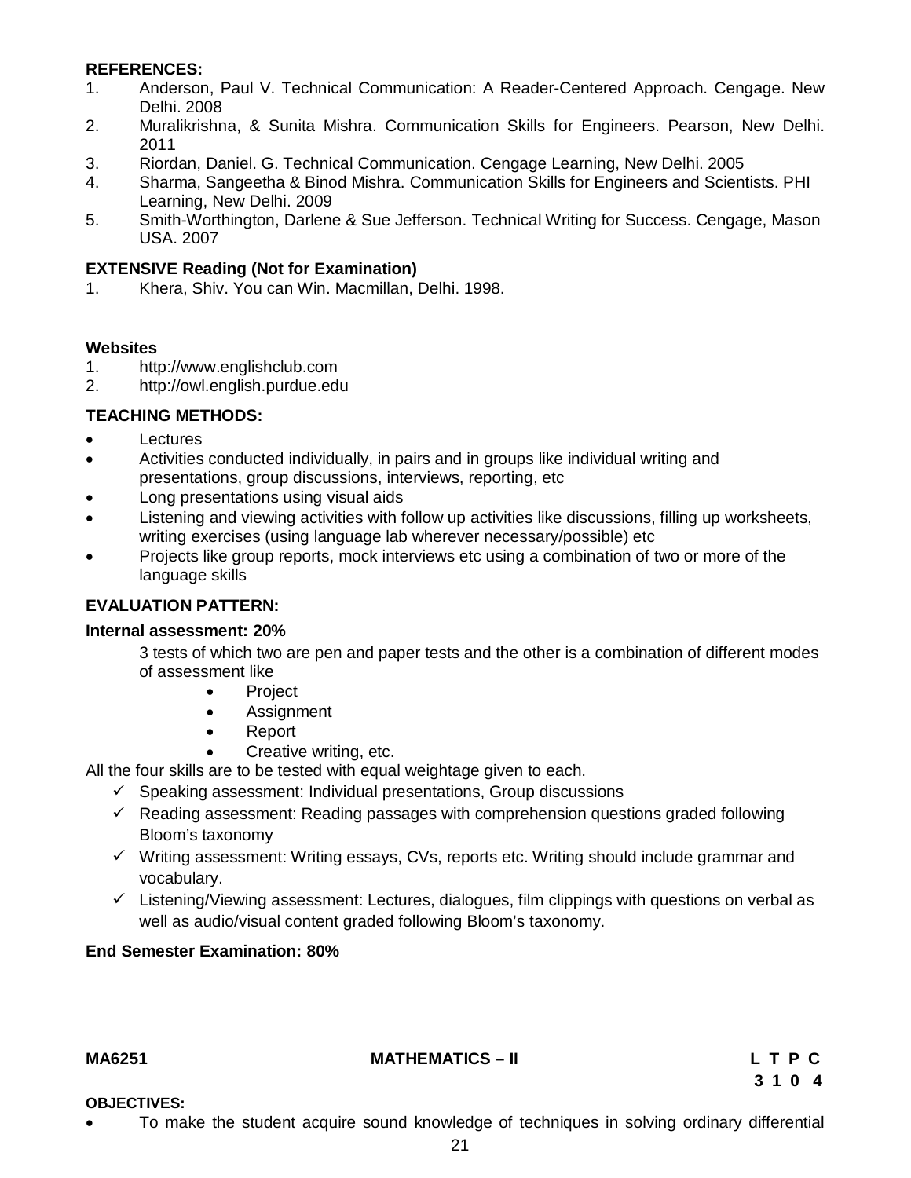**REFERENCES:**

1. Anderson, Paul V. Technical Communication: A Reader-Centered Approach. Cengage. New Delhi. 2008
2. Muralikrishna, & Sunita Mishra. Communication Skills for Engineers. Pearson, New Delhi. 2011
3. Riordan, Daniel. G. Technical Communication. Cengage Learning, New Delhi. 2005
4. Sharma, Sangeetha & Binod Mishra. Communication Skills for Engineers and Scientists. PHI Learning, New Delhi. 2009
5. Smith-Worthington, Darlene & Sue Jefferson. Technical Writing for Success. Cengage, Mason USA. 2007

**EXTENSIVE Reading (Not for Examination)**

1. Khera, Shiv. You can Win. Macmillan, Delhi. 1998.

**Websites**

1. http://www.englishclub.com
2. http://owl.english.purdue.edu

**TEACHING METHODS:**

- Lectures
- Activities conducted individually, in pairs and in groups like individual writing and presentations, group discussions, interviews, reporting, etc
- Long presentations using visual aids
- Listening and viewing activities with follow up activities like discussions, filling up worksheets, writing exercises (using language lab wherever necessary/possible) etc
- Projects like group reports, mock interviews etc using a combination of two or more of the language skills

**EVALUATION PATTERN:**

**Internal assessment: 20%**

3 tests of which two are pen and paper tests and the other is a combination of different modes of assessment like

- Project
- Assignment
- Report
- Creative writing, etc.

All the four skills are to be tested with equal weightage given to each.

- ✓ Speaking assessment: Individual presentations, Group discussions
- ✓ Reading assessment: Reading passages with comprehension questions graded following Bloom's taxonomy
- ✓ Writing assessment: Writing essays, CVs, reports etc. Writing should include grammar and vocabulary.
- ✓ Listening/Viewing assessment: Lectures, dialogues, film clippings with questions on verbal as well as audio/visual content graded following Bloom's taxonomy.

**End Semester Examination: 80%**

**MA6251 MATHEMATICS – II L T P C**
**3 1 0 4**

**OBJECTIVES:**

- To make the student acquire sound knowledge of techniques in solving ordinary differential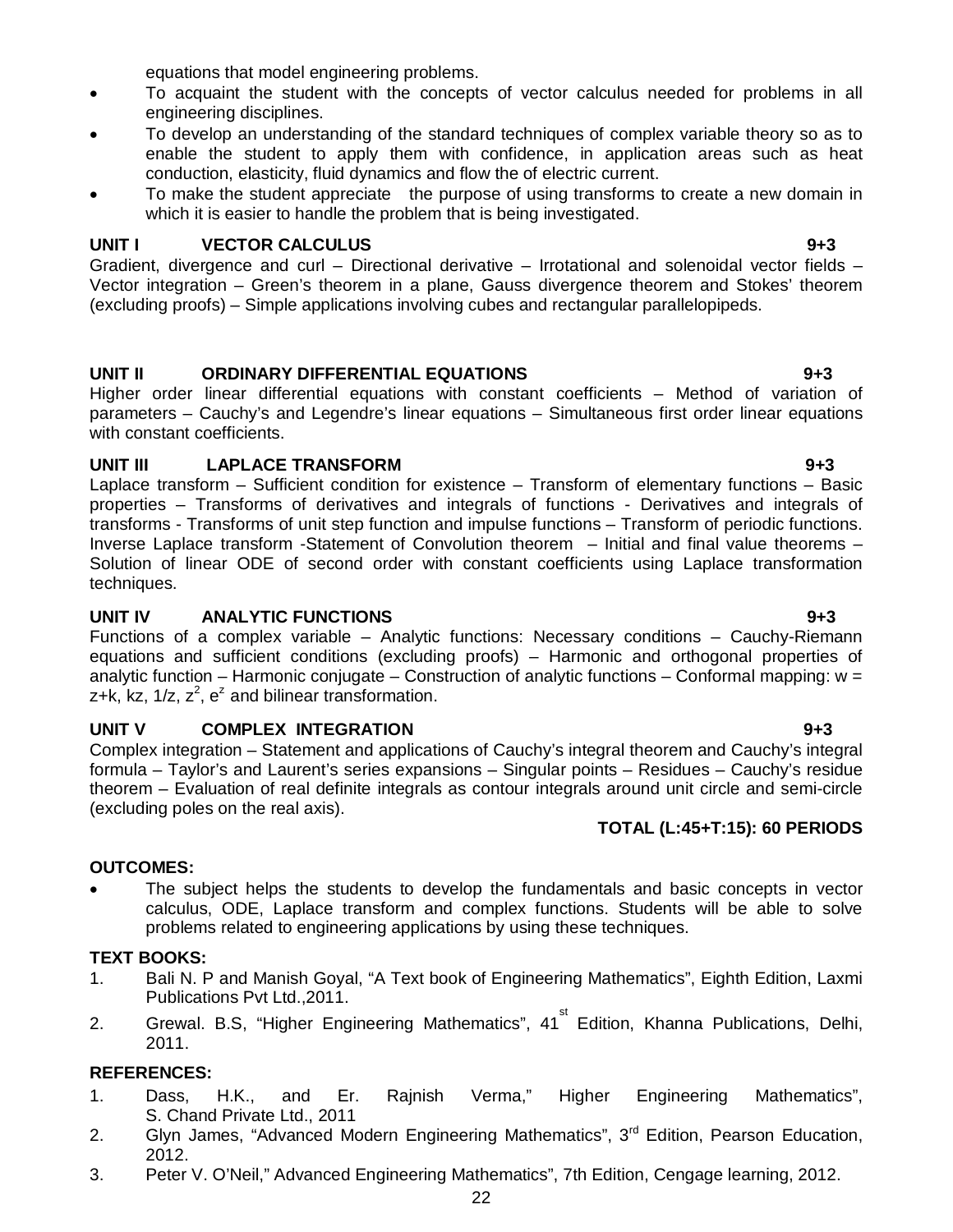equations that model engineering problems.

- To acquaint the student with the concepts of vector calculus needed for problems in all engineering disciplines.
- To develop an understanding of the standard techniques of complex variable theory so as to enable the student to apply them with confidence, in application areas such as heat conduction, elasticity, fluid dynamics and flow the of electric current.
- To make the student appreciate the purpose of using transforms to create a new domain in which it is easier to handle the problem that is being investigated.

**UNIT I VECTOR CALCULUS 9+3**

Gradient, divergence and curl – Directional derivative – Irrotational and solenoidal vector fields – Vector integration – Green's theorem in a plane, Gauss divergence theorem and Stokes' theorem (excluding proofs) – Simple applications involving cubes and rectangular parallelopipeds.

**UNIT II ORDINARY DIFFERENTIAL EQUATIONS 9+3**

Higher order linear differential equations with constant coefficients – Method of variation of parameters – Cauchy's and Legendre's linear equations – Simultaneous first order linear equations with constant coefficients.

**UNIT III LAPLACE TRANSFORM 9+3**

Laplace transform – Sufficient condition for existence – Transform of elementary functions – Basic properties – Transforms of derivatives and integrals of functions - Derivatives and integrals of transforms - Transforms of unit step function and impulse functions – Transform of periodic functions. Inverse Laplace transform -Statement of Convolution theorem – Initial and final value theorems – Solution of linear ODE of second order with constant coefficients using Laplace transformation techniques.

**UNIT IV ANALYTIC FUNCTIONS 9+3**

Functions of a complex variable – Analytic functions: Necessary conditions – Cauchy-Riemann equations and sufficient conditions (excluding proofs) – Harmonic and orthogonal properties of analytic function – Harmonic conjugate – Construction of analytic functions – Conformal mapping: $w = z+k$, $kz$, $1/z$, $z^2$, $e^z$ and bilinear transformation.

**UNIT V COMPLEX INTEGRATION 9+3**

Complex integration – Statement and applications of Cauchy's integral theorem and Cauchy's integral formula – Taylor's and Laurent's series expansions – Singular points – Residues – Cauchy's residue theorem – Evaluation of real definite integrals as contour integrals around unit circle and semi-circle (excluding poles on the real axis).

**TOTAL (L:45+T:15): 60 PERIODS**

**OUTCOMES:**

- The subject helps the students to develop the fundamentals and basic concepts in vector calculus, ODE, Laplace transform and complex functions. Students will be able to solve problems related to engineering applications by using these techniques.

**TEXT BOOKS:**

1. Bali N. P and Manish Goyal, "A Text book of Engineering Mathematics", Eighth Edition, Laxmi Publications Pvt Ltd.,2011.
2. Grewal. B.S, "Higher Engineering Mathematics", 41st Edition, Khanna Publications, Delhi, 2011.

**REFERENCES:**

1. Dass, H.K., and Er. Rajnish Verma," Higher Engineering Mathematics", S. Chand Private Ltd., 2011
2. Glyn James, "Advanced Modern Engineering Mathematics", 3rd Edition, Pearson Education, 2012.
3. Peter V. O'Neil," Advanced Engineering Mathematics", 7th Edition, Cengage learning, 2012.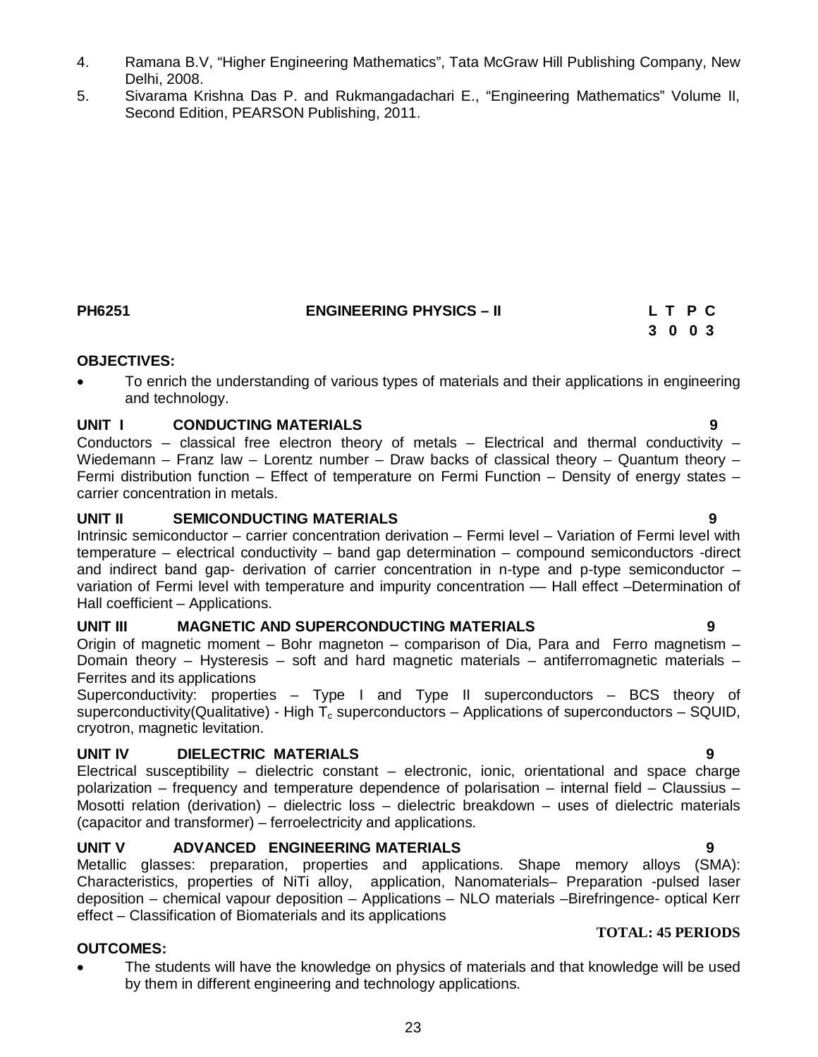4. Ramana B.V, “Higher Engineering Mathematics”, Tata McGraw Hill Publishing Company, New Delhi, 2008.
5. Sivarama Krishna Das P. and Rukmangadachari E., “Engineering Mathematics” Volume II, Second Edition, PEARSON Publishing, 2011.

## PH6251 ENGINEERING PHYSICS – II

| L | T | P | C |
|---|---|---|---|
| 3 | 0 | 0 | 3 |

**OBJECTIVES:**

- To enrich the understanding of various types of materials and their applications in engineering and technology.

**UNIT I CONDUCTING MATERIALS 9**

Conductors – classical free electron theory of metals – Electrical and thermal conductivity – Wiedemann – Franz law – Lorentz number – Draw backs of classical theory – Quantum theory – Fermi distribution function – Effect of temperature on Fermi Function – Density of energy states – carrier concentration in metals.

**UNIT II SEMICONDUCTING MATERIALS 9**

Intrinsic semiconductor – carrier concentration derivation – Fermi level – Variation of Fermi level with temperature – electrical conductivity – band gap determination – compound semiconductors -direct and indirect band gap- derivation of carrier concentration in n-type and p-type semiconductor – variation of Fermi level with temperature and impurity concentration –– Hall effect –Determination of Hall coefficient – Applications.

**UNIT III MAGNETIC AND SUPERCONDUCTING MATERIALS 9**

Origin of magnetic moment – Bohr magneton – comparison of Dia, Para and Ferro magnetism – Domain theory – Hysteresis – soft and hard magnetic materials – antiferromagnetic materials – Ferrites and its applications

Superconductivity: properties – Type I and Type II superconductors – BCS theory of superconductivity(Qualitative) - High $T_c$ superconductors – Applications of superconductors – SQUID, cryotron, magnetic levitation.

**UNIT IV DIELECTRIC MATERIALS 9**

Electrical susceptibility – dielectric constant – electronic, ionic, orientational and space charge polarization – frequency and temperature dependence of polarisation – internal field – Claussius – Mosotti relation (derivation) – dielectric loss – dielectric breakdown – uses of dielectric materials (capacitor and transformer) – ferroelectricity and applications.

**UNIT V ADVANCED ENGINEERING MATERIALS 9**

Metallic glasses: preparation, properties and applications. Shape memory alloys (SMA): Characteristics, properties of NiTi alloy, application, Nanomaterials– Preparation -pulsed laser deposition – chemical vapour deposition – Applications – NLO materials –Birefringence- optical Kerr effect – Classification of Biomaterials and its applications

**TOTAL: 45 PERIODS**

**OUTCOMES:**

- The students will have the knowledge on physics of materials and that knowledge will be used by them in different engineering and technology applications.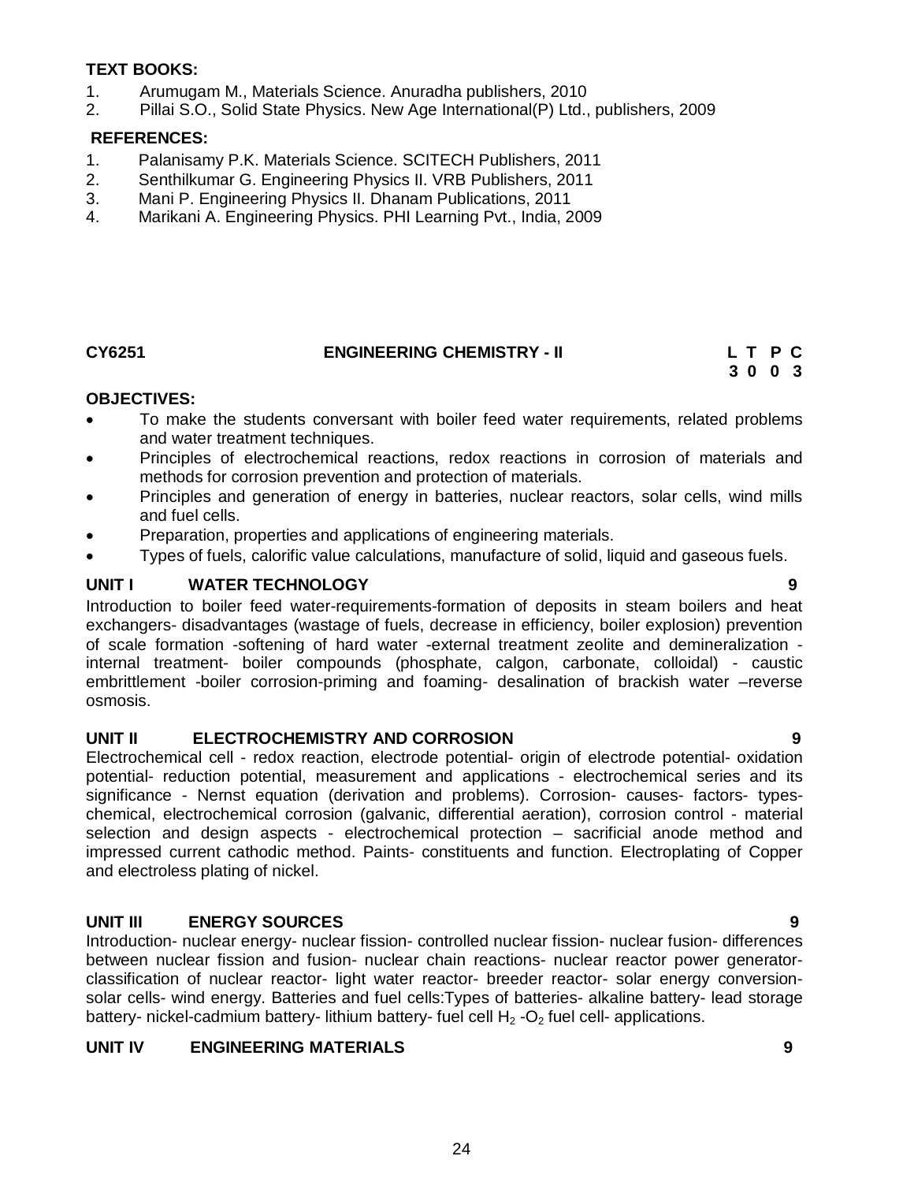**TEXT BOOKS:**

1. Arumugam M., Materials Science. Anuradha publishers, 2010
2. Pillai S.O., Solid State Physics. New Age International(P) Ltd., publishers, 2009

**REFERENCES:**

1. Palanisamy P.K. Materials Science. SCITECH Publishers, 2011
2. Senthilkumar G. Engineering Physics II. VRB Publishers, 2011
3. Mani P. Engineering Physics II. Dhanam Publications, 2011
4. Marikani A. Engineering Physics. PHI Learning Pvt., India, 2009

**CY6251 ENGINEERING CHEMISTRY - II**

| L | T | P | C |
|---|---|---|---|
| 3 | 0 | 0 | 3 |

**OBJECTIVES:**

- To make the students conversant with boiler feed water requirements, related problems and water treatment techniques.
- Principles of electrochemical reactions, redox reactions in corrosion of materials and methods for corrosion prevention and protection of materials.
- Principles and generation of energy in batteries, nuclear reactors, solar cells, wind mills and fuel cells.
- Preparation, properties and applications of engineering materials.
- Types of fuels, calorific value calculations, manufacture of solid, liquid and gaseous fuels.

**UNIT I WATER TECHNOLOGY 9**

Introduction to boiler feed water-requirements-formation of deposits in steam boilers and heat exchangers- disadvantages (wastage of fuels, decrease in efficiency, boiler explosion) prevention of scale formation -softening of hard water -external treatment zeolite and demineralization - internal treatment- boiler compounds (phosphate, calgon, carbonate, colloidal) - caustic embrittlement -boiler corrosion-priming and foaming- desalination of brackish water –reverse osmosis.

**UNIT II ELECTROCHEMISTRY AND CORROSION 9**

Electrochemical cell - redox reaction, electrode potential- origin of electrode potential- oxidation potential- reduction potential, measurement and applications - electrochemical series and its significance - Nernst equation (derivation and problems). Corrosion- causes- factors- types- chemical, electrochemical corrosion (galvanic, differential aeration), corrosion control - material selection and design aspects - electrochemical protection – sacrificial anode method and impressed current cathodic method. Paints- constituents and function. Electroplating of Copper and electroless plating of nickel.

**UNIT III ENERGY SOURCES 9**

Introduction- nuclear energy- nuclear fission- controlled nuclear fission- nuclear fusion- differences between nuclear fission and fusion- nuclear chain reactions- nuclear reactor power generator- classification of nuclear reactor- light water reactor- breeder reactor- solar energy conversion- solar cells- wind energy. Batteries and fuel cells:Types of batteries- alkaline battery- lead storage battery- nickel-cadmium battery- lithium battery- fuel cell $H_2$ -$O_2$ fuel cell- applications.

**UNIT IV ENGINEERING MATERIALS 9**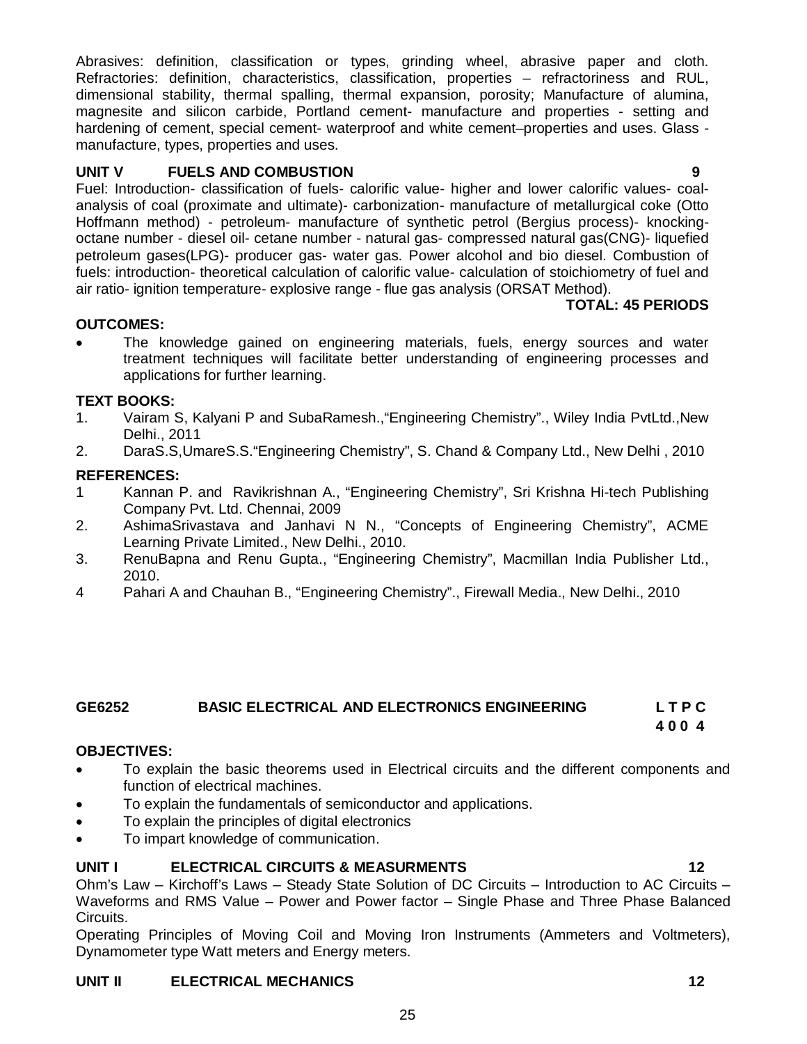Abrasives: definition, classification or types, grinding wheel, abrasive paper and cloth. Refractories: definition, characteristics, classification, properties – refractoriness and RUL, dimensional stability, thermal spalling, thermal expansion, porosity; Manufacture of alumina, magnesite and silicon carbide, Portland cement- manufacture and properties - setting and hardening of cement, special cement- waterproof and white cement–properties and uses. Glass - manufacture, types, properties and uses.

**UNIT V FUELS AND COMBUSTION 9**

Fuel: Introduction- classification of fuels- calorific value- higher and lower calorific values- coal- analysis of coal (proximate and ultimate)- carbonization- manufacture of metallurgical coke (Otto Hoffmann method) - petroleum- manufacture of synthetic petrol (Bergius process)- knocking- octane number - diesel oil- cetane number - natural gas- compressed natural gas(CNG)- liquefied petroleum gases(LPG)- producer gas- water gas. Power alcohol and bio diesel. Combustion of fuels: introduction- theoretical calculation of calorific value- calculation of stoichiometry of fuel and air ratio- ignition temperature- explosive range - flue gas analysis (ORSAT Method).

**TOTAL: 45 PERIODS**

**OUTCOMES:**

- The knowledge gained on engineering materials, fuels, energy sources and water treatment techniques will facilitate better understanding of engineering processes and applications for further learning.

**TEXT BOOKS:**

1. Vairam S, Kalyani P and SubaRamesh.,"Engineering Chemistry"., Wiley India PvtLtd.,New Delhi., 2011
2. DaraS.S,UmareS.S."Engineering Chemistry", S. Chand & Company Ltd., New Delhi , 2010

**REFERENCES:**

1. Kannan P. and Ravikrishnan A., "Engineering Chemistry", Sri Krishna Hi-tech Publishing Company Pvt. Ltd. Chennai, 2009
2. AshimaSrivastava and Janhavi N N., "Concepts of Engineering Chemistry", ACME Learning Private Limited., New Delhi., 2010.
3. RenuBapna and Renu Gupta., "Engineering Chemistry", Macmillan India Publisher Ltd., 2010.
4. Pahari A and Chauhan B., "Engineering Chemistry"., Firewall Media., New Delhi., 2010

## GE6252 BASIC ELECTRICAL AND ELECTRONICS ENGINEERING

**L T P C**
**4 0 0 4**

**OBJECTIVES:**

- To explain the basic theorems used in Electrical circuits and the different components and function of electrical machines.
- To explain the fundamentals of semiconductor and applications.
- To explain the principles of digital electronics
- To impart knowledge of communication.

**UNIT I ELECTRICAL CIRCUITS & MEASURMENTS 12**

Ohm's Law – Kirchoff's Laws – Steady State Solution of DC Circuits – Introduction to AC Circuits – Waveforms and RMS Value – Power and Power factor – Single Phase and Three Phase Balanced Circuits.

Operating Principles of Moving Coil and Moving Iron Instruments (Ammeters and Voltmeters), Dynamometer type Watt meters and Energy meters.

**UNIT II ELECTRICAL MECHANICS 12**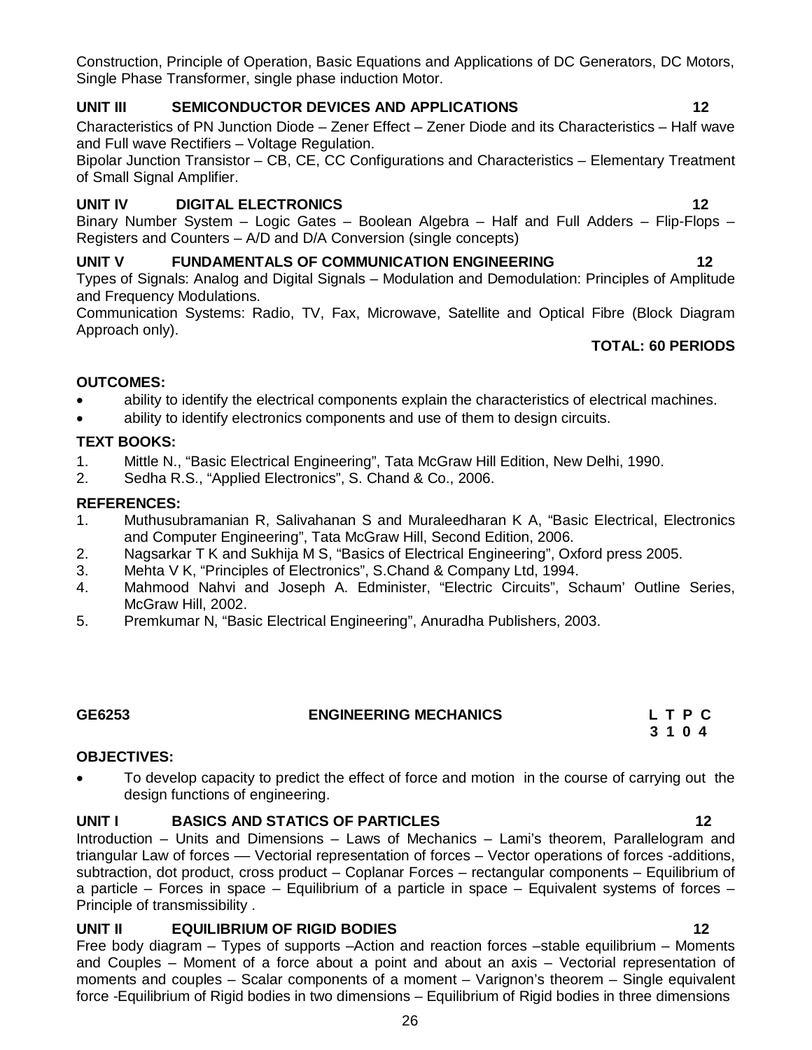Construction, Principle of Operation, Basic Equations and Applications of DC Generators, DC Motors, Single Phase Transformer, single phase induction Motor.

**UNIT III SEMICONDUCTOR DEVICES AND APPLICATIONS 12**

Characteristics of PN Junction Diode – Zener Effect – Zener Diode and its Characteristics – Half wave and Full wave Rectifiers – Voltage Regulation.

Bipolar Junction Transistor – CB, CE, CC Configurations and Characteristics – Elementary Treatment of Small Signal Amplifier.

**UNIT IV DIGITAL ELECTRONICS 12**

Binary Number System – Logic Gates – Boolean Algebra – Half and Full Adders – Flip-Flops – Registers and Counters – A/D and D/A Conversion (single concepts)

**UNIT V FUNDAMENTALS OF COMMUNICATION ENGINEERING 12**

Types of Signals: Analog and Digital Signals – Modulation and Demodulation: Principles of Amplitude and Frequency Modulations.

Communication Systems: Radio, TV, Fax, Microwave, Satellite and Optical Fibre (Block Diagram Approach only).

**TOTAL: 60 PERIODS**

**OUTCOMES:**

- ability to identify the electrical components explain the characteristics of electrical machines.
- ability to identify electronics components and use of them to design circuits.

**TEXT BOOKS:**

1. Mittle N., "Basic Electrical Engineering", Tata McGraw Hill Edition, New Delhi, 1990.
2. Sedha R.S., "Applied Electronics", S. Chand & Co., 2006.

**REFERENCES:**

1. Muthusubramanian R, Salivahanan S and Muraleedharan K A, "Basic Electrical, Electronics and Computer Engineering", Tata McGraw Hill, Second Edition, 2006.
2. Nagsarkar T K and Sukhija M S, "Basics of Electrical Engineering", Oxford press 2005.
3. Mehta V K, "Principles of Electronics", S.Chand & Company Ltd, 1994.
4. Mahmood Nahvi and Joseph A. Edminister, "Electric Circuits", Schaum' Outline Series, McGraw Hill, 2002.
5. Premkumar N, "Basic Electrical Engineering", Anuradha Publishers, 2003.

## GE6253 ENGINEERING MECHANICS

| L | T | P | C |
|---|---|---|---|
| 3 | 1 | 0 | 4 |

**OBJECTIVES:**

- To develop capacity to predict the effect of force and motion in the course of carrying out the design functions of engineering.

**UNIT I BASICS AND STATICS OF PARTICLES 12**

Introduction – Units and Dimensions – Laws of Mechanics – Lami's theorem, Parallelogram and triangular Law of forces –– Vectorial representation of forces – Vector operations of forces -additions, subtraction, dot product, cross product – Coplanar Forces – rectangular components – Equilibrium of a particle – Forces in space – Equilibrium of a particle in space – Equivalent systems of forces – Principle of transmissibility .

**UNIT II EQUILIBRIUM OF RIGID BODIES 12**

Free body diagram – Types of supports –Action and reaction forces –stable equilibrium – Moments and Couples – Moment of a force about a point and about an axis – Vectorial representation of moments and couples – Scalar components of a moment – Varignon's theorem – Single equivalent force -Equilibrium of Rigid bodies in two dimensions – Equilibrium of Rigid bodies in three dimensions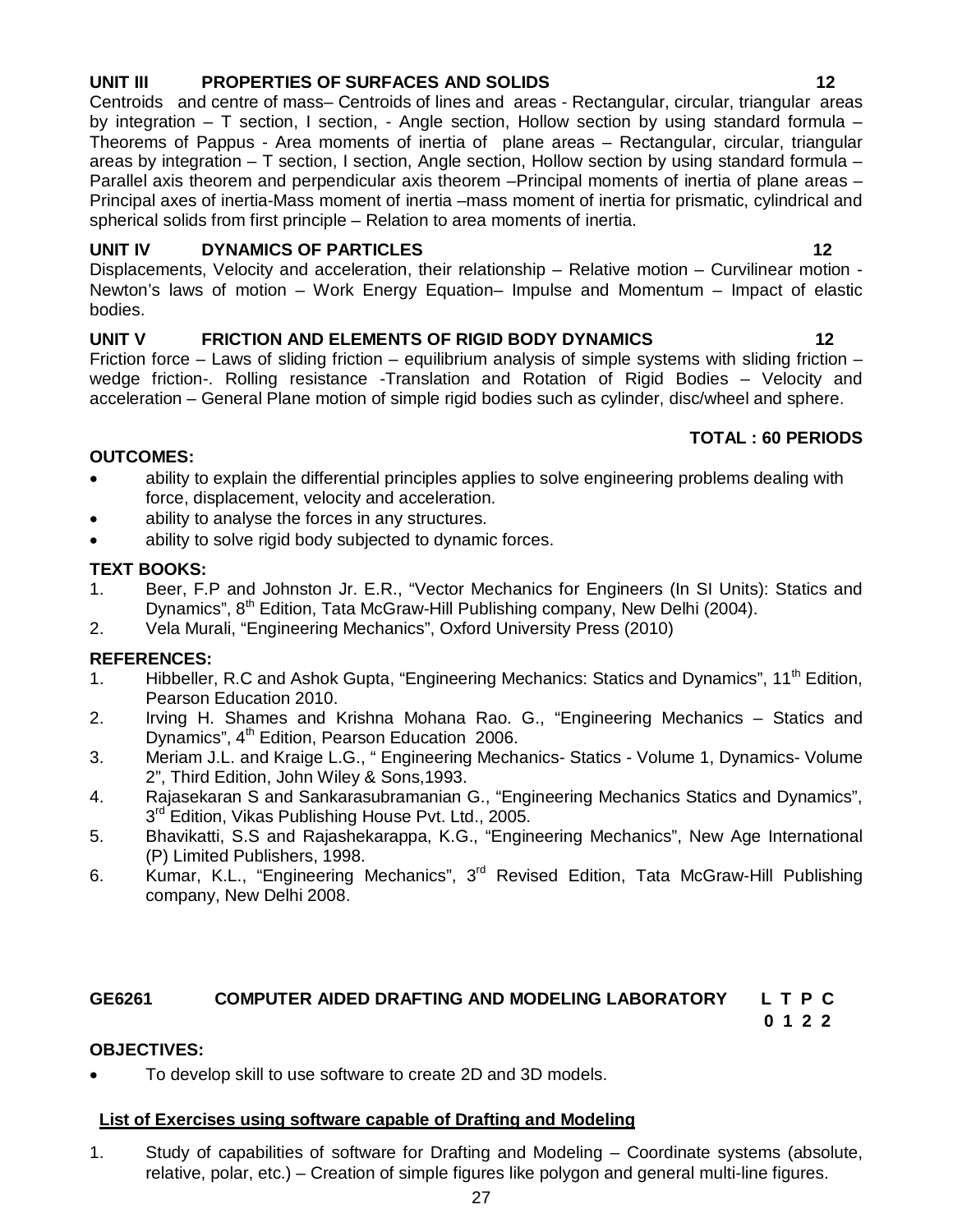**UNIT III PROPERTIES OF SURFACES AND SOLIDS 12**

Centroids and centre of mass– Centroids of lines and areas - Rectangular, circular, triangular areas by integration – T section, I section, - Angle section, Hollow section by using standard formula – Theorems of Pappus - Area moments of inertia of plane areas – Rectangular, circular, triangular areas by integration – T section, I section, Angle section, Hollow section by using standard formula – Parallel axis theorem and perpendicular axis theorem –Principal moments of inertia of plane areas – Principal axes of inertia-Mass moment of inertia –mass moment of inertia for prismatic, cylindrical and spherical solids from first principle – Relation to area moments of inertia.

**UNIT IV DYNAMICS OF PARTICLES 12**

Displacements, Velocity and acceleration, their relationship – Relative motion – Curvilinear motion - Newton's laws of motion – Work Energy Equation– Impulse and Momentum – Impact of elastic bodies.

**UNIT V FRICTION AND ELEMENTS OF RIGID BODY DYNAMICS 12**

Friction force – Laws of sliding friction – equilibrium analysis of simple systems with sliding friction – wedge friction-. Rolling resistance -Translation and Rotation of Rigid Bodies – Velocity and acceleration – General Plane motion of simple rigid bodies such as cylinder, disc/wheel and sphere.

**TOTAL : 60 PERIODS**

**OUTCOMES:**

- ability to explain the differential principles applies to solve engineering problems dealing with force, displacement, velocity and acceleration.
- ability to analyse the forces in any structures.
- ability to solve rigid body subjected to dynamic forces.

**TEXT BOOKS:**

1. Beer, F.P and Johnston Jr. E.R., "Vector Mechanics for Engineers (In SI Units): Statics and Dynamics", 8th Edition, Tata McGraw-Hill Publishing company, New Delhi (2004).
2. Vela Murali, "Engineering Mechanics", Oxford University Press (2010)

**REFERENCES:**

1. Hibbeller, R.C and Ashok Gupta, "Engineering Mechanics: Statics and Dynamics", 11th Edition, Pearson Education 2010.
2. Irving H. Shames and Krishna Mohana Rao. G., "Engineering Mechanics – Statics and Dynamics", 4th Edition, Pearson Education 2006.
3. Meriam J.L. and Kraige L.G., " Engineering Mechanics- Statics - Volume 1, Dynamics- Volume 2", Third Edition, John Wiley & Sons,1993.
4. Rajasekaran S and Sankarasubramanian G., "Engineering Mechanics Statics and Dynamics", 3rd Edition, Vikas Publishing House Pvt. Ltd., 2005.
5. Bhavikatti, S.S and Rajashekarappa, K.G., "Engineering Mechanics", New Age International (P) Limited Publishers, 1998.
6. Kumar, K.L., "Engineering Mechanics", 3rd Revised Edition, Tata McGraw-Hill Publishing company, New Delhi 2008.

**GE6261 COMPUTER AIDED DRAFTING AND MODELING LABORATORY L T P C**
**0 1 2 2**

**OBJECTIVES:**

- To develop skill to use software to create 2D and 3D models.

**List of Exercises using software capable of Drafting and Modeling**

1. Study of capabilities of software for Drafting and Modeling – Coordinate systems (absolute, relative, polar, etc.) – Creation of simple figures like polygon and general multi-line figures.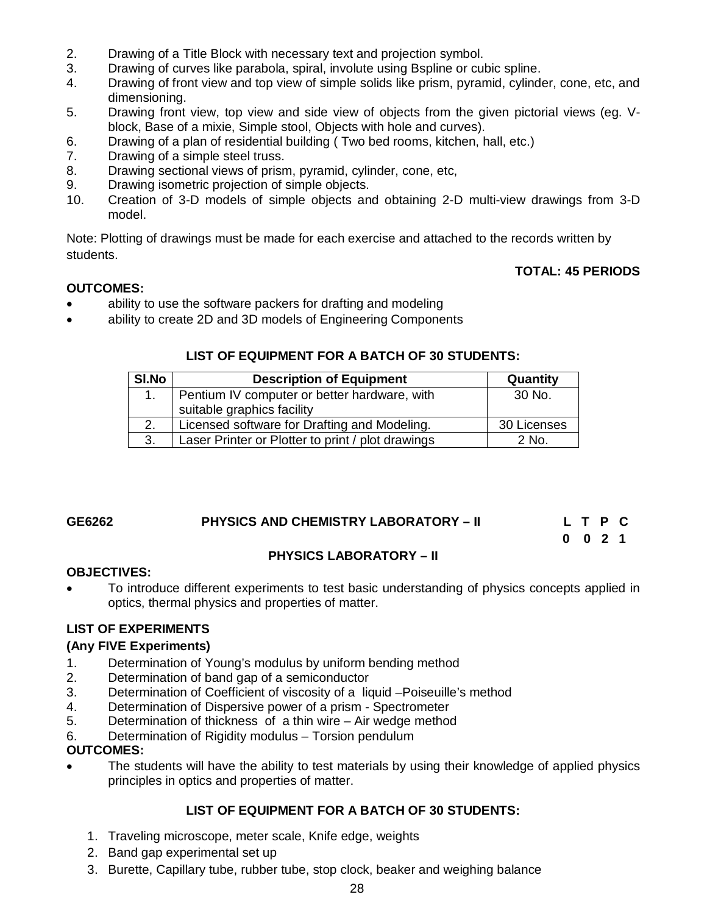2. Drawing of a Title Block with necessary text and projection symbol.
3. Drawing of curves like parabola, spiral, involute using Bspline or cubic spline.
4. Drawing of front view and top view of simple solids like prism, pyramid, cylinder, cone, etc, and dimensioning.
5. Drawing front view, top view and side view of objects from the given pictorial views (eg. V-block, Base of a mixie, Simple stool, Objects with hole and curves).
6. Drawing of a plan of residential building ( Two bed rooms, kitchen, hall, etc.)
7. Drawing of a simple steel truss.
8. Drawing sectional views of prism, pyramid, cylinder, cone, etc,
9. Drawing isometric projection of simple objects.
10. Creation of 3-D models of simple objects and obtaining 2-D multi-view drawings from 3-D model.

Note: Plotting of drawings must be made for each exercise and attached to the records written by students.

**TOTAL: 45 PERIODS**

**OUTCOMES:**

- ability to use the software packers for drafting and modeling
- ability to create 2D and 3D models of Engineering Components

**LIST OF EQUIPMENT FOR A BATCH OF 30 STUDENTS:**

| Sl.No | Description of Equipment | Quantity |
|---|---|---|
| 1. | Pentium IV computer or better hardware, with suitable graphics facility | 30 No. |
| 2. | Licensed software for Drafting and Modeling. | 30 Licenses |
| 3. | Laser Printer or Plotter to print / plot drawings | 2 No. |

**GE6262 PHYSICS AND CHEMISTRY LABORATORY – II**

| L | T | P | C |
|---|---|---|---|
| 0 | 0 | 2 | 1 |

**PHYSICS LABORATORY – II**

**OBJECTIVES:**

- To introduce different experiments to test basic understanding of physics concepts applied in optics, thermal physics and properties of matter.

**LIST OF EXPERIMENTS**

**(Any FIVE Experiments)**

1. Determination of Young's modulus by uniform bending method
2. Determination of band gap of a semiconductor
3. Determination of Coefficient of viscosity of a liquid –Poiseuille's method
4. Determination of Dispersive power of a prism - Spectrometer
5. Determination of thickness of a thin wire – Air wedge method
6. Determination of Rigidity modulus – Torsion pendulum

**OUTCOMES:**

- The students will have the ability to test materials by using their knowledge of applied physics principles in optics and properties of matter.

**LIST OF EQUIPMENT FOR A BATCH OF 30 STUDENTS:**

1. Traveling microscope, meter scale, Knife edge, weights
2. Band gap experimental set up
3. Burette, Capillary tube, rubber tube, stop clock, beaker and weighing balance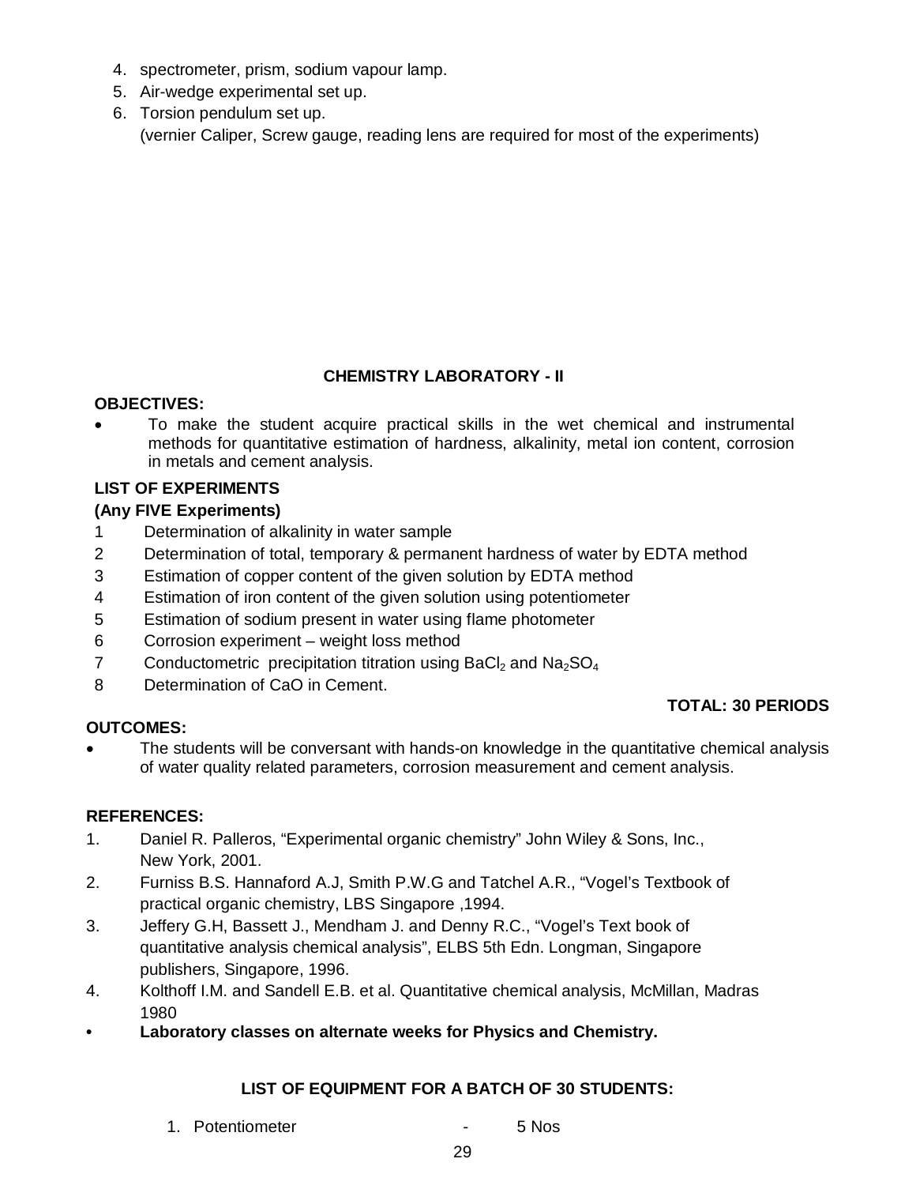4. spectrometer, prism, sodium vapour lamp.
5. Air-wedge experimental set up.
6. Torsion pendulum set up.

   (vernier Caliper, Screw gauge, reading lens are required for most of the experiments)

## CHEMISTRY LABORATORY - II

**OBJECTIVES:**

- To make the student acquire practical skills in the wet chemical and instrumental methods for quantitative estimation of hardness, alkalinity, metal ion content, corrosion in metals and cement analysis.

**LIST OF EXPERIMENTS**

**(Any FIVE Experiments)**

1. Determination of alkalinity in water sample
2. Determination of total, temporary & permanent hardness of water by EDTA method
3. Estimation of copper content of the given solution by EDTA method
4. Estimation of iron content of the given solution using potentiometer
5. Estimation of sodium present in water using flame photometer
6. Corrosion experiment – weight loss method
7. Conductometric precipitation titration using $BaCl_2$ and $Na_2SO_4$
8. Determination of CaO in Cement.

**TOTAL: 30 PERIODS**

**OUTCOMES:**

- The students will be conversant with hands-on knowledge in the quantitative chemical analysis of water quality related parameters, corrosion measurement and cement analysis.

**REFERENCES:**

1. Daniel R. Palleros, "Experimental organic chemistry" John Wiley & Sons, Inc., New York, 2001.
2. Furniss B.S. Hannaford A.J, Smith P.W.G and Tatchel A.R., "Vogel's Textbook of practical organic chemistry, LBS Singapore ,1994.
3. Jeffery G.H, Bassett J., Mendham J. and Denny R.C., "Vogel's Text book of quantitative analysis chemical analysis", ELBS 5th Edn. Longman, Singapore publishers, Singapore, 1996.
4. Kolthoff I.M. and Sandell E.B. et al. Quantitative chemical analysis, McMillan, Madras 1980

- **Laboratory classes on alternate weeks for Physics and Chemistry.**

**LIST OF EQUIPMENT FOR A BATCH OF 30 STUDENTS:**

1. Potentiometer - 5 Nos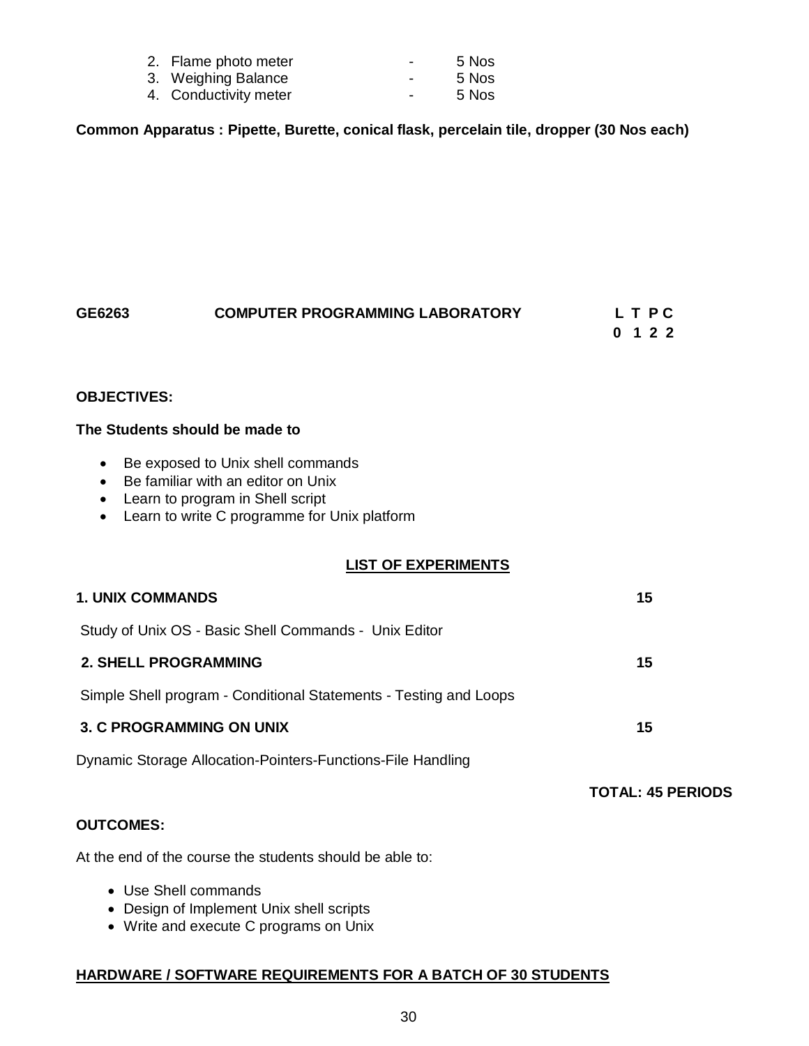2. Flame photo meter - 5 Nos
3. Weighing Balance - 5 Nos
4. Conductivity meter - 5 Nos

**Common Apparatus : Pipette, Burette, conical flask, percelain tile, dropper (30 Nos each)**

**GE6263 COMPUTER PROGRAMMING LABORATORY** **L T P C**
**0 1 2 2**

**OBJECTIVES:**

**The Students should be made to**

- Be exposed to Unix shell commands
- Be familiar with an editor on Unix
- Learn to program in Shell script
- Learn to write C programme for Unix platform

**LIST OF EXPERIMENTS**

**1. UNIX COMMANDS** **15**

Study of Unix OS - Basic Shell Commands - Unix Editor

**2. SHELL PROGRAMMING** **15**

Simple Shell program - Conditional Statements - Testing and Loops

**3. C PROGRAMMING ON UNIX** **15**

Dynamic Storage Allocation-Pointers-Functions-File Handling

**TOTAL: 45 PERIODS**

**OUTCOMES:**

At the end of the course the students should be able to:

- Use Shell commands
- Design of Implement Unix shell scripts
- Write and execute C programs on Unix

**HARDWARE / SOFTWARE REQUIREMENTS FOR A BATCH OF 30 STUDENTS**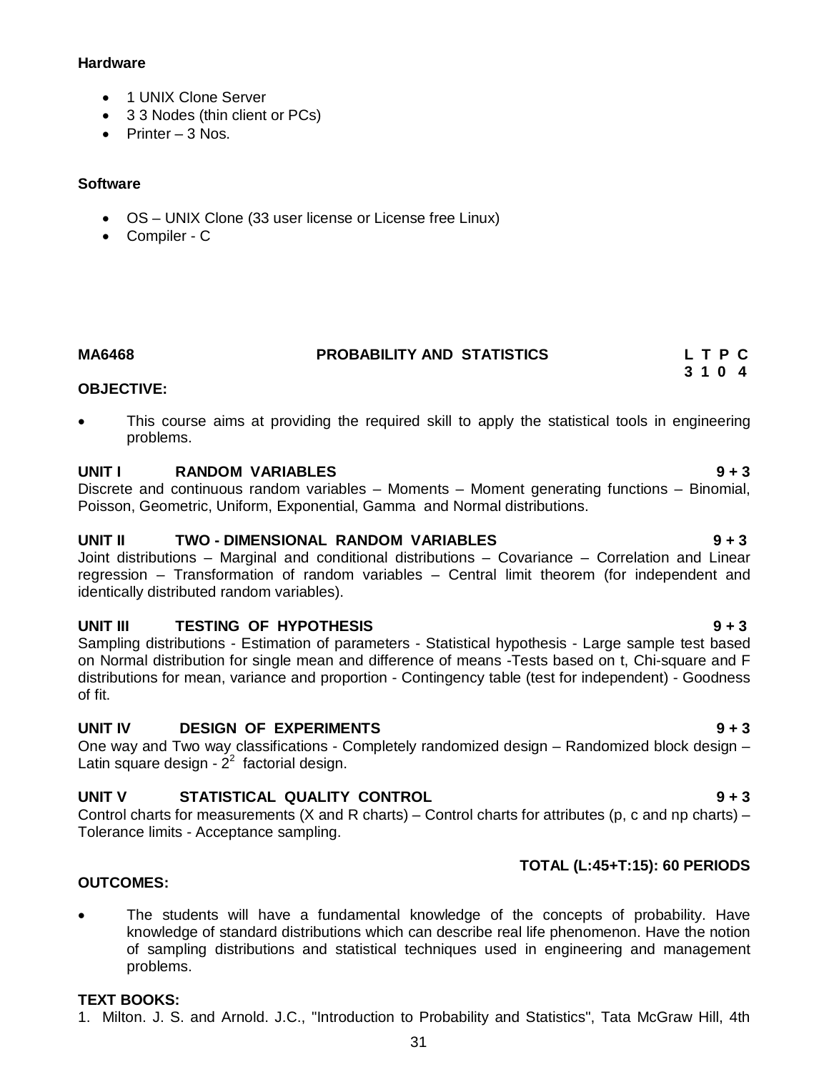**Hardware**

- 1 UNIX Clone Server
- 3 3 Nodes (thin client or PCs)
- Printer – 3 Nos.

**Software**

- OS – UNIX Clone (33 user license or License free Linux)
- Compiler - C

**MA6468 PROBABILITY AND STATISTICS** **L T P C 3 1 0 4**

**OBJECTIVE:**

- This course aims at providing the required skill to apply the statistical tools in engineering problems.

**UNIT I RANDOM VARIABLES 9 + 3**

Discrete and continuous random variables – Moments – Moment generating functions – Binomial, Poisson, Geometric, Uniform, Exponential, Gamma and Normal distributions.

**UNIT II TWO - DIMENSIONAL RANDOM VARIABLES 9 + 3**

Joint distributions – Marginal and conditional distributions – Covariance – Correlation and Linear regression – Transformation of random variables – Central limit theorem (for independent and identically distributed random variables).

**UNIT III TESTING OF HYPOTHESIS 9 + 3**

Sampling distributions - Estimation of parameters - Statistical hypothesis - Large sample test based on Normal distribution for single mean and difference of means -Tests based on t, Chi-square and F distributions for mean, variance and proportion - Contingency table (test for independent) - Goodness of fit.

**UNIT IV DESIGN OF EXPERIMENTS 9 + 3**

One way and Two way classifications - Completely randomized design – Randomized block design – Latin square design - $2^2$ factorial design.

**UNIT V STATISTICAL QUALITY CONTROL 9 + 3**

Control charts for measurements (X and R charts) – Control charts for attributes (p, c and np charts) – Tolerance limits - Acceptance sampling.

**TOTAL (L:45+T:15): 60 PERIODS**

**OUTCOMES:**

- The students will have a fundamental knowledge of the concepts of probability. Have knowledge of standard distributions which can describe real life phenomenon. Have the notion of sampling distributions and statistical techniques used in engineering and management problems.

**TEXT BOOKS:**

1. Milton. J. S. and Arnold. J.C., "Introduction to Probability and Statistics", Tata McGraw Hill, 4th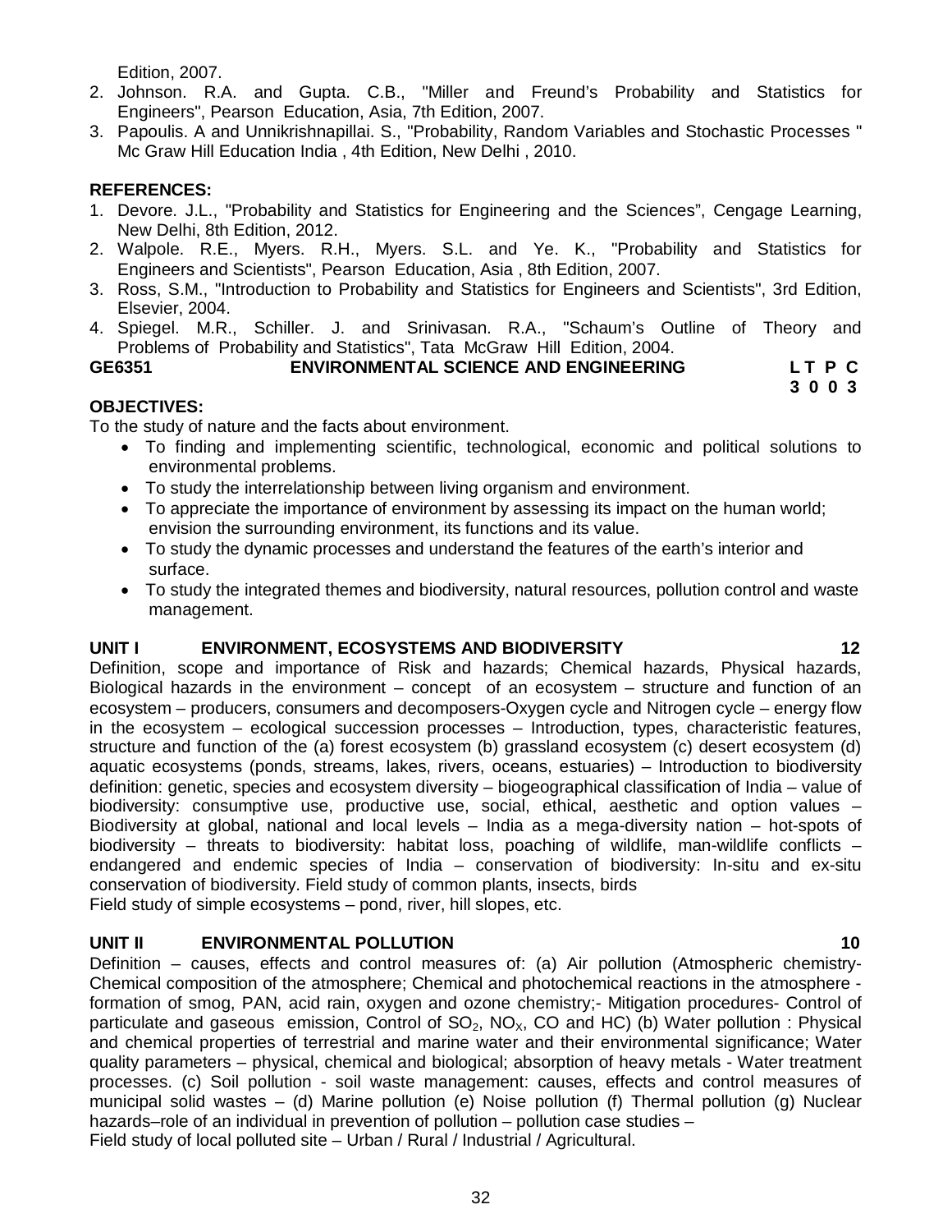Edition, 2007.

2. Johnson. R.A. and Gupta. C.B., "Miller and Freund's Probability and Statistics for Engineers", Pearson Education, Asia, 7th Edition, 2007.
3. Papoulis. A and Unnikrishnapillai. S., "Probability, Random Variables and Stochastic Processes " Mc Graw Hill Education India , 4th Edition, New Delhi , 2010.

**REFERENCES:**

1. Devore. J.L., "Probability and Statistics for Engineering and the Sciences", Cengage Learning, New Delhi, 8th Edition, 2012.
2. Walpole. R.E., Myers. R.H., Myers. S.L. and Ye. K., "Probability and Statistics for Engineers and Scientists", Pearson Education, Asia , 8th Edition, 2007.
3. Ross, S.M., "Introduction to Probability and Statistics for Engineers and Scientists", 3rd Edition, Elsevier, 2004.
4. Spiegel. M.R., Schiller. J. and Srinivasan. R.A., "Schaum's Outline of Theory and Problems of Probability and Statistics", Tata McGraw Hill Edition, 2004.

## GE6351 ENVIRONMENTAL SCIENCE AND ENGINEERING

**L T P C**
**3 0 0 3**

**OBJECTIVES:**

To the study of nature and the facts about environment.

- To finding and implementing scientific, technological, economic and political solutions to environmental problems.
- To study the interrelationship between living organism and environment.
- To appreciate the importance of environment by assessing its impact on the human world; envision the surrounding environment, its functions and its value.
- To study the dynamic processes and understand the features of the earth's interior and surface.
- To study the integrated themes and biodiversity, natural resources, pollution control and waste management.

**UNIT I ENVIRONMENT, ECOSYSTEMS AND BIODIVERSITY 12**

Definition, scope and importance of Risk and hazards; Chemical hazards, Physical hazards, Biological hazards in the environment – concept of an ecosystem – structure and function of an ecosystem – producers, consumers and decomposers-Oxygen cycle and Nitrogen cycle – energy flow in the ecosystem – ecological succession processes – Introduction, types, characteristic features, structure and function of the (a) forest ecosystem (b) grassland ecosystem (c) desert ecosystem (d) aquatic ecosystems (ponds, streams, lakes, rivers, oceans, estuaries) – Introduction to biodiversity definition: genetic, species and ecosystem diversity – biogeographical classification of India – value of biodiversity: consumptive use, productive use, social, ethical, aesthetic and option values – Biodiversity at global, national and local levels – India as a mega-diversity nation – hot-spots of biodiversity – threats to biodiversity: habitat loss, poaching of wildlife, man-wildlife conflicts – endangered and endemic species of India – conservation of biodiversity: In-situ and ex-situ conservation of biodiversity. Field study of common plants, insects, birds
Field study of simple ecosystems – pond, river, hill slopes, etc.

**UNIT II ENVIRONMENTAL POLLUTION 10**

Definition – causes, effects and control measures of: (a) Air pollution (Atmospheric chemistry-Chemical composition of the atmosphere; Chemical and photochemical reactions in the atmosphere - formation of smog, PAN, acid rain, oxygen and ozone chemistry;- Mitigation procedures- Control of particulate and gaseous emission, Control of $SO_2$, $NO_X$, CO and HC) (b) Water pollution : Physical and chemical properties of terrestrial and marine water and their environmental significance; Water quality parameters – physical, chemical and biological; absorption of heavy metals - Water treatment processes. (c) Soil pollution - soil waste management: causes, effects and control measures of municipal solid wastes – (d) Marine pollution (e) Noise pollution (f) Thermal pollution (g) Nuclear hazards–role of an individual in prevention of pollution – pollution case studies –
Field study of local polluted site – Urban / Rural / Industrial / Agricultural.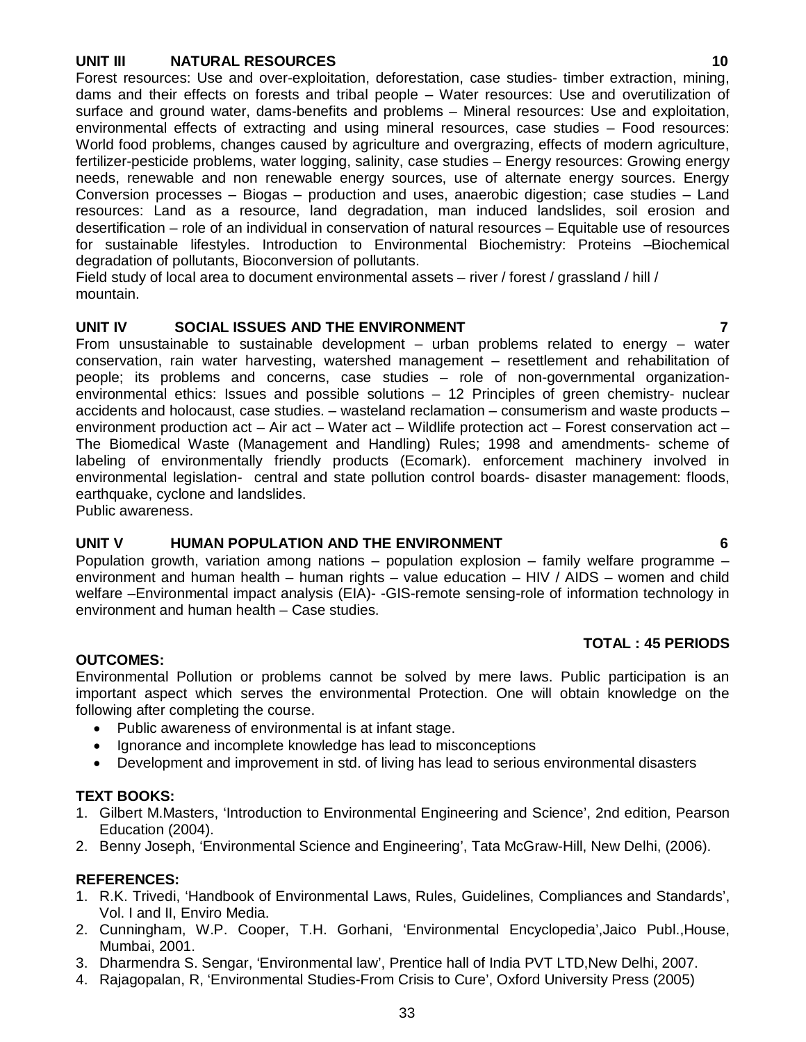### UNIT III NATURAL RESOURCES 10

Forest resources: Use and over-exploitation, deforestation, case studies- timber extraction, mining, dams and their effects on forests and tribal people – Water resources: Use and overutilization of surface and ground water, dams-benefits and problems – Mineral resources: Use and exploitation, environmental effects of extracting and using mineral resources, case studies – Food resources: World food problems, changes caused by agriculture and overgrazing, effects of modern agriculture, fertilizer-pesticide problems, water logging, salinity, case studies – Energy resources: Growing energy needs, renewable and non renewable energy sources, use of alternate energy sources. Energy Conversion processes – Biogas – production and uses, anaerobic digestion; case studies – Land resources: Land as a resource, land degradation, man induced landslides, soil erosion and desertification – role of an individual in conservation of natural resources – Equitable use of resources for sustainable lifestyles. Introduction to Environmental Biochemistry: Proteins –Biochemical degradation of pollutants, Bioconversion of pollutants.

Field study of local area to document environmental assets – river / forest / grassland / hill / mountain.

### UNIT IV SOCIAL ISSUES AND THE ENVIRONMENT 7

From unsustainable to sustainable development – urban problems related to energy – water conservation, rain water harvesting, watershed management – resettlement and rehabilitation of people; its problems and concerns, case studies – role of non-governmental organization-environmental ethics: Issues and possible solutions – 12 Principles of green chemistry- nuclear accidents and holocaust, case studies. – wasteland reclamation – consumerism and waste products – environment production act – Air act – Water act – Wildlife protection act – Forest conservation act – The Biomedical Waste (Management and Handling) Rules; 1998 and amendments- scheme of labeling of environmentally friendly products (Ecomark). enforcement machinery involved in environmental legislation- central and state pollution control boards- disaster management: floods, earthquake, cyclone and landslides.

Public awareness.

### UNIT V HUMAN POPULATION AND THE ENVIRONMENT 6

Population growth, variation among nations – population explosion – family welfare programme – environment and human health – human rights – value education – HIV / AIDS – women and child welfare –Environmental impact analysis (EIA)- -GIS-remote sensing-role of information technology in environment and human health – Case studies.

**TOTAL : 45 PERIODS**

**OUTCOMES:**

Environmental Pollution or problems cannot be solved by mere laws. Public participation is an important aspect which serves the environmental Protection. One will obtain knowledge on the following after completing the course.

- Public awareness of environmental is at infant stage.
- Ignorance and incomplete knowledge has lead to misconceptions
- Development and improvement in std. of living has lead to serious environmental disasters

**TEXT BOOKS:**

1. Gilbert M.Masters, 'Introduction to Environmental Engineering and Science', 2nd edition, Pearson Education (2004).
2. Benny Joseph, 'Environmental Science and Engineering', Tata McGraw-Hill, New Delhi, (2006).

**REFERENCES:**

1. R.K. Trivedi, 'Handbook of Environmental Laws, Rules, Guidelines, Compliances and Standards', Vol. I and II, Enviro Media.
2. Cunningham, W.P. Cooper, T.H. Gorhani, 'Environmental Encyclopedia',Jaico Publ.,House, Mumbai, 2001.
3. Dharmendra S. Sengar, 'Environmental law', Prentice hall of India PVT LTD,New Delhi, 2007.
4. Rajagopalan, R, 'Environmental Studies-From Crisis to Cure', Oxford University Press (2005)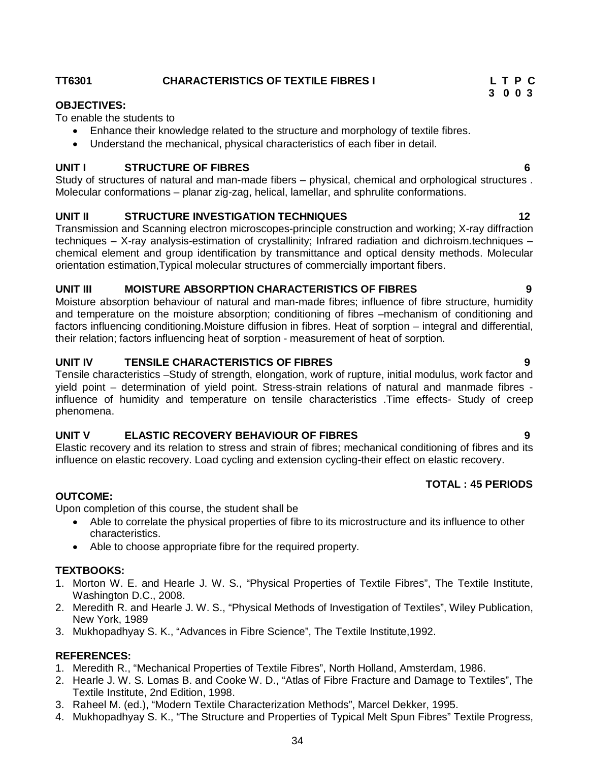**TT6301 CHARACTERISTICS OF TEXTILE FIBRES I**

| L | T | P | C |
|---|---|---|---|
| 3 | 0 | 0 | 3 |

**OBJECTIVES:**

To enable the students to

- Enhance their knowledge related to the structure and morphology of textile fibres.
- Understand the mechanical, physical characteristics of each fiber in detail.

**UNIT I STRUCTURE OF FIBRES 6**

Study of structures of natural and man-made fibers – physical, chemical and orphological structures . Molecular conformations – planar zig-zag, helical, lamellar, and sphrulite conformations.

**UNIT II STRUCTURE INVESTIGATION TECHNIQUES 12**

Transmission and Scanning electron microscopes-principle construction and working; X-ray diffraction techniques – X-ray analysis-estimation of crystallinity; Infrared radiation and dichroism.techniques – chemical element and group identification by transmittance and optical density methods. Molecular orientation estimation,Typical molecular structures of commercially important fibers.

**UNIT III MOISTURE ABSORPTION CHARACTERISTICS OF FIBRES 9**

Moisture absorption behaviour of natural and man-made fibres; influence of fibre structure, humidity and temperature on the moisture absorption; conditioning of fibres –mechanism of conditioning and factors influencing conditioning.Moisture diffusion in fibres. Heat of sorption – integral and differential, their relation; factors influencing heat of sorption - measurement of heat of sorption.

**UNIT IV TENSILE CHARACTERISTICS OF FIBRES 9**

Tensile characteristics –Study of strength, elongation, work of rupture, initial modulus, work factor and yield point – determination of yield point. Stress-strain relations of natural and manmade fibres - influence of humidity and temperature on tensile characteristics .Time effects- Study of creep phenomena.

**UNIT V ELASTIC RECOVERY BEHAVIOUR OF FIBRES 9**

Elastic recovery and its relation to stress and strain of fibres; mechanical conditioning of fibres and its influence on elastic recovery. Load cycling and extension cycling-their effect on elastic recovery.

**TOTAL : 45 PERIODS**

**OUTCOME:**

Upon completion of this course, the student shall be

- Able to correlate the physical properties of fibre to its microstructure and its influence to other characteristics.
- Able to choose appropriate fibre for the required property.

**TEXTBOOKS:**

1. Morton W. E. and Hearle J. W. S., "Physical Properties of Textile Fibres", The Textile Institute, Washington D.C., 2008.
2. Meredith R. and Hearle J. W. S., "Physical Methods of Investigation of Textiles", Wiley Publication, New York, 1989
3. Mukhopadhyay S. K., "Advances in Fibre Science", The Textile Institute,1992.

**REFERENCES:**

1. Meredith R., "Mechanical Properties of Textile Fibres", North Holland, Amsterdam, 1986.
2. Hearle J. W. S. Lomas B. and Cooke W. D., "Atlas of Fibre Fracture and Damage to Textiles", The Textile Institute, 2nd Edition, 1998.
3. Raheel M. (ed.), "Modern Textile Characterization Methods", Marcel Dekker, 1995.
4. Mukhopadhyay S. K., "The Structure and Properties of Typical Melt Spun Fibres" Textile Progress,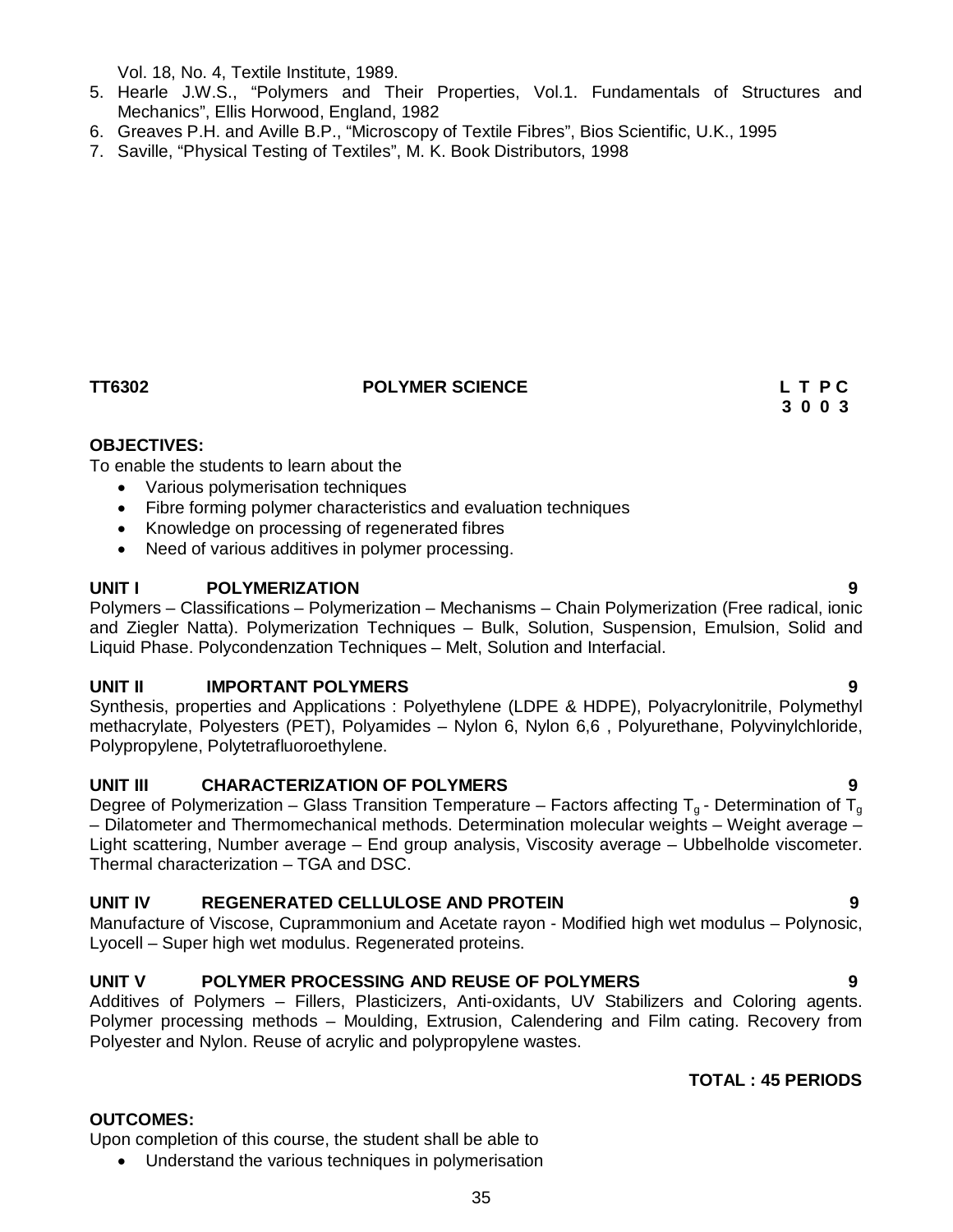Vol. 18, No. 4, Textile Institute, 1989.

5. Hearle J.W.S., "Polymers and Their Properties, Vol.1. Fundamentals of Structures and Mechanics", Ellis Horwood, England, 1982
6. Greaves P.H. and Aville B.P., "Microscopy of Textile Fibres", Bios Scientific, U.K., 1995
7. Saville, "Physical Testing of Textiles", M. K. Book Distributors, 1998

**TT6302 POLYMER SCIENCE**

| L | T | P | C |
|---|---|---|---|
| 3 | 0 | 0 | 3 |

**OBJECTIVES:**

To enable the students to learn about the

- Various polymerisation techniques
- Fibre forming polymer characteristics and evaluation techniques
- Knowledge on processing of regenerated fibres
- Need of various additives in polymer processing.

**UNIT I POLYMERIZATION 9**

Polymers – Classifications – Polymerization – Mechanisms – Chain Polymerization (Free radical, ionic and Ziegler Natta). Polymerization Techniques – Bulk, Solution, Suspension, Emulsion, Solid and Liquid Phase. Polycondenzation Techniques – Melt, Solution and Interfacial.

**UNIT II IMPORTANT POLYMERS 9**

Synthesis, properties and Applications : Polyethylene (LDPE & HDPE), Polyacrylonitrile, Polymethyl methacrylate, Polyesters (PET), Polyamides – Nylon 6, Nylon 6,6 , Polyurethane, Polyvinylchloride, Polypropylene, Polytetrafluoroethylene.

**UNIT III CHARACTERIZATION OF POLYMERS 9**

Degree of Polymerization – Glass Transition Temperature – Factors affecting $T_g$ - Determination of $T_g$ – Dilatometer and Thermomechanical methods. Determination molecular weights – Weight average – Light scattering, Number average – End group analysis, Viscosity average – Ubbelholde viscometer. Thermal characterization – TGA and DSC.

**UNIT IV REGENERATED CELLULOSE AND PROTEIN 9**

Manufacture of Viscose, Cuprammonium and Acetate rayon - Modified high wet modulus – Polynosic, Lyocell – Super high wet modulus. Regenerated proteins.

**UNIT V POLYMER PROCESSING AND REUSE OF POLYMERS 9**

Additives of Polymers – Fillers, Plasticizers, Anti-oxidants, UV Stabilizers and Coloring agents. Polymer processing methods – Moulding, Extrusion, Calendering and Film cating. Recovery from Polyester and Nylon. Reuse of acrylic and polypropylene wastes.

**TOTAL : 45 PERIODS**

**OUTCOMES:**

Upon completion of this course, the student shall be able to

- Understand the various techniques in polymerisation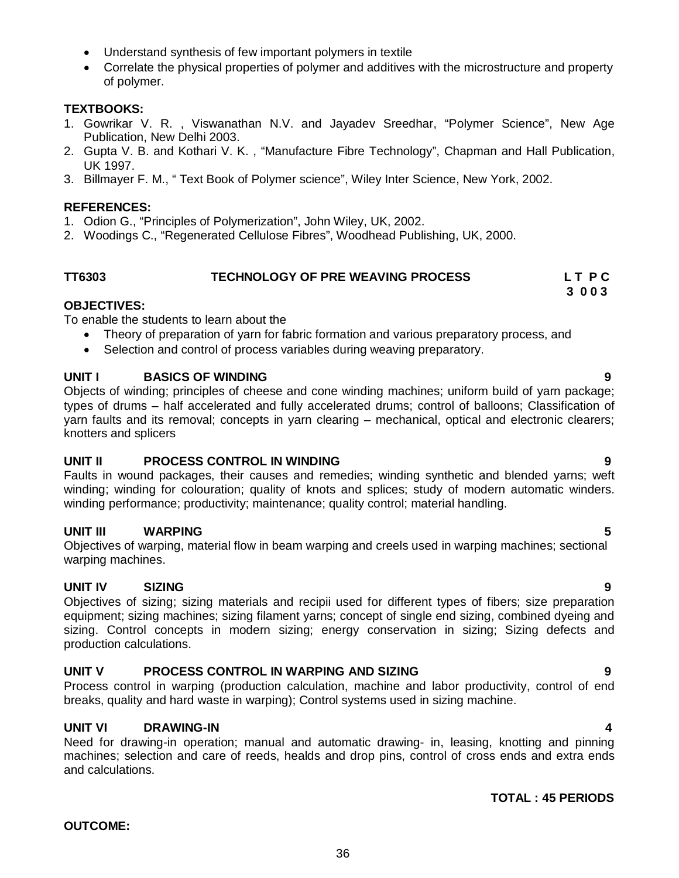- Understand synthesis of few important polymers in textile
- Correlate the physical properties of polymer and additives with the microstructure and property of polymer.

**TEXTBOOKS:**

1. Gowrikar V. R. , Viswanathan N.V. and Jayadev Sreedhar, "Polymer Science", New Age Publication, New Delhi 2003.
2. Gupta V. B. and Kothari V. K. , "Manufacture Fibre Technology", Chapman and Hall Publication, UK 1997.
3. Billmayer F. M., " Text Book of Polymer science", Wiley Inter Science, New York, 2002.

**REFERENCES:**

1. Odion G., "Principles of Polymerization", John Wiley, UK, 2002.
2. Woodings C., "Regenerated Cellulose Fibres", Woodhead Publishing, UK, 2000.

## TT6303 TECHNOLOGY OF PRE WEAVING PROCESS

| L | T | P | C |
|---|---|---|---|
| 3 | 0 | 0 | 3 |

**OBJECTIVES:**

To enable the students to learn about the

- Theory of preparation of yarn for fabric formation and various preparatory process, and
- Selection and control of process variables during weaving preparatory.

**UNIT I BASICS OF WINDING** **9**

Objects of winding; principles of cheese and cone winding machines; uniform build of yarn package; types of drums – half accelerated and fully accelerated drums; control of balloons; Classification of yarn faults and its removal; concepts in yarn clearing – mechanical, optical and electronic clearers; knotters and splicers

**UNIT II PROCESS CONTROL IN WINDING** **9**

Faults in wound packages, their causes and remedies; winding synthetic and blended yarns; weft winding; winding for colouration; quality of knots and splices; study of modern automatic winders. winding performance; productivity; maintenance; quality control; material handling.

**UNIT III WARPING** **5**

Objectives of warping, material flow in beam warping and creels used in warping machines; sectional warping machines.

**UNIT IV SIZING** **9**

Objectives of sizing; sizing materials and recipii used for different types of fibers; size preparation equipment; sizing machines; sizing filament yarns; concept of single end sizing, combined dyeing and sizing. Control concepts in modern sizing; energy conservation in sizing; Sizing defects and production calculations.

**UNIT V PROCESS CONTROL IN WARPING AND SIZING** **9**

Process control in warping (production calculation, machine and labor productivity, control of end breaks, quality and hard waste in warping); Control systems used in sizing machine.

**UNIT VI DRAWING-IN** **4**

Need for drawing-in operation; manual and automatic drawing- in, leasing, knotting and pinning machines; selection and care of reeds, healds and drop pins, control of cross ends and extra ends and calculations.

**TOTAL : 45 PERIODS**

**OUTCOME:**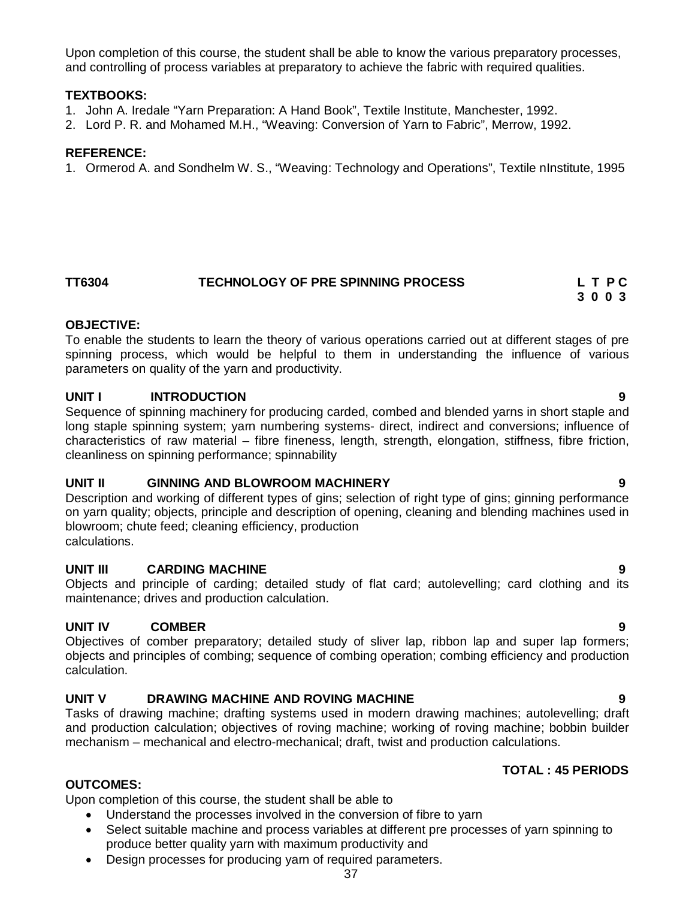Upon completion of this course, the student shall be able to know the various preparatory processes, and controlling of process variables at preparatory to achieve the fabric with required qualities.

**TEXTBOOKS:**

1. John A. Iredale "Yarn Preparation: A Hand Book", Textile Institute, Manchester, 1992.
2. Lord P. R. and Mohamed M.H., "Weaving: Conversion of Yarn to Fabric", Merrow, 1992.

**REFERENCE:**

1. Ormerod A. and Sondhelm W. S., "Weaving: Technology and Operations", Textile nInstitute, 1995

## TT6304 TECHNOLOGY OF PRE SPINNING PROCESS

**L T P C**
**3 0 0 3**

**OBJECTIVE:**

To enable the students to learn the theory of various operations carried out at different stages of pre spinning process, which would be helpful to them in understanding the influence of various parameters on quality of the yarn and productivity.

**UNIT I INTRODUCTION 9**

Sequence of spinning machinery for producing carded, combed and blended yarns in short staple and long staple spinning system; yarn numbering systems- direct, indirect and conversions; influence of characteristics of raw material – fibre fineness, length, strength, elongation, stiffness, fibre friction, cleanliness on spinning performance; spinnability

**UNIT II GINNING AND BLOWROOM MACHINERY 9**

Description and working of different types of gins; selection of right type of gins; ginning performance on yarn quality; objects, principle and description of opening, cleaning and blending machines used in blowroom; chute feed; cleaning efficiency, production
calculations.

**UNIT III CARDING MACHINE 9**

Objects and principle of carding; detailed study of flat card; autolevelling; card clothing and its maintenance; drives and production calculation.

**UNIT IV COMBER 9**

Objectives of comber preparatory; detailed study of sliver lap, ribbon lap and super lap formers; objects and principles of combing; sequence of combing operation; combing efficiency and production calculation.

**UNIT V DRAWING MACHINE AND ROVING MACHINE 9**

Tasks of drawing machine; drafting systems used in modern drawing machines; autolevelling; draft and production calculation; objectives of roving machine; working of roving machine; bobbin builder mechanism – mechanical and electro-mechanical; draft, twist and production calculations.

**TOTAL : 45 PERIODS**

**OUTCOMES:**

Upon completion of this course, the student shall be able to

- Understand the processes involved in the conversion of fibre to yarn
- Select suitable machine and process variables at different pre processes of yarn spinning to produce better quality yarn with maximum productivity and
- Design processes for producing yarn of required parameters.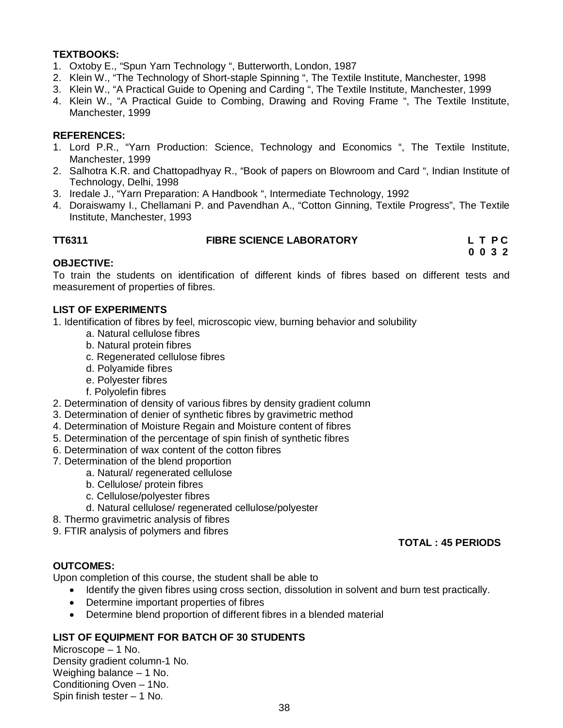**TEXTBOOKS:**

1. Oxtoby E., "Spun Yarn Technology ", Butterworth, London, 1987
2. Klein W., "The Technology of Short-staple Spinning ", The Textile Institute, Manchester, 1998
3. Klein W., "A Practical Guide to Opening and Carding ", The Textile Institute, Manchester, 1999
4. Klein W., "A Practical Guide to Combing, Drawing and Roving Frame ", The Textile Institute, Manchester, 1999

**REFERENCES:**

1. Lord P.R., "Yarn Production: Science, Technology and Economics ", The Textile Institute, Manchester, 1999
2. Salhotra K.R. and Chattopadhyay R., "Book of papers on Blowroom and Card ", Indian Institute of Technology, Delhi, 1998
3. Iredale J., "Yarn Preparation: A Handbook ", Intermediate Technology, 1992
4. Doraiswamy I., Chellamani P. and Pavendhan A., "Cotton Ginning, Textile Progress", The Textile Institute, Manchester, 1993

## TT6311 FIBRE SCIENCE LABORATORY

**L T P C**
**0 0 3 2**

**OBJECTIVE:**

To train the students on identification of different kinds of fibres based on different tests and measurement of properties of fibres.

**LIST OF EXPERIMENTS**

1. Identification of fibres by feel, microscopic view, burning behavior and solubility
   a. Natural cellulose fibres
   b. Natural protein fibres
   c. Regenerated cellulose fibres
   d. Polyamide fibres
   e. Polyester fibres
   f. Polyolefin fibres
2. Determination of density of various fibres by density gradient column
3. Determination of denier of synthetic fibres by gravimetric method
4. Determination of Moisture Regain and Moisture content of fibres
5. Determination of the percentage of spin finish of synthetic fibres
6. Determination of wax content of the cotton fibres
7. Determination of the blend proportion
   a. Natural/ regenerated cellulose
   b. Cellulose/ protein fibres
   c. Cellulose/polyester fibres
   d. Natural cellulose/ regenerated cellulose/polyester
8. Thermo gravimetric analysis of fibres
9. FTIR analysis of polymers and fibres

**TOTAL : 45 PERIODS**

**OUTCOMES:**

Upon completion of this course, the student shall be able to

- Identify the given fibres using cross section, dissolution in solvent and burn test practically.
- Determine important properties of fibres
- Determine blend proportion of different fibres in a blended material

**LIST OF EQUIPMENT FOR BATCH OF 30 STUDENTS**

Microscope – 1 No.
Density gradient column-1 No.
Weighing balance – 1 No.
Conditioning Oven – 1No.
Spin finish tester – 1 No.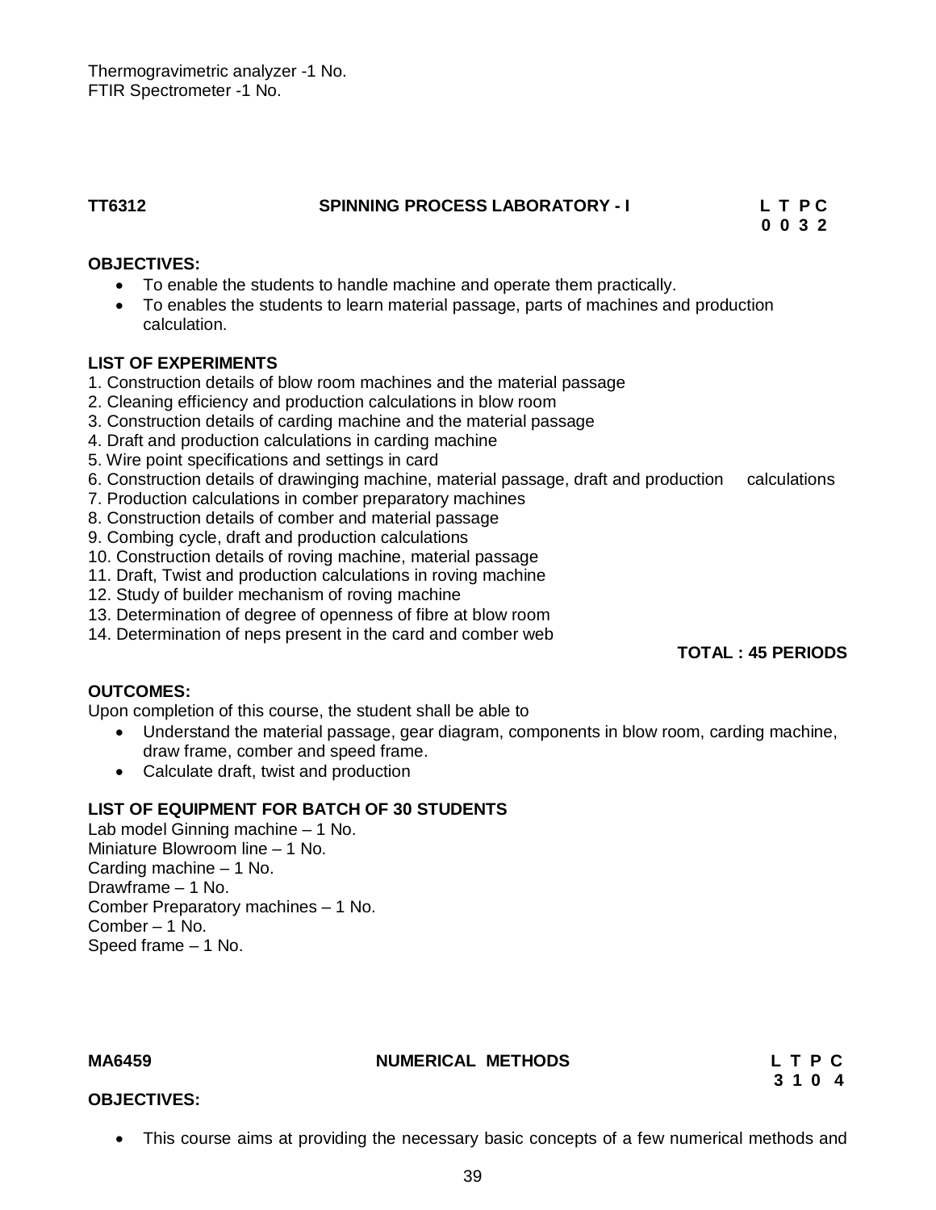Thermogravimetric analyzer -1 No.
FTIR Spectrometer -1 No.

**TT6312 SPINNING PROCESS LABORATORY - I** **L T P C**
**0 0 3 2**

**OBJECTIVES:**

- To enable the students to handle machine and operate them practically.
- To enables the students to learn material passage, parts of machines and production calculation.

**LIST OF EXPERIMENTS**

1. Construction details of blow room machines and the material passage
2. Cleaning efficiency and production calculations in blow room
3. Construction details of carding machine and the material passage
4. Draft and production calculations in carding machine
5. Wire point specifications and settings in card
6. Construction details of drawinging machine, material passage, draft and production calculations
7. Production calculations in comber preparatory machines
8. Construction details of comber and material passage
9. Combing cycle, draft and production calculations
10. Construction details of roving machine, material passage
11. Draft, Twist and production calculations in roving machine
12. Study of builder mechanism of roving machine
13. Determination of degree of openness of fibre at blow room
14. Determination of neps present in the card and comber web

**TOTAL : 45 PERIODS**

**OUTCOMES:**

Upon completion of this course, the student shall be able to

- Understand the material passage, gear diagram, components in blow room, carding machine, draw frame, comber and speed frame.
- Calculate draft, twist and production

**LIST OF EQUIPMENT FOR BATCH OF 30 STUDENTS**

Lab model Ginning machine – 1 No.
Miniature Blowroom line – 1 No.
Carding machine – 1 No.
Drawframe – 1 No.
Comber Preparatory machines – 1 No.
Comber – 1 No.
Speed frame – 1 No.

**MA6459 NUMERICAL METHODS** **L T P C**
**3 1 0 4**

**OBJECTIVES:**

- This course aims at providing the necessary basic concepts of a few numerical methods and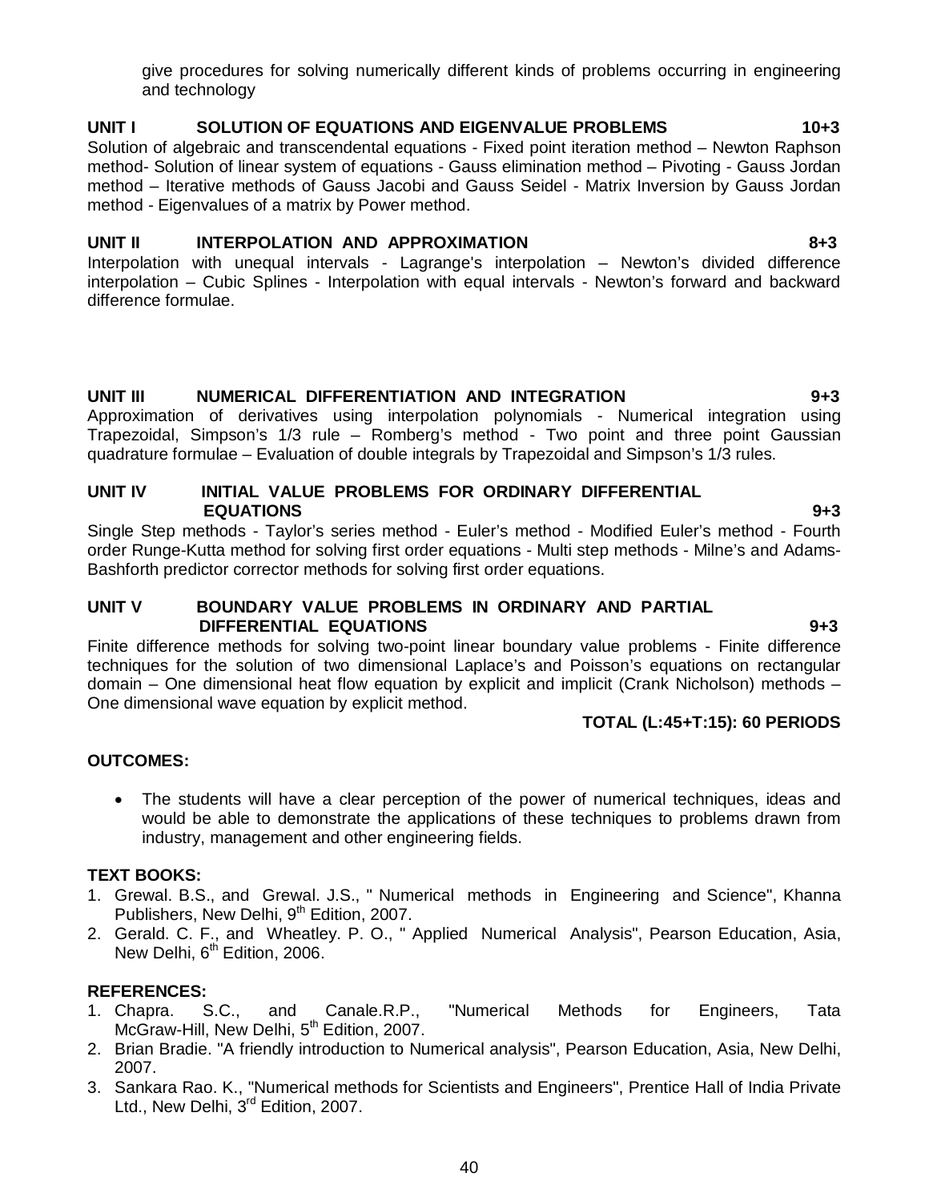give procedures for solving numerically different kinds of problems occurring in engineering and technology

**UNIT I SOLUTION OF EQUATIONS AND EIGENVALUE PROBLEMS 10+3**

Solution of algebraic and transcendental equations - Fixed point iteration method – Newton Raphson method- Solution of linear system of equations - Gauss elimination method – Pivoting - Gauss Jordan method – Iterative methods of Gauss Jacobi and Gauss Seidel - Matrix Inversion by Gauss Jordan method - Eigenvalues of a matrix by Power method.

**UNIT II INTERPOLATION AND APPROXIMATION 8+3**

Interpolation with unequal intervals - Lagrange's interpolation – Newton's divided difference interpolation – Cubic Splines - Interpolation with equal intervals - Newton's forward and backward difference formulae.

**UNIT III NUMERICAL DIFFERENTIATION AND INTEGRATION 9+3**

Approximation of derivatives using interpolation polynomials - Numerical integration using Trapezoidal, Simpson's 1/3 rule – Romberg's method - Two point and three point Gaussian quadrature formulae – Evaluation of double integrals by Trapezoidal and Simpson's 1/3 rules.

**UNIT IV INITIAL VALUE PROBLEMS FOR ORDINARY DIFFERENTIAL EQUATIONS 9+3**

Single Step methods - Taylor's series method - Euler's method - Modified Euler's method - Fourth order Runge-Kutta method for solving first order equations - Multi step methods - Milne's and Adams-Bashforth predictor corrector methods for solving first order equations.

**UNIT V BOUNDARY VALUE PROBLEMS IN ORDINARY AND PARTIAL DIFFERENTIAL EQUATIONS 9+3**

Finite difference methods for solving two-point linear boundary value problems - Finite difference techniques for the solution of two dimensional Laplace's and Poisson's equations on rectangular domain – One dimensional heat flow equation by explicit and implicit (Crank Nicholson) methods – One dimensional wave equation by explicit method.

**TOTAL (L:45+T:15): 60 PERIODS**

**OUTCOMES:**

- The students will have a clear perception of the power of numerical techniques, ideas and would be able to demonstrate the applications of these techniques to problems drawn from industry, management and other engineering fields.

**TEXT BOOKS:**

1. Grewal. B.S., and Grewal. J.S., " Numerical methods in Engineering and Science", Khanna Publishers, New Delhi, 9th Edition, 2007.
2. Gerald. C. F., and Wheatley. P. O., " Applied Numerical Analysis", Pearson Education, Asia, New Delhi, 6th Edition, 2006.

**REFERENCES:**

1. Chapra. S.C., and Canale.R.P., "Numerical Methods for Engineers, Tata McGraw-Hill, New Delhi, 5th Edition, 2007.
2. Brian Bradie. "A friendly introduction to Numerical analysis", Pearson Education, Asia, New Delhi, 2007.
3. Sankara Rao. K., "Numerical methods for Scientists and Engineers", Prentice Hall of India Private Ltd., New Delhi, 3rd Edition, 2007.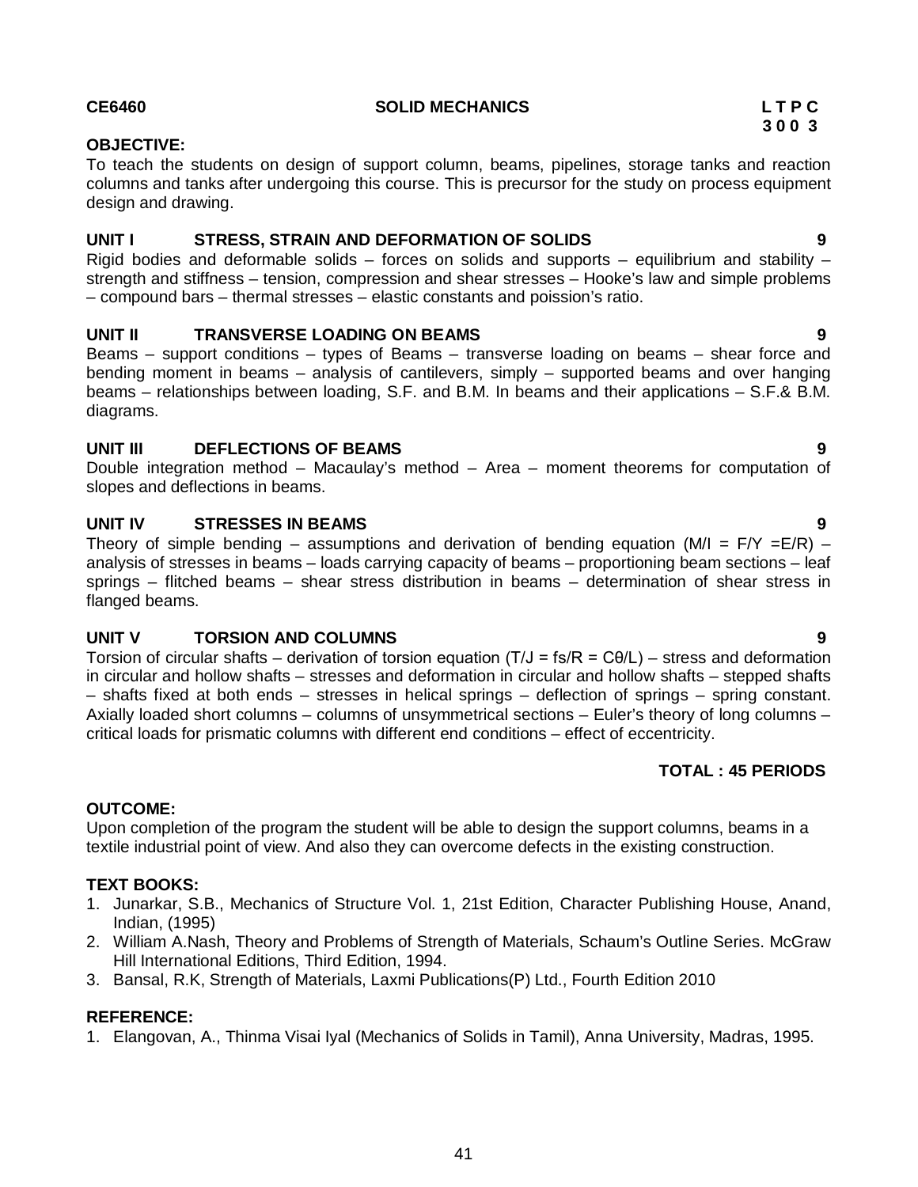**CE6460 SOLID MECHANICS L T P C**
**3 0 0 3**

**OBJECTIVE:**

To teach the students on design of support column, beams, pipelines, storage tanks and reaction columns and tanks after undergoing this course. This is precursor for the study on process equipment design and drawing.

**UNIT I STRESS, STRAIN AND DEFORMATION OF SOLIDS 9**

Rigid bodies and deformable solids – forces on solids and supports – equilibrium and stability – strength and stiffness – tension, compression and shear stresses – Hooke's law and simple problems – compound bars – thermal stresses – elastic constants and poission's ratio.

**UNIT II TRANSVERSE LOADING ON BEAMS 9**

Beams – support conditions – types of Beams – transverse loading on beams – shear force and bending moment in beams – analysis of cantilevers, simply – supported beams and over hanging beams – relationships between loading, S.F. and B.M. In beams and their applications – S.F.& B.M. diagrams.

**UNIT III DEFLECTIONS OF BEAMS 9**

Double integration method – Macaulay's method – Area – moment theorems for computation of slopes and deflections in beams.

**UNIT IV STRESSES IN BEAMS 9**

Theory of simple bending – assumptions and derivation of bending equation ($M/I = F/Y = E/R$) – analysis of stresses in beams – loads carrying capacity of beams – proportioning beam sections – leaf springs – flitched beams – shear stress distribution in beams – determination of shear stress in flanged beams.

**UNIT V TORSION AND COLUMNS 9**

Torsion of circular shafts – derivation of torsion equation ($T/J = fs/R = C\theta/L$) – stress and deformation in circular and hollow shafts – stresses and deformation in circular and hollow shafts – stepped shafts – shafts fixed at both ends – stresses in helical springs – deflection of springs – spring constant. Axially loaded short columns – columns of unsymmetrical sections – Euler's theory of long columns – critical loads for prismatic columns with different end conditions – effect of eccentricity.

**TOTAL : 45 PERIODS**

**OUTCOME:**

Upon completion of the program the student will be able to design the support columns, beams in a textile industrial point of view. And also they can overcome defects in the existing construction.

**TEXT BOOKS:**

1. Junarkar, S.B., Mechanics of Structure Vol. 1, 21st Edition, Character Publishing House, Anand, Indian, (1995)
2. William A.Nash, Theory and Problems of Strength of Materials, Schaum's Outline Series. McGraw Hill International Editions, Third Edition, 1994.
3. Bansal, R.K, Strength of Materials, Laxmi Publications(P) Ltd., Fourth Edition 2010

**REFERENCE:**

1. Elangovan, A., Thinma Visai Iyal (Mechanics of Solids in Tamil), Anna University, Madras, 1995.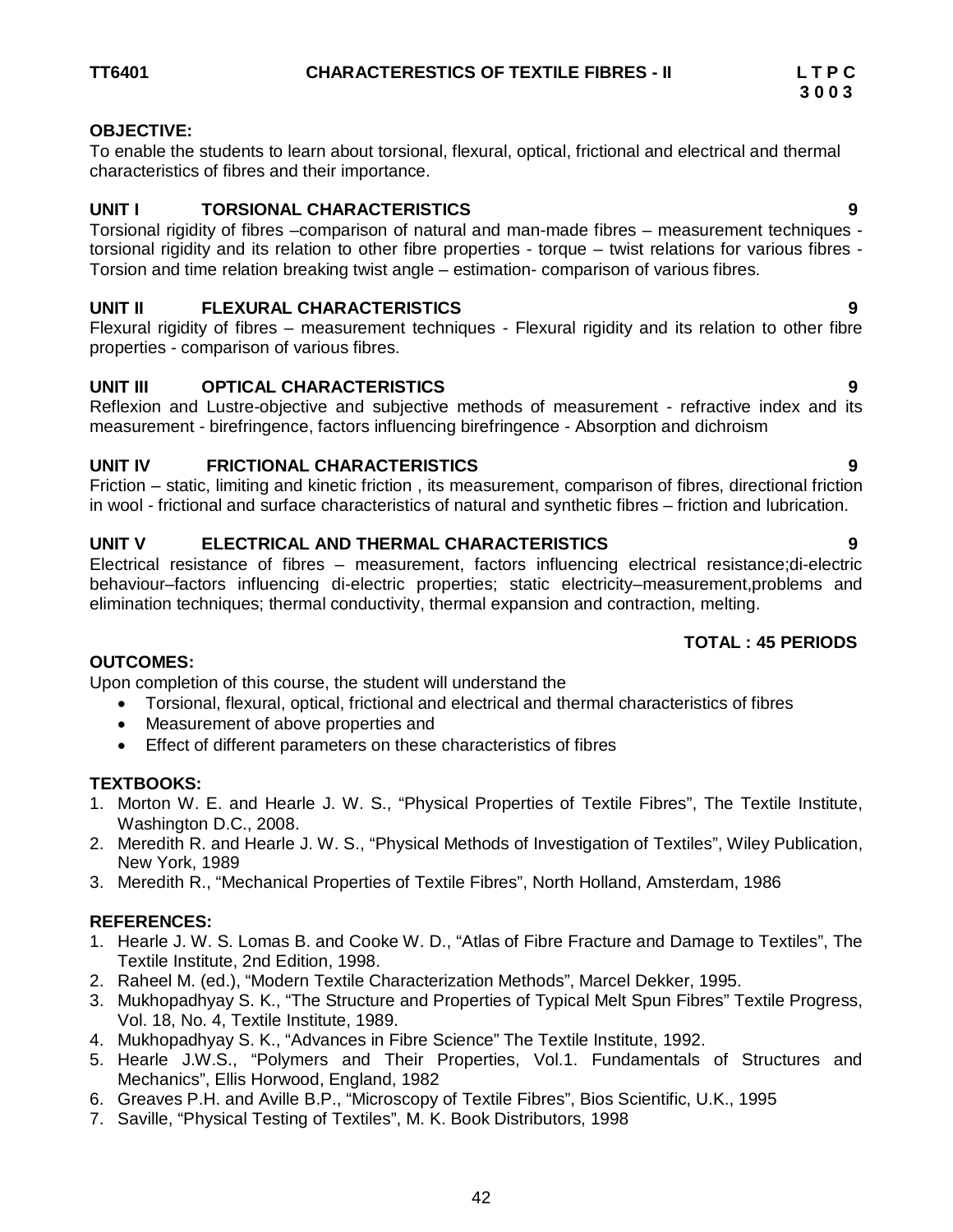**TT6401 CHARACTERESTICS OF TEXTILE FIBRES - II L T P C**
**3 0 0 3**

**OBJECTIVE:**
To enable the students to learn about torsional, flexural, optical, frictional and electrical and thermal characteristics of fibres and their importance.

**UNIT I TORSIONAL CHARACTERISTICS 9**
Torsional rigidity of fibres –comparison of natural and man-made fibres – measurement techniques - torsional rigidity and its relation to other fibre properties - torque – twist relations for various fibres - Torsion and time relation breaking twist angle – estimation- comparison of various fibres.

**UNIT II FLEXURAL CHARACTERISTICS 9**
Flexural rigidity of fibres – measurement techniques - Flexural rigidity and its relation to other fibre properties - comparison of various fibres.

**UNIT III OPTICAL CHARACTERISTICS 9**
Reflexion and Lustre-objective and subjective methods of measurement - refractive index and its measurement - birefringence, factors influencing birefringence - Absorption and dichroism

**UNIT IV FRICTIONAL CHARACTERISTICS 9**
Friction – static, limiting and kinetic friction , its measurement, comparison of fibres, directional friction in wool - frictional and surface characteristics of natural and synthetic fibres – friction and lubrication.

**UNIT V ELECTRICAL AND THERMAL CHARACTERISTICS 9**
Electrical resistance of fibres – measurement, factors influencing electrical resistance;di-electric behaviour–factors influencing di-electric properties; static electricity–measurement,problems and elimination techniques; thermal conductivity, thermal expansion and contraction, melting.

**TOTAL : 45 PERIODS**

**OUTCOMES:**
Upon completion of this course, the student will understand the

- Torsional, flexural, optical, frictional and electrical and thermal characteristics of fibres
- Measurement of above properties and
- Effect of different parameters on these characteristics of fibres

**TEXTBOOKS:**
1. Morton W. E. and Hearle J. W. S., "Physical Properties of Textile Fibres", The Textile Institute, Washington D.C., 2008.
2. Meredith R. and Hearle J. W. S., "Physical Methods of Investigation of Textiles", Wiley Publication, New York, 1989
3. Meredith R., "Mechanical Properties of Textile Fibres", North Holland, Amsterdam, 1986

**REFERENCES:**
1. Hearle J. W. S. Lomas B. and Cooke W. D., "Atlas of Fibre Fracture and Damage to Textiles", The Textile Institute, 2nd Edition, 1998.
2. Raheel M. (ed.), "Modern Textile Characterization Methods", Marcel Dekker, 1995.
3. Mukhopadhyay S. K., "The Structure and Properties of Typical Melt Spun Fibres" Textile Progress, Vol. 18, No. 4, Textile Institute, 1989.
4. Mukhopadhyay S. K., "Advances in Fibre Science" The Textile Institute, 1992.
5. Hearle J.W.S., "Polymers and Their Properties, Vol.1. Fundamentals of Structures and Mechanics", Ellis Horwood, England, 1982
6. Greaves P.H. and Aville B.P., "Microscopy of Textile Fibres", Bios Scientific, U.K., 1995
7. Saville, "Physical Testing of Textiles", M. K. Book Distributors, 1998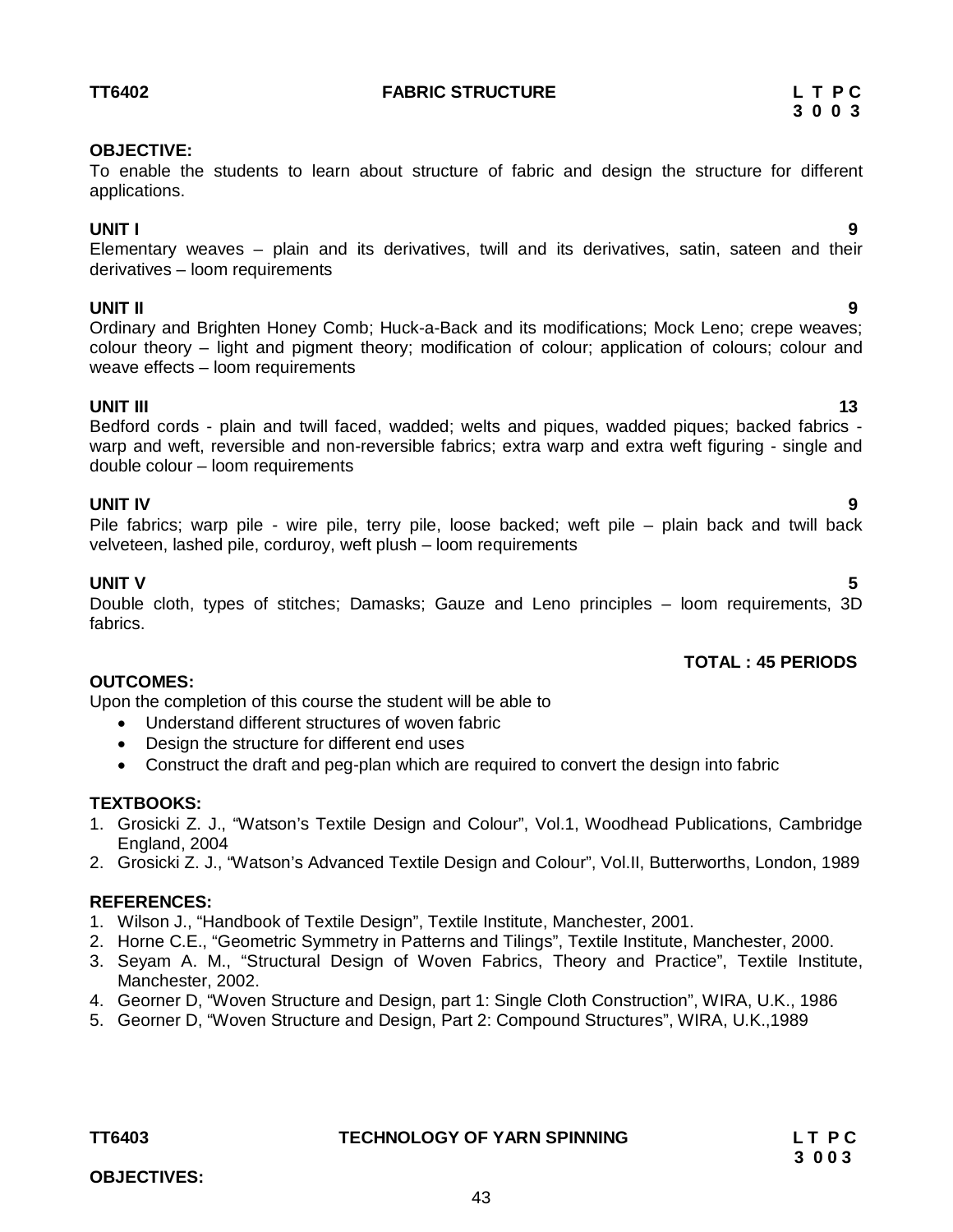**TT6402** **FABRIC STRUCTURE** **L T P C**
**3 0 0 3**

**OBJECTIVE:**

To enable the students to learn about structure of fabric and design the structure for different applications.

**UNIT I** **9**

Elementary weaves – plain and its derivatives, twill and its derivatives, satin, sateen and their derivatives – loom requirements

**UNIT II** **9**

Ordinary and Brighten Honey Comb; Huck-a-Back and its modifications; Mock Leno; crepe weaves; colour theory – light and pigment theory; modification of colour; application of colours; colour and weave effects – loom requirements

**UNIT III** **13**

Bedford cords - plain and twill faced, wadded; welts and piques, wadded piques; backed fabrics - warp and weft, reversible and non-reversible fabrics; extra warp and extra weft figuring - single and double colour – loom requirements

**UNIT IV** **9**

Pile fabrics; warp pile - wire pile, terry pile, loose backed; weft pile – plain back and twill back velveteen, lashed pile, corduroy, weft plush – loom requirements

**UNIT V** **5**

Double cloth, types of stitches; Damasks; Gauze and Leno principles – loom requirements, 3D fabrics.

**TOTAL : 45 PERIODS**

**OUTCOMES:**

Upon the completion of this course the student will be able to

- Understand different structures of woven fabric
- Design the structure for different end uses
- Construct the draft and peg-plan which are required to convert the design into fabric

**TEXTBOOKS:**

1. Grosicki Z. J., "Watson's Textile Design and Colour", Vol.1, Woodhead Publications, Cambridge England, 2004
2. Grosicki Z. J., "Watson's Advanced Textile Design and Colour", Vol.II, Butterworths, London, 1989

**REFERENCES:**

1. Wilson J., "Handbook of Textile Design", Textile Institute, Manchester, 2001.
2. Horne C.E., "Geometric Symmetry in Patterns and Tilings", Textile Institute, Manchester, 2000.
3. Seyam A. M., "Structural Design of Woven Fabrics, Theory and Practice", Textile Institute, Manchester, 2002.
4. Georner D, "Woven Structure and Design, part 1: Single Cloth Construction", WIRA, U.K., 1986
5. Georner D, "Woven Structure and Design, Part 2: Compound Structures", WIRA, U.K.,1989

**TT6403** **TECHNOLOGY OF YARN SPINNING** **L T P C**
**3 0 0 3**

**OBJECTIVES:**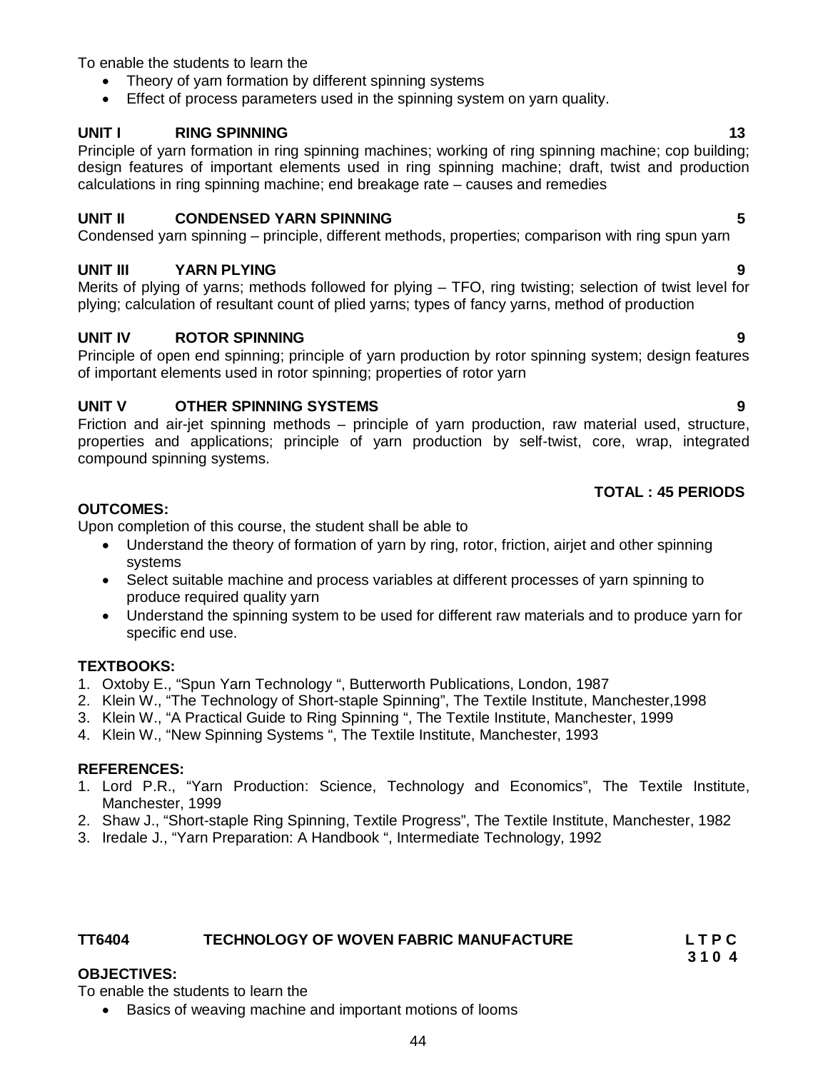To enable the students to learn the

- Theory of yarn formation by different spinning systems
- Effect of process parameters used in the spinning system on yarn quality.

**UNIT I RING SPINNING 13**

Principle of yarn formation in ring spinning machines; working of ring spinning machine; cop building; design features of important elements used in ring spinning machine; draft, twist and production calculations in ring spinning machine; end breakage rate – causes and remedies

**UNIT II CONDENSED YARN SPINNING 5**

Condensed yarn spinning – principle, different methods, properties; comparison with ring spun yarn

**UNIT III YARN PLYING 9**

Merits of plying of yarns; methods followed for plying – TFO, ring twisting; selection of twist level for plying; calculation of resultant count of plied yarns; types of fancy yarns, method of production

**UNIT IV ROTOR SPINNING 9**

Principle of open end spinning; principle of yarn production by rotor spinning system; design features of important elements used in rotor spinning; properties of rotor yarn

**UNIT V OTHER SPINNING SYSTEMS 9**

Friction and air-jet spinning methods – principle of yarn production, raw material used, structure, properties and applications; principle of yarn production by self-twist, core, wrap, integrated compound spinning systems.

**TOTAL : 45 PERIODS**

**OUTCOMES:**

Upon completion of this course, the student shall be able to

- Understand the theory of formation of yarn by ring, rotor, friction, airjet and other spinning systems
- Select suitable machine and process variables at different processes of yarn spinning to produce required quality yarn
- Understand the spinning system to be used for different raw materials and to produce yarn for specific end use.

**TEXTBOOKS:**

1. Oxtoby E., "Spun Yarn Technology ", Butterworth Publications, London, 1987
2. Klein W., "The Technology of Short-staple Spinning", The Textile Institute, Manchester,1998
3. Klein W., "A Practical Guide to Ring Spinning ", The Textile Institute, Manchester, 1999
4. Klein W., "New Spinning Systems ", The Textile Institute, Manchester, 1993

**REFERENCES:**

1. Lord P.R., "Yarn Production: Science, Technology and Economics", The Textile Institute, Manchester, 1999
2. Shaw J., "Short-staple Ring Spinning, Textile Progress", The Textile Institute, Manchester, 1982
3. Iredale J., "Yarn Preparation: A Handbook ", Intermediate Technology, 1992

## TT6404 TECHNOLOGY OF WOVEN FABRIC MANUFACTURE

| L | T | P | C |
|---|---|---|---|
| 3 | 1 | 0 | 4 |

**OBJECTIVES:**

To enable the students to learn the

- Basics of weaving machine and important motions of looms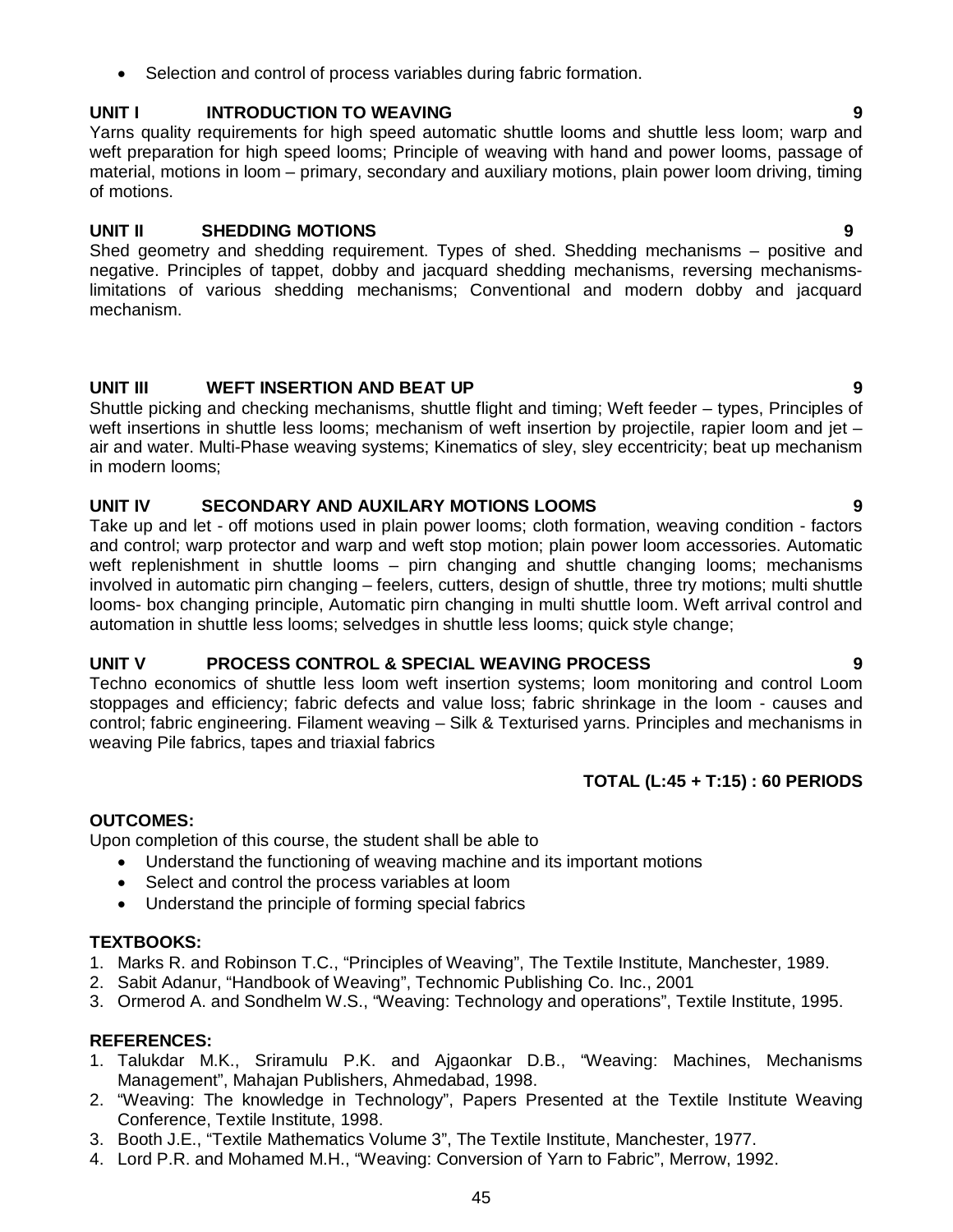- Selection and control of process variables during fabric formation.

**UNIT I INTRODUCTION TO WEAVING 9**

Yarns quality requirements for high speed automatic shuttle looms and shuttle less loom; warp and weft preparation for high speed looms; Principle of weaving with hand and power looms, passage of material, motions in loom – primary, secondary and auxiliary motions, plain power loom driving, timing of motions.

**UNIT II SHEDDING MOTIONS 9**

Shed geometry and shedding requirement. Types of shed. Shedding mechanisms – positive and negative. Principles of tappet, dobby and jacquard shedding mechanisms, reversing mechanisms-limitations of various shedding mechanisms; Conventional and modern dobby and jacquard mechanism.

**UNIT III WEFT INSERTION AND BEAT UP 9**

Shuttle picking and checking mechanisms, shuttle flight and timing; Weft feeder – types, Principles of weft insertions in shuttle less looms; mechanism of weft insertion by projectile, rapier loom and jet – air and water. Multi-Phase weaving systems; Kinematics of sley, sley eccentricity; beat up mechanism in modern looms;

**UNIT IV SECONDARY AND AUXILARY MOTIONS LOOMS 9**

Take up and let - off motions used in plain power looms; cloth formation, weaving condition - factors and control; warp protector and warp and weft stop motion; plain power loom accessories. Automatic weft replenishment in shuttle looms – pirn changing and shuttle changing looms; mechanisms involved in automatic pirn changing – feelers, cutters, design of shuttle, three try motions; multi shuttle looms- box changing principle, Automatic pirn changing in multi shuttle loom. Weft arrival control and automation in shuttle less looms; selvedges in shuttle less looms; quick style change;

**UNIT V PROCESS CONTROL & SPECIAL WEAVING PROCESS 9**

Techno economics of shuttle less loom weft insertion systems; loom monitoring and control Loom stoppages and efficiency; fabric defects and value loss; fabric shrinkage in the loom - causes and control; fabric engineering. Filament weaving – Silk & Texturised yarns. Principles and mechanisms in weaving Pile fabrics, tapes and triaxial fabrics

**TOTAL (L:45 + T:15) : 60 PERIODS**

**OUTCOMES:**

Upon completion of this course, the student shall be able to

- Understand the functioning of weaving machine and its important motions
- Select and control the process variables at loom
- Understand the principle of forming special fabrics

**TEXTBOOKS:**

1. Marks R. and Robinson T.C., "Principles of Weaving", The Textile Institute, Manchester, 1989.
2. Sabit Adanur, "Handbook of Weaving", Technomic Publishing Co. Inc., 2001
3. Ormerod A. and Sondhelm W.S., "Weaving: Technology and operations", Textile Institute, 1995.

**REFERENCES:**

1. Talukdar M.K., Sriramulu P.K. and Ajgaonkar D.B., "Weaving: Machines, Mechanisms Management", Mahajan Publishers, Ahmedabad, 1998.
2. "Weaving: The knowledge in Technology", Papers Presented at the Textile Institute Weaving Conference, Textile Institute, 1998.
3. Booth J.E., "Textile Mathematics Volume 3", The Textile Institute, Manchester, 1977.
4. Lord P.R. and Mohamed M.H., "Weaving: Conversion of Yarn to Fabric", Merrow, 1992.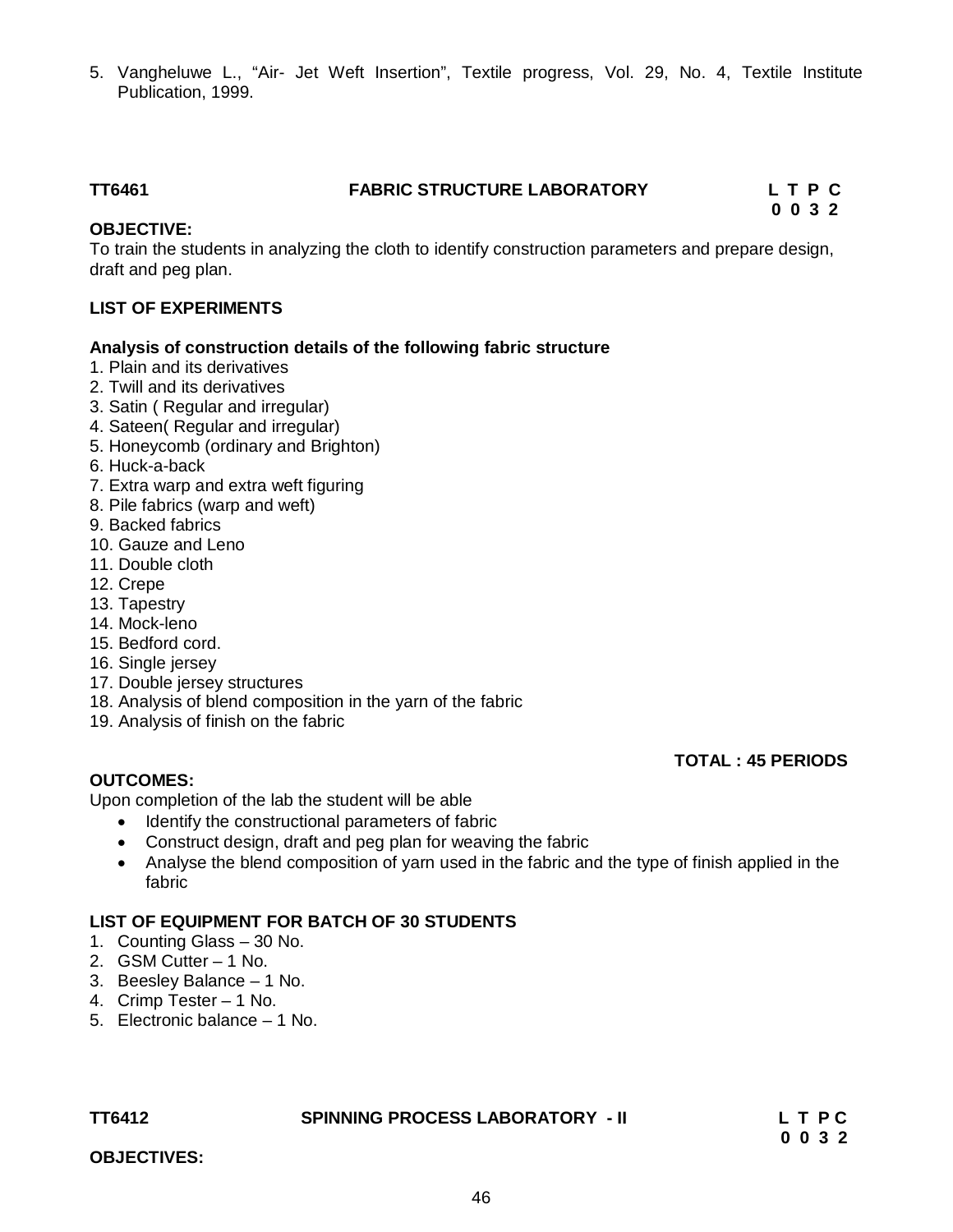5. Vangheluwe L., "Air- Jet Weft Insertion", Textile progress, Vol. 29, No. 4, Textile Institute Publication, 1999.

**TT6461 FABRIC STRUCTURE LABORATORY** **L T P C**
**0 0 3 2**

**OBJECTIVE:**

To train the students in analyzing the cloth to identify construction parameters and prepare design, draft and peg plan.

**LIST OF EXPERIMENTS**

**Analysis of construction details of the following fabric structure**

1. Plain and its derivatives
2. Twill and its derivatives
3. Satin ( Regular and irregular)
4. Sateen( Regular and irregular)
5. Honeycomb (ordinary and Brighton)
6. Huck-a-back
7. Extra warp and extra weft figuring
8. Pile fabrics (warp and weft)
9. Backed fabrics
10. Gauze and Leno
11. Double cloth
12. Crepe
13. Tapestry
14. Mock-leno
15. Bedford cord.
16. Single jersey
17. Double jersey structures
18. Analysis of blend composition in the yarn of the fabric
19. Analysis of finish on the fabric

**TOTAL : 45 PERIODS**

**OUTCOMES:**

Upon completion of the lab the student will be able

- Identify the constructional parameters of fabric
- Construct design, draft and peg plan for weaving the fabric
- Analyse the blend composition of yarn used in the fabric and the type of finish applied in the fabric

**LIST OF EQUIPMENT FOR BATCH OF 30 STUDENTS**

1. Counting Glass – 30 No.
2. GSM Cutter – 1 No.
3. Beesley Balance – 1 No.
4. Crimp Tester – 1 No.
5. Electronic balance – 1 No.

**TT6412 SPINNING PROCESS LABORATORY - II** **L T P C**
**0 0 3 2**

**OBJECTIVES:**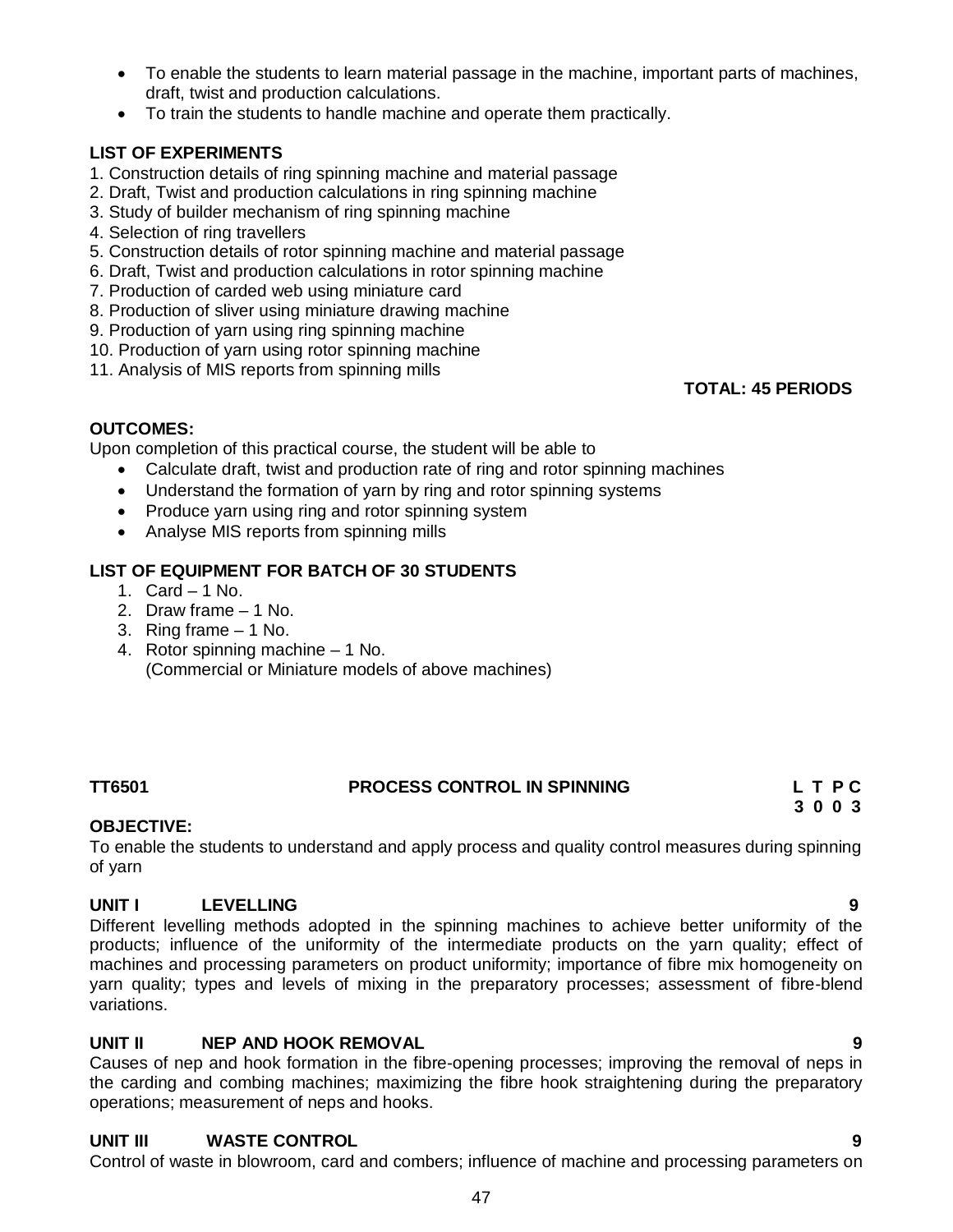- To enable the students to learn material passage in the machine, important parts of machines, draft, twist and production calculations.
- To train the students to handle machine and operate them practically.

**LIST OF EXPERIMENTS**

1. Construction details of ring spinning machine and material passage
2. Draft, Twist and production calculations in ring spinning machine
3. Study of builder mechanism of ring spinning machine
4. Selection of ring travellers
5. Construction details of rotor spinning machine and material passage
6. Draft, Twist and production calculations in rotor spinning machine
7. Production of carded web using miniature card
8. Production of sliver using miniature drawing machine
9. Production of yarn using ring spinning machine
10. Production of yarn using rotor spinning machine
11. Analysis of MIS reports from spinning mills

**TOTAL: 45 PERIODS**

**OUTCOMES:**

Upon completion of this practical course, the student will be able to

- Calculate draft, twist and production rate of ring and rotor spinning machines
- Understand the formation of yarn by ring and rotor spinning systems
- Produce yarn using ring and rotor spinning system
- Analyse MIS reports from spinning mills

**LIST OF EQUIPMENT FOR BATCH OF 30 STUDENTS**

1. Card – 1 No.
2. Draw frame – 1 No.
3. Ring frame – 1 No.
4. Rotor spinning machine – 1 No.
   (Commercial or Miniature models of above machines)

## TT6501 PROCESS CONTROL IN SPINNING

**L T P C**
**3 0 0 3**

**OBJECTIVE:**

To enable the students to understand and apply process and quality control measures during spinning of yarn

**UNIT I LEVELLING 9**

Different levelling methods adopted in the spinning machines to achieve better uniformity of the products; influence of the uniformity of the intermediate products on the yarn quality; effect of machines and processing parameters on product uniformity; importance of fibre mix homogeneity on yarn quality; types and levels of mixing in the preparatory processes; assessment of fibre-blend variations.

**UNIT II NEP AND HOOK REMOVAL 9**

Causes of nep and hook formation in the fibre-opening processes; improving the removal of neps in the carding and combing machines; maximizing the fibre hook straightening during the preparatory operations; measurement of neps and hooks.

**UNIT III WASTE CONTROL 9**

Control of waste in blowroom, card and combers; influence of machine and processing parameters on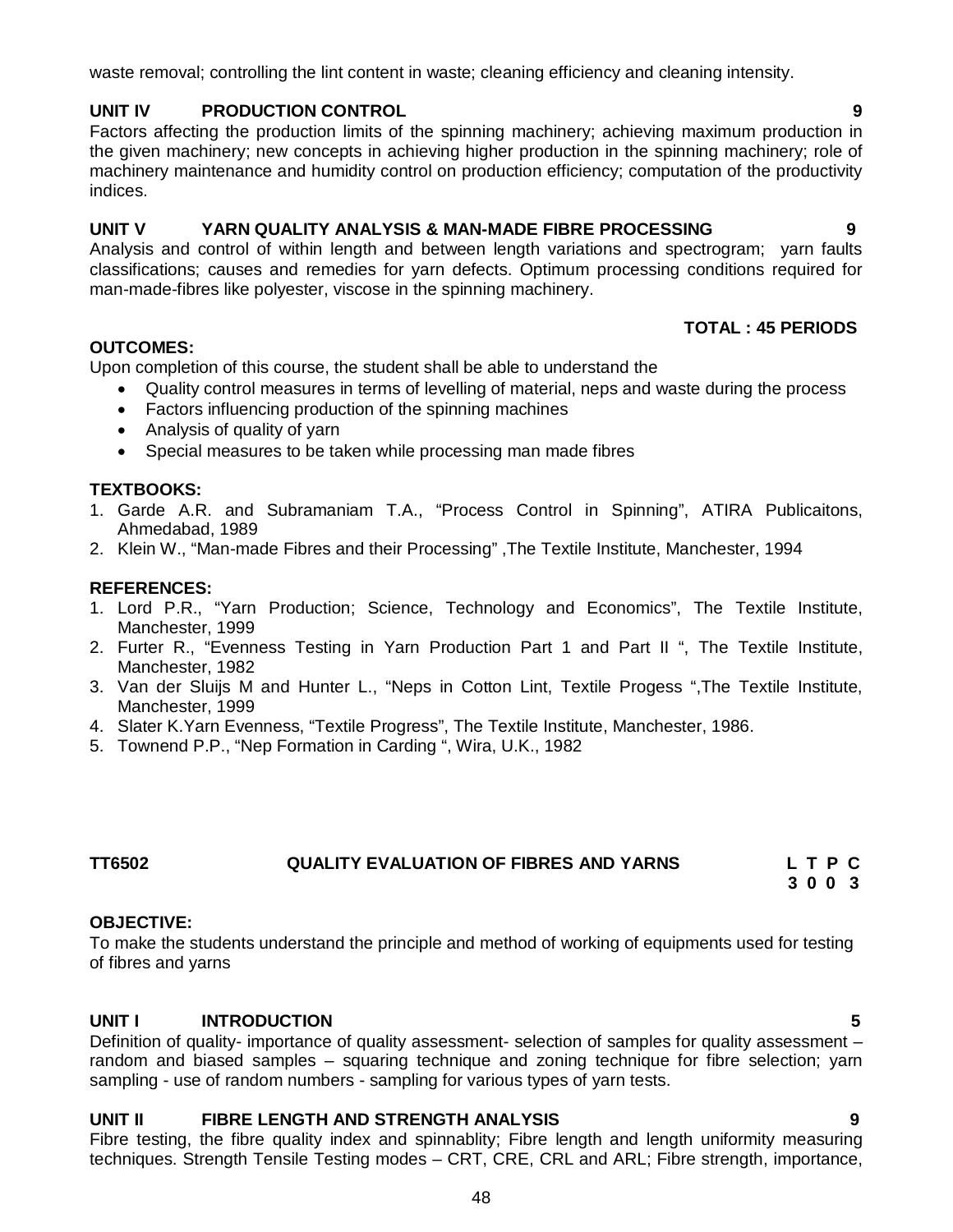waste removal; controlling the lint content in waste; cleaning efficiency and cleaning intensity.

**UNIT IV PRODUCTION CONTROL 9**

Factors affecting the production limits of the spinning machinery; achieving maximum production in the given machinery; new concepts in achieving higher production in the spinning machinery; role of machinery maintenance and humidity control on production efficiency; computation of the productivity indices.

**UNIT V YARN QUALITY ANALYSIS & MAN-MADE FIBRE PROCESSING 9**

Analysis and control of within length and between length variations and spectrogram; yarn faults classifications; causes and remedies for yarn defects. Optimum processing conditions required for man-made-fibres like polyester, viscose in the spinning machinery.

**TOTAL : 45 PERIODS**

**OUTCOMES:**

Upon completion of this course, the student shall be able to understand the

- Quality control measures in terms of levelling of material, neps and waste during the process
- Factors influencing production of the spinning machines
- Analysis of quality of yarn
- Special measures to be taken while processing man made fibres

**TEXTBOOKS:**

1. Garde A.R. and Subramaniam T.A., "Process Control in Spinning", ATIRA Publicaitons, Ahmedabad, 1989
2. Klein W., "Man-made Fibres and their Processing" ,The Textile Institute, Manchester, 1994

**REFERENCES:**

1. Lord P.R., "Yarn Production; Science, Technology and Economics", The Textile Institute, Manchester, 1999
2. Furter R., "Evenness Testing in Yarn Production Part 1 and Part II ", The Textile Institute, Manchester, 1982
3. Van der Sluijs M and Hunter L., "Neps in Cotton Lint, Textile Progess ",The Textile Institute, Manchester, 1999
4. Slater K.Yarn Evenness, "Textile Progress", The Textile Institute, Manchester, 1986.
5. Townend P.P., "Nep Formation in Carding ", Wira, U.K., 1982

## TT6502 QUALITY EVALUATION OF FIBRES AND YARNS

| L | T | P | C |
|---|---|---|---|
| 3 | 0 | 0 | 3 |

**OBJECTIVE:**

To make the students understand the principle and method of working of equipments used for testing of fibres and yarns

**UNIT I INTRODUCTION 5**

Definition of quality- importance of quality assessment- selection of samples for quality assessment – random and biased samples – squaring technique and zoning technique for fibre selection; yarn sampling - use of random numbers - sampling for various types of yarn tests.

**UNIT II FIBRE LENGTH AND STRENGTH ANALYSIS 9**

Fibre testing, the fibre quality index and spinnablity; Fibre length and length uniformity measuring techniques. Strength Tensile Testing modes – CRT, CRE, CRL and ARL; Fibre strength, importance,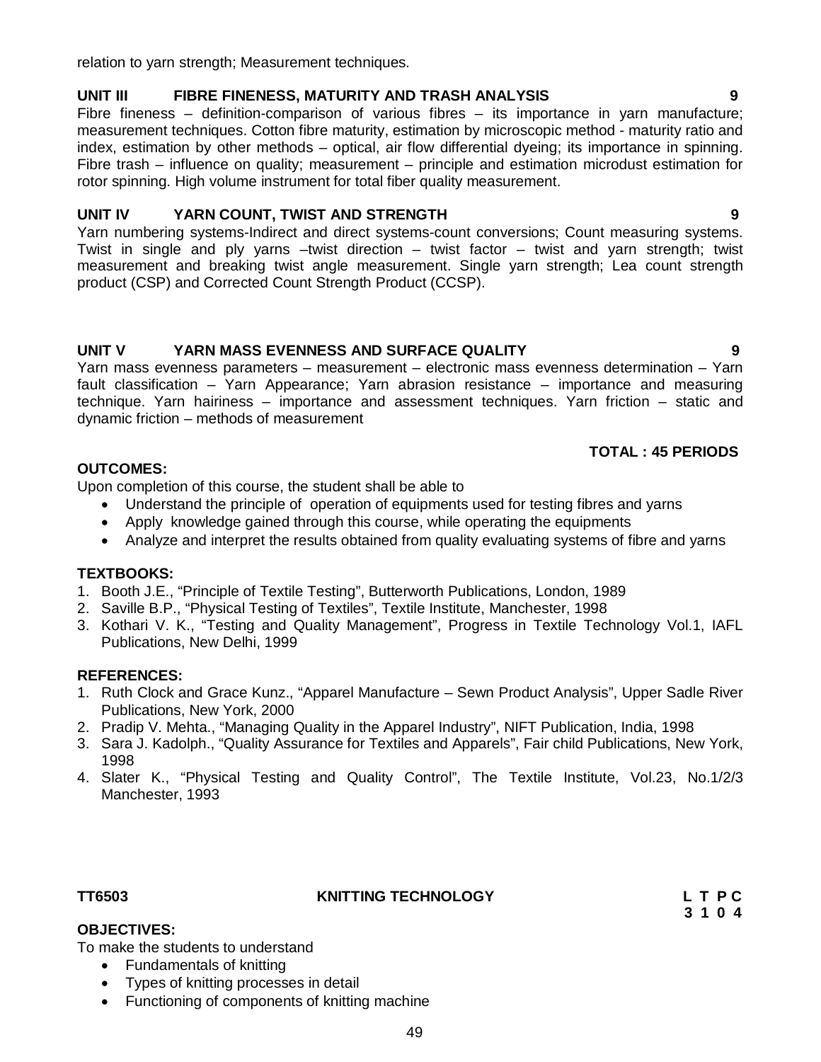relation to yarn strength; Measurement techniques.

**UNIT III FIBRE FINENESS, MATURITY AND TRASH ANALYSIS 9**

Fibre fineness – definition-comparison of various fibres – its importance in yarn manufacture; measurement techniques. Cotton fibre maturity, estimation by microscopic method - maturity ratio and index, estimation by other methods – optical, air flow differential dyeing; its importance in spinning. Fibre trash – influence on quality; measurement – principle and estimation microdust estimation for rotor spinning. High volume instrument for total fiber quality measurement.

**UNIT IV YARN COUNT, TWIST AND STRENGTH 9**

Yarn numbering systems-Indirect and direct systems-count conversions; Count measuring systems. Twist in single and ply yarns –twist direction – twist factor – twist and yarn strength; twist measurement and breaking twist angle measurement. Single yarn strength; Lea count strength product (CSP) and Corrected Count Strength Product (CCSP).

**UNIT V YARN MASS EVENNESS AND SURFACE QUALITY 9**

Yarn mass evenness parameters – measurement – electronic mass evenness determination – Yarn fault classification – Yarn Appearance; Yarn abrasion resistance – importance and measuring technique. Yarn hairiness – importance and assessment techniques. Yarn friction – static and dynamic friction – methods of measurement

**TOTAL : 45 PERIODS**

**OUTCOMES:**

Upon completion of this course, the student shall be able to

- Understand the principle of operation of equipments used for testing fibres and yarns
- Apply knowledge gained through this course, while operating the equipments
- Analyze and interpret the results obtained from quality evaluating systems of fibre and yarns

**TEXTBOOKS:**

1. Booth J.E., "Principle of Textile Testing", Butterworth Publications, London, 1989
2. Saville B.P., "Physical Testing of Textiles", Textile Institute, Manchester, 1998
3. Kothari V. K., "Testing and Quality Management", Progress in Textile Technology Vol.1, IAFL Publications, New Delhi, 1999

**REFERENCES:**

1. Ruth Clock and Grace Kunz., "Apparel Manufacture – Sewn Product Analysis", Upper Sadle River Publications, New York, 2000
2. Pradip V. Mehta., "Managing Quality in the Apparel Industry", NIFT Publication, India, 1998
3. Sara J. Kadolph., "Quality Assurance for Textiles and Apparels", Fair child Publications, New York, 1998
4. Slater K., "Physical Testing and Quality Control", The Textile Institute, Vol.23, No.1/2/3 Manchester, 1993

**TT6503 KNITTING TECHNOLOGY**

| L | T | P | C |
|---|---|---|---|
| 3 | 1 | 0 | 4 |

**OBJECTIVES:**

To make the students to understand

- Fundamentals of knitting
- Types of knitting processes in detail
- Functioning of components of knitting machine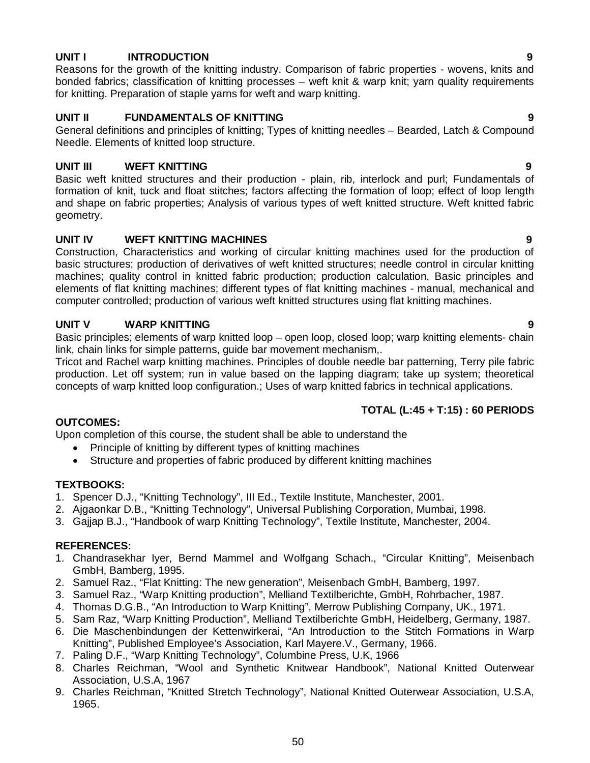**UNIT I INTRODUCTION 9**

Reasons for the growth of the knitting industry. Comparison of fabric properties - wovens, knits and bonded fabrics; classification of knitting processes – weft knit & warp knit; yarn quality requirements for knitting. Preparation of staple yarns for weft and warp knitting.

**UNIT II FUNDAMENTALS OF KNITTING 9**

General definitions and principles of knitting; Types of knitting needles – Bearded, Latch & Compound Needle. Elements of knitted loop structure.

**UNIT III WEFT KNITTING 9**

Basic weft knitted structures and their production - plain, rib, interlock and purl; Fundamentals of formation of knit, tuck and float stitches; factors affecting the formation of loop; effect of loop length and shape on fabric properties; Analysis of various types of weft knitted structure. Weft knitted fabric geometry.

**UNIT IV WEFT KNITTING MACHINES 9**

Construction, Characteristics and working of circular knitting machines used for the production of basic structures; production of derivatives of weft knitted structures; needle control in circular knitting machines; quality control in knitted fabric production; production calculation. Basic principles and elements of flat knitting machines; different types of flat knitting machines - manual, mechanical and computer controlled; production of various weft knitted structures using flat knitting machines.

**UNIT V WARP KNITTING 9**

Basic principles; elements of warp knitted loop – open loop, closed loop; warp knitting elements- chain link, chain links for simple patterns, guide bar movement mechanism,.
Tricot and Rachel warp knitting machines. Principles of double needle bar patterning, Terry pile fabric production. Let off system; run in value based on the lapping diagram; take up system; theoretical concepts of warp knitted loop configuration.; Uses of warp knitted fabrics in technical applications.

**TOTAL (L:45 + T:15) : 60 PERIODS**

**OUTCOMES:**

Upon completion of this course, the student shall be able to understand the

- Principle of knitting by different types of knitting machines
- Structure and properties of fabric produced by different knitting machines

**TEXTBOOKS:**

1. Spencer D.J., "Knitting Technology", III Ed., Textile Institute, Manchester, 2001.
2. Ajgaonkar D.B., "Knitting Technology", Universal Publishing Corporation, Mumbai, 1998.
3. Gajjap B.J., "Handbook of warp Knitting Technology", Textile Institute, Manchester, 2004.

**REFERENCES:**

1. Chandrasekhar Iyer, Bernd Mammel and Wolfgang Schach., "Circular Knitting", Meisenbach GmbH, Bamberg, 1995.
2. Samuel Raz., "Flat Knitting: The new generation", Meisenbach GmbH, Bamberg, 1997.
3. Samuel Raz., "Warp Knitting production", Melliand Textilberichte, GmbH, Rohrbacher, 1987.
4. Thomas D.G.B., "An Introduction to Warp Knitting", Merrow Publishing Company, UK., 1971.
5. Sam Raz, "Warp Knitting Production", Melliand Textilberichte GmbH, Heidelberg, Germany, 1987.
6. Die Maschenbindungen der Kettenwirkerai, "An Introduction to the Stitch Formations in Warp Knitting", Published Employee's Association, Karl Mayere.V., Germany, 1966.
7. Paling D.F., "Warp Knitting Technology", Columbine Press, U.K, 1966
8. Charles Reichman, "Wool and Synthetic Knitwear Handbook", National Knitted Outerwear Association, U.S.A, 1967
9. Charles Reichman, "Knitted Stretch Technology", National Knitted Outerwear Association, U.S.A, 1965.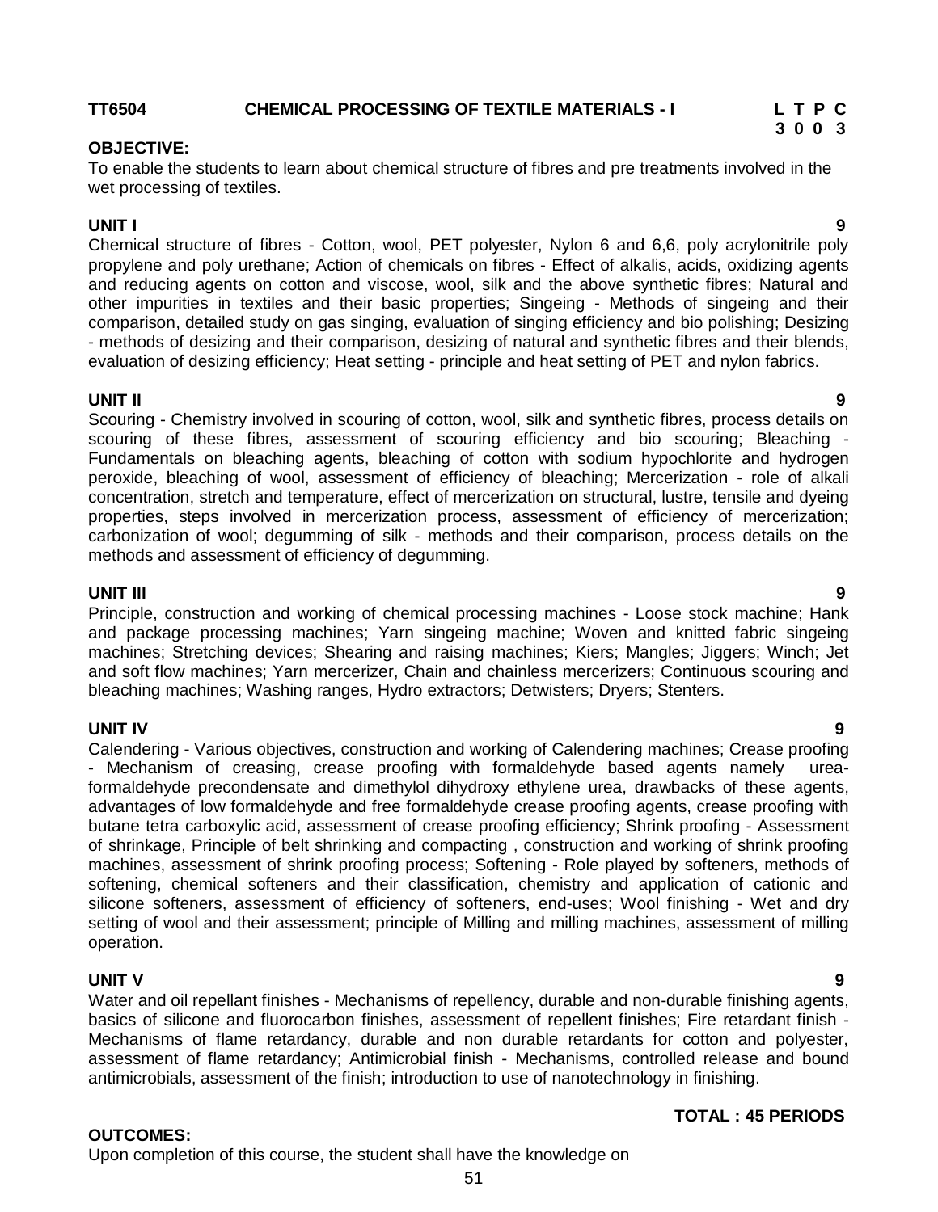**TT6504 CHEMICAL PROCESSING OF TEXTILE MATERIALS - I**

| L | T | P | C |
|---|---|---|---|
| 3 | 0 | 0 | 3 |

**OBJECTIVE:**

To enable the students to learn about chemical structure of fibres and pre treatments involved in the wet processing of textiles.

**UNIT I 9**

Chemical structure of fibres - Cotton, wool, PET polyester, Nylon 6 and 6,6, poly acrylonitrile poly propylene and poly urethane; Action of chemicals on fibres - Effect of alkalis, acids, oxidizing agents and reducing agents on cotton and viscose, wool, silk and the above synthetic fibres; Natural and other impurities in textiles and their basic properties; Singeing - Methods of singeing and their comparison, detailed study on gas singing, evaluation of singing efficiency and bio polishing; Desizing - methods of desizing and their comparison, desizing of natural and synthetic fibres and their blends, evaluation of desizing efficiency; Heat setting - principle and heat setting of PET and nylon fabrics.

**UNIT II 9**

Scouring - Chemistry involved in scouring of cotton, wool, silk and synthetic fibres, process details on scouring of these fibres, assessment of scouring efficiency and bio scouring; Bleaching - Fundamentals on bleaching agents, bleaching of cotton with sodium hypochlorite and hydrogen peroxide, bleaching of wool, assessment of efficiency of bleaching; Mercerization - role of alkali concentration, stretch and temperature, effect of mercerization on structural, lustre, tensile and dyeing properties, steps involved in mercerization process, assessment of efficiency of mercerization; carbonization of wool; degumming of silk - methods and their comparison, process details on the methods and assessment of efficiency of degumming.

**UNIT III 9**

Principle, construction and working of chemical processing machines - Loose stock machine; Hank and package processing machines; Yarn singeing machine; Woven and knitted fabric singeing machines; Stretching devices; Shearing and raising machines; Kiers; Mangles; Jiggers; Winch; Jet and soft flow machines; Yarn mercerizer, Chain and chainless mercerizers; Continuous scouring and bleaching machines; Washing ranges, Hydro extractors; Detwisters; Dryers; Stenters.

**UNIT IV 9**

Calendering - Various objectives, construction and working of Calendering machines; Crease proofing - Mechanism of creasing, crease proofing with formaldehyde based agents namely urea-formaldehyde precondensate and dimethylol dihydroxy ethylene urea, drawbacks of these agents, advantages of low formaldehyde and free formaldehyde crease proofing agents, crease proofing with butane tetra carboxylic acid, assessment of crease proofing efficiency; Shrink proofing - Assessment of shrinkage, Principle of belt shrinking and compacting , construction and working of shrink proofing machines, assessment of shrink proofing process; Softening - Role played by softeners, methods of softening, chemical softeners and their classification, chemistry and application of cationic and silicone softeners, assessment of efficiency of softeners, end-uses; Wool finishing - Wet and dry setting of wool and their assessment; principle of Milling and milling machines, assessment of milling operation.

**UNIT V 9**

Water and oil repellant finishes - Mechanisms of repellency, durable and non-durable finishing agents, basics of silicone and fluorocarbon finishes, assessment of repellent finishes; Fire retardant finish - Mechanisms of flame retardancy, durable and non durable retardants for cotton and polyester, assessment of flame retardancy; Antimicrobial finish - Mechanisms, controlled release and bound antimicrobials, assessment of the finish; introduction to use of nanotechnology in finishing.

**TOTAL : 45 PERIODS**

**OUTCOMES:**

Upon completion of this course, the student shall have the knowledge on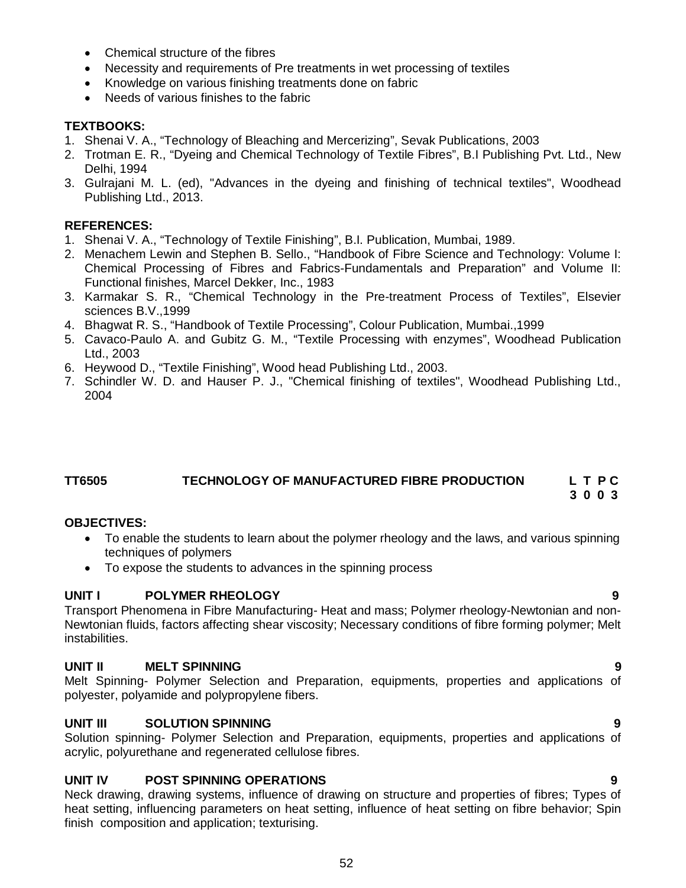- Chemical structure of the fibres
- Necessity and requirements of Pre treatments in wet processing of textiles
- Knowledge on various finishing treatments done on fabric
- Needs of various finishes to the fabric

**TEXTBOOKS:**

1. Shenai V. A., "Technology of Bleaching and Mercerizing", Sevak Publications, 2003
2. Trotman E. R., "Dyeing and Chemical Technology of Textile Fibres", B.I Publishing Pvt. Ltd., New Delhi, 1994
3. Gulrajani M. L. (ed), "Advances in the dyeing and finishing of technical textiles", Woodhead Publishing Ltd., 2013.

**REFERENCES:**

1. Shenai V. A., "Technology of Textile Finishing", B.I. Publication, Mumbai, 1989.
2. Menachem Lewin and Stephen B. Sello., "Handbook of Fibre Science and Technology: Volume I: Chemical Processing of Fibres and Fabrics-Fundamentals and Preparation" and Volume II: Functional finishes, Marcel Dekker, Inc., 1983
3. Karmakar S. R., "Chemical Technology in the Pre-treatment Process of Textiles", Elsevier sciences B.V.,1999
4. Bhagwat R. S., "Handbook of Textile Processing", Colour Publication, Mumbai.,1999
5. Cavaco-Paulo A. and Gubitz G. M., "Textile Processing with enzymes", Woodhead Publication Ltd., 2003
6. Heywood D., "Textile Finishing", Wood head Publishing Ltd., 2003.
7. Schindler W. D. and Hauser P. J., "Chemical finishing of textiles", Woodhead Publishing Ltd., 2004

## TT6505 TECHNOLOGY OF MANUFACTURED FIBRE PRODUCTION

**L T P C**
**3 0 0 3**

**OBJECTIVES:**

- To enable the students to learn about the polymer rheology and the laws, and various spinning techniques of polymers
- To expose the students to advances in the spinning process

**UNIT I POLYMER RHEOLOGY 9**

Transport Phenomena in Fibre Manufacturing- Heat and mass; Polymer rheology-Newtonian and non-Newtonian fluids, factors affecting shear viscosity; Necessary conditions of fibre forming polymer; Melt instabilities.

**UNIT II MELT SPINNING 9**

Melt Spinning- Polymer Selection and Preparation, equipments, properties and applications of polyester, polyamide and polypropylene fibers.

**UNIT III SOLUTION SPINNING 9**

Solution spinning- Polymer Selection and Preparation, equipments, properties and applications of acrylic, polyurethane and regenerated cellulose fibres.

**UNIT IV POST SPINNING OPERATIONS 9**

Neck drawing, drawing systems, influence of drawing on structure and properties of fibres; Types of heat setting, influencing parameters on heat setting, influence of heat setting on fibre behavior; Spin finish composition and application; texturising.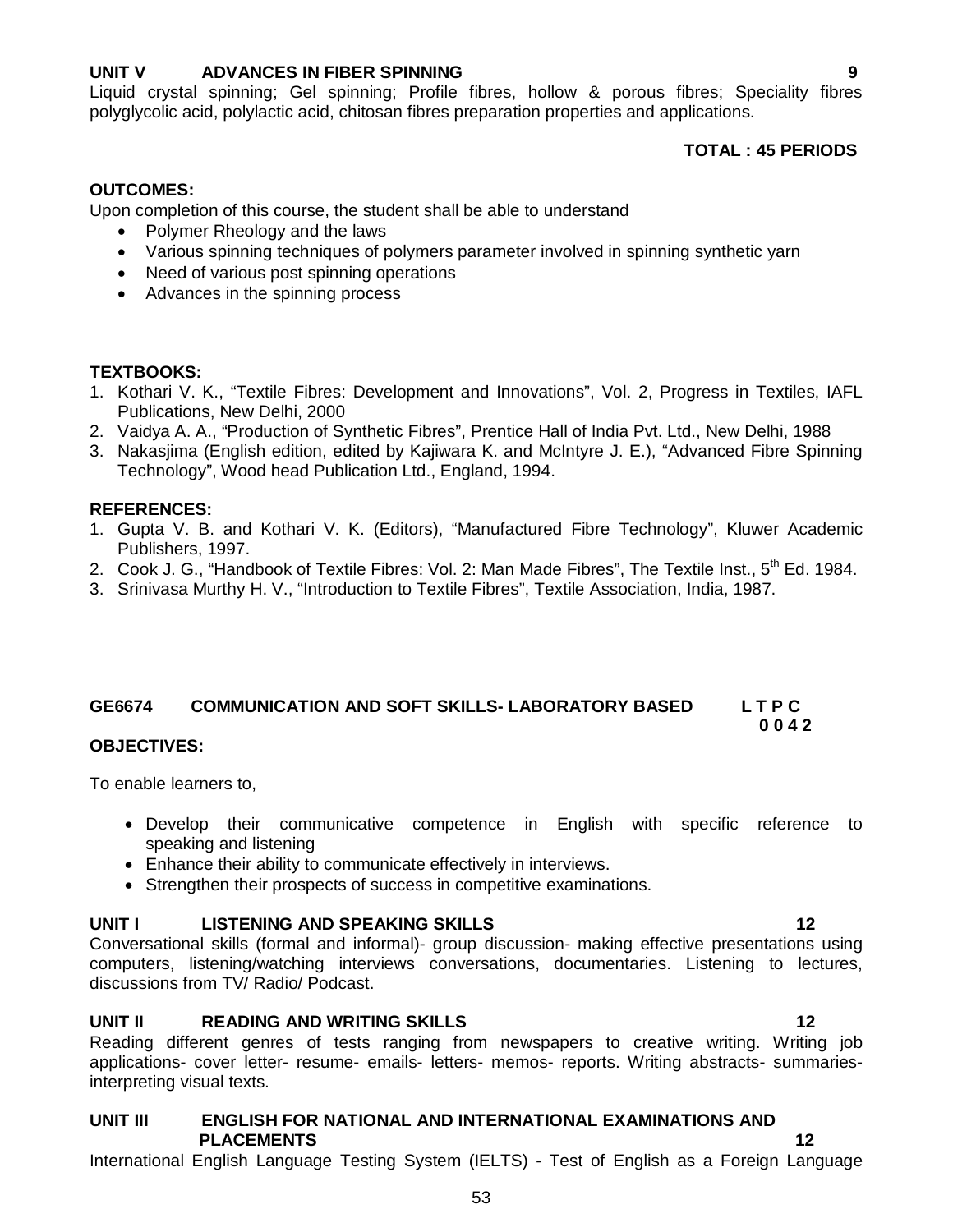**UNIT V ADVANCES IN FIBER SPINNING 9**

Liquid crystal spinning; Gel spinning; Profile fibres, hollow & porous fibres; Speciality fibres polyglycolic acid, polylactic acid, chitosan fibres preparation properties and applications.

**TOTAL : 45 PERIODS**

**OUTCOMES:**

Upon completion of this course, the student shall be able to understand

- Polymer Rheology and the laws
- Various spinning techniques of polymers parameter involved in spinning synthetic yarn
- Need of various post spinning operations
- Advances in the spinning process

**TEXTBOOKS:**

1. Kothari V. K., "Textile Fibres: Development and Innovations", Vol. 2, Progress in Textiles, IAFL Publications, New Delhi, 2000
2. Vaidya A. A., "Production of Synthetic Fibres", Prentice Hall of India Pvt. Ltd., New Delhi, 1988
3. Nakasjima (English edition, edited by Kajiwara K. and McIntyre J. E.), "Advanced Fibre Spinning Technology", Wood head Publication Ltd., England, 1994.

**REFERENCES:**

1. Gupta V. B. and Kothari V. K. (Editors), "Manufactured Fibre Technology", Kluwer Academic Publishers, 1997.
2. Cook J. G., "Handbook of Textile Fibres: Vol. 2: Man Made Fibres", The Textile Inst., 5th Ed. 1984.
3. Srinivasa Murthy H. V., "Introduction to Textile Fibres", Textile Association, India, 1987.

## GE6674 COMMUNICATION AND SOFT SKILLS- LABORATORY BASED

**L T P C**
**0 0 4 2**

**OBJECTIVES:**

To enable learners to,

- Develop their communicative competence in English with specific reference to speaking and listening
- Enhance their ability to communicate effectively in interviews.
- Strengthen their prospects of success in competitive examinations.

**UNIT I LISTENING AND SPEAKING SKILLS 12**

Conversational skills (formal and informal)- group discussion- making effective presentations using computers, listening/watching interviews conversations, documentaries. Listening to lectures, discussions from TV/ Radio/ Podcast.

**UNIT II READING AND WRITING SKILLS 12**

Reading different genres of tests ranging from newspapers to creative writing. Writing job applications- cover letter- resume- emails- letters- memos- reports. Writing abstracts- summaries- interpreting visual texts.

**UNIT III ENGLISH FOR NATIONAL AND INTERNATIONAL EXAMINATIONS AND PLACEMENTS 12**

International English Language Testing System (IELTS) - Test of English as a Foreign Language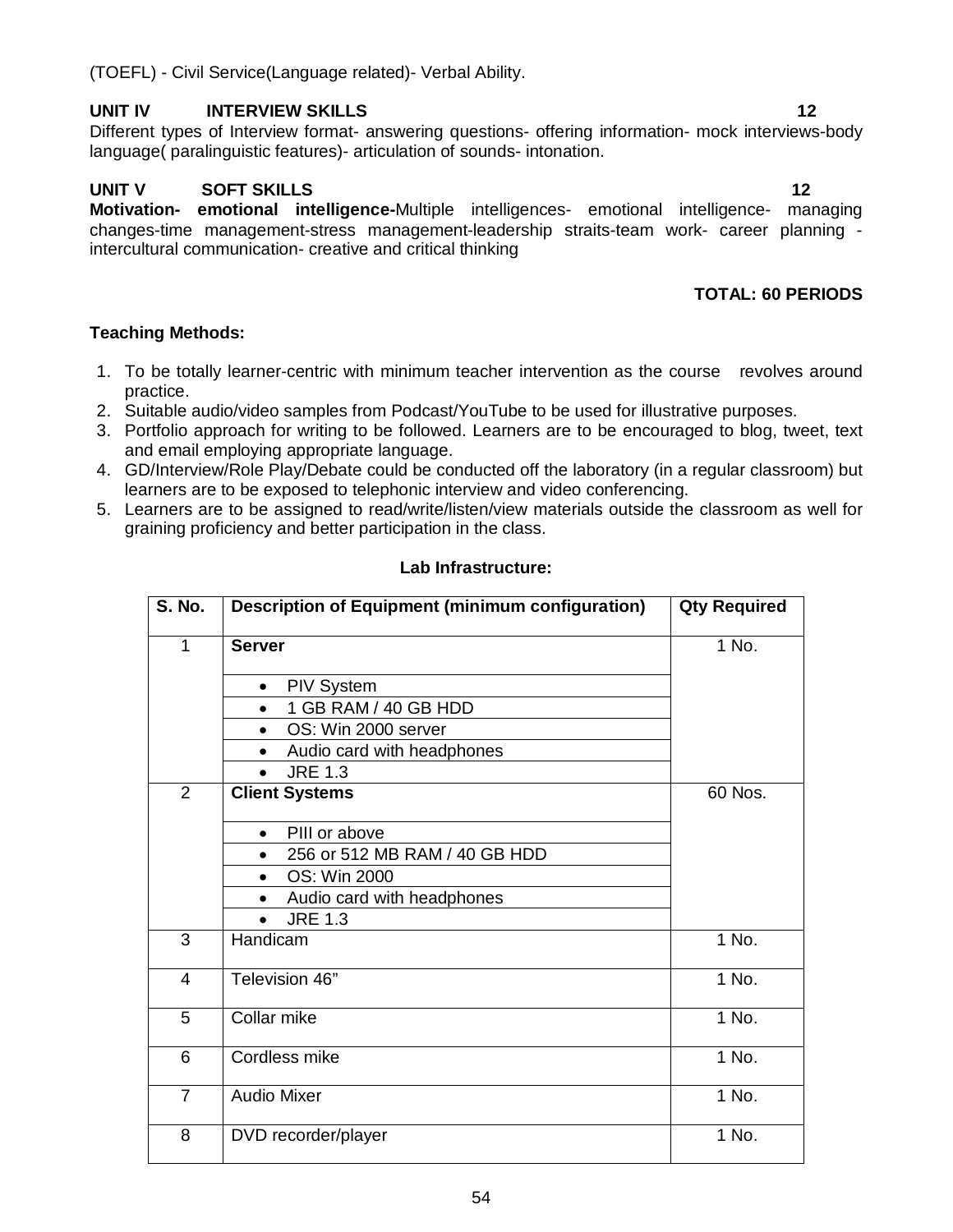(TOEFL) - Civil Service(Language related)- Verbal Ability.

**UNIT IV INTERVIEW SKILLS 12**

Different types of Interview format- answering questions- offering information- mock interviews-body language( paralinguistic features)- articulation of sounds- intonation.

**UNIT V SOFT SKILLS 12**

**Motivation- emotional intelligence-**Multiple intelligences- emotional intelligence- managing changes-time management-stress management-leadership straits-team work- career planning - intercultural communication- creative and critical thinking

**TOTAL: 60 PERIODS**

**Teaching Methods:**

1. To be totally learner-centric with minimum teacher intervention as the course revolves around practice.
2. Suitable audio/video samples from Podcast/YouTube to be used for illustrative purposes.
3. Portfolio approach for writing to be followed. Learners are to be encouraged to blog, tweet, text and email employing appropriate language.
4. GD/Interview/Role Play/Debate could be conducted off the laboratory (in a regular classroom) but learners are to be exposed to telephonic interview and video conferencing.
5. Learners are to be assigned to read/write/listen/view materials outside the classroom as well for graining proficiency and better participation in the class.

**Lab Infrastructure:**

| S. No. | Description of Equipment (minimum configuration) | Qty Required |
|---|---|---|
| 1 | **Server** | 1 No. |
| | • PIV System | |
| | • 1 GB RAM / 40 GB HDD | |
| | • OS: Win 2000 server | |
| | • Audio card with headphones | |
| | • JRE 1.3 | |
| 2 | **Client Systems** | 60 Nos. |
| | • PIII or above | |
| | • 256 or 512 MB RAM / 40 GB HDD | |
| | • OS: Win 2000 | |
| | • Audio card with headphones | |
| | • JRE 1.3 | |
| 3 | Handicam | 1 No. |
| 4 | Television 46" | 1 No. |
| 5 | Collar mike | 1 No. |
| 6 | Cordless mike | 1 No. |
| 7 | Audio Mixer | 1 No. |
| 8 | DVD recorder/player | 1 No. |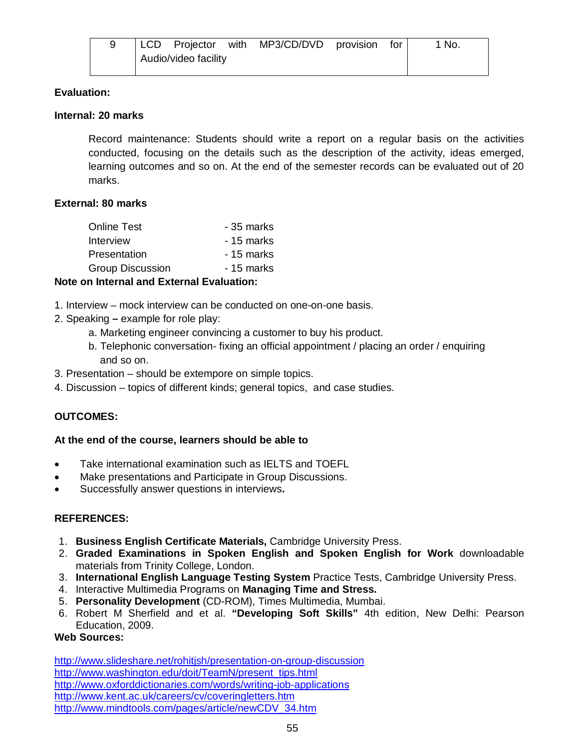| 9 | LCD Projector with MP3/CD/DVD provision for Audio/video facility | 1 No. |
|---|---|---|

**Evaluation:**

**Internal: 20 marks**

Record maintenance: Students should write a report on a regular basis on the activities conducted, focusing on the details such as the description of the activity, ideas emerged, learning outcomes and so on. At the end of the semester records can be evaluated out of 20 marks.

**External: 80 marks**

| | |
|---|---|
| Online Test | - 35 marks |
| Interview | - 15 marks |
| Presentation | - 15 marks |
| Group Discussion | - 15 marks |

**Note on Internal and External Evaluation:**

1. Interview – mock interview can be conducted on one-on-one basis.
2. Speaking **–** example for role play:
   a. Marketing engineer convincing a customer to buy his product.
   b. Telephonic conversation- fixing an official appointment / placing an order / enquiring and so on.
3. Presentation – should be extempore on simple topics.
4. Discussion – topics of different kinds; general topics, and case studies.

**OUTCOMES:**

**At the end of the course, learners should be able to**

- Take international examination such as IELTS and TOEFL
- Make presentations and Participate in Group Discussions.
- Successfully answer questions in interviews**.**

**REFERENCES:**

1. **Business English Certificate Materials,** Cambridge University Press.
2. **Graded Examinations in Spoken English and Spoken English for Work** downloadable materials from Trinity College, London.
3. **International English Language Testing System** Practice Tests, Cambridge University Press.
4. Interactive Multimedia Programs on **Managing Time and Stress.**
5. **Personality Development** (CD-ROM), Times Multimedia, Mumbai.
6. Robert M Sherfield and et al. **"Developing Soft Skills"** 4th edition, New Delhi: Pearson Education, 2009.

**Web Sources:**

http://www.slideshare.net/rohitjsh/presentation-on-group-discussion
http://www.washington.edu/doit/TeamN/present_tips.html
http://www.oxforddictionaries.com/words/writing-job-applications
http://www.kent.ac.uk/careers/cv/coveringletters.htm
http://www.mindtools.com/pages/article/newCDV_34.htm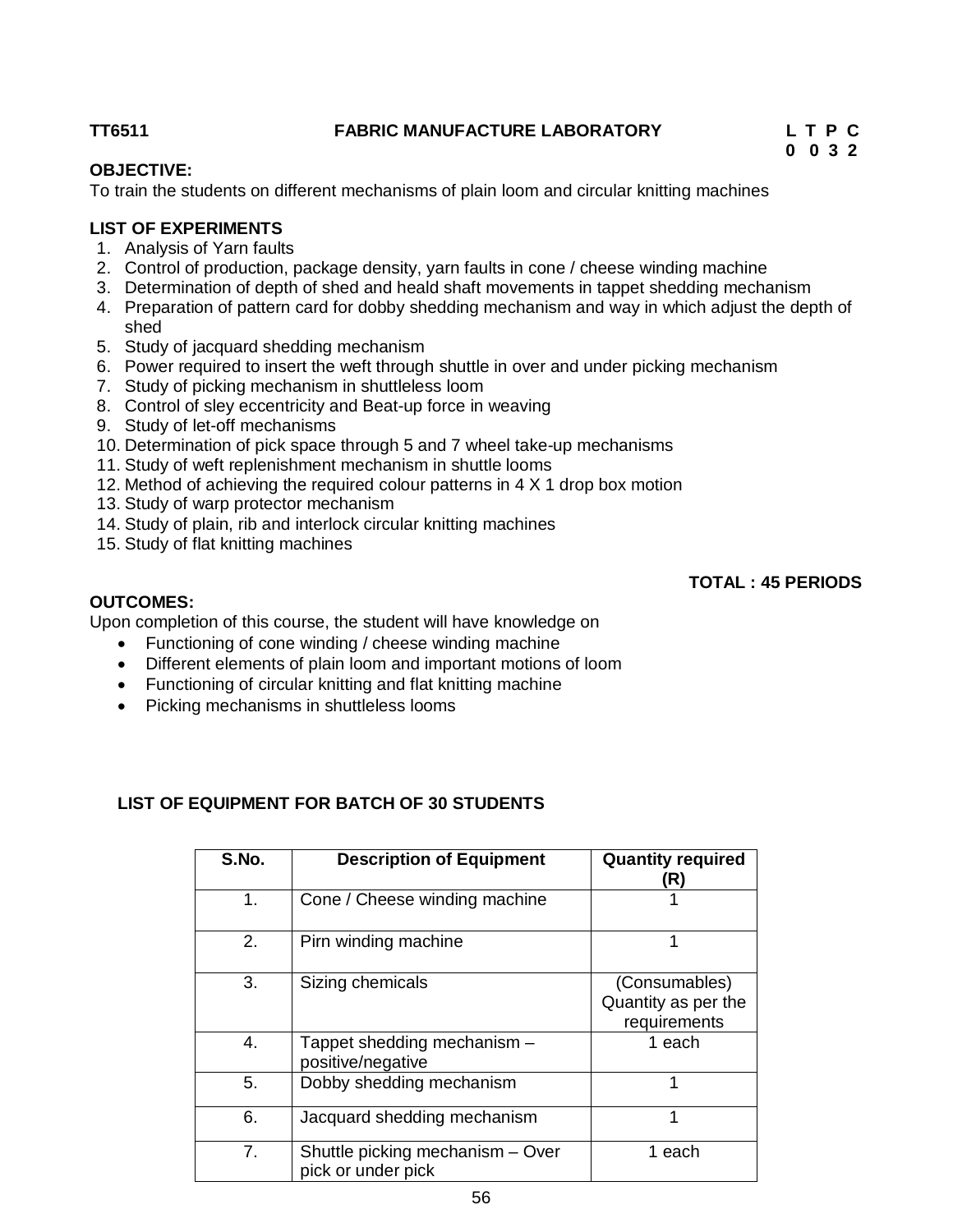**TT6511 FABRIC MANUFACTURE LABORATORY**

| L | T | P | C |
|---|---|---|---|
| 0 | 0 | 3 | 2 |

**OBJECTIVE:**

To train the students on different mechanisms of plain loom and circular knitting machines

**LIST OF EXPERIMENTS**

1. Analysis of Yarn faults
2. Control of production, package density, yarn faults in cone / cheese winding machine
3. Determination of depth of shed and heald shaft movements in tappet shedding mechanism
4. Preparation of pattern card for dobby shedding mechanism and way in which adjust the depth of shed
5. Study of jacquard shedding mechanism
6. Power required to insert the weft through shuttle in over and under picking mechanism
7. Study of picking mechanism in shuttleless loom
8. Control of sley eccentricity and Beat-up force in weaving
9. Study of let-off mechanisms
10. Determination of pick space through 5 and 7 wheel take-up mechanisms
11. Study of weft replenishment mechanism in shuttle looms
12. Method of achieving the required colour patterns in 4 X 1 drop box motion
13. Study of warp protector mechanism
14. Study of plain, rib and interlock circular knitting machines
15. Study of flat knitting machines

**TOTAL : 45 PERIODS**

**OUTCOMES:**

Upon completion of this course, the student will have knowledge on

- Functioning of cone winding / cheese winding machine
- Different elements of plain loom and important motions of loom
- Functioning of circular knitting and flat knitting machine
- Picking mechanisms in shuttleless looms

**LIST OF EQUIPMENT FOR BATCH OF 30 STUDENTS**

| S.No. | Description of Equipment | Quantity required (R) |
|---|---|---|
| 1. | Cone / Cheese winding machine | 1 |
| 2. | Pirn winding machine | 1 |
| 3. | Sizing chemicals | (Consumables) Quantity as per the requirements |
| 4. | Tappet shedding mechanism – positive/negative | 1 each |
| 5. | Dobby shedding mechanism | 1 |
| 6. | Jacquard shedding mechanism | 1 |
| 7. | Shuttle picking mechanism – Over pick or under pick | 1 each |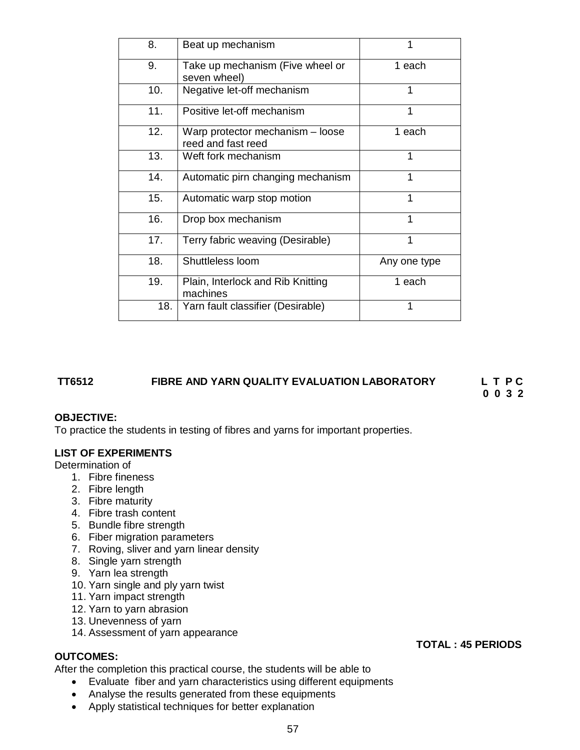| 8. | Beat up mechanism | 1 |
|---|---|---|
| 9. | Take up mechanism (Five wheel or seven wheel) | 1 each |
| 10. | Negative let-off mechanism | 1 |
| 11. | Positive let-off mechanism | 1 |
| 12. | Warp protector mechanism – loose reed and fast reed | 1 each |
| 13. | Weft fork mechanism | 1 |
| 14. | Automatic pirn changing mechanism | 1 |
| 15. | Automatic warp stop motion | 1 |
| 16. | Drop box mechanism | 1 |
| 17. | Terry fabric weaving (Desirable) | 1 |
| 18. | Shuttleless loom | Any one type |
| 19. | Plain, Interlock and Rib Knitting machines | 1 each |
| 18. | Yarn fault classifier (Desirable) | 1 |

**TT6512 FIBRE AND YARN QUALITY EVALUATION LABORATORY** **L T P C**
**0 0 3 2**

**OBJECTIVE:**
To practice the students in testing of fibres and yarns for important properties.

**LIST OF EXPERIMENTS**
Determination of
1. Fibre fineness
2. Fibre length
3. Fibre maturity
4. Fibre trash content
5. Bundle fibre strength
6. Fiber migration parameters
7. Roving, sliver and yarn linear density
8. Single yarn strength
9. Yarn lea strength
10. Yarn single and ply yarn twist
11. Yarn impact strength
12. Yarn to yarn abrasion
13. Unevenness of yarn
14. Assessment of yarn appearance

**TOTAL : 45 PERIODS**

**OUTCOMES:**
After the completion this practical course, the students will be able to
- Evaluate fiber and yarn characteristics using different equipments
- Analyse the results generated from these equipments
- Apply statistical techniques for better explanation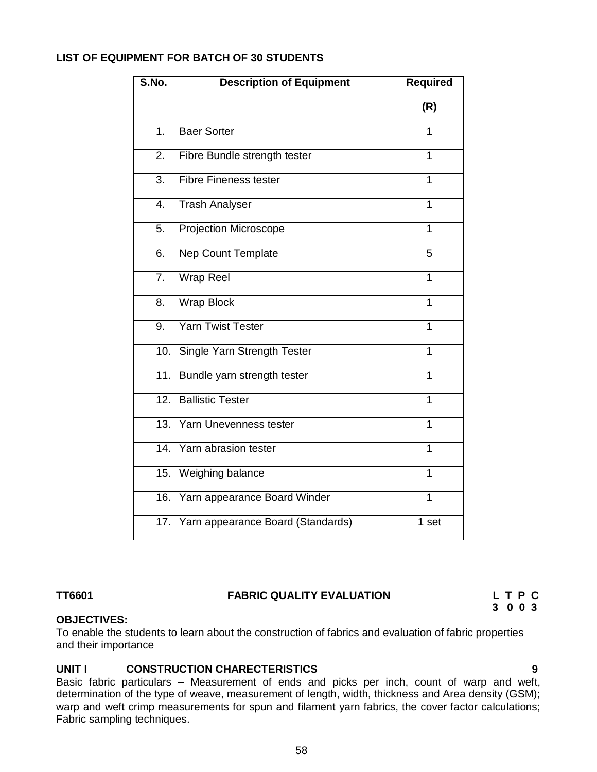**LIST OF EQUIPMENT FOR BATCH OF 30 STUDENTS**

| S.No. | Description of Equipment | Required (R) |
|---|---|---|
| 1. | Baer Sorter | 1 |
| 2. | Fibre Bundle strength tester | 1 |
| 3. | Fibre Fineness tester | 1 |
| 4. | Trash Analyser | 1 |
| 5. | Projection Microscope | 1 |
| 6. | Nep Count Template | 5 |
| 7. | Wrap Reel | 1 |
| 8. | Wrap Block | 1 |
| 9. | Yarn Twist Tester | 1 |
| 10. | Single Yarn Strength Tester | 1 |
| 11. | Bundle yarn strength tester | 1 |
| 12. | Ballistic Tester | 1 |
| 13. | Yarn Unevenness tester | 1 |
| 14. | Yarn abrasion tester | 1 |
| 15. | Weighing balance | 1 |
| 16. | Yarn appearance Board Winder | 1 |
| 17. | Yarn appearance Board (Standards) | 1 set |

**TT6601 FABRIC QUALITY EVALUATION L T P C**
**3 0 0 3**

**OBJECTIVES:**

To enable the students to learn about the construction of fabrics and evaluation of fabric properties and their importance

**UNIT I CONSTRUCTION CHARECTERISTICS 9**

Basic fabric particulars – Measurement of ends and picks per inch, count of warp and weft, determination of the type of weave, measurement of length, width, thickness and Area density (GSM); warp and weft crimp measurements for spun and filament yarn fabrics, the cover factor calculations; Fabric sampling techniques.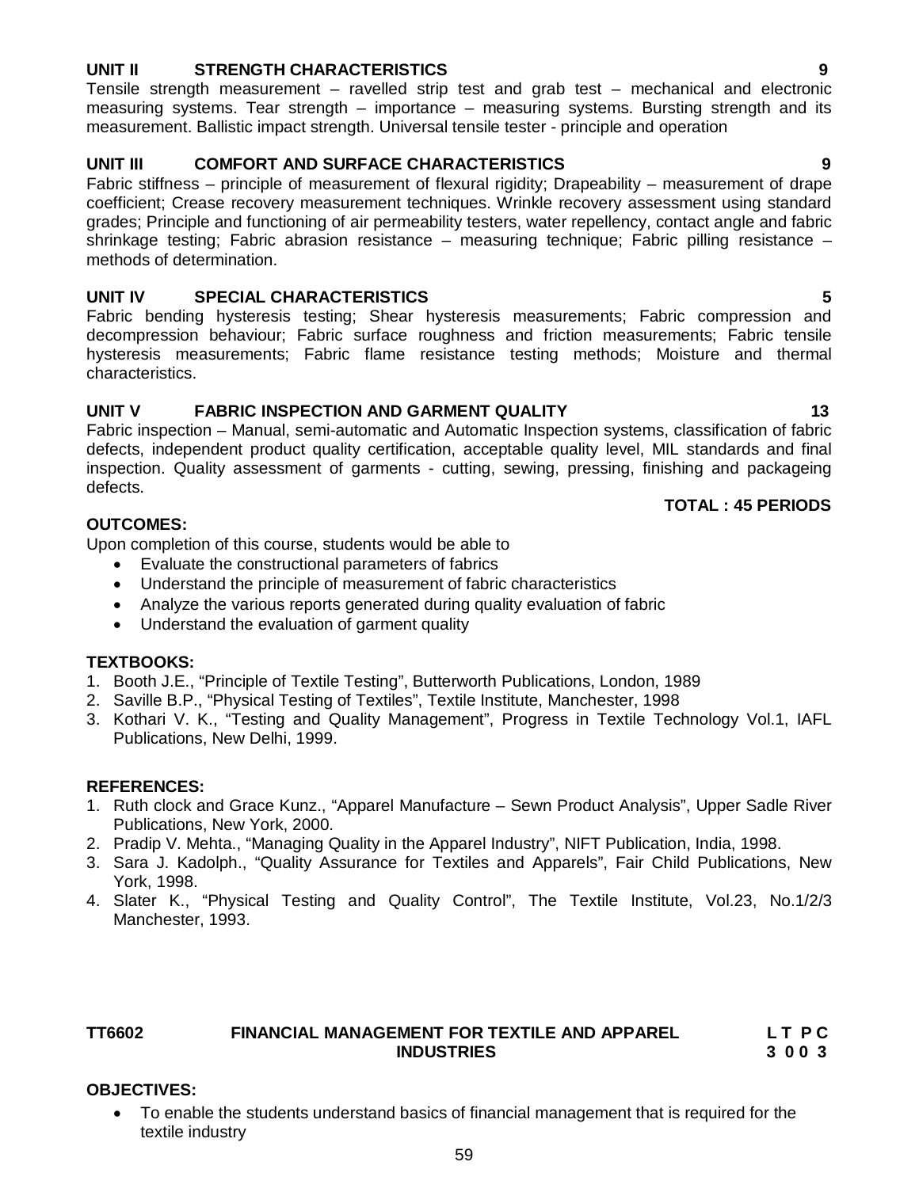**UNIT II STRENGTH CHARACTERISTICS 9**

Tensile strength measurement – ravelled strip test and grab test – mechanical and electronic measuring systems. Tear strength – importance – measuring systems. Bursting strength and its measurement. Ballistic impact strength. Universal tensile tester - principle and operation

**UNIT III COMFORT AND SURFACE CHARACTERISTICS 9**

Fabric stiffness – principle of measurement of flexural rigidity; Drapeability – measurement of drape coefficient; Crease recovery measurement techniques. Wrinkle recovery assessment using standard grades; Principle and functioning of air permeability testers, water repellency, contact angle and fabric shrinkage testing; Fabric abrasion resistance – measuring technique; Fabric pilling resistance – methods of determination.

**UNIT IV SPECIAL CHARACTERISTICS 5**

Fabric bending hysteresis testing; Shear hysteresis measurements; Fabric compression and decompression behaviour; Fabric surface roughness and friction measurements; Fabric tensile hysteresis measurements; Fabric flame resistance testing methods; Moisture and thermal characteristics.

**UNIT V FABRIC INSPECTION AND GARMENT QUALITY 13**

Fabric inspection – Manual, semi-automatic and Automatic Inspection systems, classification of fabric defects, independent product quality certification, acceptable quality level, MIL standards and final inspection. Quality assessment of garments - cutting, sewing, pressing, finishing and packageing defects.

**TOTAL : 45 PERIODS**

**OUTCOMES:**

Upon completion of this course, students would be able to

- Evaluate the constructional parameters of fabrics
- Understand the principle of measurement of fabric characteristics
- Analyze the various reports generated during quality evaluation of fabric
- Understand the evaluation of garment quality

**TEXTBOOKS:**

1. Booth J.E., "Principle of Textile Testing", Butterworth Publications, London, 1989
2. Saville B.P., "Physical Testing of Textiles", Textile Institute, Manchester, 1998
3. Kothari V. K., "Testing and Quality Management", Progress in Textile Technology Vol.1, IAFL Publications, New Delhi, 1999.

**REFERENCES:**

1. Ruth clock and Grace Kunz., "Apparel Manufacture – Sewn Product Analysis", Upper Sadle River Publications, New York, 2000.
2. Pradip V. Mehta., "Managing Quality in the Apparel Industry", NIFT Publication, India, 1998.
3. Sara J. Kadolph., "Quality Assurance for Textiles and Apparels", Fair Child Publications, New York, 1998.
4. Slater K., "Physical Testing and Quality Control", The Textile Institute, Vol.23, No.1/2/3 Manchester, 1993.

**TT6602 FINANCIAL MANAGEMENT FOR TEXTILE AND APPAREL INDUSTRIES**

**L T P C**
**3 0 0 3**

**OBJECTIVES:**

- To enable the students understand basics of financial management that is required for the textile industry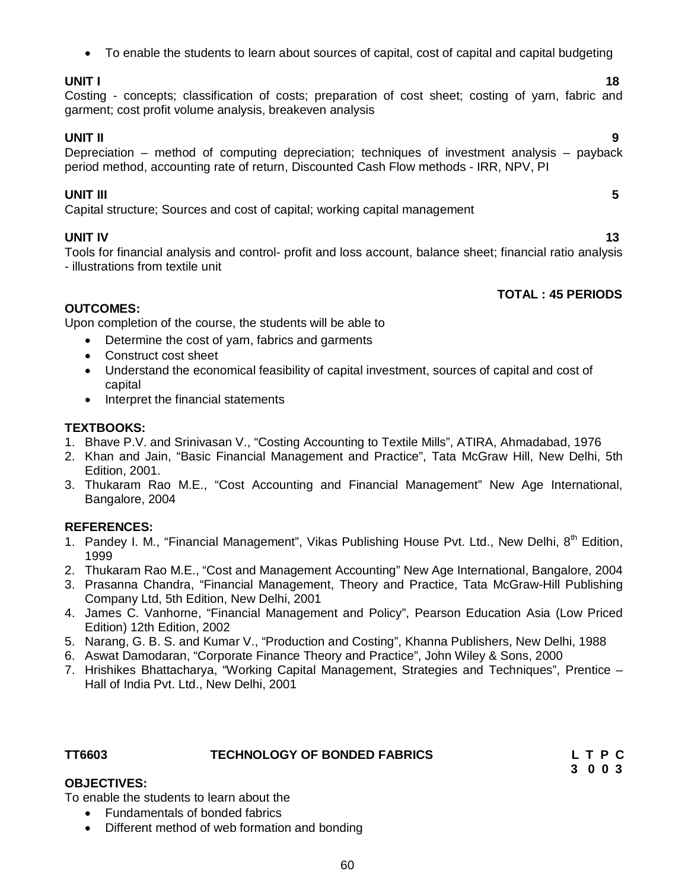- To enable the students to learn about sources of capital, cost of capital and capital budgeting

**UNIT I** **18**

Costing - concepts; classification of costs; preparation of cost sheet; costing of yarn, fabric and garment; cost profit volume analysis, breakeven analysis

**UNIT II** **9**

Depreciation – method of computing depreciation; techniques of investment analysis – payback period method, accounting rate of return, Discounted Cash Flow methods - IRR, NPV, PI

**UNIT III** **5**

Capital structure; Sources and cost of capital; working capital management

**UNIT IV** **13**

Tools for financial analysis and control- profit and loss account, balance sheet; financial ratio analysis - illustrations from textile unit

**TOTAL : 45 PERIODS**

**OUTCOMES:**

Upon completion of the course, the students will be able to

- Determine the cost of yarn, fabrics and garments
- Construct cost sheet
- Understand the economical feasibility of capital investment, sources of capital and cost of capital
- Interpret the financial statements

**TEXTBOOKS:**

1. Bhave P.V. and Srinivasan V., "Costing Accounting to Textile Mills", ATIRA, Ahmadabad, 1976
2. Khan and Jain, "Basic Financial Management and Practice", Tata McGraw Hill, New Delhi, 5th Edition, 2001.
3. Thukaram Rao M.E., "Cost Accounting and Financial Management" New Age International, Bangalore, 2004

**REFERENCES:**

1. Pandey I. M., "Financial Management", Vikas Publishing House Pvt. Ltd., New Delhi, 8th Edition, 1999
2. Thukaram Rao M.E., "Cost and Management Accounting" New Age International, Bangalore, 2004
3. Prasanna Chandra, "Financial Management, Theory and Practice, Tata McGraw-Hill Publishing Company Ltd, 5th Edition, New Delhi, 2001
4. James C. Vanhorne, "Financial Management and Policy", Pearson Education Asia (Low Priced Edition) 12th Edition, 2002
5. Narang, G. B. S. and Kumar V., "Production and Costing", Khanna Publishers, New Delhi, 1988
6. Aswat Damodaran, "Corporate Finance Theory and Practice", John Wiley & Sons, 2000
7. Hrishikes Bhattacharya, "Working Capital Management, Strategies and Techniques", Prentice – Hall of India Pvt. Ltd., New Delhi, 2001

## TT6603 TECHNOLOGY OF BONDED FABRICS

| L | T | P | C |
|---|---|---|---|
| 3 | 0 | 0 | 3 |

**OBJECTIVES:**

To enable the students to learn about the

- Fundamentals of bonded fabrics
- Different method of web formation and bonding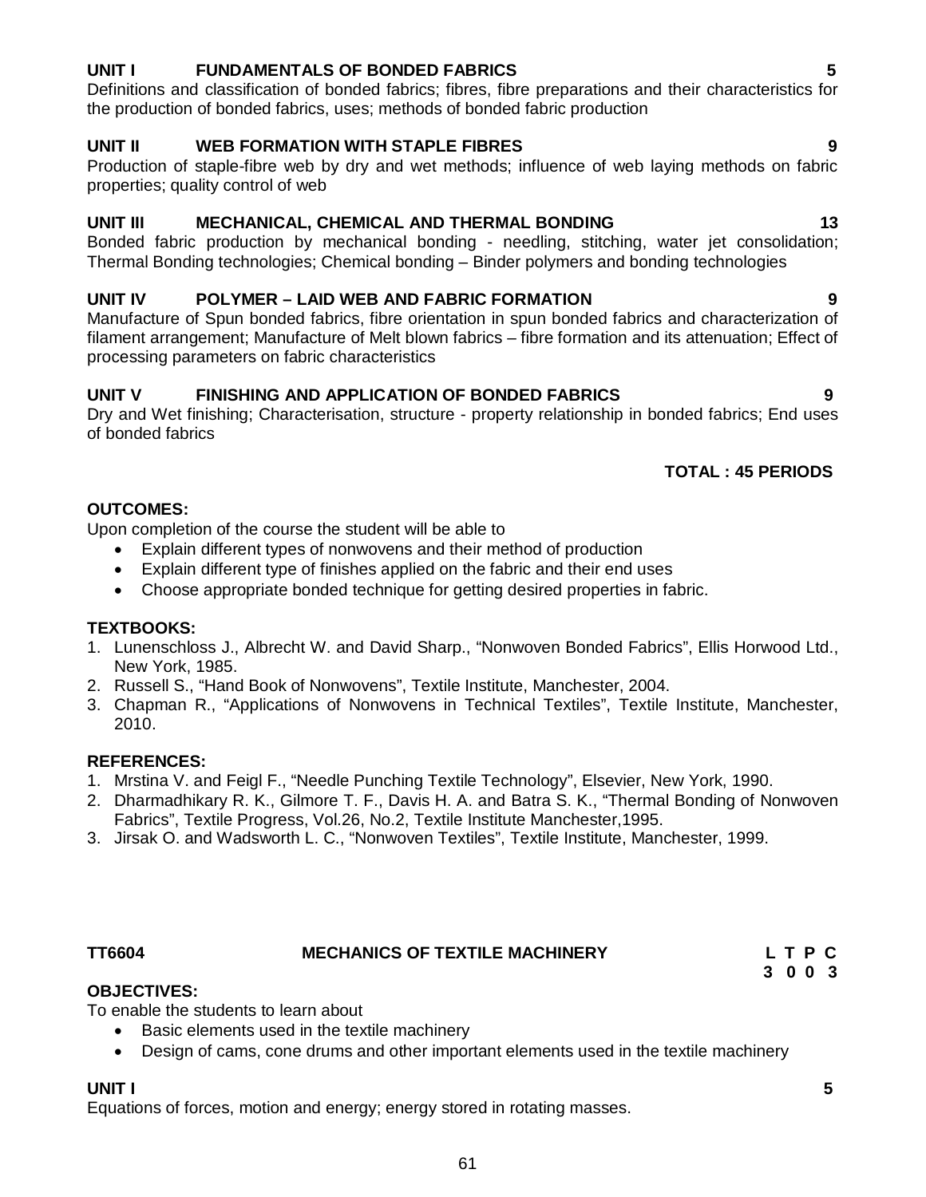**UNIT I FUNDAMENTALS OF BONDED FABRICS 5**

Definitions and classification of bonded fabrics; fibres, fibre preparations and their characteristics for the production of bonded fabrics, uses; methods of bonded fabric production

**UNIT II WEB FORMATION WITH STAPLE FIBRES 9**

Production of staple-fibre web by dry and wet methods; influence of web laying methods on fabric properties; quality control of web

**UNIT III MECHANICAL, CHEMICAL AND THERMAL BONDING 13**

Bonded fabric production by mechanical bonding - needling, stitching, water jet consolidation; Thermal Bonding technologies; Chemical bonding – Binder polymers and bonding technologies

**UNIT IV POLYMER – LAID WEB AND FABRIC FORMATION 9**

Manufacture of Spun bonded fabrics, fibre orientation in spun bonded fabrics and characterization of filament arrangement; Manufacture of Melt blown fabrics – fibre formation and its attenuation; Effect of processing parameters on fabric characteristics

**UNIT V FINISHING AND APPLICATION OF BONDED FABRICS 9**

Dry and Wet finishing; Characterisation, structure - property relationship in bonded fabrics; End uses of bonded fabrics

**TOTAL : 45 PERIODS**

**OUTCOMES:**

Upon completion of the course the student will be able to

- Explain different types of nonwovens and their method of production
- Explain different type of finishes applied on the fabric and their end uses
- Choose appropriate bonded technique for getting desired properties in fabric.

**TEXTBOOKS:**

1. Lunenschloss J., Albrecht W. and David Sharp., "Nonwoven Bonded Fabrics", Ellis Horwood Ltd., New York, 1985.
2. Russell S., "Hand Book of Nonwovens", Textile Institute, Manchester, 2004.
3. Chapman R., "Applications of Nonwovens in Technical Textiles", Textile Institute, Manchester, 2010.

**REFERENCES:**

1. Mrstina V. and Feigl F., "Needle Punching Textile Technology", Elsevier, New York, 1990.
2. Dharmadhikary R. K., Gilmore T. F., Davis H. A. and Batra S. K., "Thermal Bonding of Nonwoven Fabrics", Textile Progress, Vol.26, No.2, Textile Institute Manchester,1995.
3. Jirsak O. and Wadsworth L. C., "Nonwoven Textiles", Textile Institute, Manchester, 1999.

## TT6604 MECHANICS OF TEXTILE MACHINERY

| L | T | P | C |
|---|---|---|---|
| 3 | 0 | 0 | 3 |

**OBJECTIVES:**

To enable the students to learn about

- Basic elements used in the textile machinery
- Design of cams, cone drums and other important elements used in the textile machinery

**UNIT I 5**

Equations of forces, motion and energy; energy stored in rotating masses.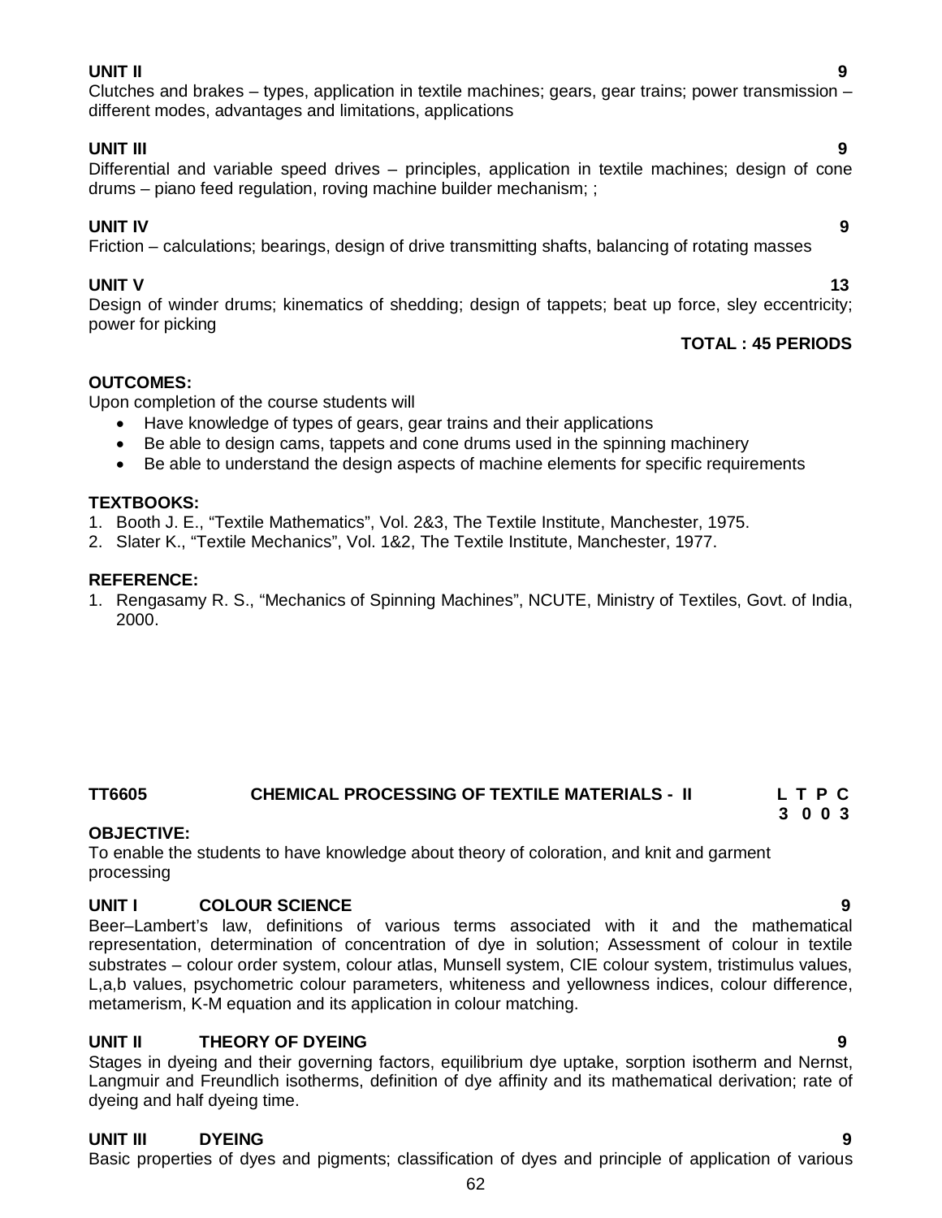**UNIT II** **9**

Clutches and brakes – types, application in textile machines; gears, gear trains; power transmission – different modes, advantages and limitations, applications

**UNIT III** **9**

Differential and variable speed drives – principles, application in textile machines; design of cone drums – piano feed regulation, roving machine builder mechanism; ;

**UNIT IV** **9**

Friction – calculations; bearings, design of drive transmitting shafts, balancing of rotating masses

**UNIT V** **13**

Design of winder drums; kinematics of shedding; design of tappets; beat up force, sley eccentricity; power for picking

**TOTAL : 45 PERIODS**

**OUTCOMES:**

Upon completion of the course students will

- Have knowledge of types of gears, gear trains and their applications
- Be able to design cams, tappets and cone drums used in the spinning machinery
- Be able to understand the design aspects of machine elements for specific requirements

**TEXTBOOKS:**

1. Booth J. E., "Textile Mathematics", Vol. 2&3, The Textile Institute, Manchester, 1975.
2. Slater K., "Textile Mechanics", Vol. 1&2, The Textile Institute, Manchester, 1977.

**REFERENCE:**

1. Rengasamy R. S., "Mechanics of Spinning Machines", NCUTE, Ministry of Textiles, Govt. of India, 2000.

## TT6605 CHEMICAL PROCESSING OF TEXTILE MATERIALS - II

| L | T | P | C |
|---|---|---|---|
| 3 | 0 | 0 | 3 |

**OBJECTIVE:**

To enable the students to have knowledge about theory of coloration, and knit and garment processing

**UNIT I COLOUR SCIENCE** **9**

Beer–Lambert's law, definitions of various terms associated with it and the mathematical representation, determination of concentration of dye in solution; Assessment of colour in textile substrates – colour order system, colour atlas, Munsell system, CIE colour system, tristimulus values, L,a,b values, psychometric colour parameters, whiteness and yellowness indices, colour difference, metamerism, K-M equation and its application in colour matching.

**UNIT II THEORY OF DYEING** **9**

Stages in dyeing and their governing factors, equilibrium dye uptake, sorption isotherm and Nernst, Langmuir and Freundlich isotherms, definition of dye affinity and its mathematical derivation; rate of dyeing and half dyeing time.

**UNIT III DYEING** **9**

Basic properties of dyes and pigments; classification of dyes and principle of application of various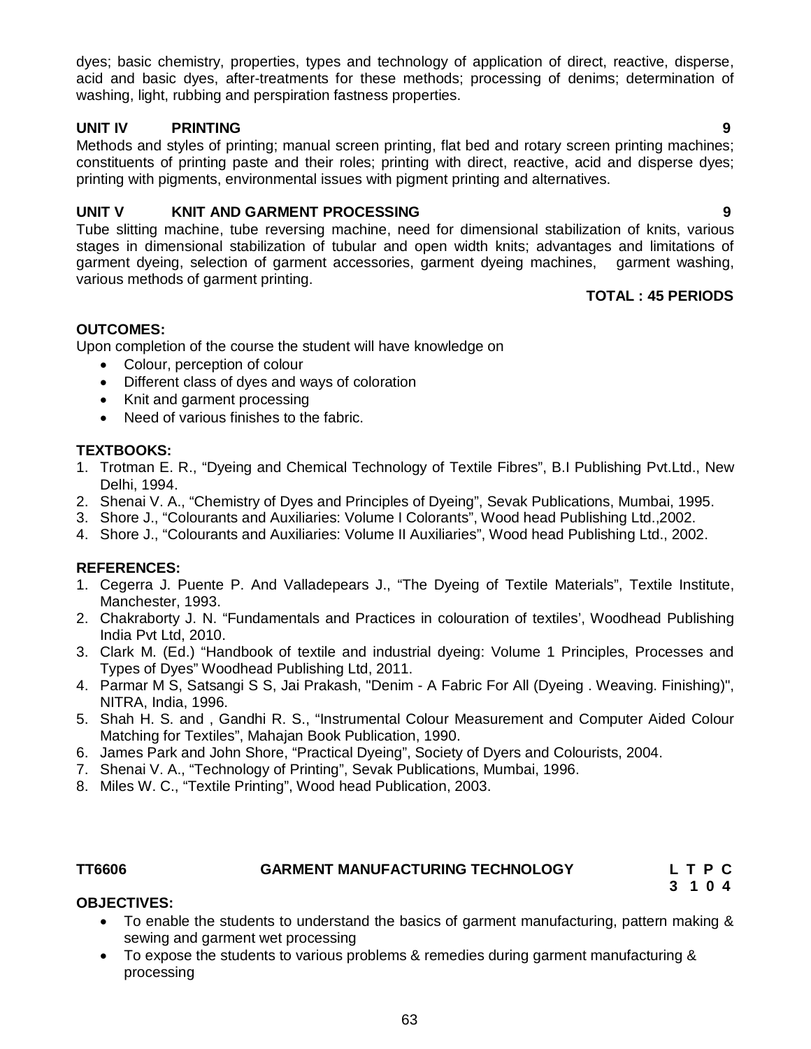dyes; basic chemistry, properties, types and technology of application of direct, reactive, disperse, acid and basic dyes, after-treatments for these methods; processing of denims; determination of washing, light, rubbing and perspiration fastness properties.

**UNIT IV PRINTING 9**

Methods and styles of printing; manual screen printing, flat bed and rotary screen printing machines; constituents of printing paste and their roles; printing with direct, reactive, acid and disperse dyes; printing with pigments, environmental issues with pigment printing and alternatives.

**UNIT V KNIT AND GARMENT PROCESSING 9**

Tube slitting machine, tube reversing machine, need for dimensional stabilization of knits, various stages in dimensional stabilization of tubular and open width knits; advantages and limitations of garment dyeing, selection of garment accessories, garment dyeing machines, garment washing, various methods of garment printing.

**TOTAL : 45 PERIODS**

**OUTCOMES:**

Upon completion of the course the student will have knowledge on

- Colour, perception of colour
- Different class of dyes and ways of coloration
- Knit and garment processing
- Need of various finishes to the fabric.

**TEXTBOOKS:**

1. Trotman E. R., "Dyeing and Chemical Technology of Textile Fibres", B.I Publishing Pvt.Ltd., New Delhi, 1994.
2. Shenai V. A., "Chemistry of Dyes and Principles of Dyeing", Sevak Publications, Mumbai, 1995.
3. Shore J., "Colourants and Auxiliaries: Volume I Colorants", Wood head Publishing Ltd.,2002.
4. Shore J., "Colourants and Auxiliaries: Volume II Auxiliaries", Wood head Publishing Ltd., 2002.

**REFERENCES:**

1. Cegerra J. Puente P. And Valladepears J., "The Dyeing of Textile Materials", Textile Institute, Manchester, 1993.
2. Chakraborty J. N. "Fundamentals and Practices in colouration of textiles', Woodhead Publishing India Pvt Ltd, 2010.
3. Clark M. (Ed.) "Handbook of textile and industrial dyeing: Volume 1 Principles, Processes and Types of Dyes" Woodhead Publishing Ltd, 2011.
4. Parmar M S, Satsangi S S, Jai Prakash, "Denim - A Fabric For All (Dyeing . Weaving. Finishing)", NITRA, India, 1996.
5. Shah H. S. and , Gandhi R. S., "Instrumental Colour Measurement and Computer Aided Colour Matching for Textiles", Mahajan Book Publication, 1990.
6. James Park and John Shore, "Practical Dyeing", Society of Dyers and Colourists, 2004.
7. Shenai V. A., "Technology of Printing", Sevak Publications, Mumbai, 1996.
8. Miles W. C., "Textile Printing", Wood head Publication, 2003.

**TT6606 GARMENT MANUFACTURING TECHNOLOGY**

| L | T | P | C |
|---|---|---|---|
| 3 | 1 | 0 | 4 |

**OBJECTIVES:**

- To enable the students to understand the basics of garment manufacturing, pattern making & sewing and garment wet processing
- To expose the students to various problems & remedies during garment manufacturing & processing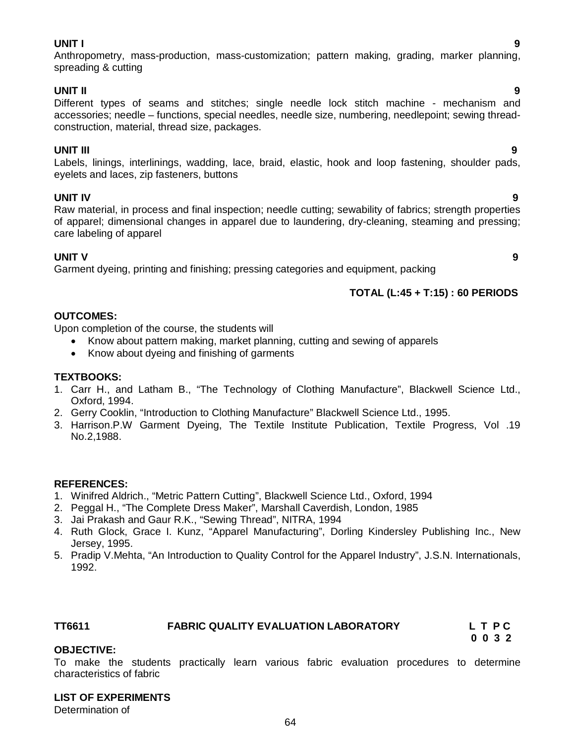**UNIT I** **9**

Anthropometry, mass-production, mass-customization; pattern making, grading, marker planning, spreading & cutting

**UNIT II** **9**

Different types of seams and stitches; single needle lock stitch machine - mechanism and accessories; needle – functions, special needles, needle size, numbering, needlepoint; sewing thread-construction, material, thread size, packages.

**UNIT III** **9**

Labels, linings, interlinings, wadding, lace, braid, elastic, hook and loop fastening, shoulder pads, eyelets and laces, zip fasteners, buttons

**UNIT IV** **9**

Raw material, in process and final inspection; needle cutting; sewability of fabrics; strength properties of apparel; dimensional changes in apparel due to laundering, dry-cleaning, steaming and pressing; care labeling of apparel

**UNIT V** **9**

Garment dyeing, printing and finishing; pressing categories and equipment, packing

**TOTAL (L:45 + T:15) : 60 PERIODS**

**OUTCOMES:**

Upon completion of the course, the students will

- Know about pattern making, market planning, cutting and sewing of apparels
- Know about dyeing and finishing of garments

**TEXTBOOKS:**

1. Carr H., and Latham B., "The Technology of Clothing Manufacture", Blackwell Science Ltd., Oxford, 1994.
2. Gerry Cooklin, "Introduction to Clothing Manufacture" Blackwell Science Ltd., 1995.
3. Harrison.P.W Garment Dyeing, The Textile Institute Publication, Textile Progress, Vol .19 No.2,1988.

**REFERENCES:**

1. Winifred Aldrich., "Metric Pattern Cutting", Blackwell Science Ltd., Oxford, 1994
2. Peggal H., "The Complete Dress Maker", Marshall Caverdish, London, 1985
3. Jai Prakash and Gaur R.K., "Sewing Thread", NITRA, 1994
4. Ruth Glock, Grace I. Kunz, "Apparel Manufacturing", Dorling Kindersley Publishing Inc., New Jersey, 1995.
5. Pradip V.Mehta, "An Introduction to Quality Control for the Apparel Industry", J.S.N. Internationals, 1992.

**TT6611** **FABRIC QUALITY EVALUATION LABORATORY** **L T P C**
**0 0 3 2**

**OBJECTIVE:**

To make the students practically learn various fabric evaluation procedures to determine characteristics of fabric

**LIST OF EXPERIMENTS**

Determination of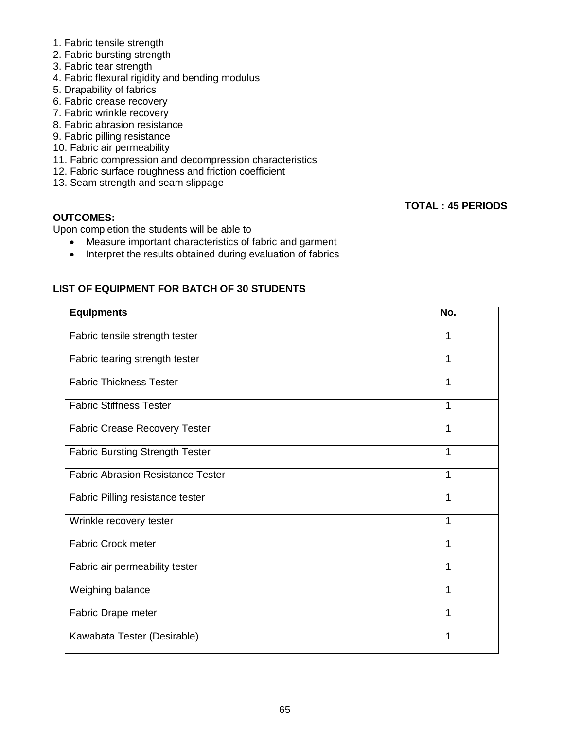1. Fabric tensile strength
2. Fabric bursting strength
3. Fabric tear strength
4. Fabric flexural rigidity and bending modulus
5. Drapability of fabrics
6. Fabric crease recovery
7. Fabric wrinkle recovery
8. Fabric abrasion resistance
9. Fabric pilling resistance
10. Fabric air permeability
11. Fabric compression and decompression characteristics
12. Fabric surface roughness and friction coefficient
13. Seam strength and seam slippage

**TOTAL : 45 PERIODS**

**OUTCOMES:**

Upon completion the students will be able to

- Measure important characteristics of fabric and garment
- Interpret the results obtained during evaluation of fabrics

**LIST OF EQUIPMENT FOR BATCH OF 30 STUDENTS**

| Equipments | No. |
|---|---|
| Fabric tensile strength tester | 1 |
| Fabric tearing strength tester | 1 |
| Fabric Thickness Tester | 1 |
| Fabric Stiffness Tester | 1 |
| Fabric Crease Recovery Tester | 1 |
| Fabric Bursting Strength Tester | 1 |
| Fabric Abrasion Resistance Tester | 1 |
| Fabric Pilling resistance tester | 1 |
| Wrinkle recovery tester | 1 |
| Fabric Crock meter | 1 |
| Fabric air permeability tester | 1 |
| Weighing balance | 1 |
| Fabric Drape meter | 1 |
| Kawabata Tester (Desirable) | 1 |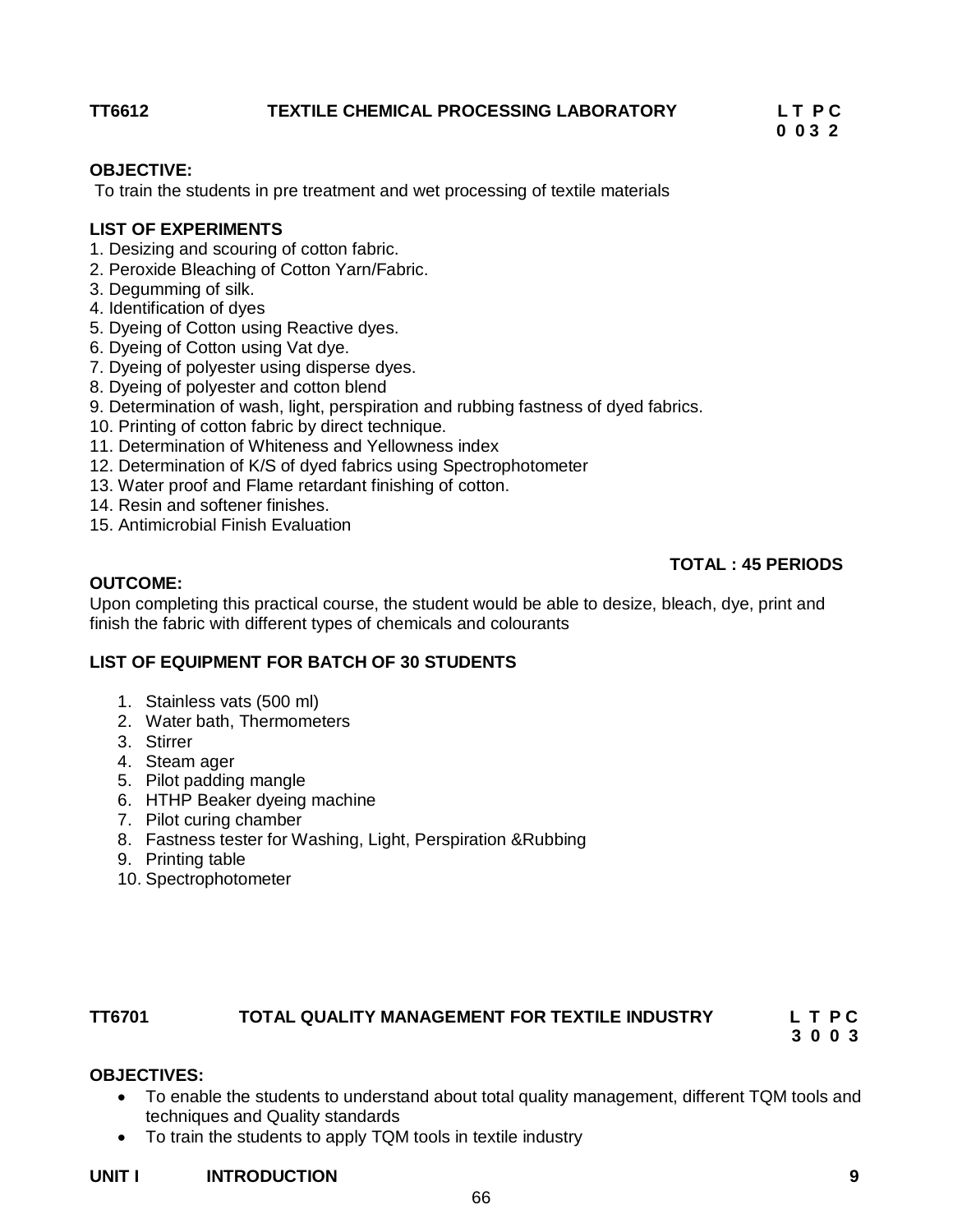## TT6612 TEXTILE CHEMICAL PROCESSING LABORATORY

| L | T | P | C |
|---|---|---|---|
| 0 | 0 | 3 | 2 |

**OBJECTIVE:**

To train the students in pre treatment and wet processing of textile materials

**LIST OF EXPERIMENTS**

1. Desizing and scouring of cotton fabric.
2. Peroxide Bleaching of Cotton Yarn/Fabric.
3. Degumming of silk.
4. Identification of dyes
5. Dyeing of Cotton using Reactive dyes.
6. Dyeing of Cotton using Vat dye.
7. Dyeing of polyester using disperse dyes.
8. Dyeing of polyester and cotton blend
9. Determination of wash, light, perspiration and rubbing fastness of dyed fabrics.
10. Printing of cotton fabric by direct technique.
11. Determination of Whiteness and Yellowness index
12. Determination of K/S of dyed fabrics using Spectrophotometer
13. Water proof and Flame retardant finishing of cotton.
14. Resin and softener finishes.
15. Antimicrobial Finish Evaluation

**TOTAL : 45 PERIODS**

**OUTCOME:**

Upon completing this practical course, the student would be able to desize, bleach, dye, print and finish the fabric with different types of chemicals and colourants

**LIST OF EQUIPMENT FOR BATCH OF 30 STUDENTS**

1. Stainless vats (500 ml)
2. Water bath, Thermometers
3. Stirrer
4. Steam ager
5. Pilot padding mangle
6. HTHP Beaker dyeing machine
7. Pilot curing chamber
8. Fastness tester for Washing, Light, Perspiration &Rubbing
9. Printing table
10. Spectrophotometer

## TT6701 TOTAL QUALITY MANAGEMENT FOR TEXTILE INDUSTRY

| L | T | P | C |
|---|---|---|---|
| 3 | 0 | 0 | 3 |

**OBJECTIVES:**

- To enable the students to understand about total quality management, different TQM tools and techniques and Quality standards
- To train the students to apply TQM tools in textile industry

**UNIT I INTRODUCTION 9**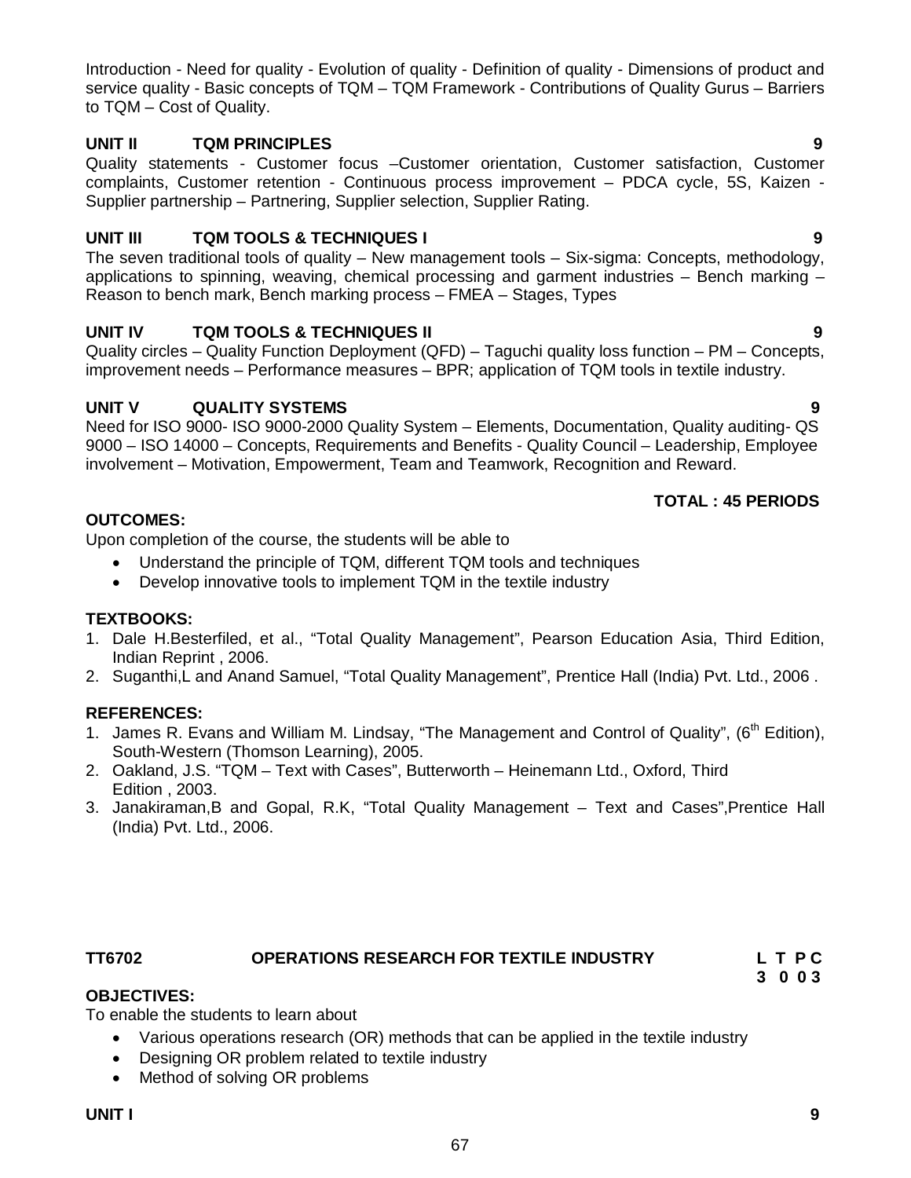Introduction - Need for quality - Evolution of quality - Definition of quality - Dimensions of product and service quality - Basic concepts of TQM – TQM Framework - Contributions of Quality Gurus – Barriers to TQM – Cost of Quality.

### UNIT II TQM PRINCIPLES 9

Quality statements - Customer focus –Customer orientation, Customer satisfaction, Customer complaints, Customer retention - Continuous process improvement – PDCA cycle, 5S, Kaizen - Supplier partnership – Partnering, Supplier selection, Supplier Rating.

### UNIT III TQM TOOLS & TECHNIQUES I 9

The seven traditional tools of quality – New management tools – Six-sigma: Concepts, methodology, applications to spinning, weaving, chemical processing and garment industries – Bench marking – Reason to bench mark, Bench marking process – FMEA – Stages, Types

### UNIT IV TQM TOOLS & TECHNIQUES II 9

Quality circles – Quality Function Deployment (QFD) – Taguchi quality loss function – PM – Concepts, improvement needs – Performance measures – BPR; application of TQM tools in textile industry.

### UNIT V QUALITY SYSTEMS 9

Need for ISO 9000- ISO 9000-2000 Quality System – Elements, Documentation, Quality auditing- QS 9000 – ISO 14000 – Concepts, Requirements and Benefits - Quality Council – Leadership, Employee involvement – Motivation, Empowerment, Team and Teamwork, Recognition and Reward.

**TOTAL : 45 PERIODS**

**OUTCOMES:**

Upon completion of the course, the students will be able to

- Understand the principle of TQM, different TQM tools and techniques
- Develop innovative tools to implement TQM in the textile industry

**TEXTBOOKS:**

1. Dale H.Besterfiled, et al., "Total Quality Management", Pearson Education Asia, Third Edition, Indian Reprint , 2006.
2. Suganthi,L and Anand Samuel, "Total Quality Management", Prentice Hall (India) Pvt. Ltd., 2006 .

**REFERENCES:**

1. James R. Evans and William M. Lindsay, "The Management and Control of Quality", (6th Edition), South-Western (Thomson Learning), 2005.
2. Oakland, J.S. "TQM – Text with Cases", Butterworth – Heinemann Ltd., Oxford, Third Edition , 2003.
3. Janakiraman,B and Gopal, R.K, "Total Quality Management – Text and Cases",Prentice Hall (India) Pvt. Ltd., 2006.

## TT6702 OPERATIONS RESEARCH FOR TEXTILE INDUSTRY

**L T P C**
**3 0 0 3**

**OBJECTIVES:**

To enable the students to learn about

- Various operations research (OR) methods that can be applied in the textile industry
- Designing OR problem related to textile industry
- Method of solving OR problems

### UNIT I 9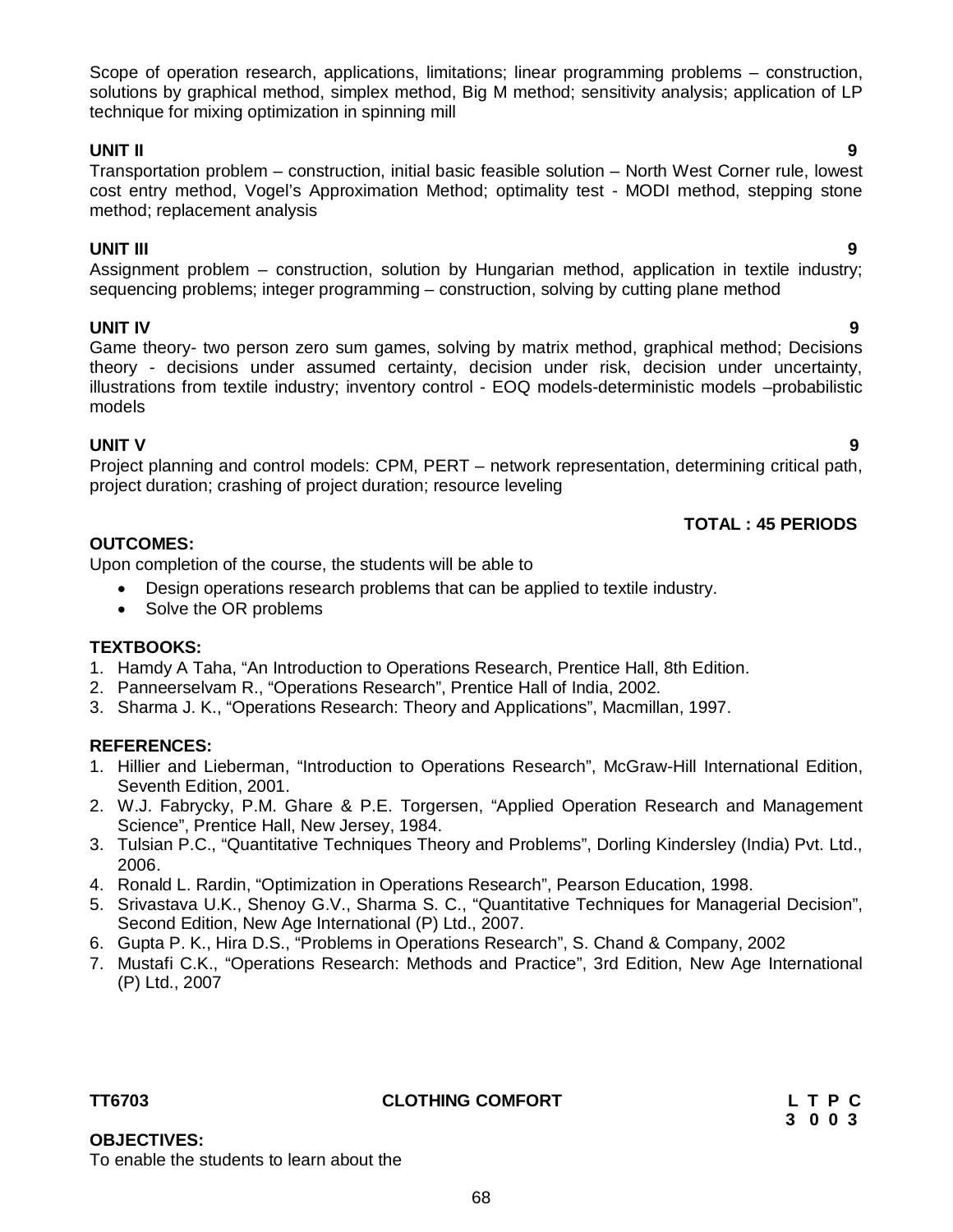Scope of operation research, applications, limitations; linear programming problems – construction, solutions by graphical method, simplex method, Big M method; sensitivity analysis; application of LP technique for mixing optimization in spinning mill

**UNIT II 9**

Transportation problem – construction, initial basic feasible solution – North West Corner rule, lowest cost entry method, Vogel's Approximation Method; optimality test - MODI method, stepping stone method; replacement analysis

**UNIT III 9**

Assignment problem – construction, solution by Hungarian method, application in textile industry; sequencing problems; integer programming – construction, solving by cutting plane method

**UNIT IV 9**

Game theory- two person zero sum games, solving by matrix method, graphical method; Decisions theory - decisions under assumed certainty, decision under risk, decision under uncertainty, illustrations from textile industry; inventory control - EOQ models-deterministic models –probabilistic models

**UNIT V 9**

Project planning and control models: CPM, PERT – network representation, determining critical path, project duration; crashing of project duration; resource leveling

**TOTAL : 45 PERIODS**

**OUTCOMES:**

Upon completion of the course, the students will be able to

- Design operations research problems that can be applied to textile industry.
- Solve the OR problems

**TEXTBOOKS:**

1. Hamdy A Taha, "An Introduction to Operations Research, Prentice Hall, 8th Edition.
2. Panneerselvam R., "Operations Research", Prentice Hall of India, 2002.
3. Sharma J. K., "Operations Research: Theory and Applications", Macmillan, 1997.

**REFERENCES:**

1. Hillier and Lieberman, "Introduction to Operations Research", McGraw-Hill International Edition, Seventh Edition, 2001.
2. W.J. Fabrycky, P.M. Ghare & P.E. Torgersen, "Applied Operation Research and Management Science", Prentice Hall, New Jersey, 1984.
3. Tulsian P.C., "Quantitative Techniques Theory and Problems", Dorling Kindersley (India) Pvt. Ltd., 2006.
4. Ronald L. Rardin, "Optimization in Operations Research", Pearson Education, 1998.
5. Srivastava U.K., Shenoy G.V., Sharma S. C., "Quantitative Techniques for Managerial Decision", Second Edition, New Age International (P) Ltd., 2007.
6. Gupta P. K., Hira D.S., "Problems in Operations Research", S. Chand & Company, 2002
7. Mustafi C.K., "Operations Research: Methods and Practice", 3rd Edition, New Age International (P) Ltd., 2007

**TT6703 CLOTHING COMFORT**

| L | T | P | C |
|---|---|---|---|
| 3 | 0 | 0 | 3 |

**OBJECTIVES:**

To enable the students to learn about the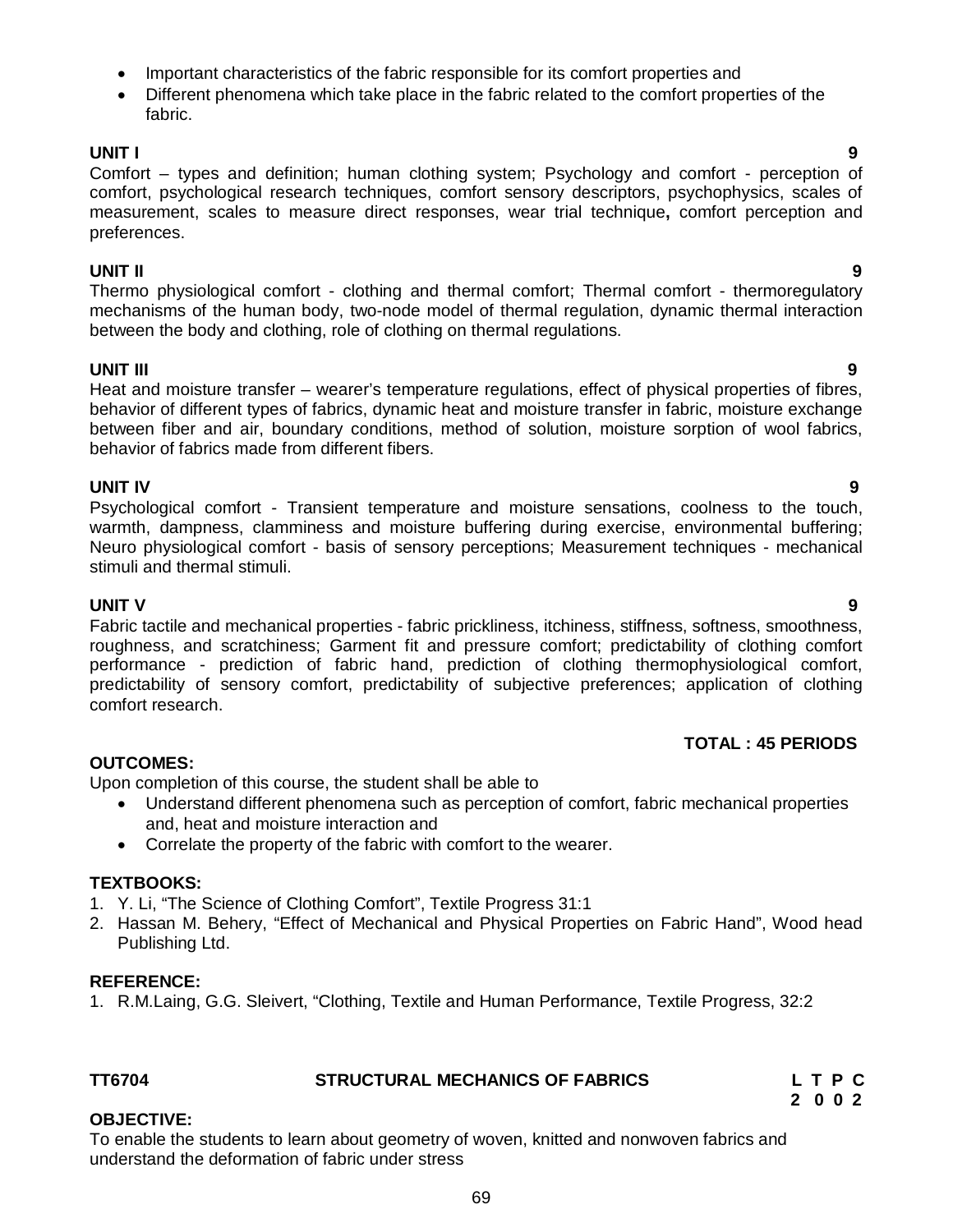- Important characteristics of the fabric responsible for its comfort properties and
- Different phenomena which take place in the fabric related to the comfort properties of the fabric.

**UNIT I** **9**

Comfort – types and definition; human clothing system; Psychology and comfort - perception of comfort, psychological research techniques, comfort sensory descriptors, psychophysics, scales of measurement, scales to measure direct responses, wear trial technique**,** comfort perception and preferences.

**UNIT II** **9**

Thermo physiological comfort - clothing and thermal comfort; Thermal comfort - thermoregulatory mechanisms of the human body, two-node model of thermal regulation, dynamic thermal interaction between the body and clothing, role of clothing on thermal regulations.

**UNIT III** **9**

Heat and moisture transfer – wearer's temperature regulations, effect of physical properties of fibres, behavior of different types of fabrics, dynamic heat and moisture transfer in fabric, moisture exchange between fiber and air, boundary conditions, method of solution, moisture sorption of wool fabrics, behavior of fabrics made from different fibers.

**UNIT IV** **9**

Psychological comfort - Transient temperature and moisture sensations, coolness to the touch, warmth, dampness, clamminess and moisture buffering during exercise, environmental buffering; Neuro physiological comfort - basis of sensory perceptions; Measurement techniques - mechanical stimuli and thermal stimuli.

**UNIT V** **9**

Fabric tactile and mechanical properties - fabric prickliness, itchiness, stiffness, softness, smoothness, roughness, and scratchiness; Garment fit and pressure comfort; predictability of clothing comfort performance - prediction of fabric hand, prediction of clothing thermophysiological comfort, predictability of sensory comfort, predictability of subjective preferences; application of clothing comfort research.

**TOTAL : 45 PERIODS**

**OUTCOMES:**

Upon completion of this course, the student shall be able to

- Understand different phenomena such as perception of comfort, fabric mechanical properties and, heat and moisture interaction and
- Correlate the property of the fabric with comfort to the wearer.

**TEXTBOOKS:**

1. Y. Li, "The Science of Clothing Comfort", Textile Progress 31:1
2. Hassan M. Behery, "Effect of Mechanical and Physical Properties on Fabric Hand", Wood head Publishing Ltd.

**REFERENCE:**

1. R.M.Laing, G.G. Sleivert, "Clothing, Textile and Human Performance, Textile Progress, 32:2

**TT6704** **STRUCTURAL MECHANICS OF FABRICS** **L T P C**
**2 0 0 2**

**OBJECTIVE:**

To enable the students to learn about geometry of woven, knitted and nonwoven fabrics and understand the deformation of fabric under stress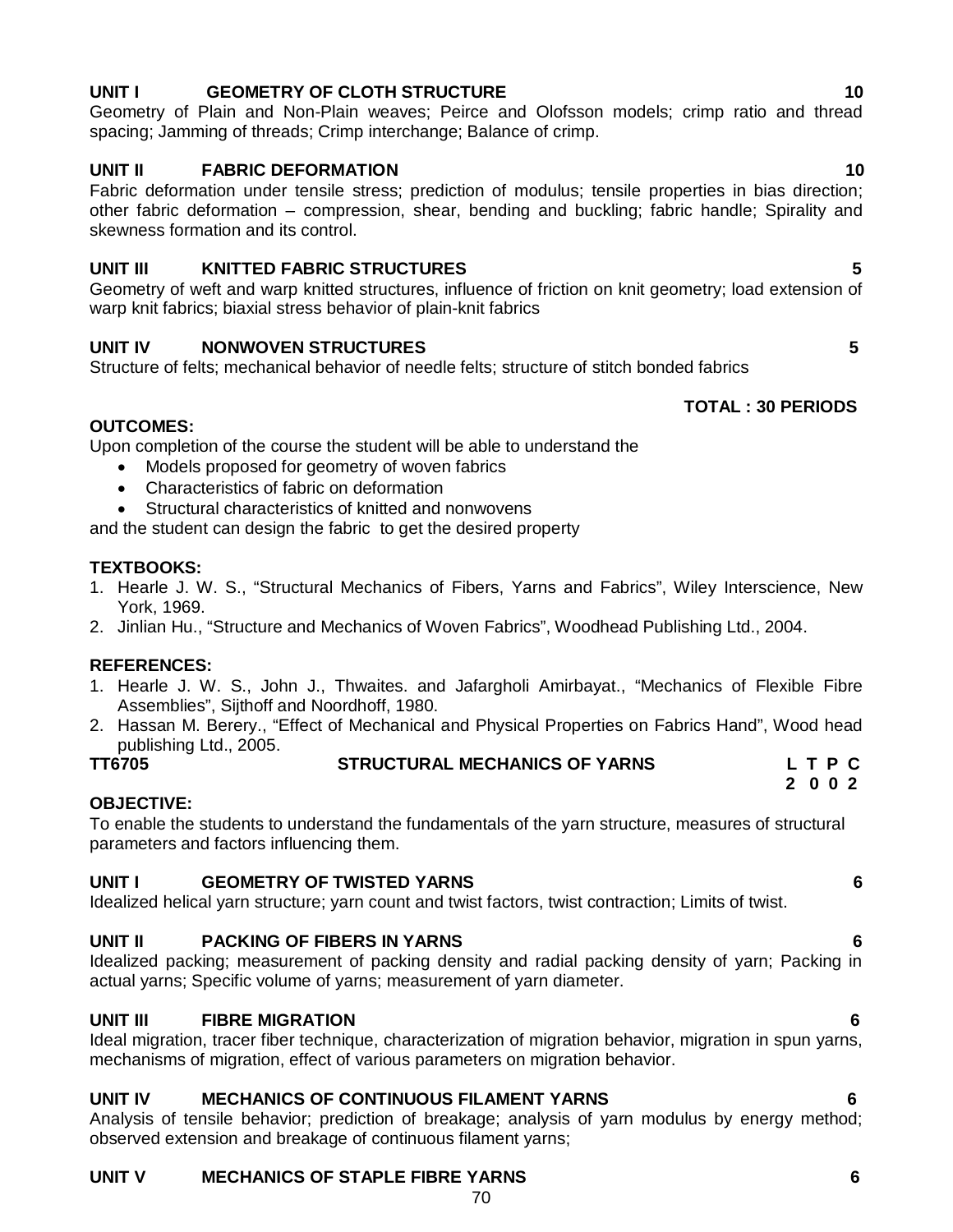**UNIT I GEOMETRY OF CLOTH STRUCTURE 10**

Geometry of Plain and Non-Plain weaves; Peirce and Olofsson models; crimp ratio and thread spacing; Jamming of threads; Crimp interchange; Balance of crimp.

**UNIT II FABRIC DEFORMATION 10**

Fabric deformation under tensile stress; prediction of modulus; tensile properties in bias direction; other fabric deformation – compression, shear, bending and buckling; fabric handle; Spirality and skewness formation and its control.

**UNIT III KNITTED FABRIC STRUCTURES 5**

Geometry of weft and warp knitted structures, influence of friction on knit geometry; load extension of warp knit fabrics; biaxial stress behavior of plain-knit fabrics

**UNIT IV NONWOVEN STRUCTURES 5**

Structure of felts; mechanical behavior of needle felts; structure of stitch bonded fabrics

**TOTAL : 30 PERIODS**

**OUTCOMES:**

Upon completion of the course the student will be able to understand the

- Models proposed for geometry of woven fabrics
- Characteristics of fabric on deformation
- Structural characteristics of knitted and nonwovens

and the student can design the fabric to get the desired property

**TEXTBOOKS:**

1. Hearle J. W. S., "Structural Mechanics of Fibers, Yarns and Fabrics", Wiley Interscience, New York, 1969.
2. Jinlian Hu., "Structure and Mechanics of Woven Fabrics", Woodhead Publishing Ltd., 2004.

**REFERENCES:**

1. Hearle J. W. S., John J., Thwaites. and Jafargholi Amirbayat., "Mechanics of Flexible Fibre Assemblies", Sijthoff and Noordhoff, 1980.
2. Hassan M. Berery., "Effect of Mechanical and Physical Properties on Fabrics Hand", Wood head publishing Ltd., 2005.

## TT6705 STRUCTURAL MECHANICS OF YARNS

| L | T | P | C |
|---|---|---|---|
| 2 | 0 | 0 | 2 |

**OBJECTIVE:**

To enable the students to understand the fundamentals of the yarn structure, measures of structural parameters and factors influencing them.

**UNIT I GEOMETRY OF TWISTED YARNS 6**

Idealized helical yarn structure; yarn count and twist factors, twist contraction; Limits of twist.

**UNIT II PACKING OF FIBERS IN YARNS 6**

Idealized packing; measurement of packing density and radial packing density of yarn; Packing in actual yarns; Specific volume of yarns; measurement of yarn diameter.

**UNIT III FIBRE MIGRATION 6**

Ideal migration, tracer fiber technique, characterization of migration behavior, migration in spun yarns, mechanisms of migration, effect of various parameters on migration behavior.

**UNIT IV MECHANICS OF CONTINUOUS FILAMENT YARNS 6**

Analysis of tensile behavior; prediction of breakage; analysis of yarn modulus by energy method; observed extension and breakage of continuous filament yarns;

**UNIT V MECHANICS OF STAPLE FIBRE YARNS 6**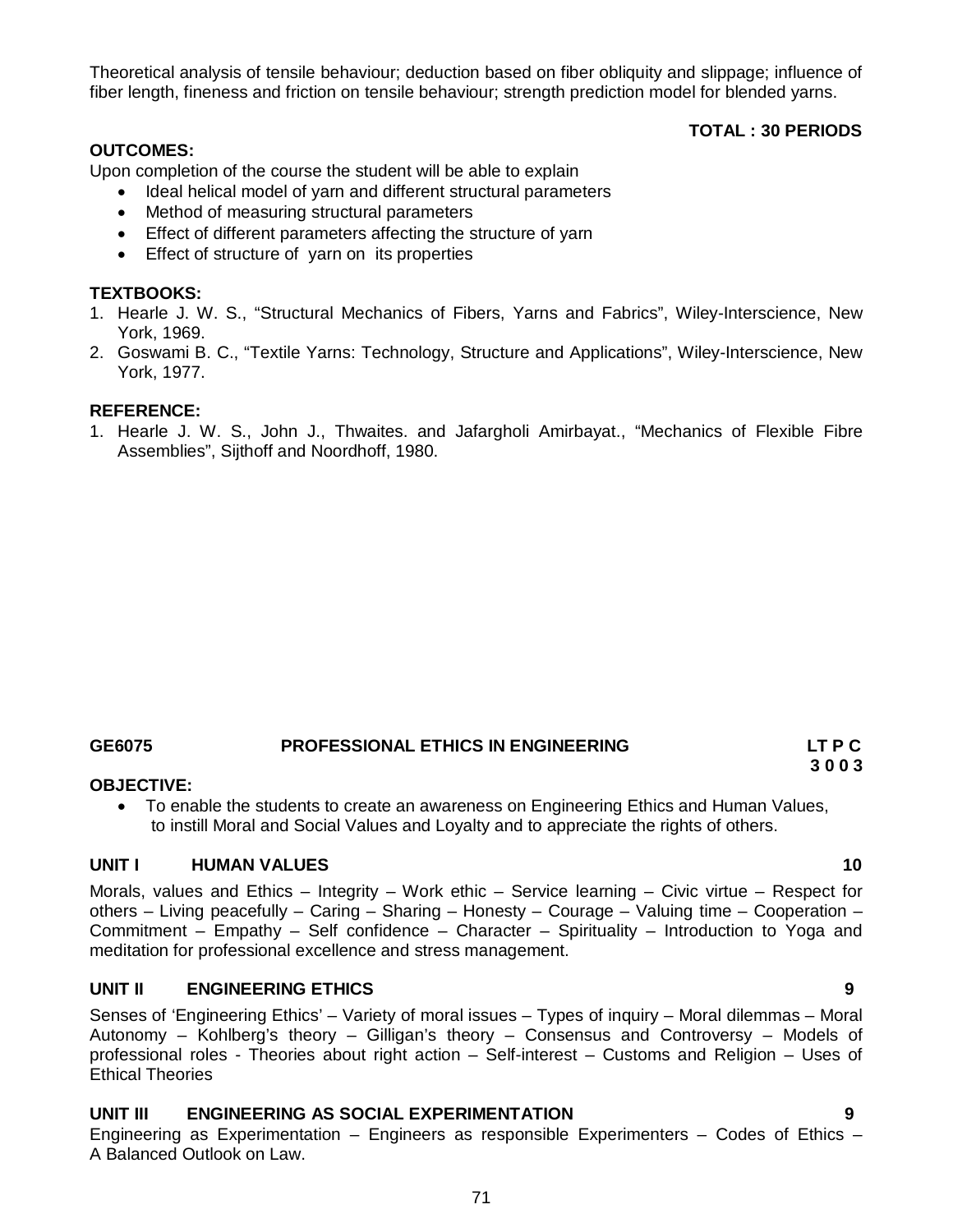Theoretical analysis of tensile behaviour; deduction based on fiber obliquity and slippage; influence of fiber length, fineness and friction on tensile behaviour; strength prediction model for blended yarns.

**TOTAL : 30 PERIODS**

**OUTCOMES:**

Upon completion of the course the student will be able to explain

- Ideal helical model of yarn and different structural parameters
- Method of measuring structural parameters
- Effect of different parameters affecting the structure of yarn
- Effect of structure of yarn on its properties

**TEXTBOOKS:**

1. Hearle J. W. S., "Structural Mechanics of Fibers, Yarns and Fabrics", Wiley-Interscience, New York, 1969.
2. Goswami B. C., "Textile Yarns: Technology, Structure and Applications", Wiley-Interscience, New York, 1977.

**REFERENCE:**

1. Hearle J. W. S., John J., Thwaites. and Jafargholi Amirbayat., "Mechanics of Flexible Fibre Assemblies", Sijthoff and Noordhoff, 1980.

## GE6075 PROFESSIONAL ETHICS IN ENGINEERING

**LT P C**
**3 0 0 3**

**OBJECTIVE:**

- To enable the students to create an awareness on Engineering Ethics and Human Values, to instill Moral and Social Values and Loyalty and to appreciate the rights of others.

### UNIT I HUMAN VALUES 10

Morals, values and Ethics – Integrity – Work ethic – Service learning – Civic virtue – Respect for others – Living peacefully – Caring – Sharing – Honesty – Courage – Valuing time – Cooperation – Commitment – Empathy – Self confidence – Character – Spirituality – Introduction to Yoga and meditation for professional excellence and stress management.

### UNIT II ENGINEERING ETHICS 9

Senses of 'Engineering Ethics' – Variety of moral issues – Types of inquiry – Moral dilemmas – Moral Autonomy – Kohlberg's theory – Gilligan's theory – Consensus and Controversy – Models of professional roles - Theories about right action – Self-interest – Customs and Religion – Uses of Ethical Theories

### UNIT III ENGINEERING AS SOCIAL EXPERIMENTATION 9

Engineering as Experimentation – Engineers as responsible Experimenters – Codes of Ethics – A Balanced Outlook on Law.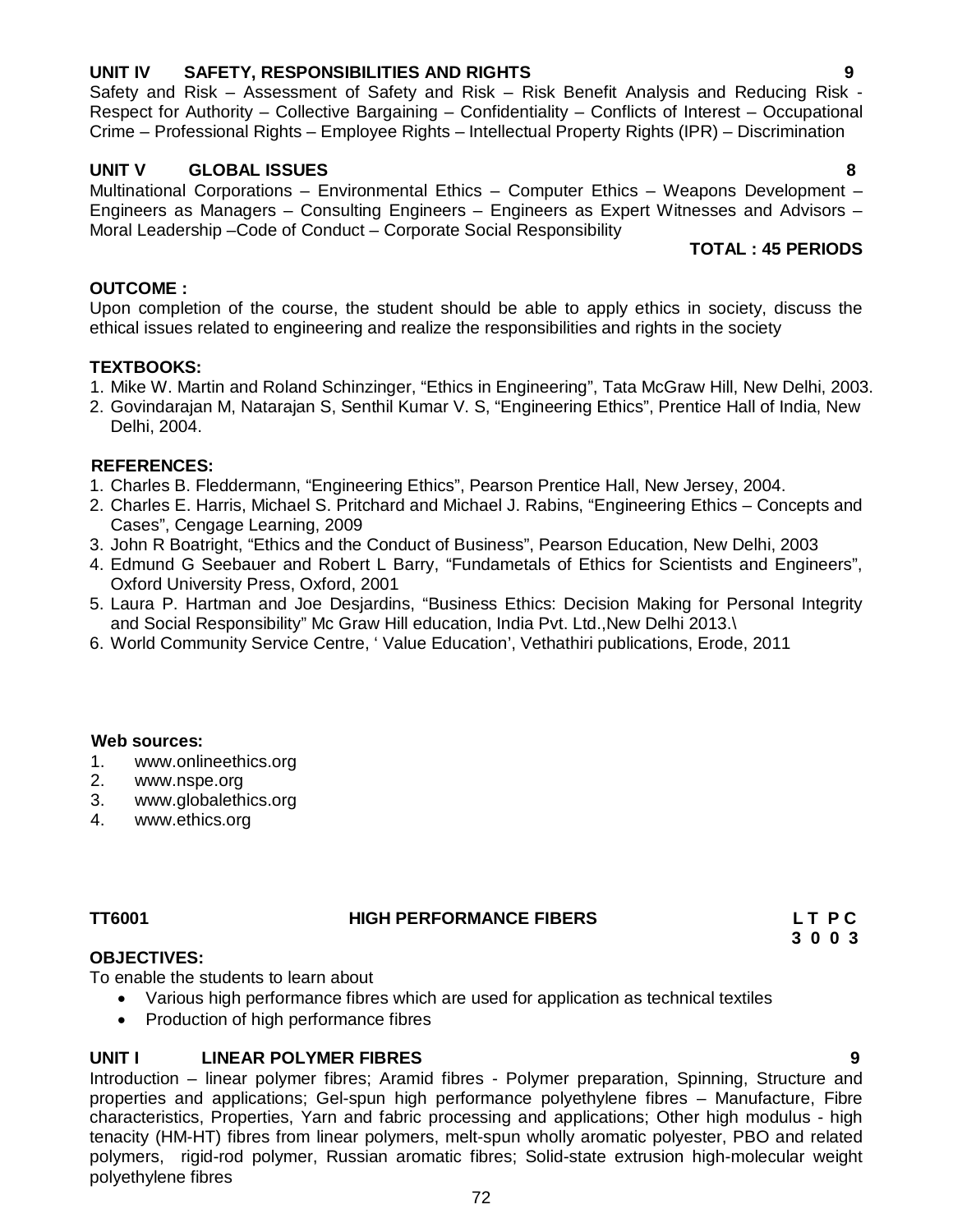**UNIT IV SAFETY, RESPONSIBILITIES AND RIGHTS** **9**

Safety and Risk – Assessment of Safety and Risk – Risk Benefit Analysis and Reducing Risk - Respect for Authority – Collective Bargaining – Confidentiality – Conflicts of Interest – Occupational Crime – Professional Rights – Employee Rights – Intellectual Property Rights (IPR) – Discrimination

**UNIT V GLOBAL ISSUES** **8**

Multinational Corporations – Environmental Ethics – Computer Ethics – Weapons Development – Engineers as Managers – Consulting Engineers – Engineers as Expert Witnesses and Advisors – Moral Leadership –Code of Conduct – Corporate Social Responsibility

**TOTAL : 45 PERIODS**

**OUTCOME :**

Upon completion of the course, the student should be able to apply ethics in society, discuss the ethical issues related to engineering and realize the responsibilities and rights in the society

**TEXTBOOKS:**

1. Mike W. Martin and Roland Schinzinger, "Ethics in Engineering", Tata McGraw Hill, New Delhi, 2003.
2. Govindarajan M, Natarajan S, Senthil Kumar V. S, "Engineering Ethics", Prentice Hall of India, New Delhi, 2004.

**REFERENCES:**

1. Charles B. Fleddermann, "Engineering Ethics", Pearson Prentice Hall, New Jersey, 2004.
2. Charles E. Harris, Michael S. Pritchard and Michael J. Rabins, "Engineering Ethics – Concepts and Cases", Cengage Learning, 2009
3. John R Boatright, "Ethics and the Conduct of Business", Pearson Education, New Delhi, 2003
4. Edmund G Seebauer and Robert L Barry, "Fundametals of Ethics for Scientists and Engineers", Oxford University Press, Oxford, 2001
5. Laura P. Hartman and Joe Desjardins, "Business Ethics: Decision Making for Personal Integrity and Social Responsibility" Mc Graw Hill education, India Pvt. Ltd.,New Delhi 2013.\
6. World Community Service Centre, ' Value Education', Vethathiri publications, Erode, 2011

**Web sources:**

1. www.onlineethics.org
2. www.nspe.org
3. www.globalethics.org
4. www.ethics.org

**TT6001 HIGH PERFORMANCE FIBERS** **L T P C**
**3 0 0 3**

**OBJECTIVES:**

To enable the students to learn about

- Various high performance fibres which are used for application as technical textiles
- Production of high performance fibres

**UNIT I LINEAR POLYMER FIBRES** **9**

Introduction – linear polymer fibres; Aramid fibres - Polymer preparation, Spinning, Structure and properties and applications; Gel-spun high performance polyethylene fibres – Manufacture, Fibre characteristics, Properties, Yarn and fabric processing and applications; Other high modulus - high tenacity (HM-HT) fibres from linear polymers, melt-spun wholly aromatic polyester, PBO and related polymers, rigid-rod polymer, Russian aromatic fibres; Solid-state extrusion high-molecular weight polyethylene fibres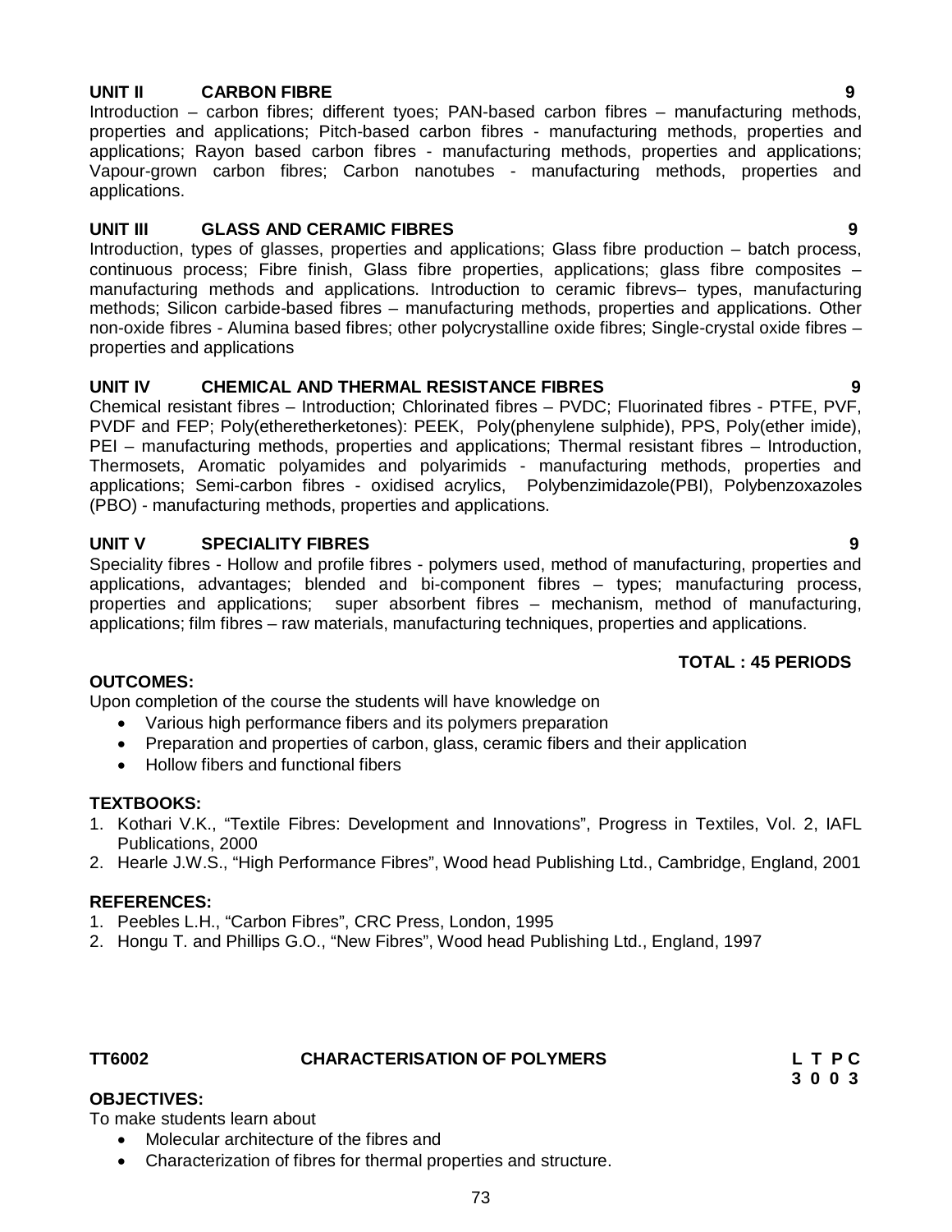**UNIT II CARBON FIBRE 9**

Introduction – carbon fibres; different tyoes; PAN-based carbon fibres – manufacturing methods, properties and applications; Pitch-based carbon fibres - manufacturing methods, properties and applications; Rayon based carbon fibres - manufacturing methods, properties and applications; Vapour-grown carbon fibres; Carbon nanotubes - manufacturing methods, properties and applications.

**UNIT III GLASS AND CERAMIC FIBRES 9**

Introduction, types of glasses, properties and applications; Glass fibre production – batch process, continuous process; Fibre finish, Glass fibre properties, applications; glass fibre composites – manufacturing methods and applications. Introduction to ceramic fibrevs– types, manufacturing methods; Silicon carbide-based fibres – manufacturing methods, properties and applications. Other non-oxide fibres - Alumina based fibres; other polycrystalline oxide fibres; Single-crystal oxide fibres – properties and applications

**UNIT IV CHEMICAL AND THERMAL RESISTANCE FIBRES 9**

Chemical resistant fibres – Introduction; Chlorinated fibres – PVDC; Fluorinated fibres - PTFE, PVF, PVDF and FEP; Poly(etheretherketones): PEEK, Poly(phenylene sulphide), PPS, Poly(ether imide), PEI – manufacturing methods, properties and applications; Thermal resistant fibres – Introduction, Thermosets, Aromatic polyamides and polyarimids - manufacturing methods, properties and applications; Semi-carbon fibres - oxidised acrylics, Polybenzimidazole(PBI), Polybenzoxazoles (PBO) - manufacturing methods, properties and applications.

**UNIT V SPECIALITY FIBRES 9**

Speciality fibres - Hollow and profile fibres - polymers used, method of manufacturing, properties and applications, advantages; blended and bi-component fibres – types; manufacturing process, properties and applications; super absorbent fibres – mechanism, method of manufacturing, applications; film fibres – raw materials, manufacturing techniques, properties and applications.

**TOTAL : 45 PERIODS**

**OUTCOMES:**

Upon completion of the course the students will have knowledge on

- Various high performance fibers and its polymers preparation
- Preparation and properties of carbon, glass, ceramic fibers and their application
- Hollow fibers and functional fibers

**TEXTBOOKS:**

1. Kothari V.K., "Textile Fibres: Development and Innovations", Progress in Textiles, Vol. 2, IAFL Publications, 2000
2. Hearle J.W.S., "High Performance Fibres", Wood head Publishing Ltd., Cambridge, England, 2001

**REFERENCES:**

1. Peebles L.H., "Carbon Fibres", CRC Press, London, 1995
2. Hongu T. and Phillips G.O., "New Fibres", Wood head Publishing Ltd., England, 1997

**TT6002 CHARACTERISATION OF POLYMERS**

| L | T | P | C |
|---|---|---|---|
| 3 | 0 | 0 | 3 |

**OBJECTIVES:**

To make students learn about

- Molecular architecture of the fibres and
- Characterization of fibres for thermal properties and structure.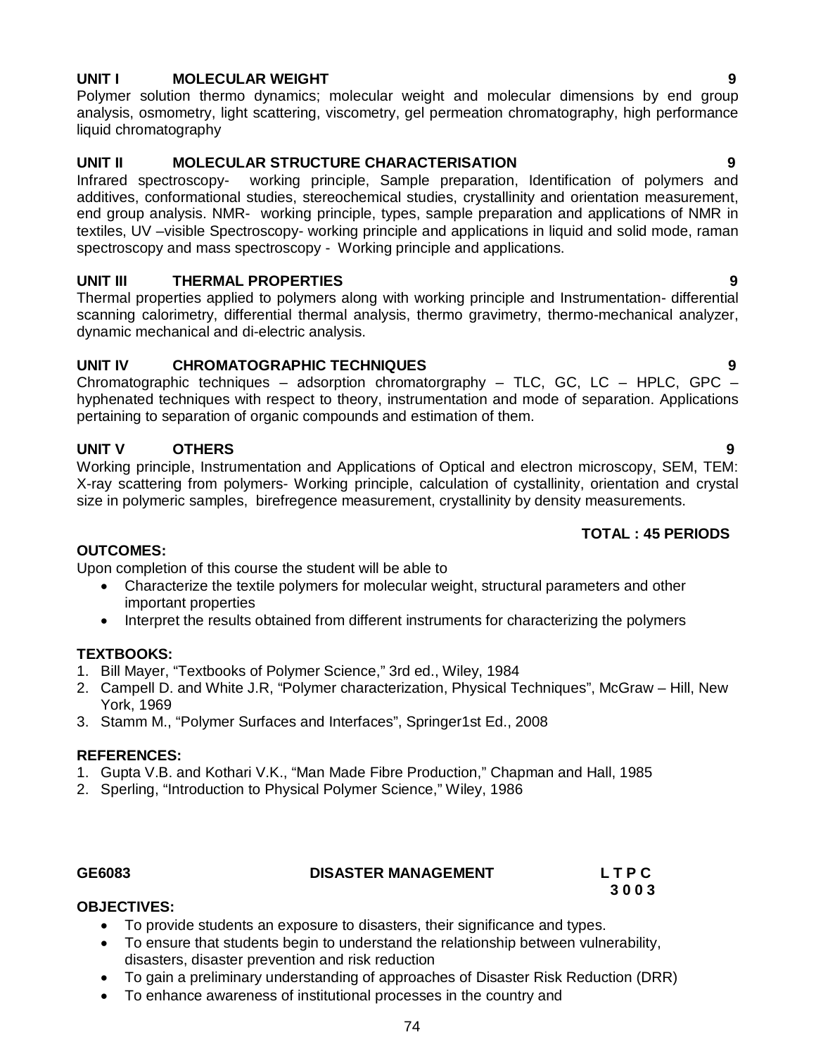**UNIT I MOLECULAR WEIGHT 9**

Polymer solution thermo dynamics; molecular weight and molecular dimensions by end group analysis, osmometry, light scattering, viscometry, gel permeation chromatography, high performance liquid chromatography

**UNIT II MOLECULAR STRUCTURE CHARACTERISATION 9**

Infrared spectroscopy- working principle, Sample preparation, Identification of polymers and additives, conformational studies, stereochemical studies, crystallinity and orientation measurement, end group analysis. NMR- working principle, types, sample preparation and applications of NMR in textiles, UV –visible Spectroscopy- working principle and applications in liquid and solid mode, raman spectroscopy and mass spectroscopy - Working principle and applications.

**UNIT III THERMAL PROPERTIES 9**

Thermal properties applied to polymers along with working principle and Instrumentation- differential scanning calorimetry, differential thermal analysis, thermo gravimetry, thermo-mechanical analyzer, dynamic mechanical and di-electric analysis.

**UNIT IV CHROMATOGRAPHIC TECHNIQUES 9**

Chromatographic techniques – adsorption chromatorgraphy – TLC, GC, LC – HPLC, GPC – hyphenated techniques with respect to theory, instrumentation and mode of separation. Applications pertaining to separation of organic compounds and estimation of them.

**UNIT V OTHERS 9**

Working principle, Instrumentation and Applications of Optical and electron microscopy, SEM, TEM: X-ray scattering from polymers- Working principle, calculation of cystallinity, orientation and crystal size in polymeric samples, birefregence measurement, crystallinity by density measurements.

**TOTAL : 45 PERIODS**

**OUTCOMES:**

Upon completion of this course the student will be able to

- Characterize the textile polymers for molecular weight, structural parameters and other important properties
- Interpret the results obtained from different instruments for characterizing the polymers

**TEXTBOOKS:**

1. Bill Mayer, "Textbooks of Polymer Science," 3rd ed., Wiley, 1984
2. Campell D. and White J.R, "Polymer characterization, Physical Techniques", McGraw – Hill, New York, 1969
3. Stamm M., "Polymer Surfaces and Interfaces", Springer1st Ed., 2008

**REFERENCES:**

1. Gupta V.B. and Kothari V.K., "Man Made Fibre Production," Chapman and Hall, 1985
2. Sperling, "Introduction to Physical Polymer Science," Wiley, 1986

**GE6083 DISASTER MANAGEMENT L T P C**
**3 0 0 3**

**OBJECTIVES:**

- To provide students an exposure to disasters, their significance and types.
- To ensure that students begin to understand the relationship between vulnerability, disasters, disaster prevention and risk reduction
- To gain a preliminary understanding of approaches of Disaster Risk Reduction (DRR)
- To enhance awareness of institutional processes in the country and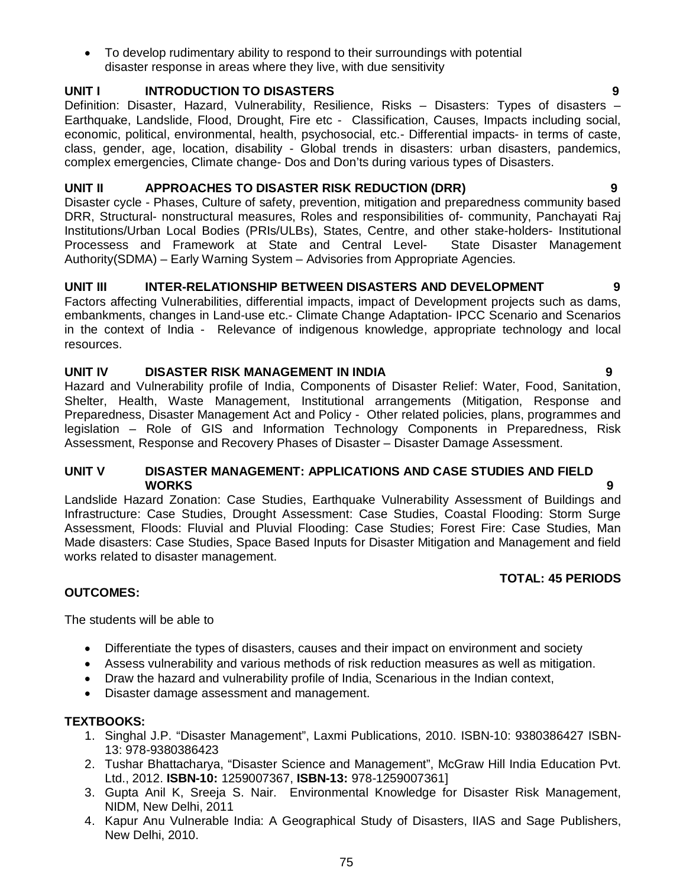- To develop rudimentary ability to respond to their surroundings with potential disaster response in areas where they live, with due sensitivity

### UNIT I INTRODUCTION TO DISASTERS 9

Definition: Disaster, Hazard, Vulnerability, Resilience, Risks – Disasters: Types of disasters – Earthquake, Landslide, Flood, Drought, Fire etc - Classification, Causes, Impacts including social, economic, political, environmental, health, psychosocial, etc.- Differential impacts- in terms of caste, class, gender, age, location, disability - Global trends in disasters: urban disasters, pandemics, complex emergencies, Climate change- Dos and Don'ts during various types of Disasters.

### UNIT II APPROACHES TO DISASTER RISK REDUCTION (DRR) 9

Disaster cycle - Phases, Culture of safety, prevention, mitigation and preparedness community based DRR, Structural- nonstructural measures, Roles and responsibilities of- community, Panchayati Raj Institutions/Urban Local Bodies (PRIs/ULBs), States, Centre, and other stake-holders- Institutional Processess and Framework at State and Central Level- State Disaster Management Authority(SDMA) – Early Warning System – Advisories from Appropriate Agencies.

### UNIT III INTER-RELATIONSHIP BETWEEN DISASTERS AND DEVELOPMENT 9

Factors affecting Vulnerabilities, differential impacts, impact of Development projects such as dams, embankments, changes in Land-use etc.- Climate Change Adaptation- IPCC Scenario and Scenarios in the context of India - Relevance of indigenous knowledge, appropriate technology and local resources.

### UNIT IV DISASTER RISK MANAGEMENT IN INDIA 9

Hazard and Vulnerability profile of India, Components of Disaster Relief: Water, Food, Sanitation, Shelter, Health, Waste Management, Institutional arrangements (Mitigation, Response and Preparedness, Disaster Management Act and Policy - Other related policies, plans, programmes and legislation – Role of GIS and Information Technology Components in Preparedness, Risk Assessment, Response and Recovery Phases of Disaster – Disaster Damage Assessment.

### UNIT V DISASTER MANAGEMENT: APPLICATIONS AND CASE STUDIES AND FIELD WORKS 9

Landslide Hazard Zonation: Case Studies, Earthquake Vulnerability Assessment of Buildings and Infrastructure: Case Studies, Drought Assessment: Case Studies, Coastal Flooding: Storm Surge Assessment, Floods: Fluvial and Pluvial Flooding: Case Studies; Forest Fire: Case Studies, Man Made disasters: Case Studies, Space Based Inputs for Disaster Mitigation and Management and field works related to disaster management.

**TOTAL: 45 PERIODS**

### OUTCOMES:

The students will be able to

- Differentiate the types of disasters, causes and their impact on environment and society
- Assess vulnerability and various methods of risk reduction measures as well as mitigation.
- Draw the hazard and vulnerability profile of India, Scenarious in the Indian context,
- Disaster damage assessment and management.

### TEXTBOOKS:

1. Singhal J.P. "Disaster Management", Laxmi Publications, 2010. ISBN-10: 9380386427 ISBN-13: 978-9380386423
2. Tushar Bhattacharya, "Disaster Science and Management", McGraw Hill India Education Pvt. Ltd., 2012. **ISBN-10:** 1259007367, **ISBN-13:** 978-1259007361]
3. Gupta Anil K, Sreeja S. Nair. Environmental Knowledge for Disaster Risk Management, NIDM, New Delhi, 2011
4. Kapur Anu Vulnerable India: A Geographical Study of Disasters, IIAS and Sage Publishers, New Delhi, 2010.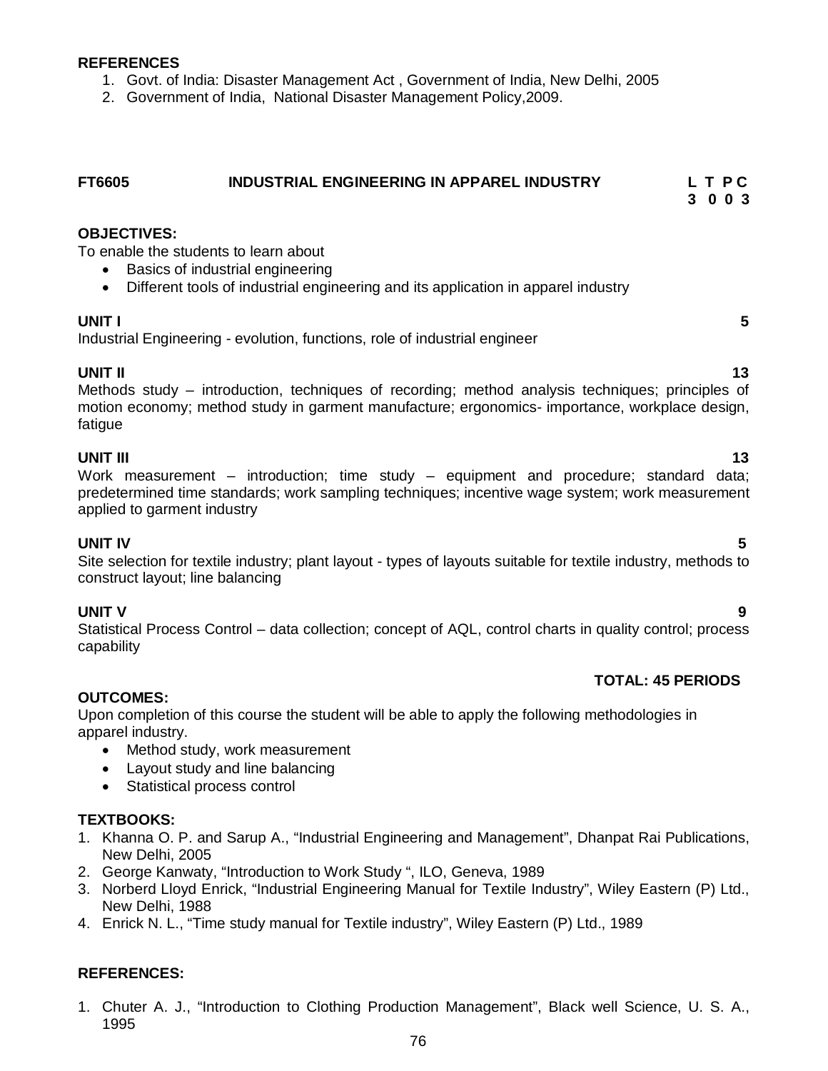**REFERENCES**

1. Govt. of India: Disaster Management Act , Government of India, New Delhi, 2005
2. Government of India, National Disaster Management Policy,2009.

## FT6605 INDUSTRIAL ENGINEERING IN APPAREL INDUSTRY

| L | T | P | C |
|---|---|---|---|
| 3 | 0 | 0 | 3 |

**OBJECTIVES:**

To enable the students to learn about

- Basics of industrial engineering
- Different tools of industrial engineering and its application in apparel industry

**UNIT I** **5**

Industrial Engineering - evolution, functions, role of industrial engineer

**UNIT II** **13**

Methods study – introduction, techniques of recording; method analysis techniques; principles of motion economy; method study in garment manufacture; ergonomics- importance, workplace design, fatigue

**UNIT III** **13**

Work measurement – introduction; time study – equipment and procedure; standard data; predetermined time standards; work sampling techniques; incentive wage system; work measurement applied to garment industry

**UNIT IV** **5**

Site selection for textile industry; plant layout - types of layouts suitable for textile industry, methods to construct layout; line balancing

**UNIT V** **9**

Statistical Process Control – data collection; concept of AQL, control charts in quality control; process capability

**TOTAL: 45 PERIODS**

**OUTCOMES:**

Upon completion of this course the student will be able to apply the following methodologies in apparel industry.

- Method study, work measurement
- Layout study and line balancing
- Statistical process control

**TEXTBOOKS:**

1. Khanna O. P. and Sarup A., "Industrial Engineering and Management", Dhanpat Rai Publications, New Delhi, 2005
2. George Kanwaty, "Introduction to Work Study ", ILO, Geneva, 1989
3. Norberd Lloyd Enrick, "Industrial Engineering Manual for Textile Industry", Wiley Eastern (P) Ltd., New Delhi, 1988
4. Enrick N. L., "Time study manual for Textile industry", Wiley Eastern (P) Ltd., 1989

**REFERENCES:**

1. Chuter A. J., "Introduction to Clothing Production Management", Black well Science, U. S. A., 1995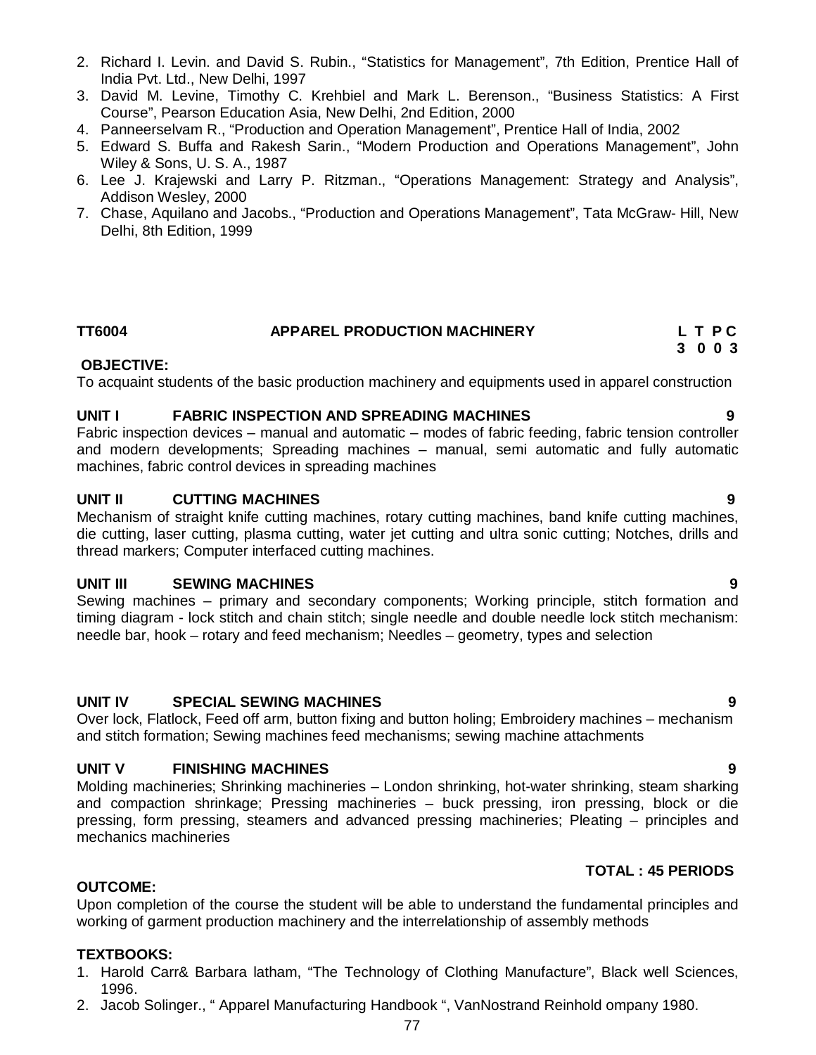2. Richard I. Levin. and David S. Rubin., "Statistics for Management", 7th Edition, Prentice Hall of India Pvt. Ltd., New Delhi, 1997
3. David M. Levine, Timothy C. Krehbiel and Mark L. Berenson., "Business Statistics: A First Course", Pearson Education Asia, New Delhi, 2nd Edition, 2000
4. Panneerselvam R., "Production and Operation Management", Prentice Hall of India, 2002
5. Edward S. Buffa and Rakesh Sarin., "Modern Production and Operations Management", John Wiley & Sons, U. S. A., 1987
6. Lee J. Krajewski and Larry P. Ritzman., "Operations Management: Strategy and Analysis", Addison Wesley, 2000
7. Chase, Aquilano and Jacobs., "Production and Operations Management", Tata McGraw- Hill, New Delhi, 8th Edition, 1999

## TT6004 APPAREL PRODUCTION MACHINERY

**L T P C**
**3 0 0 3**

**OBJECTIVE:**

To acquaint students of the basic production machinery and equipments used in apparel construction

### UNIT I FABRIC INSPECTION AND SPREADING MACHINES — 9

Fabric inspection devices – manual and automatic – modes of fabric feeding, fabric tension controller and modern developments; Spreading machines – manual, semi automatic and fully automatic machines, fabric control devices in spreading machines

### UNIT II CUTTING MACHINES — 9

Mechanism of straight knife cutting machines, rotary cutting machines, band knife cutting machines, die cutting, laser cutting, plasma cutting, water jet cutting and ultra sonic cutting; Notches, drills and thread markers; Computer interfaced cutting machines.

### UNIT III SEWING MACHINES — 9

Sewing machines – primary and secondary components; Working principle, stitch formation and timing diagram - lock stitch and chain stitch; single needle and double needle lock stitch mechanism: needle bar, hook – rotary and feed mechanism; Needles – geometry, types and selection

### UNIT IV SPECIAL SEWING MACHINES — 9

Over lock, Flatlock, Feed off arm, button fixing and button holing; Embroidery machines – mechanism and stitch formation; Sewing machines feed mechanisms; sewing machine attachments

### UNIT V FINISHING MACHINES — 9

Molding machineries; Shrinking machineries – London shrinking, hot-water shrinking, steam sharking and compaction shrinkage; Pressing machineries – buck pressing, iron pressing, block or die pressing, form pressing, steamers and advanced pressing machineries; Pleating – principles and mechanics machineries

**TOTAL : 45 PERIODS**

**OUTCOME:**

Upon completion of the course the student will be able to understand the fundamental principles and working of garment production machinery and the interrelationship of assembly methods

**TEXTBOOKS:**

1. Harold Carr& Barbara latham, "The Technology of Clothing Manufacture", Black well Sciences, 1996.
2. Jacob Solinger., " Apparel Manufacturing Handbook ", VanNostrand Reinhold ompany 1980.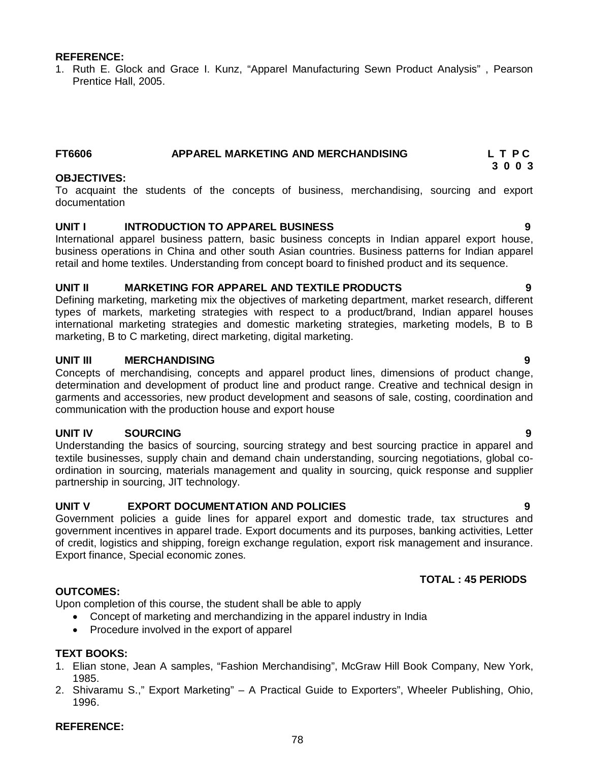**REFERENCE:**

1. Ruth E. Glock and Grace I. Kunz, "Apparel Manufacturing Sewn Product Analysis" , Pearson Prentice Hall, 2005.

## FT6606 APPAREL MARKETING AND MERCHANDISING

| L | T | P | C |
|---|---|---|---|
| 3 | 0 | 0 | 3 |

**OBJECTIVES:**

To acquaint the students of the concepts of business, merchandising, sourcing and export documentation

**UNIT I INTRODUCTION TO APPAREL BUSINESS 9**

International apparel business pattern, basic business concepts in Indian apparel export house, business operations in China and other south Asian countries. Business patterns for Indian apparel retail and home textiles. Understanding from concept board to finished product and its sequence.

**UNIT II MARKETING FOR APPAREL AND TEXTILE PRODUCTS 9**

Defining marketing, marketing mix the objectives of marketing department, market research, different types of markets, marketing strategies with respect to a product/brand, Indian apparel houses international marketing strategies and domestic marketing strategies, marketing models, B to B marketing, B to C marketing, direct marketing, digital marketing.

**UNIT III MERCHANDISING 9**

Concepts of merchandising, concepts and apparel product lines, dimensions of product change, determination and development of product line and product range. Creative and technical design in garments and accessories, new product development and seasons of sale, costing, coordination and communication with the production house and export house

**UNIT IV SOURCING 9**

Understanding the basics of sourcing, sourcing strategy and best sourcing practice in apparel and textile businesses, supply chain and demand chain understanding, sourcing negotiations, global co-ordination in sourcing, materials management and quality in sourcing, quick response and supplier partnership in sourcing, JIT technology.

**UNIT V EXPORT DOCUMENTATION AND POLICIES 9**

Government policies a guide lines for apparel export and domestic trade, tax structures and government incentives in apparel trade. Export documents and its purposes, banking activities, Letter of credit, logistics and shipping, foreign exchange regulation, export risk management and insurance. Export finance, Special economic zones.

**TOTAL : 45 PERIODS**

**OUTCOMES:**

Upon completion of this course, the student shall be able to apply

- Concept of marketing and merchandizing in the apparel industry in India
- Procedure involved in the export of apparel

**TEXT BOOKS:**

1. Elian stone, Jean A samples, "Fashion Merchandising", McGraw Hill Book Company, New York, 1985.
2. Shivaramu S.," Export Marketing" – A Practical Guide to Exporters", Wheeler Publishing, Ohio, 1996.

**REFERENCE:**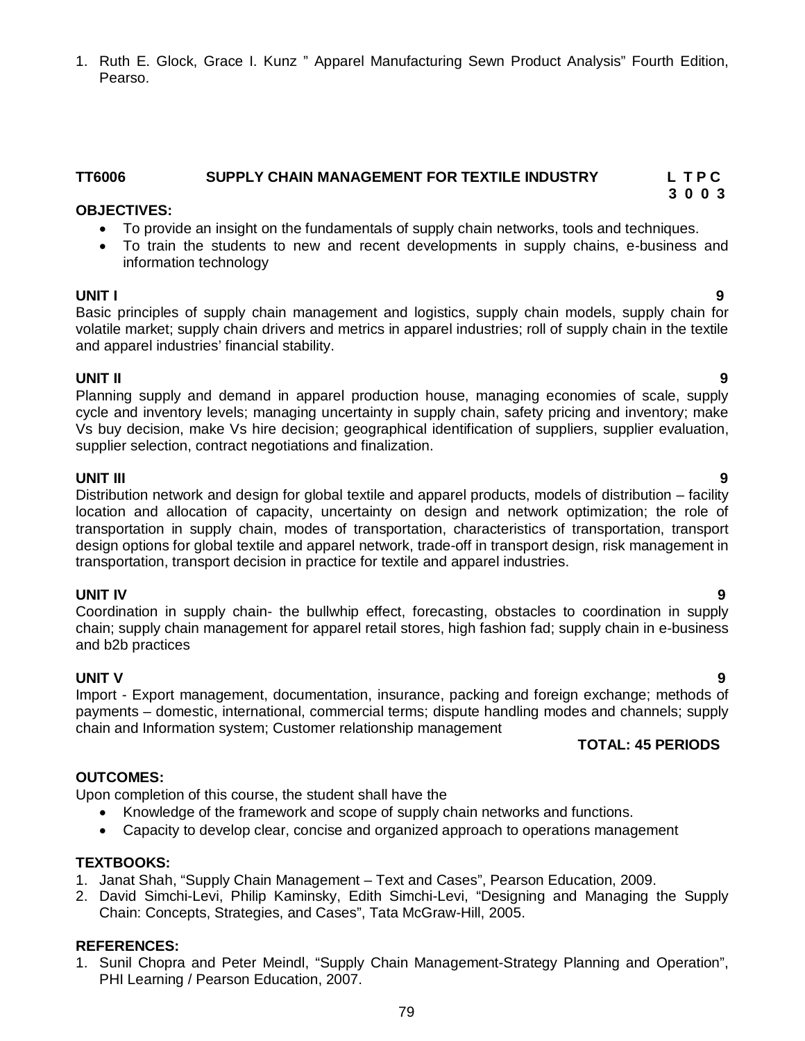1. Ruth E. Glock, Grace I. Kunz " Apparel Manufacturing Sewn Product Analysis" Fourth Edition, Pearso.

## TT6006 SUPPLY CHAIN MANAGEMENT FOR TEXTILE INDUSTRY

| L | T | P | C |
|---|---|---|---|
| 3 | 0 | 0 | 3 |

**OBJECTIVES:**

- To provide an insight on the fundamentals of supply chain networks, tools and techniques.
- To train the students to new and recent developments in supply chains, e-business and information technology

**UNIT I** **9**

Basic principles of supply chain management and logistics, supply chain models, supply chain for volatile market; supply chain drivers and metrics in apparel industries; roll of supply chain in the textile and apparel industries' financial stability.

**UNIT II** **9**

Planning supply and demand in apparel production house, managing economies of scale, supply cycle and inventory levels; managing uncertainty in supply chain, safety pricing and inventory; make Vs buy decision, make Vs hire decision; geographical identification of suppliers, supplier evaluation, supplier selection, contract negotiations and finalization.

**UNIT III** **9**

Distribution network and design for global textile and apparel products, models of distribution – facility location and allocation of capacity, uncertainty on design and network optimization; the role of transportation in supply chain, modes of transportation, characteristics of transportation, transport design options for global textile and apparel network, trade-off in transport design, risk management in transportation, transport decision in practice for textile and apparel industries.

**UNIT IV** **9**

Coordination in supply chain- the bullwhip effect, forecasting, obstacles to coordination in supply chain; supply chain management for apparel retail stores, high fashion fad; supply chain in e-business and b2b practices

**UNIT V** **9**

Import - Export management, documentation, insurance, packing and foreign exchange; methods of payments – domestic, international, commercial terms; dispute handling modes and channels; supply chain and Information system; Customer relationship management

**TOTAL: 45 PERIODS**

**OUTCOMES:**

Upon completion of this course, the student shall have the

- Knowledge of the framework and scope of supply chain networks and functions.
- Capacity to develop clear, concise and organized approach to operations management

**TEXTBOOKS:**

1. Janat Shah, "Supply Chain Management – Text and Cases", Pearson Education, 2009.
2. David Simchi-Levi, Philip Kaminsky, Edith Simchi-Levi, "Designing and Managing the Supply Chain: Concepts, Strategies, and Cases", Tata McGraw-Hill, 2005.

**REFERENCES:**

1. Sunil Chopra and Peter Meindl, "Supply Chain Management-Strategy Planning and Operation", PHI Learning / Pearson Education, 2007.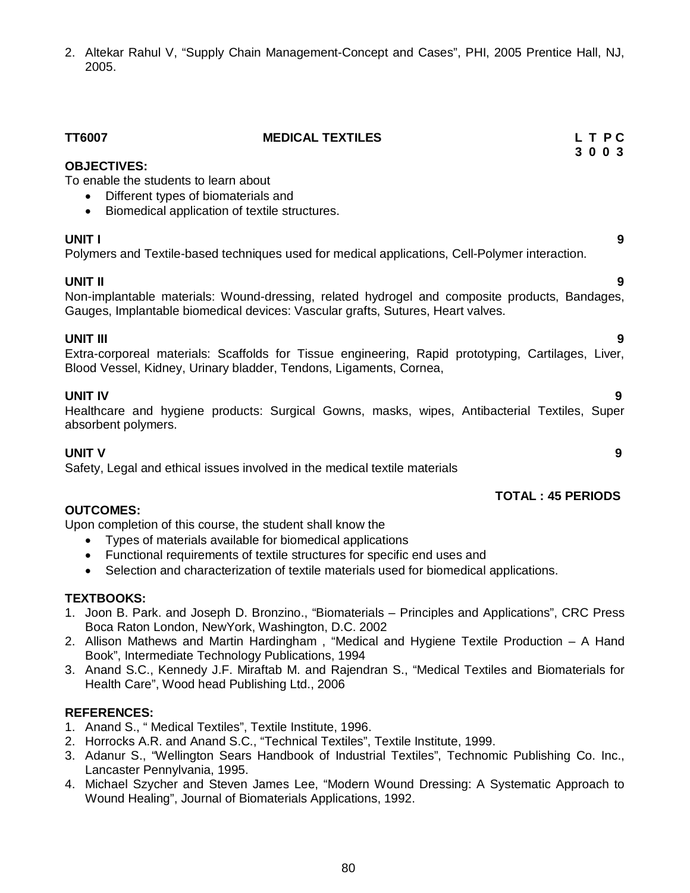2. Altekar Rahul V, "Supply Chain Management-Concept and Cases", PHI, 2005 Prentice Hall, NJ, 2005.

## TT6007 MEDICAL TEXTILES

**L T P C**
**3 0 0 3**

**OBJECTIVES:**

To enable the students to learn about

- Different types of biomaterials and
- Biomedical application of textile structures.

**UNIT I** **9**

Polymers and Textile-based techniques used for medical applications, Cell-Polymer interaction.

**UNIT II** **9**

Non-implantable materials: Wound-dressing, related hydrogel and composite products, Bandages, Gauges, Implantable biomedical devices: Vascular grafts, Sutures, Heart valves.

**UNIT III** **9**

Extra-corporeal materials: Scaffolds for Tissue engineering, Rapid prototyping, Cartilages, Liver, Blood Vessel, Kidney, Urinary bladder, Tendons, Ligaments, Cornea,

**UNIT IV** **9**

Healthcare and hygiene products: Surgical Gowns, masks, wipes, Antibacterial Textiles, Super absorbent polymers.

**UNIT V** **9**

Safety, Legal and ethical issues involved in the medical textile materials

**TOTAL : 45 PERIODS**

**OUTCOMES:**

Upon completion of this course, the student shall know the

- Types of materials available for biomedical applications
- Functional requirements of textile structures for specific end uses and
- Selection and characterization of textile materials used for biomedical applications.

**TEXTBOOKS:**

1. Joon B. Park. and Joseph D. Bronzino., "Biomaterials – Principles and Applications", CRC Press Boca Raton London, NewYork, Washington, D.C. 2002
2. Allison Mathews and Martin Hardingham , "Medical and Hygiene Textile Production – A Hand Book", Intermediate Technology Publications, 1994
3. Anand S.C., Kennedy J.F. Miraftab M. and Rajendran S., "Medical Textiles and Biomaterials for Health Care", Wood head Publishing Ltd., 2006

**REFERENCES:**

1. Anand S., " Medical Textiles", Textile Institute, 1996.
2. Horrocks A.R. and Anand S.C., "Technical Textiles", Textile Institute, 1999.
3. Adanur S., "Wellington Sears Handbook of Industrial Textiles", Technomic Publishing Co. Inc., Lancaster Pennylvania, 1995.
4. Michael Szycher and Steven James Lee, "Modern Wound Dressing: A Systematic Approach to Wound Healing", Journal of Biomaterials Applications, 1992.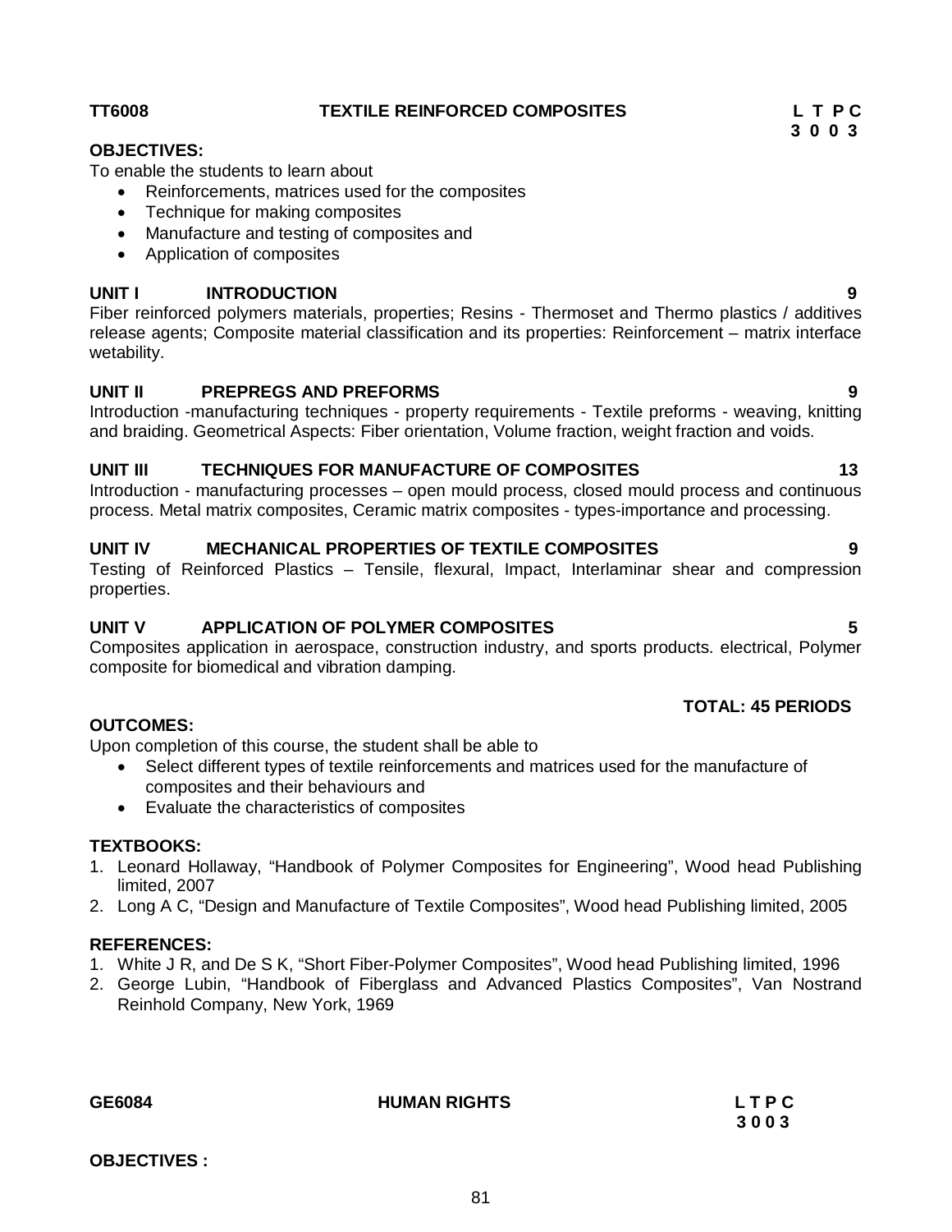**TT6008 TEXTILE REINFORCED COMPOSITES**

| L | T | P | C |
|---|---|---|---|
| 3 | 0 | 0 | 3 |

**OBJECTIVES:**

To enable the students to learn about

- Reinforcements, matrices used for the composites
- Technique for making composites
- Manufacture and testing of composites and
- Application of composites

**UNIT I INTRODUCTION 9**

Fiber reinforced polymers materials, properties; Resins - Thermoset and Thermo plastics / additives release agents; Composite material classification and its properties: Reinforcement – matrix interface wetability.

**UNIT II PREPREGS AND PREFORMS 9**

Introduction -manufacturing techniques - property requirements - Textile preforms - weaving, knitting and braiding. Geometrical Aspects: Fiber orientation, Volume fraction, weight fraction and voids.

**UNIT III TECHNIQUES FOR MANUFACTURE OF COMPOSITES 13**

Introduction - manufacturing processes – open mould process, closed mould process and continuous process. Metal matrix composites, Ceramic matrix composites - types-importance and processing.

**UNIT IV MECHANICAL PROPERTIES OF TEXTILE COMPOSITES 9**

Testing of Reinforced Plastics – Tensile, flexural, Impact, Interlaminar shear and compression properties.

**UNIT V APPLICATION OF POLYMER COMPOSITES 5**

Composites application in aerospace, construction industry, and sports products. electrical, Polymer composite for biomedical and vibration damping.

**TOTAL: 45 PERIODS**

**OUTCOMES:**

Upon completion of this course, the student shall be able to

- Select different types of textile reinforcements and matrices used for the manufacture of composites and their behaviours and
- Evaluate the characteristics of composites

**TEXTBOOKS:**

1. Leonard Hollaway, "Handbook of Polymer Composites for Engineering", Wood head Publishing limited, 2007
2. Long A C, "Design and Manufacture of Textile Composites", Wood head Publishing limited, 2005

**REFERENCES:**

1. White J R, and De S K, "Short Fiber-Polymer Composites", Wood head Publishing limited, 1996
2. George Lubin, "Handbook of Fiberglass and Advanced Plastics Composites", Van Nostrand Reinhold Company, New York, 1969

**GE6084 HUMAN RIGHTS**

| L | T | P | C |
|---|---|---|---|
| 3 | 0 | 0 | 3 |

**OBJECTIVES :**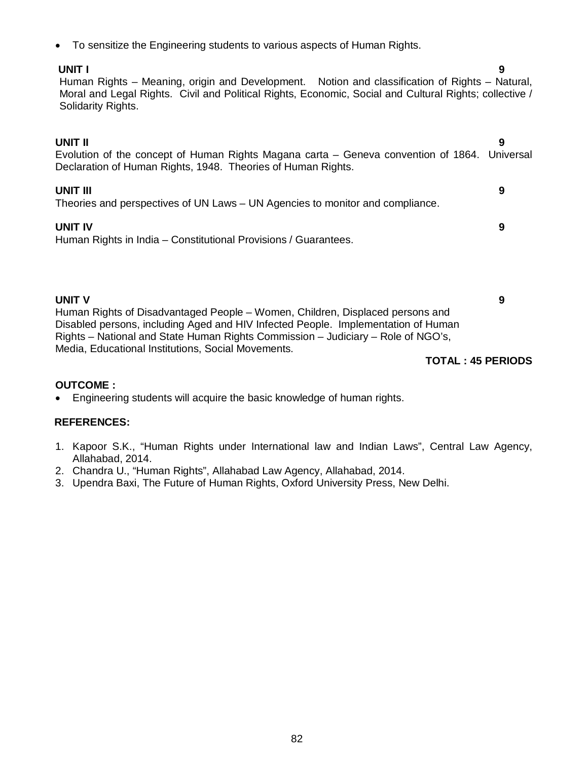- To sensitize the Engineering students to various aspects of Human Rights.

**UNIT I** **9**

Human Rights – Meaning, origin and Development. Notion and classification of Rights – Natural, Moral and Legal Rights. Civil and Political Rights, Economic, Social and Cultural Rights; collective / Solidarity Rights.

**UNIT II** **9**

Evolution of the concept of Human Rights Magana carta – Geneva convention of 1864. Universal Declaration of Human Rights, 1948. Theories of Human Rights.

**UNIT III** **9**

Theories and perspectives of UN Laws – UN Agencies to monitor and compliance.

**UNIT IV** **9**

Human Rights in India – Constitutional Provisions / Guarantees.

**UNIT V** **9**

Human Rights of Disadvantaged People – Women, Children, Displaced persons and Disabled persons, including Aged and HIV Infected People. Implementation of Human Rights – National and State Human Rights Commission – Judiciary – Role of NGO's, Media, Educational Institutions, Social Movements.

**TOTAL : 45 PERIODS**

**OUTCOME :**

- Engineering students will acquire the basic knowledge of human rights.

**REFERENCES:**

1. Kapoor S.K., "Human Rights under International law and Indian Laws", Central Law Agency, Allahabad, 2014.
2. Chandra U., "Human Rights", Allahabad Law Agency, Allahabad, 2014.
3. Upendra Baxi, The Future of Human Rights, Oxford University Press, New Delhi.